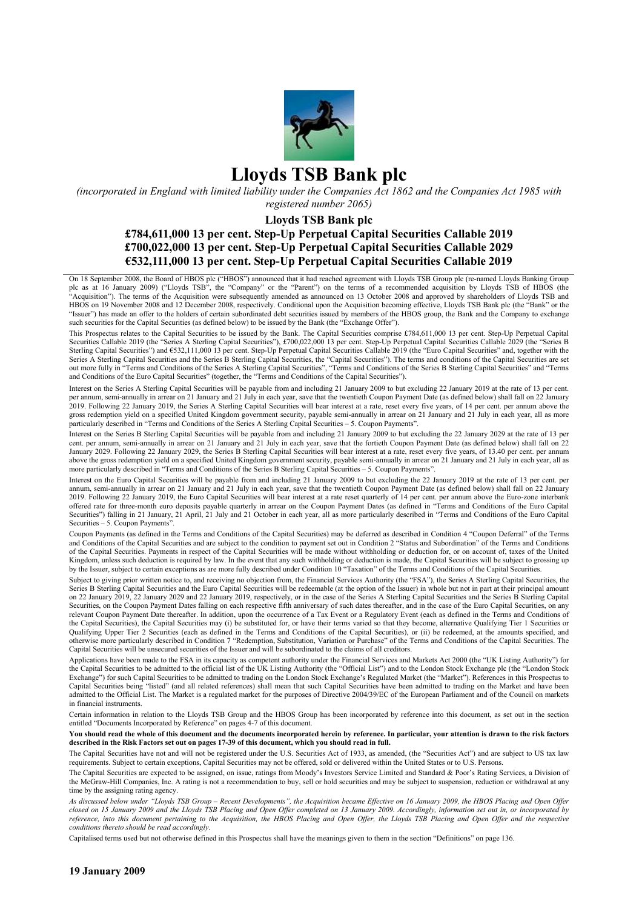# Lloyds TSB Bank plc

*(incorporated in England with limited liability under the Companies Act 1862 and the Companies Act 1985 with registered number 2065)*

## Lloyds TSB Bank plc

## £784,611,000 13 per cent. Step-Up Perpetual Capital Securities Callable 2019
## £700,022,000 13 per cent. Step-Up Perpetual Capital Securities Callable 2029
## €532,111,000 13 per cent. Step-Up Perpetual Capital Securities Callable 2019

On 18 September 2008, the Board of HBOS plc ("HBOS") announced that it had reached agreement with Lloyds TSB Group plc (re-named Lloyds Banking Group plc as at 16 January 2009) ("Lloyds TSB", the "Company" or the "Parent") on the terms of a recommended acquisition by Lloyds TSB of HBOS (the "Acquisition"). The terms of the Acquisition were subsequently amended as announced on 13 October 2008 and approved by shareholders of Lloyds TSB and HBOS on 19 November 2008 and 12 December 2008, respectively. Conditional upon the Acquisition becoming effective, Lloyds TSB Bank plc (the "Bank" or the "Issuer") has made an offer to the holders of certain subordinated debt securities issued by members of the HBOS group, the Bank and the Company to exchange such securities for the Capital Securities (as defined below) to be issued by the Bank (the "Exchange Offer").

This Prospectus relates to the Capital Securities to be issued by the Bank. The Capital Securities comprise £784,611,000 13 per cent. Step-Up Perpetual Capital Securities Callable 2019 (the "Series A Sterling Capital Securities"), £700,022,000 13 per cent. Step-Up Perpetual Capital Securities Callable 2029 (the "Series B Sterling Capital Securities") and €532,111,000 13 per cent. Step-Up Perpetual Capital Securities Callable 2019 (the "Euro Capital Securities" and, together with the Series A Sterling Capital Securities and the Series B Sterling Capital Securities, the "Capital Securities"). The terms and conditions of the Capital Securities are set out more fully in "Terms and Conditions of the Series A Sterling Capital Securities", "Terms and Conditions of the Series B Sterling Capital Securities" and "Terms and Conditions of the Euro Capital Securities" (together, the "Terms and Conditions of the Capital Securities").

Interest on the Series A Sterling Capital Securities will be payable from and including 21 January 2009 to but excluding 22 January 2019 at the rate of 13 per cent. per annum, semi-annually in arrear on 21 January and 21 July in each year, save that the twentieth Coupon Payment Date (as defined below) shall fall on 22 January 2019. Following 22 January 2019, the Series A Sterling Capital Securities will bear interest at a rate, reset every five years, of 14 per cent. per annum above the gross redemption yield on a specified United Kingdom government security, payable semi-annually in arrear on 21 January and 21 July in each year, all as more particularly described in "Terms and Conditions of the Series A Sterling Capital Securities – 5. Coupon Payments".

Interest on the Series B Sterling Capital Securities will be payable from and including 21 January 2009 to but excluding the 22 January 2029 at the rate of 13 per cent. per annum, semi-annually in arrear on 21 January and 21 July in each year, save that the fortieth Coupon Payment Date (as defined below) shall fall on 22 January 2029. Following 22 January 2029, the Series B Sterling Capital Securities will bear interest at a rate, reset every five years, of 13.40 per cent. per annum above the gross redemption yield on a specified United Kingdom government security, payable semi-annually in arrear on 21 January and 21 July in each year, all as more particularly described in "Terms and Conditions of the Series B Sterling Capital Securities – 5. Coupon Payments".

Interest on the Euro Capital Securities will be payable from and including 21 January 2009 to but excluding the 22 January 2019 at the rate of 13 per cent. per annum, semi-annually in arrear on 21 January and 21 July in each year, save that the twentieth Coupon Payment Date (as defined below) shall fall on 22 January 2019. Following 22 January 2019, the Euro Capital Securities will bear interest at a rate reset quarterly of 14 per cent. per annum above the Euro-zone interbank offered rate for three-month euro deposits payable quarterly in arrear on the Coupon Payment Dates (as defined in "Terms and Conditions of the Euro Capital Securities") falling in 21 January, 21 April, 21 July and 21 October in each year, all as more particularly described in "Terms and Conditions of the Euro Capital Securities – 5. Coupon Payments".

Coupon Payments (as defined in the Terms and Conditions of the Capital Securities) may be deferred as described in Condition 4 "Coupon Deferral" of the Terms and Conditions of the Capital Securities and are subject to the condition to payment set out in Condition 2 "Status and Subordination" of the Terms and Conditions of the Capital Securities. Payments in respect of the Capital Securities will be made without withholding or deduction for, or on account of, taxes of the United Kingdom, unless such deduction is required by law. In the event that any such withholding or deduction is made, the Capital Securities will be subject to grossing up by the Issuer, subject to certain exceptions as are more fully described under Condition 10 "Taxation" of the Terms and Conditions of the Capital Securities.

Subject to giving prior written notice to, and receiving no objection from, the Financial Services Authority (the "FSA"), the Series A Sterling Capital Securities, the Series B Sterling Capital Securities and the Euro Capital Securities will be redeemable (at the option of the Issuer) in whole but not in part at their principal amount on 22 January 2019, 22 January 2029 and 22 January 2019, respectively, or in the case of the Series A Sterling Capital Securities and the Series B Sterling Capital Securities, on the Coupon Payment Dates falling on each respective fifth anniversary of such dates thereafter, and in the case of the Euro Capital Securities, on any relevant Coupon Payment Date thereafter. In addition, upon the occurrence of a Tax Event or a Regulatory Event (each as defined in the Terms and Conditions of the Capital Securities), the Capital Securities may (i) be substituted for, or have their terms varied so that they become, alternative Qualifying Tier 1 Securities or Qualifying Upper Tier 2 Securities (each as defined in the Terms and Conditions of the Capital Securities), or (ii) be redeemed, at the amounts specified, and otherwise more particularly described in Condition 7 "Redemption, Substitution, Variation or Purchase" of the Terms and Conditions of the Capital Securities. The Capital Securities will be unsecured securities of the Issuer and will be subordinated to the claims of all creditors.

Applications have been made to the FSA in its capacity as competent authority under the Financial Services and Markets Act 2000 (the "UK Listing Authority") for the Capital Securities to be admitted to the official list of the UK Listing Authority (the "Official List") and to the London Stock Exchange plc (the "London Stock Exchange") for such Capital Securities to be admitted to trading on the London Stock Exchange's Regulated Market (the "Market"). References in this Prospectus to Capital Securities being "listed" (and all related references) shall mean that such Capital Securities have been admitted to trading on the Market and have been admitted to the Official List. The Market is a regulated market for the purposes of Directive 2004/39/EC of the European Parliament and of the Council on markets in financial instruments.

Certain information in relation to the Lloyds TSB Group and the HBOS Group has been incorporated by reference into this document, as set out in the section entitled "Documents Incorporated by Reference" on pages 4-7 of this document.

**You should read the whole of this document and the documents incorporated herein by reference. In particular, your attention is drawn to the risk factors described in the Risk Factors set out on pages 17-39 of this document, which you should read in full.**

The Capital Securities have not and will not be registered under the U.S. Securities Act of 1933, as amended, (the "Securities Act") and are subject to US tax law requirements. Subject to certain exceptions, Capital Securities may not be offered, sold or delivered within the United States or to U.S. Persons.

The Capital Securities are expected to be assigned, on issue, ratings from Moody's Investors Service Limited and Standard & Poor's Rating Services, a Division of the McGraw-Hill Companies, Inc. A rating is not a recommendation to buy, sell or hold securities and may be subject to suspension, reduction or withdrawal at any time by the assigning rating agency.

*As discussed below under "Lloyds TSB Group – Recent Developments", the Acquisition became Effective on 16 January 2009, the HBOS Placing and Open Offer closed on 15 January 2009 and the Lloyds TSB Placing and Open Offer completed on 13 January 2009. Accordingly, information set out in, or incorporated by reference, into this document pertaining to the Acquisition, the HBOS Placing and Open Offer, the Lloyds TSB Placing and Open Offer and the respective conditions thereto should be read accordingly.*

Capitalised terms used but not otherwise defined in this Prospectus shall have the meanings given to them in the section "Definitions" on page 136.

**19 January 2009**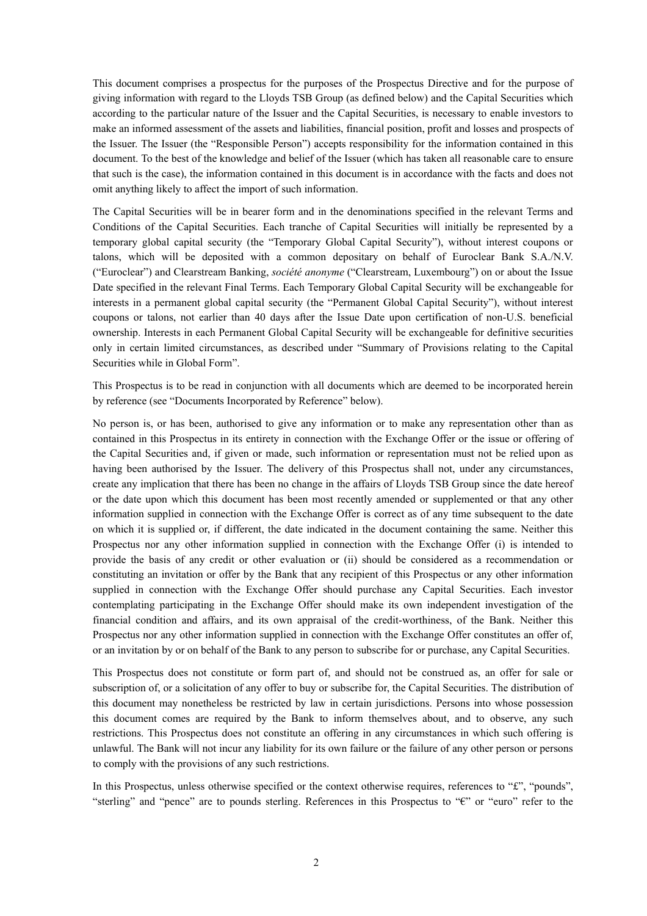This document comprises a prospectus for the purposes of the Prospectus Directive and for the purpose of giving information with regard to the Lloyds TSB Group (as defined below) and the Capital Securities which according to the particular nature of the Issuer and the Capital Securities, is necessary to enable investors to make an informed assessment of the assets and liabilities, financial position, profit and losses and prospects of the Issuer. The Issuer (the "Responsible Person") accepts responsibility for the information contained in this document. To the best of the knowledge and belief of the Issuer (which has taken all reasonable care to ensure that such is the case), the information contained in this document is in accordance with the facts and does not omit anything likely to affect the import of such information.

The Capital Securities will be in bearer form and in the denominations specified in the relevant Terms and Conditions of the Capital Securities. Each tranche of Capital Securities will initially be represented by a temporary global capital security (the "Temporary Global Capital Security"), without interest coupons or talons, which will be deposited with a common depositary on behalf of Euroclear Bank S.A./N.V. ("Euroclear") and Clearstream Banking, *société anonyme* ("Clearstream, Luxembourg") on or about the Issue Date specified in the relevant Final Terms. Each Temporary Global Capital Security will be exchangeable for interests in a permanent global capital security (the "Permanent Global Capital Security"), without interest coupons or talons, not earlier than 40 days after the Issue Date upon certification of non-U.S. beneficial ownership. Interests in each Permanent Global Capital Security will be exchangeable for definitive securities only in certain limited circumstances, as described under "Summary of Provisions relating to the Capital Securities while in Global Form".

This Prospectus is to be read in conjunction with all documents which are deemed to be incorporated herein by reference (see "Documents Incorporated by Reference" below).

No person is, or has been, authorised to give any information or to make any representation other than as contained in this Prospectus in its entirety in connection with the Exchange Offer or the issue or offering of the Capital Securities and, if given or made, such information or representation must not be relied upon as having been authorised by the Issuer. The delivery of this Prospectus shall not, under any circumstances, create any implication that there has been no change in the affairs of Lloyds TSB Group since the date hereof or the date upon which this document has been most recently amended or supplemented or that any other information supplied in connection with the Exchange Offer is correct as of any time subsequent to the date on which it is supplied or, if different, the date indicated in the document containing the same. Neither this Prospectus nor any other information supplied in connection with the Exchange Offer (i) is intended to provide the basis of any credit or other evaluation or (ii) should be considered as a recommendation or constituting an invitation or offer by the Bank that any recipient of this Prospectus or any other information supplied in connection with the Exchange Offer should purchase any Capital Securities. Each investor contemplating participating in the Exchange Offer should make its own independent investigation of the financial condition and affairs, and its own appraisal of the credit-worthiness, of the Bank. Neither this Prospectus nor any other information supplied in connection with the Exchange Offer constitutes an offer of, or an invitation by or on behalf of the Bank to any person to subscribe for or purchase, any Capital Securities.

This Prospectus does not constitute or form part of, and should not be construed as, an offer for sale or subscription of, or a solicitation of any offer to buy or subscribe for, the Capital Securities. The distribution of this document may nonetheless be restricted by law in certain jurisdictions. Persons into whose possession this document comes are required by the Bank to inform themselves about, and to observe, any such restrictions. This Prospectus does not constitute an offering in any circumstances in which such offering is unlawful. The Bank will not incur any liability for its own failure or the failure of any other person or persons to comply with the provisions of any such restrictions.

In this Prospectus, unless otherwise specified or the context otherwise requires, references to "£", "pounds", "sterling" and "pence" are to pounds sterling. References in this Prospectus to "€" or "euro" refer to the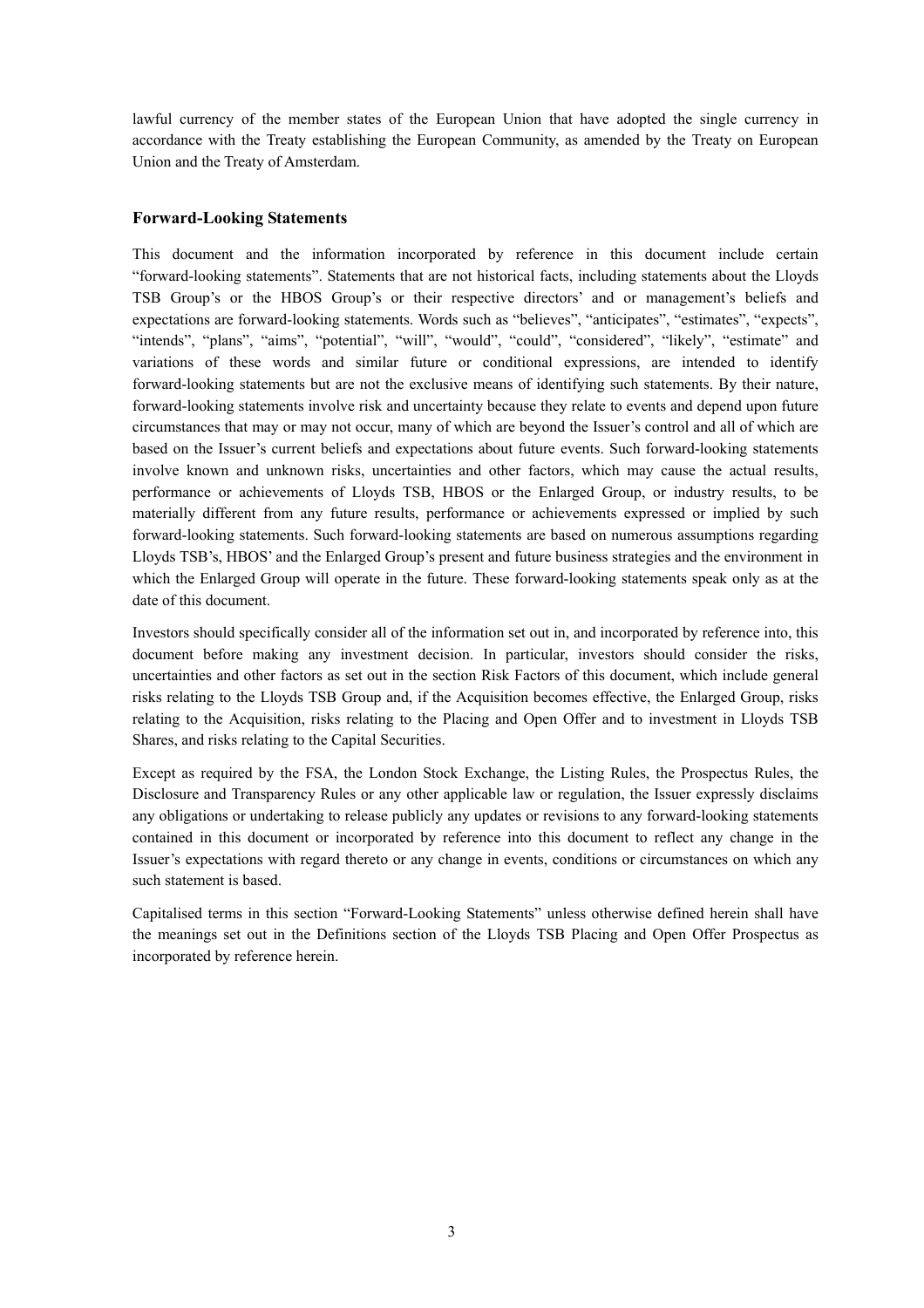lawful currency of the member states of the European Union that have adopted the single currency in accordance with the Treaty establishing the European Community, as amended by the Treaty on European Union and the Treaty of Amsterdam.

### Forward-Looking Statements

This document and the information incorporated by reference in this document include certain "forward-looking statements". Statements that are not historical facts, including statements about the Lloyds TSB Group's or the HBOS Group's or their respective directors' and or management's beliefs and expectations are forward-looking statements. Words such as "believes", "anticipates", "estimates", "expects", "intends", "plans", "aims", "potential", "will", "would", "could", "considered", "likely", "estimate" and variations of these words and similar future or conditional expressions, are intended to identify forward-looking statements but are not the exclusive means of identifying such statements. By their nature, forward-looking statements involve risk and uncertainty because they relate to events and depend upon future circumstances that may or may not occur, many of which are beyond the Issuer's control and all of which are based on the Issuer's current beliefs and expectations about future events. Such forward-looking statements involve known and unknown risks, uncertainties and other factors, which may cause the actual results, performance or achievements of Lloyds TSB, HBOS or the Enlarged Group, or industry results, to be materially different from any future results, performance or achievements expressed or implied by such forward-looking statements. Such forward-looking statements are based on numerous assumptions regarding Lloyds TSB's, HBOS' and the Enlarged Group's present and future business strategies and the environment in which the Enlarged Group will operate in the future. These forward-looking statements speak only as at the date of this document.

Investors should specifically consider all of the information set out in, and incorporated by reference into, this document before making any investment decision. In particular, investors should consider the risks, uncertainties and other factors as set out in the section Risk Factors of this document, which include general risks relating to the Lloyds TSB Group and, if the Acquisition becomes effective, the Enlarged Group, risks relating to the Acquisition, risks relating to the Placing and Open Offer and to investment in Lloyds TSB Shares, and risks relating to the Capital Securities.

Except as required by the FSA, the London Stock Exchange, the Listing Rules, the Prospectus Rules, the Disclosure and Transparency Rules or any other applicable law or regulation, the Issuer expressly disclaims any obligations or undertaking to release publicly any updates or revisions to any forward-looking statements contained in this document or incorporated by reference into this document to reflect any change in the Issuer's expectations with regard thereto or any change in events, conditions or circumstances on which any such statement is based.

Capitalised terms in this section "Forward-Looking Statements" unless otherwise defined herein shall have the meanings set out in the Definitions section of the Lloyds TSB Placing and Open Offer Prospectus as incorporated by reference herein.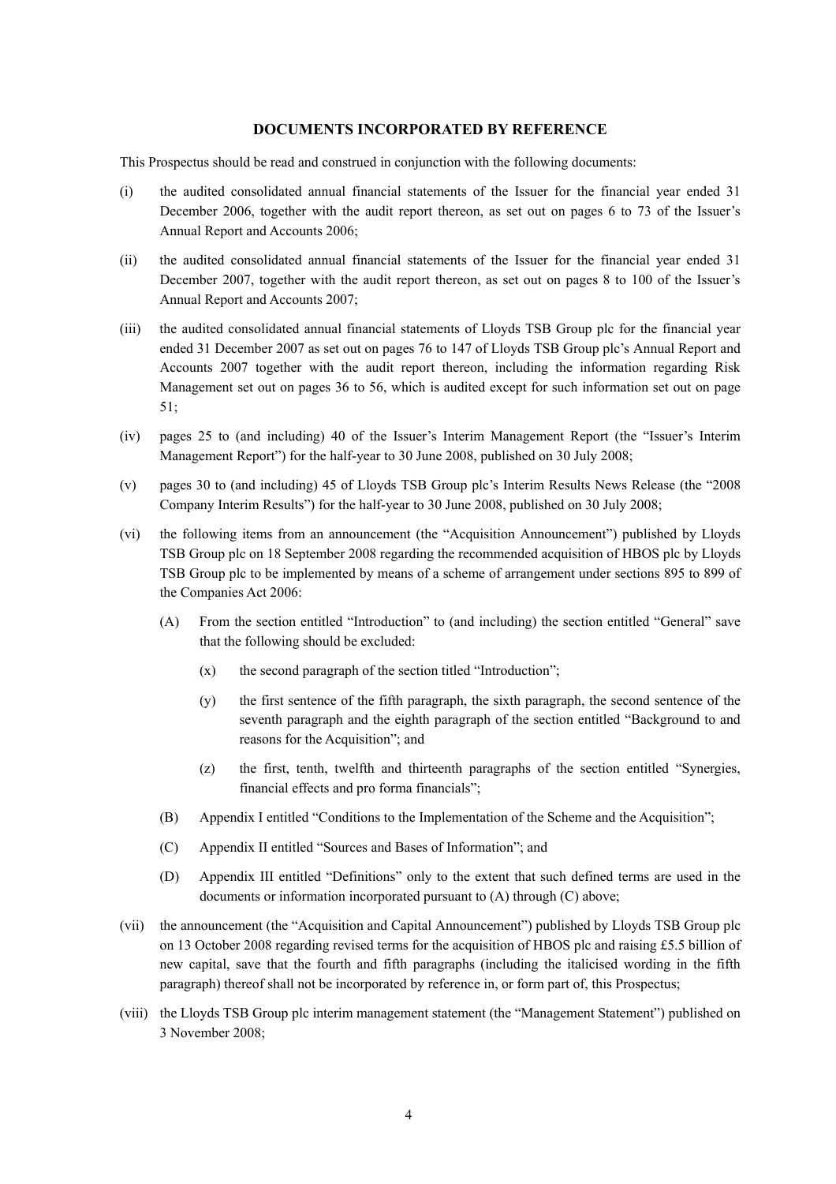## DOCUMENTS INCORPORATED BY REFERENCE

This Prospectus should be read and construed in conjunction with the following documents:

(i) the audited consolidated annual financial statements of the Issuer for the financial year ended 31 December 2006, together with the audit report thereon, as set out on pages 6 to 73 of the Issuer's Annual Report and Accounts 2006;

(ii) the audited consolidated annual financial statements of the Issuer for the financial year ended 31 December 2007, together with the audit report thereon, as set out on pages 8 to 100 of the Issuer's Annual Report and Accounts 2007;

(iii) the audited consolidated annual financial statements of Lloyds TSB Group plc for the financial year ended 31 December 2007 as set out on pages 76 to 147 of Lloyds TSB Group plc's Annual Report and Accounts 2007 together with the audit report thereon, including the information regarding Risk Management set out on pages 36 to 56, which is audited except for such information set out on page 51;

(iv) pages 25 to (and including) 40 of the Issuer's Interim Management Report (the "Issuer's Interim Management Report") for the half-year to 30 June 2008, published on 30 July 2008;

(v) pages 30 to (and including) 45 of Lloyds TSB Group plc's Interim Results News Release (the "2008 Company Interim Results") for the half-year to 30 June 2008, published on 30 July 2008;

(vi) the following items from an announcement (the "Acquisition Announcement") published by Lloyds TSB Group plc on 18 September 2008 regarding the recommended acquisition of HBOS plc by Lloyds TSB Group plc to be implemented by means of a scheme of arrangement under sections 895 to 899 of the Companies Act 2006:

   (A) From the section entitled "Introduction" to (and including) the section entitled "General" save that the following should be excluded:

      (x) the second paragraph of the section titled "Introduction";

      (y) the first sentence of the fifth paragraph, the sixth paragraph, the second sentence of the seventh paragraph and the eighth paragraph of the section entitled "Background to and reasons for the Acquisition"; and

      (z) the first, tenth, twelfth and thirteenth paragraphs of the section entitled "Synergies, financial effects and pro forma financials";

   (B) Appendix I entitled "Conditions to the Implementation of the Scheme and the Acquisition";

   (C) Appendix II entitled "Sources and Bases of Information"; and

   (D) Appendix III entitled "Definitions" only to the extent that such defined terms are used in the documents or information incorporated pursuant to (A) through (C) above;

(vii) the announcement (the "Acquisition and Capital Announcement") published by Lloyds TSB Group plc on 13 October 2008 regarding revised terms for the acquisition of HBOS plc and raising £5.5 billion of new capital, save that the fourth and fifth paragraphs (including the italicised wording in the fifth paragraph) thereof shall not be incorporated by reference in, or form part of, this Prospectus;

(viii) the Lloyds TSB Group plc interim management statement (the "Management Statement") published on 3 November 2008;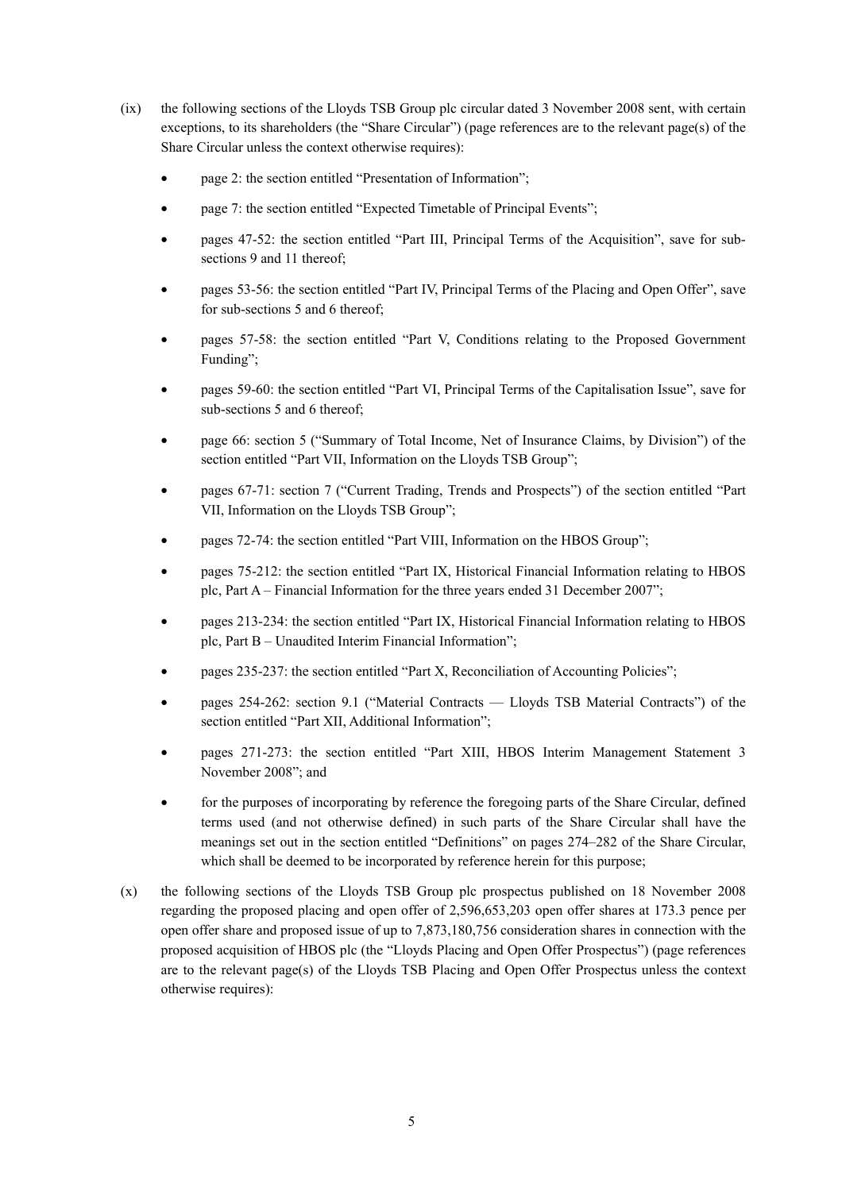(ix) the following sections of the Lloyds TSB Group plc circular dated 3 November 2008 sent, with certain exceptions, to its shareholders (the "Share Circular") (page references are to the relevant page(s) of the Share Circular unless the context otherwise requires):

- page 2: the section entitled "Presentation of Information";
- page 7: the section entitled "Expected Timetable of Principal Events";
- pages 47-52: the section entitled "Part III, Principal Terms of the Acquisition", save for sub-sections 9 and 11 thereof;
- pages 53-56: the section entitled "Part IV, Principal Terms of the Placing and Open Offer", save for sub-sections 5 and 6 thereof;
- pages 57-58: the section entitled "Part V, Conditions relating to the Proposed Government Funding";
- pages 59-60: the section entitled "Part VI, Principal Terms of the Capitalisation Issue", save for sub-sections 5 and 6 thereof;
- page 66: section 5 ("Summary of Total Income, Net of Insurance Claims, by Division") of the section entitled "Part VII, Information on the Lloyds TSB Group";
- pages 67-71: section 7 ("Current Trading, Trends and Prospects") of the section entitled "Part VII, Information on the Lloyds TSB Group";
- pages 72-74: the section entitled "Part VIII, Information on the HBOS Group";
- pages 75-212: the section entitled "Part IX, Historical Financial Information relating to HBOS plc, Part A – Financial Information for the three years ended 31 December 2007";
- pages 213-234: the section entitled "Part IX, Historical Financial Information relating to HBOS plc, Part B – Unaudited Interim Financial Information";
- pages 235-237: the section entitled "Part X, Reconciliation of Accounting Policies";
- pages 254-262: section 9.1 ("Material Contracts — Lloyds TSB Material Contracts") of the section entitled "Part XII, Additional Information";
- pages 271-273: the section entitled "Part XIII, HBOS Interim Management Statement 3 November 2008"; and
- for the purposes of incorporating by reference the foregoing parts of the Share Circular, defined terms used (and not otherwise defined) in such parts of the Share Circular shall have the meanings set out in the section entitled "Definitions" on pages 274–282 of the Share Circular, which shall be deemed to be incorporated by reference herein for this purpose;

(x) the following sections of the Lloyds TSB Group plc prospectus published on 18 November 2008 regarding the proposed placing and open offer of 2,596,653,203 open offer shares at 173.3 pence per open offer share and proposed issue of up to 7,873,180,756 consideration shares in connection with the proposed acquisition of HBOS plc (the "Lloyds Placing and Open Offer Prospectus") (page references are to the relevant page(s) of the Lloyds TSB Placing and Open Offer Prospectus unless the context otherwise requires):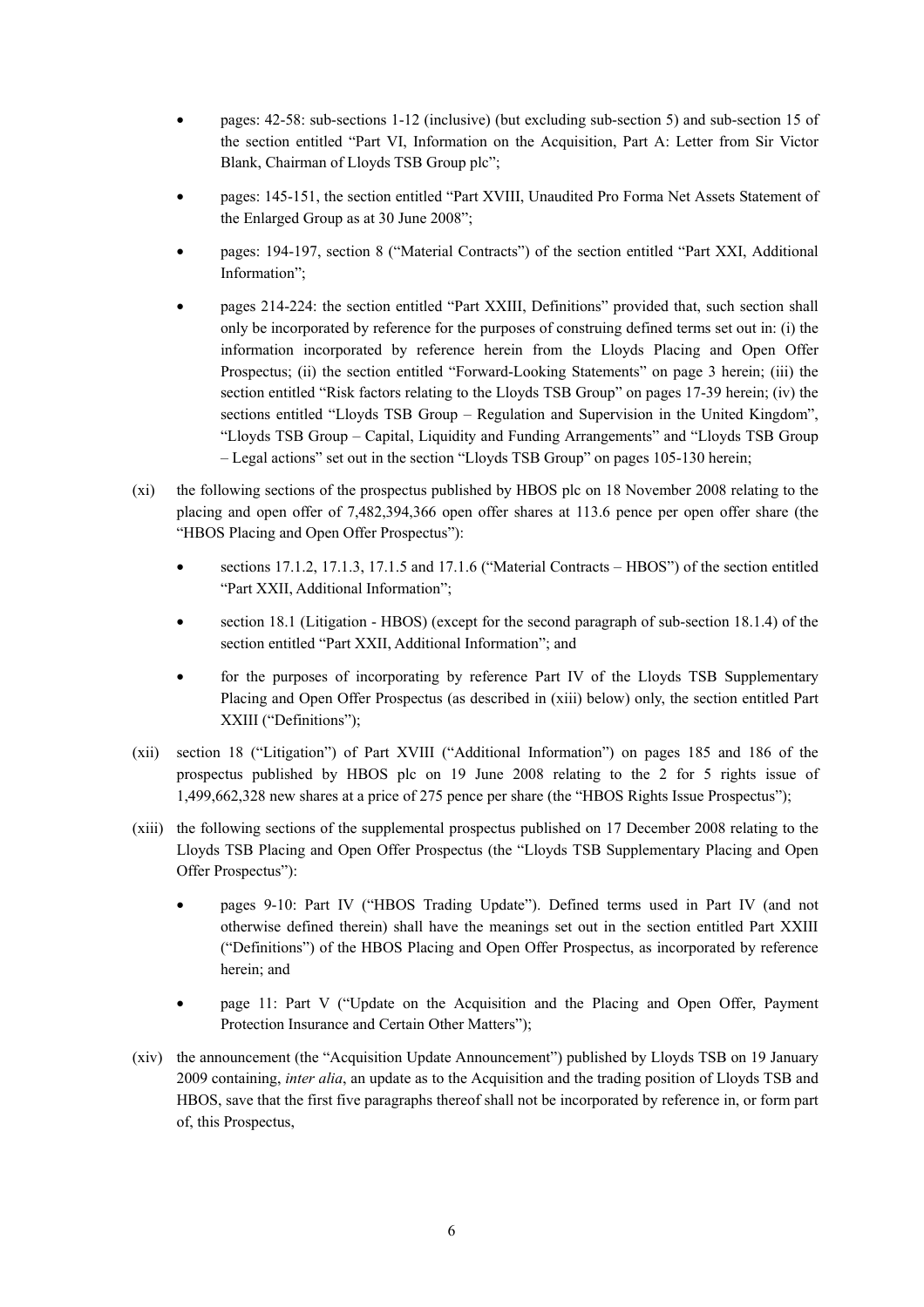- pages: 42-58: sub-sections 1-12 (inclusive) (but excluding sub-section 5) and sub-section 15 of the section entitled "Part VI, Information on the Acquisition, Part A: Letter from Sir Victor Blank, Chairman of Lloyds TSB Group plc";
- pages: 145-151, the section entitled "Part XVIII, Unaudited Pro Forma Net Assets Statement of the Enlarged Group as at 30 June 2008";
- pages: 194-197, section 8 ("Material Contracts") of the section entitled "Part XXI, Additional Information";
- pages 214-224: the section entitled "Part XXIII, Definitions" provided that, such section shall only be incorporated by reference for the purposes of construing defined terms set out in: (i) the information incorporated by reference herein from the Lloyds Placing and Open Offer Prospectus; (ii) the section entitled "Forward-Looking Statements" on page 3 herein; (iii) the section entitled "Risk factors relating to the Lloyds TSB Group" on pages 17-39 herein; (iv) the sections entitled "Lloyds TSB Group – Regulation and Supervision in the United Kingdom", "Lloyds TSB Group – Capital, Liquidity and Funding Arrangements" and "Lloyds TSB Group – Legal actions" set out in the section "Lloyds TSB Group" on pages 105-130 herein;

(xi) the following sections of the prospectus published by HBOS plc on 18 November 2008 relating to the placing and open offer of 7,482,394,366 open offer shares at 113.6 pence per open offer share (the "HBOS Placing and Open Offer Prospectus"):

- sections 17.1.2, 17.1.3, 17.1.5 and 17.1.6 ("Material Contracts – HBOS") of the section entitled "Part XXII, Additional Information";
- section 18.1 (Litigation - HBOS) (except for the second paragraph of sub-section 18.1.4) of the section entitled "Part XXII, Additional Information"; and
- for the purposes of incorporating by reference Part IV of the Lloyds TSB Supplementary Placing and Open Offer Prospectus (as described in (xiii) below) only, the section entitled Part XXIII ("Definitions");

(xii) section 18 ("Litigation") of Part XVIII ("Additional Information") on pages 185 and 186 of the prospectus published by HBOS plc on 19 June 2008 relating to the 2 for 5 rights issue of 1,499,662,328 new shares at a price of 275 pence per share (the "HBOS Rights Issue Prospectus");

(xiii) the following sections of the supplemental prospectus published on 17 December 2008 relating to the Lloyds TSB Placing and Open Offer Prospectus (the "Lloyds TSB Supplementary Placing and Open Offer Prospectus"):

- pages 9-10: Part IV ("HBOS Trading Update"). Defined terms used in Part IV (and not otherwise defined therein) shall have the meanings set out in the section entitled Part XXIII ("Definitions") of the HBOS Placing and Open Offer Prospectus, as incorporated by reference herein; and
- page 11: Part V ("Update on the Acquisition and the Placing and Open Offer, Payment Protection Insurance and Certain Other Matters");

(xiv) the announcement (the "Acquisition Update Announcement") published by Lloyds TSB on 19 January 2009 containing, *inter alia*, an update as to the Acquisition and the trading position of Lloyds TSB and HBOS, save that the first five paragraphs thereof shall not be incorporated by reference in, or form part of, this Prospectus,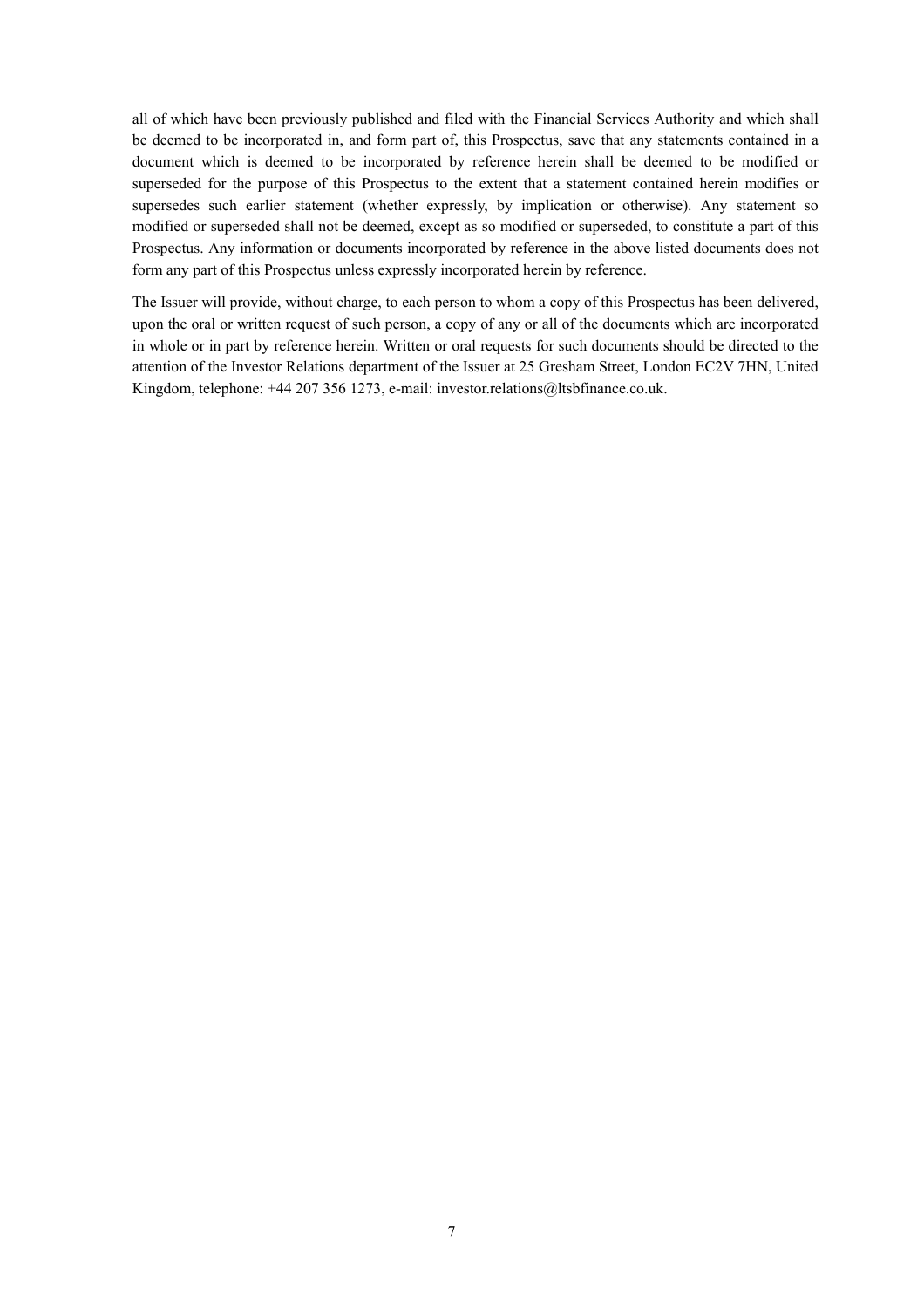all of which have been previously published and filed with the Financial Services Authority and which shall be deemed to be incorporated in, and form part of, this Prospectus, save that any statements contained in a document which is deemed to be incorporated by reference herein shall be deemed to be modified or superseded for the purpose of this Prospectus to the extent that a statement contained herein modifies or supersedes such earlier statement (whether expressly, by implication or otherwise). Any statement so modified or superseded shall not be deemed, except as so modified or superseded, to constitute a part of this Prospectus. Any information or documents incorporated by reference in the above listed documents does not form any part of this Prospectus unless expressly incorporated herein by reference.

The Issuer will provide, without charge, to each person to whom a copy of this Prospectus has been delivered, upon the oral or written request of such person, a copy of any or all of the documents which are incorporated in whole or in part by reference herein. Written or oral requests for such documents should be directed to the attention of the Investor Relations department of the Issuer at 25 Gresham Street, London EC2V 7HN, United Kingdom, telephone: +44 207 356 1273, e-mail: investor.relations@ltsbfinance.co.uk.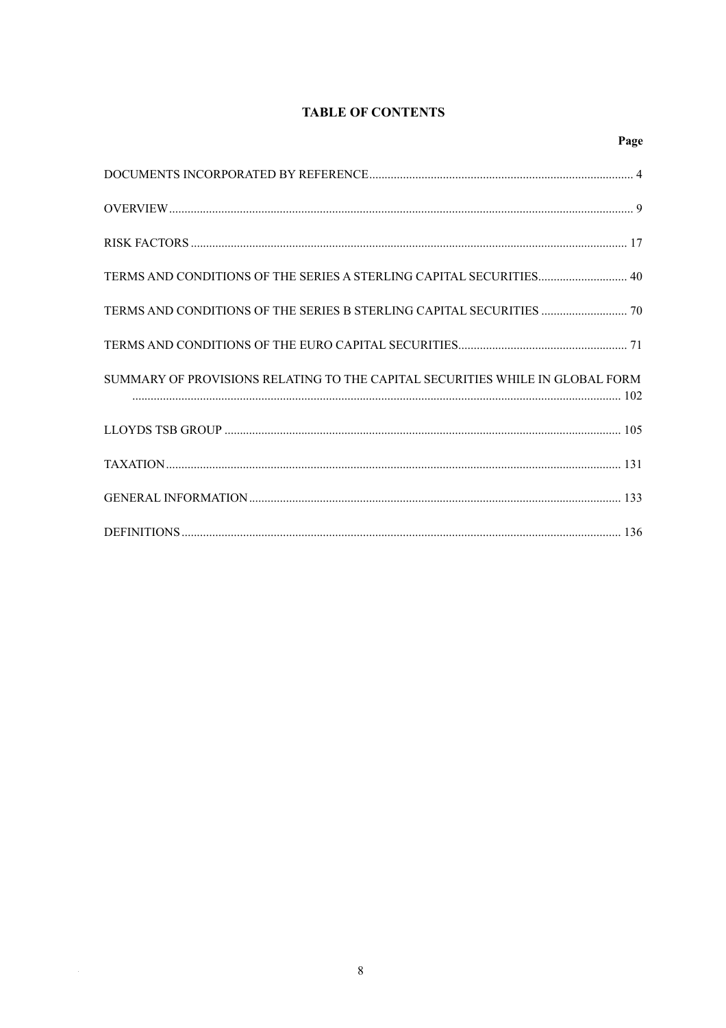# TABLE OF CONTENTS

| | Page |
|---|---|
| DOCUMENTS INCORPORATED BY REFERENCE | 4 |
| OVERVIEW | 9 |
| RISK FACTORS | 17 |
| TERMS AND CONDITIONS OF THE SERIES A STERLING CAPITAL SECURITIES | 40 |
| TERMS AND CONDITIONS OF THE SERIES B STERLING CAPITAL SECURITIES | 70 |
| TERMS AND CONDITIONS OF THE EURO CAPITAL SECURITIES | 71 |
| SUMMARY OF PROVISIONS RELATING TO THE CAPITAL SECURITIES WHILE IN GLOBAL FORM | 102 |
| LLOYDS TSB GROUP | 105 |
| TAXATION | 131 |
| GENERAL INFORMATION | 133 |
| DEFINITIONS | 136 |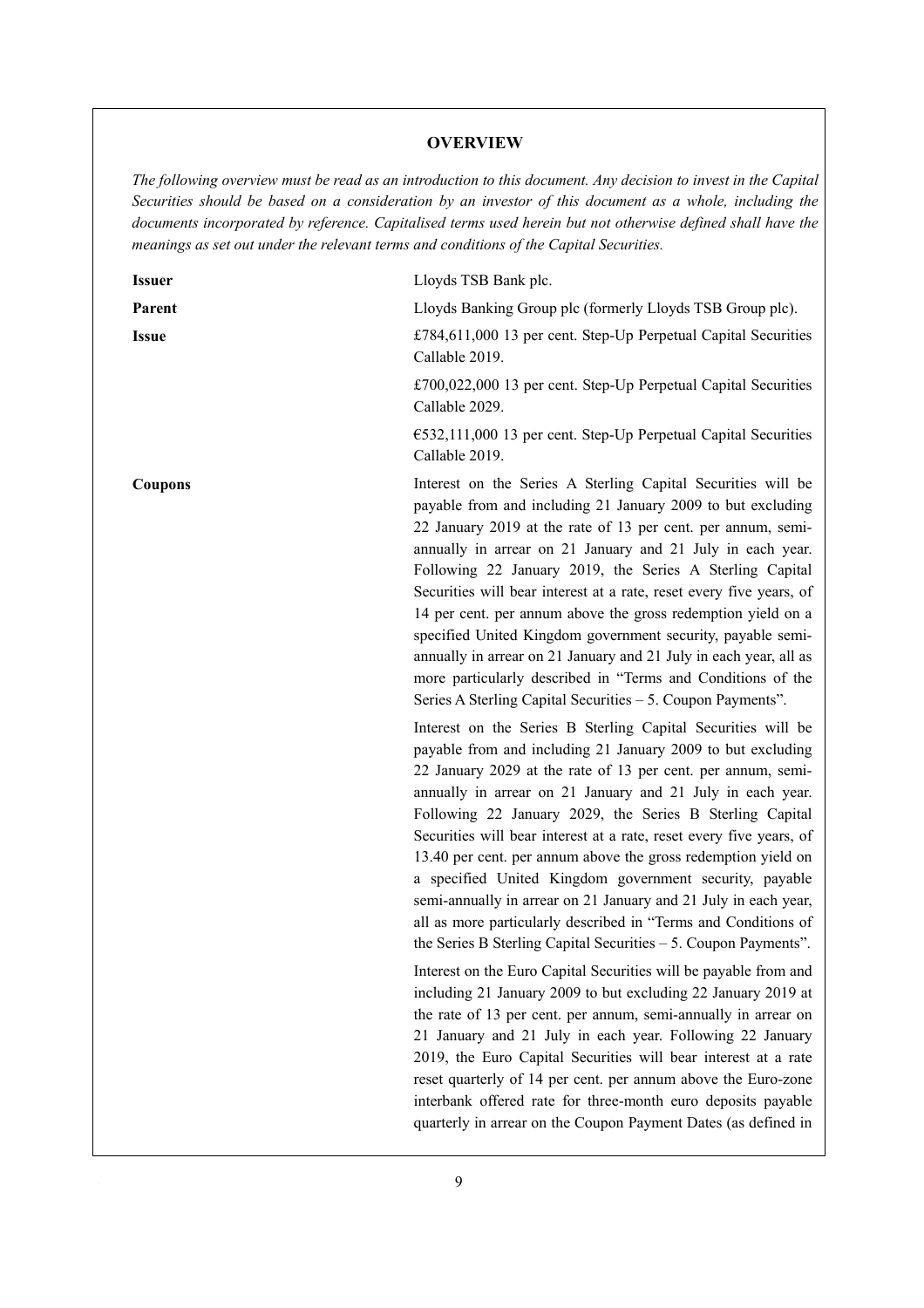## OVERVIEW

*The following overview must be read as an introduction to this document. Any decision to invest in the Capital Securities should be based on a consideration by an investor of this document as a whole, including the documents incorporated by reference. Capitalised terms used herein but not otherwise defined shall have the meanings as set out under the relevant terms and conditions of the Capital Securities.*

| | |
|---|---|
| **Issuer** | Lloyds TSB Bank plc. |
| **Parent** | Lloyds Banking Group plc (formerly Lloyds TSB Group plc). |
| **Issue** | £784,611,000 13 per cent. Step-Up Perpetual Capital Securities Callable 2019.<br><br>£700,022,000 13 per cent. Step-Up Perpetual Capital Securities Callable 2029.<br><br>€532,111,000 13 per cent. Step-Up Perpetual Capital Securities Callable 2019. |
| **Coupons** | Interest on the Series A Sterling Capital Securities will be payable from and including 21 January 2009 to but excluding 22 January 2019 at the rate of 13 per cent. per annum, semi-annually in arrear on 21 January and 21 July in each year. Following 22 January 2019, the Series A Sterling Capital Securities will bear interest at a rate, reset every five years, of 14 per cent. per annum above the gross redemption yield on a specified United Kingdom government security, payable semi-annually in arrear on 21 January and 21 July in each year, all as more particularly described in "Terms and Conditions of the Series A Sterling Capital Securities – 5. Coupon Payments".<br><br>Interest on the Series B Sterling Capital Securities will be payable from and including 21 January 2009 to but excluding 22 January 2029 at the rate of 13 per cent. per annum, semi-annually in arrear on 21 January and 21 July in each year. Following 22 January 2029, the Series B Sterling Capital Securities will bear interest at a rate, reset every five years, of 13.40 per cent. per annum above the gross redemption yield on a specified United Kingdom government security, payable semi-annually in arrear on 21 January and 21 July in each year, all as more particularly described in "Terms and Conditions of the Series B Sterling Capital Securities – 5. Coupon Payments".<br><br>Interest on the Euro Capital Securities will be payable from and including 21 January 2009 to but excluding 22 January 2019 at the rate of 13 per cent. per annum, semi-annually in arrear on 21 January and 21 July in each year. Following 22 January 2019, the Euro Capital Securities will bear interest at a rate reset quarterly of 14 per cent. per annum above the Euro-zone interbank offered rate for three-month euro deposits payable quarterly in arrear on the Coupon Payment Dates (as defined in |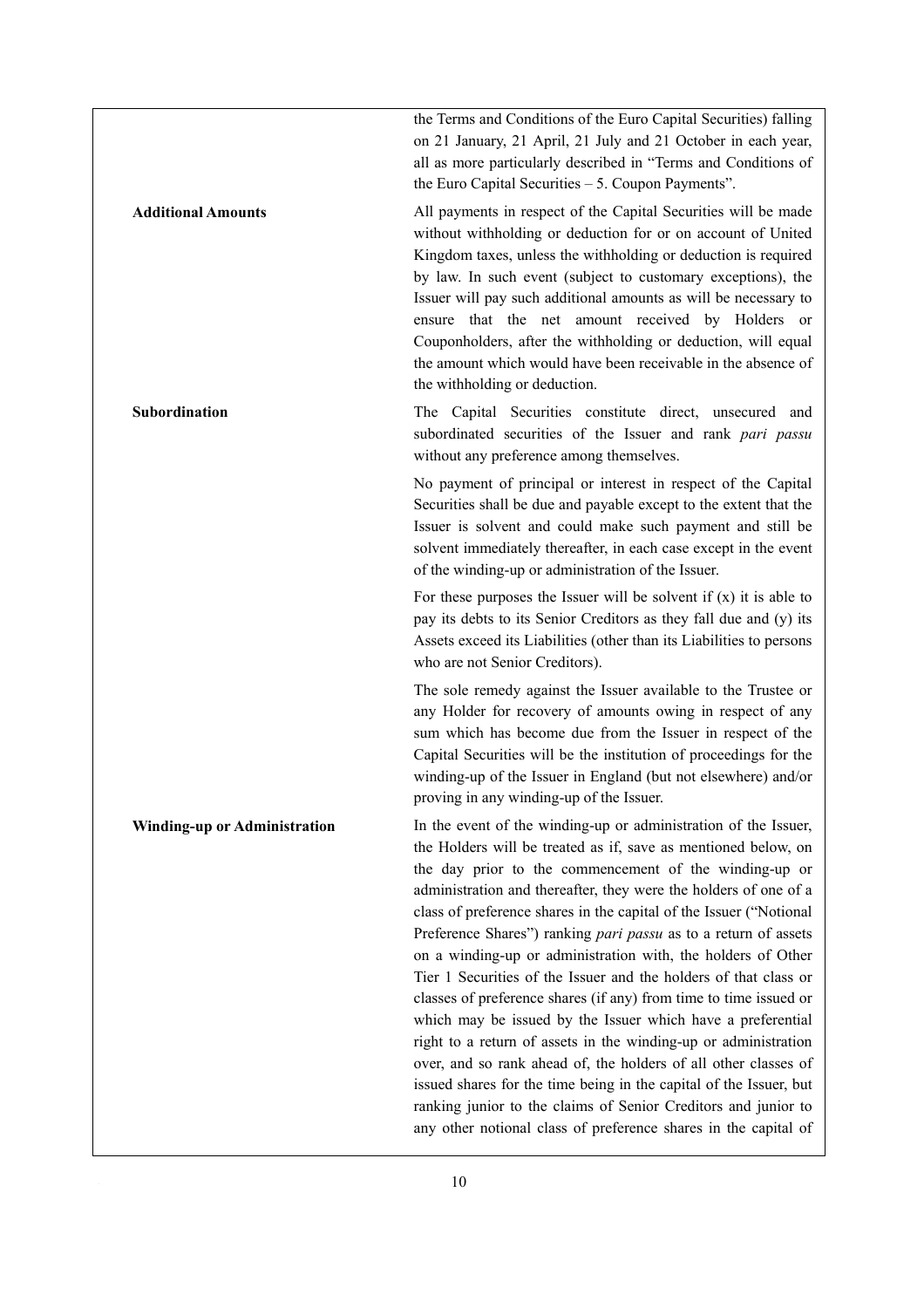| | |
|---|---|
| | the Terms and Conditions of the Euro Capital Securities) falling on 21 January, 21 April, 21 July and 21 October in each year, all as more particularly described in "Terms and Conditions of the Euro Capital Securities – 5. Coupon Payments". |
| **Additional Amounts** | All payments in respect of the Capital Securities will be made without withholding or deduction for or on account of United Kingdom taxes, unless the withholding or deduction is required by law. In such event (subject to customary exceptions), the Issuer will pay such additional amounts as will be necessary to ensure that the net amount received by Holders or Couponholders, after the withholding or deduction, will equal the amount which would have been receivable in the absence of the withholding or deduction. |
| **Subordination** | The Capital Securities constitute direct, unsecured and subordinated securities of the Issuer and rank *pari passu* without any preference among themselves.<br><br>No payment of principal or interest in respect of the Capital Securities shall be due and payable except to the extent that the Issuer is solvent and could make such payment and still be solvent immediately thereafter, in each case except in the event of the winding-up or administration of the Issuer.<br><br>For these purposes the Issuer will be solvent if (x) it is able to pay its debts to its Senior Creditors as they fall due and (y) its Assets exceed its Liabilities (other than its Liabilities to persons who are not Senior Creditors).<br><br>The sole remedy against the Issuer available to the Trustee or any Holder for recovery of amounts owing in respect of any sum which has become due from the Issuer in respect of the Capital Securities will be the institution of proceedings for the winding-up of the Issuer in England (but not elsewhere) and/or proving in any winding-up of the Issuer. |
| **Winding-up or Administration** | In the event of the winding-up or administration of the Issuer, the Holders will be treated as if, save as mentioned below, on the day prior to the commencement of the winding-up or administration and thereafter, they were the holders of one of a class of preference shares in the capital of the Issuer ("Notional Preference Shares") ranking *pari passu* as to a return of assets on a winding-up or administration with, the holders of Other Tier 1 Securities of the Issuer and the holders of that class or classes of preference shares (if any) from time to time issued or which may be issued by the Issuer which have a preferential right to a return of assets in the winding-up or administration over, and so rank ahead of, the holders of all other classes of issued shares for the time being in the capital of the Issuer, but ranking junior to the claims of Senior Creditors and junior to any other notional class of preference shares in the capital of |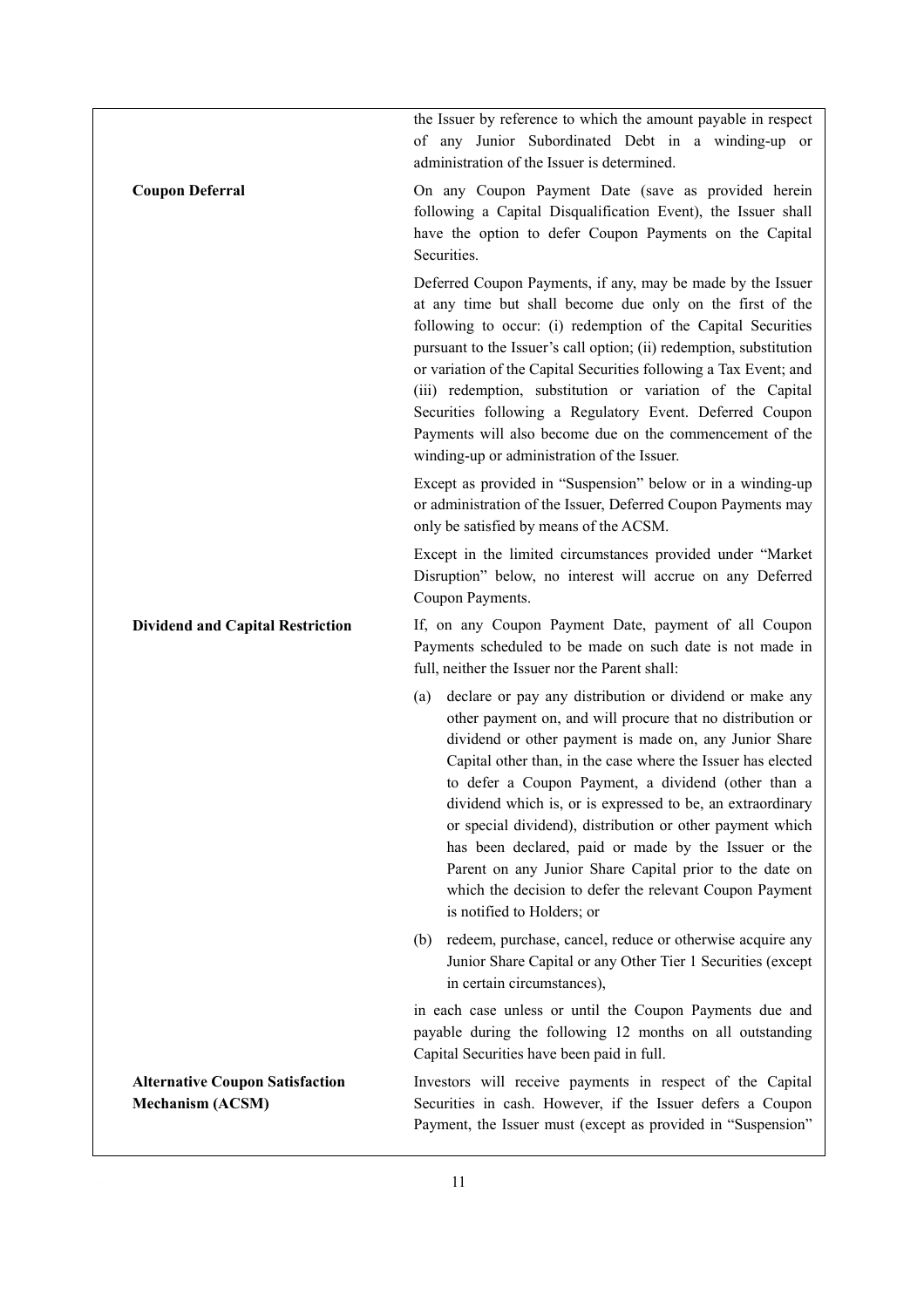| | |
|---|---|
| | the Issuer by reference to which the amount payable in respect of any Junior Subordinated Debt in a winding-up or administration of the Issuer is determined. |
| **Coupon Deferral** | On any Coupon Payment Date (save as provided herein following a Capital Disqualification Event), the Issuer shall have the option to defer Coupon Payments on the Capital Securities.<br><br>Deferred Coupon Payments, if any, may be made by the Issuer at any time but shall become due only on the first of the following to occur: (i) redemption of the Capital Securities pursuant to the Issuer's call option; (ii) redemption, substitution or variation of the Capital Securities following a Tax Event; and (iii) redemption, substitution or variation of the Capital Securities following a Regulatory Event. Deferred Coupon Payments will also become due on the commencement of the winding-up or administration of the Issuer.<br><br>Except as provided in "Suspension" below or in a winding-up or administration of the Issuer, Deferred Coupon Payments may only be satisfied by means of the ACSM.<br><br>Except in the limited circumstances provided under "Market Disruption" below, no interest will accrue on any Deferred Coupon Payments. |
| **Dividend and Capital Restriction** | If, on any Coupon Payment Date, payment of all Coupon Payments scheduled to be made on such date is not made in full, neither the Issuer nor the Parent shall:<br><br>(a) declare or pay any distribution or dividend or make any other payment on, and will procure that no distribution or dividend or other payment is made on, any Junior Share Capital other than, in the case where the Issuer has elected to defer a Coupon Payment, a dividend (other than a dividend which is, or is expressed to be, an extraordinary or special dividend), distribution or other payment which has been declared, paid or made by the Issuer or the Parent on any Junior Share Capital prior to the date on which the decision to defer the relevant Coupon Payment is notified to Holders; or<br><br>(b) redeem, purchase, cancel, reduce or otherwise acquire any Junior Share Capital or any Other Tier 1 Securities (except in certain circumstances),<br><br>in each case unless or until the Coupon Payments due and payable during the following 12 months on all outstanding Capital Securities have been paid in full. |
| **Alternative Coupon Satisfaction Mechanism (ACSM)** | Investors will receive payments in respect of the Capital Securities in cash. However, if the Issuer defers a Coupon Payment, the Issuer must (except as provided in "Suspension" |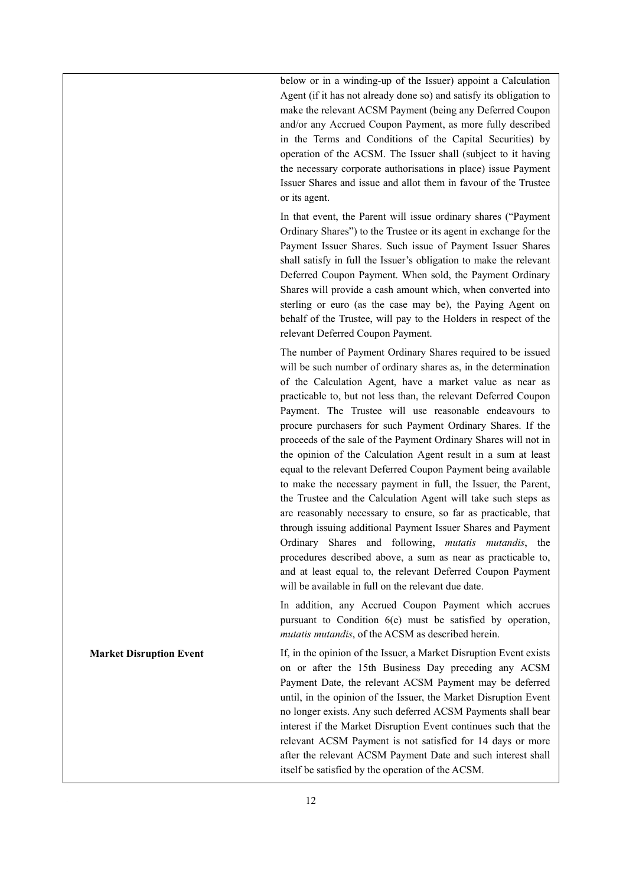| | |
|---|---|
| | below or in a winding-up of the Issuer) appoint a Calculation Agent (if it has not already done so) and satisfy its obligation to make the relevant ACSM Payment (being any Deferred Coupon and/or any Accrued Coupon Payment, as more fully described in the Terms and Conditions of the Capital Securities) by operation of the ACSM. The Issuer shall (subject to it having the necessary corporate authorisations in place) issue Payment Issuer Shares and issue and allot them in favour of the Trustee or its agent.<br><br>In that event, the Parent will issue ordinary shares ("Payment Ordinary Shares") to the Trustee or its agent in exchange for the Payment Issuer Shares. Such issue of Payment Issuer Shares shall satisfy in full the Issuer's obligation to make the relevant Deferred Coupon Payment. When sold, the Payment Ordinary Shares will provide a cash amount which, when converted into sterling or euro (as the case may be), the Paying Agent on behalf of the Trustee, will pay to the Holders in respect of the relevant Deferred Coupon Payment.<br><br>The number of Payment Ordinary Shares required to be issued will be such number of ordinary shares as, in the determination of the Calculation Agent, have a market value as near as practicable to, but not less than, the relevant Deferred Coupon Payment. The Trustee will use reasonable endeavours to procure purchasers for such Payment Ordinary Shares. If the proceeds of the sale of the Payment Ordinary Shares will not in the opinion of the Calculation Agent result in a sum at least equal to the relevant Deferred Coupon Payment being available to make the necessary payment in full, the Issuer, the Parent, the Trustee and the Calculation Agent will take such steps as are reasonably necessary to ensure, so far as practicable, that through issuing additional Payment Issuer Shares and Payment Ordinary Shares and following, *mutatis mutandis*, the procedures described above, a sum as near as practicable to, and at least equal to, the relevant Deferred Coupon Payment will be available in full on the relevant due date.<br><br>In addition, any Accrued Coupon Payment which accrues pursuant to Condition 6(e) must be satisfied by operation, *mutatis mutandis*, of the ACSM as described herein. |
| **Market Disruption Event** | If, in the opinion of the Issuer, a Market Disruption Event exists on or after the 15th Business Day preceding any ACSM Payment Date, the relevant ACSM Payment may be deferred until, in the opinion of the Issuer, the Market Disruption Event no longer exists. Any such deferred ACSM Payments shall bear interest if the Market Disruption Event continues such that the relevant ACSM Payment is not satisfied for 14 days or more after the relevant ACSM Payment Date and such interest shall itself be satisfied by the operation of the ACSM. |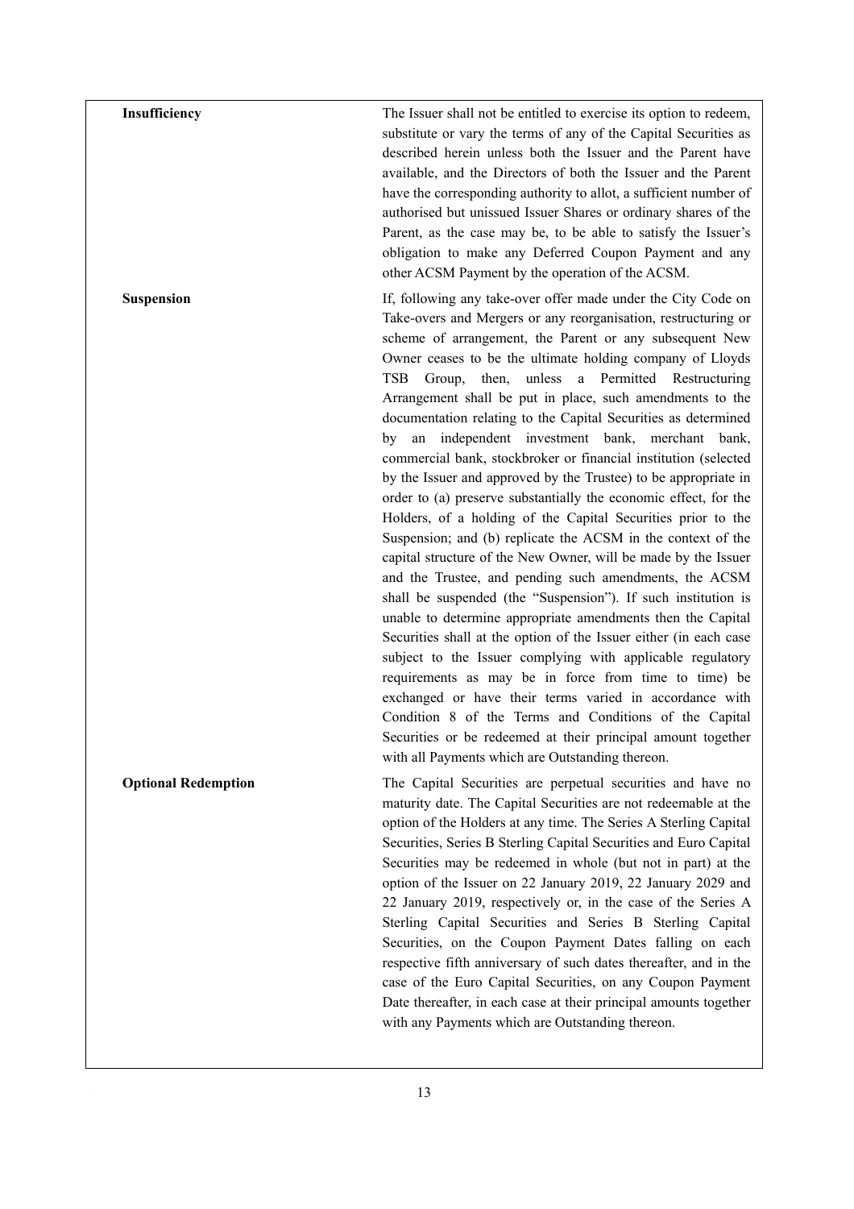| | |
|---|---|
| **Insufficiency** | The Issuer shall not be entitled to exercise its option to redeem, substitute or vary the terms of any of the Capital Securities as described herein unless both the Issuer and the Parent have available, and the Directors of both the Issuer and the Parent have the corresponding authority to allot, a sufficient number of authorised but unissued Issuer Shares or ordinary shares of the Parent, as the case may be, to be able to satisfy the Issuer's obligation to make any Deferred Coupon Payment and any other ACSM Payment by the operation of the ACSM. |
| **Suspension** | If, following any take-over offer made under the City Code on Take-overs and Mergers or any reorganisation, restructuring or scheme of arrangement, the Parent or any subsequent New Owner ceases to be the ultimate holding company of Lloyds TSB Group, then, unless a Permitted Restructuring Arrangement shall be put in place, such amendments to the documentation relating to the Capital Securities as determined by an independent investment bank, merchant bank, commercial bank, stockbroker or financial institution (selected by the Issuer and approved by the Trustee) to be appropriate in order to (a) preserve substantially the economic effect, for the Holders, of a holding of the Capital Securities prior to the Suspension; and (b) replicate the ACSM in the context of the capital structure of the New Owner, will be made by the Issuer and the Trustee, and pending such amendments, the ACSM shall be suspended (the "Suspension"). If such institution is unable to determine appropriate amendments then the Capital Securities shall at the option of the Issuer either (in each case subject to the Issuer complying with applicable regulatory requirements as may be in force from time to time) be exchanged or have their terms varied in accordance with Condition 8 of the Terms and Conditions of the Capital Securities or be redeemed at their principal amount together with all Payments which are Outstanding thereon. |
| **Optional Redemption** | The Capital Securities are perpetual securities and have no maturity date. The Capital Securities are not redeemable at the option of the Holders at any time. The Series A Sterling Capital Securities, Series B Sterling Capital Securities and Euro Capital Securities may be redeemed in whole (but not in part) at the option of the Issuer on 22 January 2019, 22 January 2029 and 22 January 2019, respectively or, in the case of the Series A Sterling Capital Securities and Series B Sterling Capital Securities, on the Coupon Payment Dates falling on each respective fifth anniversary of such dates thereafter, and in the case of the Euro Capital Securities, on any Coupon Payment Date thereafter, in each case at their principal amounts together with any Payments which are Outstanding thereon. |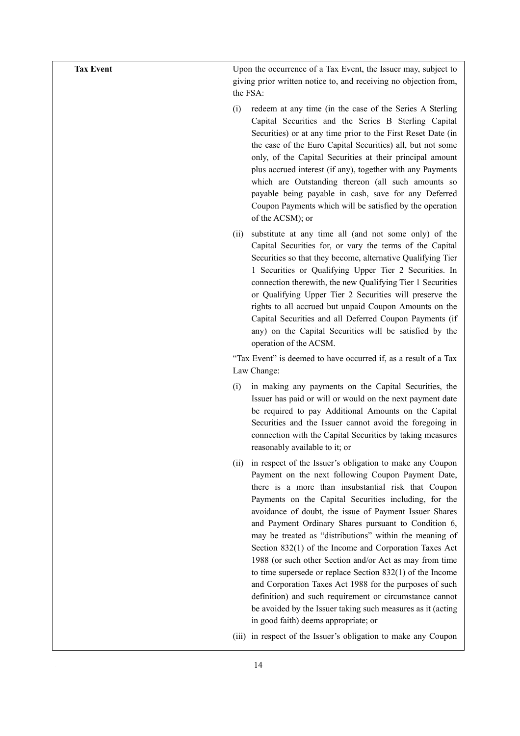| | |
|---|---|
| **Tax Event** | Upon the occurrence of a Tax Event, the Issuer may, subject to giving prior written notice to, and receiving no objection from, the FSA:<br><br>(i) redeem at any time (in the case of the Series A Sterling Capital Securities and the Series B Sterling Capital Securities) or at any time prior to the First Reset Date (in the case of the Euro Capital Securities) all, but not some only, of the Capital Securities at their principal amount plus accrued interest (if any), together with any Payments which are Outstanding thereon (all such amounts so payable being payable in cash, save for any Deferred Coupon Payments which will be satisfied by the operation of the ACSM); or<br><br>(ii) substitute at any time all (and not some only) of the Capital Securities for, or vary the terms of the Capital Securities so that they become, alternative Qualifying Tier 1 Securities or Qualifying Upper Tier 2 Securities. In connection therewith, the new Qualifying Tier 1 Securities or Qualifying Upper Tier 2 Securities will preserve the rights to all accrued but unpaid Coupon Amounts on the Capital Securities and all Deferred Coupon Payments (if any) on the Capital Securities will be satisfied by the operation of the ACSM.<br><br>"Tax Event" is deemed to have occurred if, as a result of a Tax Law Change:<br><br>(i) in making any payments on the Capital Securities, the Issuer has paid or will or would on the next payment date be required to pay Additional Amounts on the Capital Securities and the Issuer cannot avoid the foregoing in connection with the Capital Securities by taking measures reasonably available to it; or<br><br>(ii) in respect of the Issuer's obligation to make any Coupon Payment on the next following Coupon Payment Date, there is a more than insubstantial risk that Coupon Payments on the Capital Securities including, for the avoidance of doubt, the issue of Payment Issuer Shares and Payment Ordinary Shares pursuant to Condition 6, may be treated as "distributions" within the meaning of Section 832(1) of the Income and Corporation Taxes Act 1988 (or such other Section and/or Act as may from time to time supersede or replace Section 832(1) of the Income and Corporation Taxes Act 1988 for the purposes of such definition) and such requirement or circumstance cannot be avoided by the Issuer taking such measures as it (acting in good faith) deems appropriate; or<br><br>(iii) in respect of the Issuer's obligation to make any Coupon |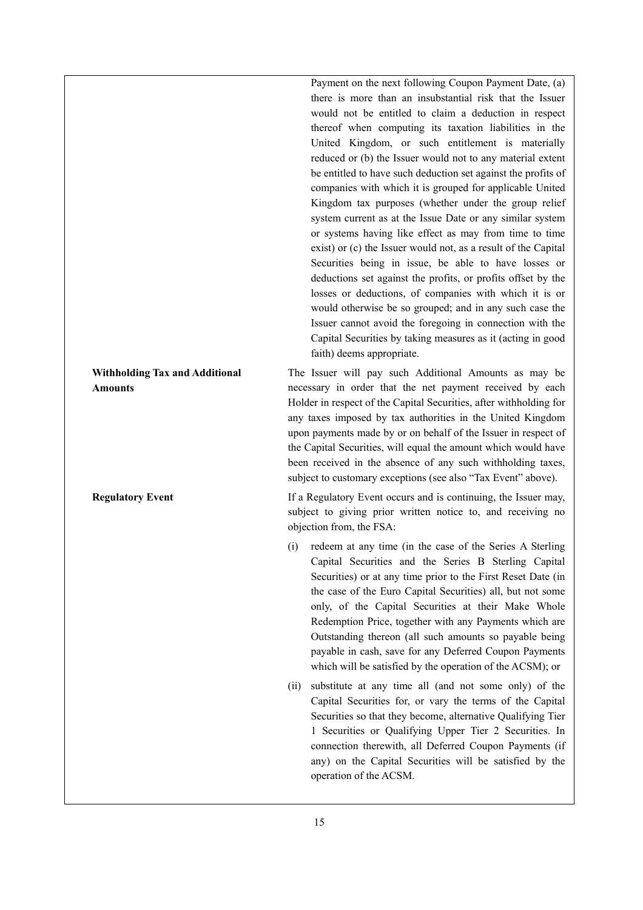| | |
|---|---|
| | Payment on the next following Coupon Payment Date, (a) there is more than an insubstantial risk that the Issuer would not be entitled to claim a deduction in respect thereof when computing its taxation liabilities in the United Kingdom, or such entitlement is materially reduced or (b) the Issuer would not to any material extent be entitled to have such deduction set against the profits of companies with which it is grouped for applicable United Kingdom tax purposes (whether under the group relief system current as at the Issue Date or any similar system or systems having like effect as may from time to time exist) or (c) the Issuer would not, as a result of the Capital Securities being in issue, be able to have losses or deductions set against the profits, or profits offset by the losses or deductions, of companies with which it is or would otherwise be so grouped; and in any such case the Issuer cannot avoid the foregoing in connection with the Capital Securities by taking measures as it (acting in good faith) deems appropriate. |
| **Withholding Tax and Additional Amounts** | The Issuer will pay such Additional Amounts as may be necessary in order that the net payment received by each Holder in respect of the Capital Securities, after withholding for any taxes imposed by tax authorities in the United Kingdom upon payments made by or on behalf of the Issuer in respect of the Capital Securities, will equal the amount which would have been received in the absence of any such withholding taxes, subject to customary exceptions (see also "Tax Event" above). |
| **Regulatory Event** | If a Regulatory Event occurs and is continuing, the Issuer may, subject to giving prior written notice to, and receiving no objection from, the FSA:<br><br>(i) redeem at any time (in the case of the Series A Sterling Capital Securities and the Series B Sterling Capital Securities) or at any time prior to the First Reset Date (in the case of the Euro Capital Securities) all, but not some only, of the Capital Securities at their Make Whole Redemption Price, together with any Payments which are Outstanding thereon (all such amounts so payable being payable in cash, save for any Deferred Coupon Payments which will be satisfied by the operation of the ACSM); or<br><br>(ii) substitute at any time all (and not some only) of the Capital Securities for, or vary the terms of the Capital Securities so that they become, alternative Qualifying Tier 1 Securities or Qualifying Upper Tier 2 Securities. In connection therewith, all Deferred Coupon Payments (if any) on the Capital Securities will be satisfied by the operation of the ACSM. |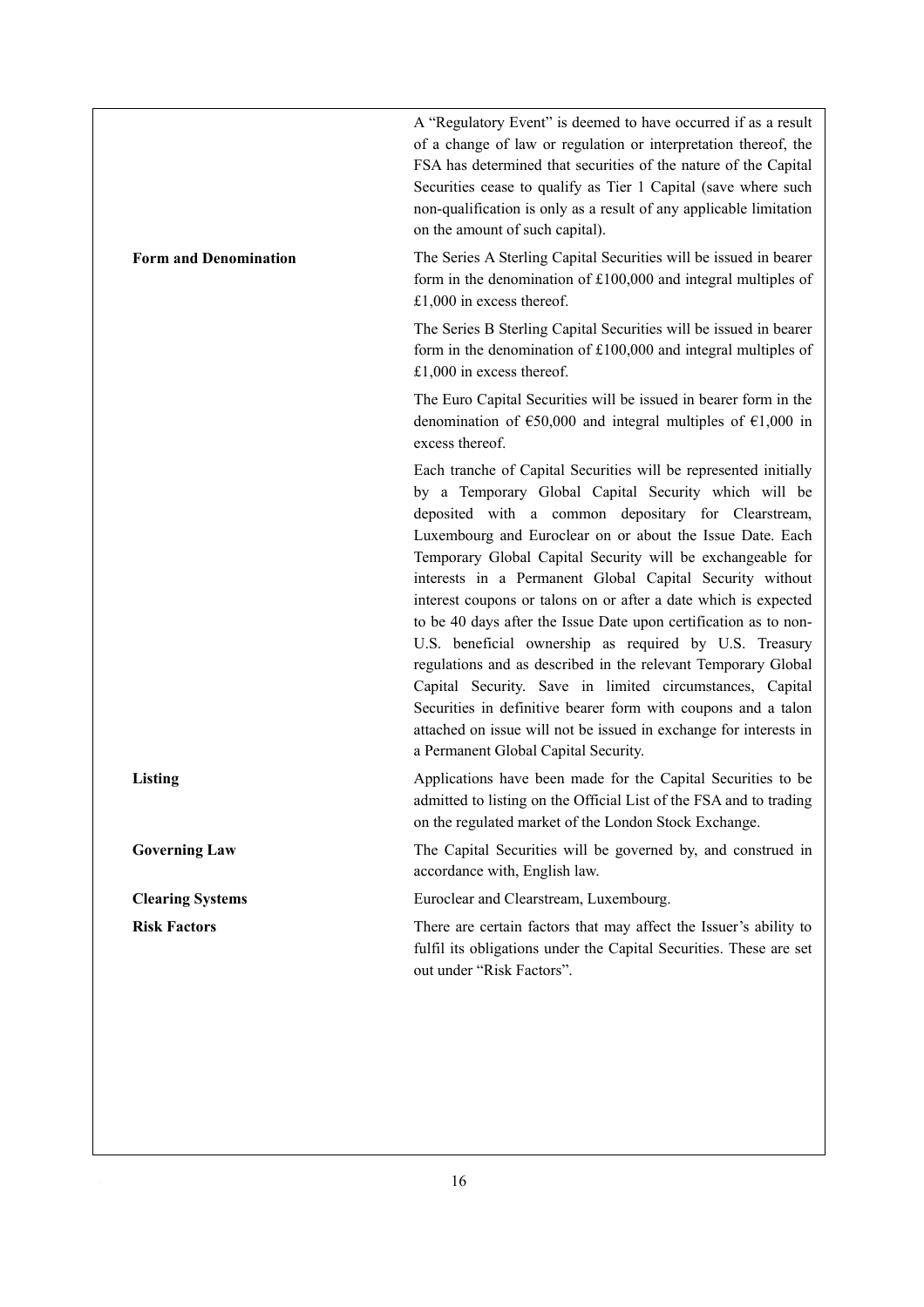| | |
|---|---|
| | A "Regulatory Event" is deemed to have occurred if as a result of a change of law or regulation or interpretation thereof, the FSA has determined that securities of the nature of the Capital Securities cease to qualify as Tier 1 Capital (save where such non-qualification is only as a result of any applicable limitation on the amount of such capital). |
| **Form and Denomination** | The Series A Sterling Capital Securities will be issued in bearer form in the denomination of £100,000 and integral multiples of £1,000 in excess thereof. |
| | The Series B Sterling Capital Securities will be issued in bearer form in the denomination of £100,000 and integral multiples of £1,000 in excess thereof. |
| | The Euro Capital Securities will be issued in bearer form in the denomination of €50,000 and integral multiples of €1,000 in excess thereof. |
| | Each tranche of Capital Securities will be represented initially by a Temporary Global Capital Security which will be deposited with a common depositary for Clearstream, Luxembourg and Euroclear on or about the Issue Date. Each Temporary Global Capital Security will be exchangeable for interests in a Permanent Global Capital Security without interest coupons or talons on or after a date which is expected to be 40 days after the Issue Date upon certification as to non-U.S. beneficial ownership as required by U.S. Treasury regulations and as described in the relevant Temporary Global Capital Security. Save in limited circumstances, Capital Securities in definitive bearer form with coupons and a talon attached on issue will not be issued in exchange for interests in a Permanent Global Capital Security. |
| **Listing** | Applications have been made for the Capital Securities to be admitted to listing on the Official List of the FSA and to trading on the regulated market of the London Stock Exchange. |
| **Governing Law** | The Capital Securities will be governed by, and construed in accordance with, English law. |
| **Clearing Systems** | Euroclear and Clearstream, Luxembourg. |
| **Risk Factors** | There are certain factors that may affect the Issuer's ability to fulfil its obligations under the Capital Securities. These are set out under "Risk Factors". |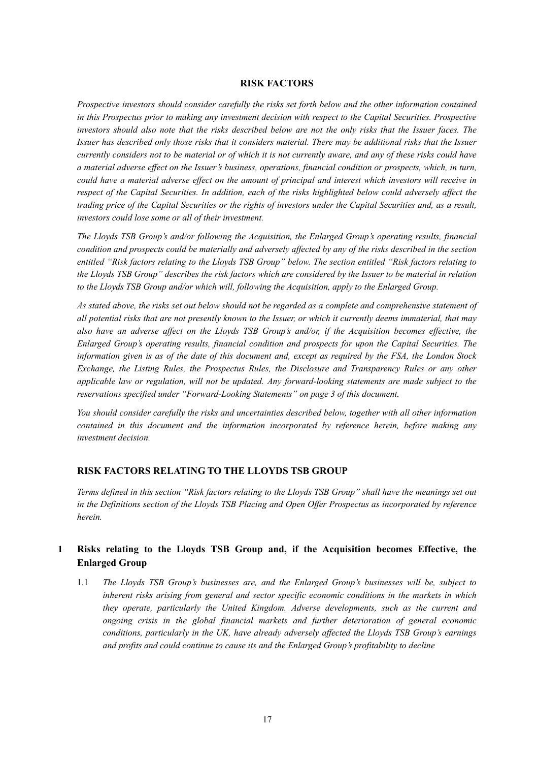## RISK FACTORS

*Prospective investors should consider carefully the risks set forth below and the other information contained in this Prospectus prior to making any investment decision with respect to the Capital Securities. Prospective investors should also note that the risks described below are not the only risks that the Issuer faces. The Issuer has described only those risks that it considers material. There may be additional risks that the Issuer currently considers not to be material or of which it is not currently aware, and any of these risks could have a material adverse effect on the Issuer's business, operations, financial condition or prospects, which, in turn, could have a material adverse effect on the amount of principal and interest which investors will receive in respect of the Capital Securities. In addition, each of the risks highlighted below could adversely affect the trading price of the Capital Securities or the rights of investors under the Capital Securities and, as a result, investors could lose some or all of their investment.*

*The Lloyds TSB Group's and/or following the Acquisition, the Enlarged Group's operating results, financial condition and prospects could be materially and adversely affected by any of the risks described in the section entitled "Risk factors relating to the Lloyds TSB Group" below. The section entitled "Risk factors relating to the Lloyds TSB Group" describes the risk factors which are considered by the Issuer to be material in relation to the Lloyds TSB Group and/or which will, following the Acquisition, apply to the Enlarged Group.*

*As stated above, the risks set out below should not be regarded as a complete and comprehensive statement of all potential risks that are not presently known to the Issuer, or which it currently deems immaterial, that may also have an adverse affect on the Lloyds TSB Group's and/or, if the Acquisition becomes effective, the Enlarged Group's operating results, financial condition and prospects for upon the Capital Securities. The information given is as of the date of this document and, except as required by the FSA, the London Stock Exchange, the Listing Rules, the Prospectus Rules, the Disclosure and Transparency Rules or any other applicable law or regulation, will not be updated. Any forward-looking statements are made subject to the reservations specified under "Forward-Looking Statements" on page 3 of this document.*

*You should consider carefully the risks and uncertainties described below, together with all other information contained in this document and the information incorporated by reference herein, before making any investment decision.*

## RISK FACTORS RELATING TO THE LLOYDS TSB GROUP

*Terms defined in this section "Risk factors relating to the Lloyds TSB Group" shall have the meanings set out in the Definitions section of the Lloyds TSB Placing and Open Offer Prospectus as incorporated by reference herein.*

### 1 Risks relating to the Lloyds TSB Group and, if the Acquisition becomes Effective, the Enlarged Group

1.1 *The Lloyds TSB Group's businesses are, and the Enlarged Group's businesses will be, subject to inherent risks arising from general and sector specific economic conditions in the markets in which they operate, particularly the United Kingdom. Adverse developments, such as the current and ongoing crisis in the global financial markets and further deterioration of general economic conditions, particularly in the UK, have already adversely affected the Lloyds TSB Group's earnings and profits and could continue to cause its and the Enlarged Group's profitability to decline*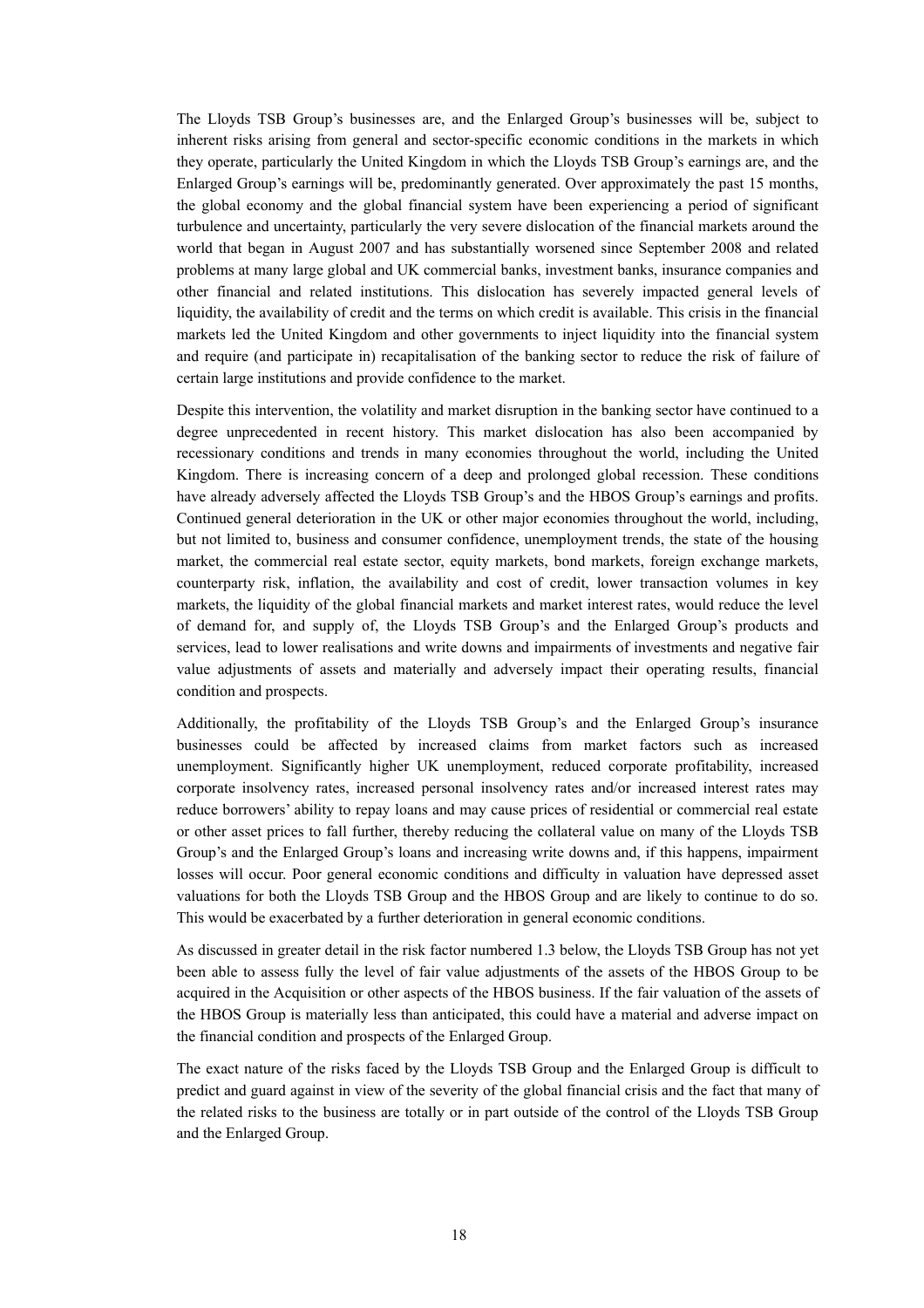The Lloyds TSB Group's businesses are, and the Enlarged Group's businesses will be, subject to inherent risks arising from general and sector-specific economic conditions in the markets in which they operate, particularly the United Kingdom in which the Lloyds TSB Group's earnings are, and the Enlarged Group's earnings will be, predominantly generated. Over approximately the past 15 months, the global economy and the global financial system have been experiencing a period of significant turbulence and uncertainty, particularly the very severe dislocation of the financial markets around the world that began in August 2007 and has substantially worsened since September 2008 and related problems at many large global and UK commercial banks, investment banks, insurance companies and other financial and related institutions. This dislocation has severely impacted general levels of liquidity, the availability of credit and the terms on which credit is available. This crisis in the financial markets led the United Kingdom and other governments to inject liquidity into the financial system and require (and participate in) recapitalisation of the banking sector to reduce the risk of failure of certain large institutions and provide confidence to the market.

Despite this intervention, the volatility and market disruption in the banking sector have continued to a degree unprecedented in recent history. This market dislocation has also been accompanied by recessionary conditions and trends in many economies throughout the world, including the United Kingdom. There is increasing concern of a deep and prolonged global recession. These conditions have already adversely affected the Lloyds TSB Group's and the HBOS Group's earnings and profits. Continued general deterioration in the UK or other major economies throughout the world, including, but not limited to, business and consumer confidence, unemployment trends, the state of the housing market, the commercial real estate sector, equity markets, bond markets, foreign exchange markets, counterparty risk, inflation, the availability and cost of credit, lower transaction volumes in key markets, the liquidity of the global financial markets and market interest rates, would reduce the level of demand for, and supply of, the Lloyds TSB Group's and the Enlarged Group's products and services, lead to lower realisations and write downs and impairments of investments and negative fair value adjustments of assets and materially and adversely impact their operating results, financial condition and prospects.

Additionally, the profitability of the Lloyds TSB Group's and the Enlarged Group's insurance businesses could be affected by increased claims from market factors such as increased unemployment. Significantly higher UK unemployment, reduced corporate profitability, increased corporate insolvency rates, increased personal insolvency rates and/or increased interest rates may reduce borrowers' ability to repay loans and may cause prices of residential or commercial real estate or other asset prices to fall further, thereby reducing the collateral value on many of the Lloyds TSB Group's and the Enlarged Group's loans and increasing write downs and, if this happens, impairment losses will occur. Poor general economic conditions and difficulty in valuation have depressed asset valuations for both the Lloyds TSB Group and the HBOS Group and are likely to continue to do so. This would be exacerbated by a further deterioration in general economic conditions.

As discussed in greater detail in the risk factor numbered 1.3 below, the Lloyds TSB Group has not yet been able to assess fully the level of fair value adjustments of the assets of the HBOS Group to be acquired in the Acquisition or other aspects of the HBOS business. If the fair valuation of the assets of the HBOS Group is materially less than anticipated, this could have a material and adverse impact on the financial condition and prospects of the Enlarged Group.

The exact nature of the risks faced by the Lloyds TSB Group and the Enlarged Group is difficult to predict and guard against in view of the severity of the global financial crisis and the fact that many of the related risks to the business are totally or in part outside of the control of the Lloyds TSB Group and the Enlarged Group.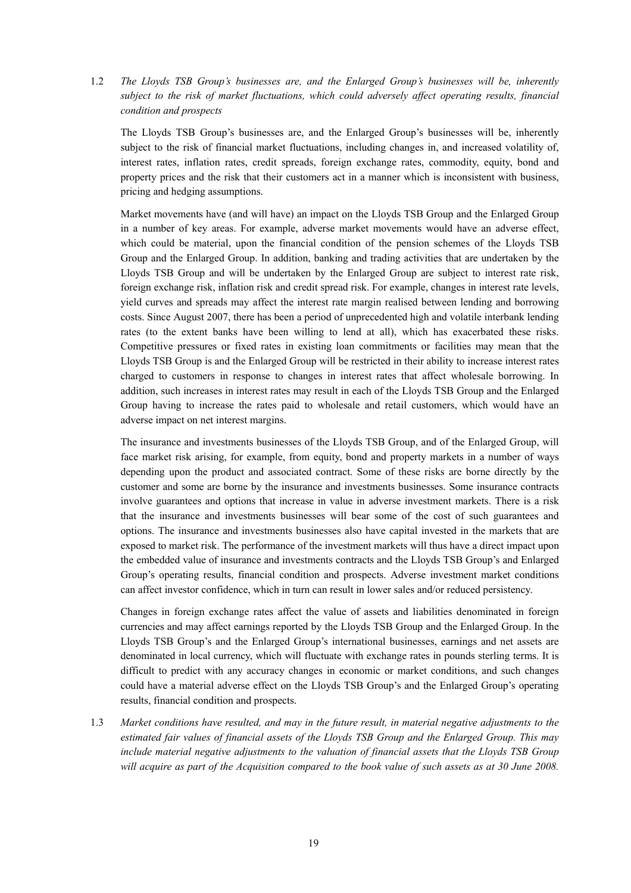1.2 *The Lloyds TSB Group's businesses are, and the Enlarged Group's businesses will be, inherently subject to the risk of market fluctuations, which could adversely affect operating results, financial condition and prospects*

The Lloyds TSB Group's businesses are, and the Enlarged Group's businesses will be, inherently subject to the risk of financial market fluctuations, including changes in, and increased volatility of, interest rates, inflation rates, credit spreads, foreign exchange rates, commodity, equity, bond and property prices and the risk that their customers act in a manner which is inconsistent with business, pricing and hedging assumptions.

Market movements have (and will have) an impact on the Lloyds TSB Group and the Enlarged Group in a number of key areas. For example, adverse market movements would have an adverse effect, which could be material, upon the financial condition of the pension schemes of the Lloyds TSB Group and the Enlarged Group. In addition, banking and trading activities that are undertaken by the Lloyds TSB Group and will be undertaken by the Enlarged Group are subject to interest rate risk, foreign exchange risk, inflation risk and credit spread risk. For example, changes in interest rate levels, yield curves and spreads may affect the interest rate margin realised between lending and borrowing costs. Since August 2007, there has been a period of unprecedented high and volatile interbank lending rates (to the extent banks have been willing to lend at all), which has exacerbated these risks. Competitive pressures or fixed rates in existing loan commitments or facilities may mean that the Lloyds TSB Group is and the Enlarged Group will be restricted in their ability to increase interest rates charged to customers in response to changes in interest rates that affect wholesale borrowing. In addition, such increases in interest rates may result in each of the Lloyds TSB Group and the Enlarged Group having to increase the rates paid to wholesale and retail customers, which would have an adverse impact on net interest margins.

The insurance and investments businesses of the Lloyds TSB Group, and of the Enlarged Group, will face market risk arising, for example, from equity, bond and property markets in a number of ways depending upon the product and associated contract. Some of these risks are borne directly by the customer and some are borne by the insurance and investments businesses. Some insurance contracts involve guarantees and options that increase in value in adverse investment markets. There is a risk that the insurance and investments businesses will bear some of the cost of such guarantees and options. The insurance and investments businesses also have capital invested in the markets that are exposed to market risk. The performance of the investment markets will thus have a direct impact upon the embedded value of insurance and investments contracts and the Lloyds TSB Group's and Enlarged Group's operating results, financial condition and prospects. Adverse investment market conditions can affect investor confidence, which in turn can result in lower sales and/or reduced persistency.

Changes in foreign exchange rates affect the value of assets and liabilities denominated in foreign currencies and may affect earnings reported by the Lloyds TSB Group and the Enlarged Group. In the Lloyds TSB Group's and the Enlarged Group's international businesses, earnings and net assets are denominated in local currency, which will fluctuate with exchange rates in pounds sterling terms. It is difficult to predict with any accuracy changes in economic or market conditions, and such changes could have a material adverse effect on the Lloyds TSB Group's and the Enlarged Group's operating results, financial condition and prospects.

1.3 *Market conditions have resulted, and may in the future result, in material negative adjustments to the estimated fair values of financial assets of the Lloyds TSB Group and the Enlarged Group. This may include material negative adjustments to the valuation of financial assets that the Lloyds TSB Group will acquire as part of the Acquisition compared to the book value of such assets as at 30 June 2008.*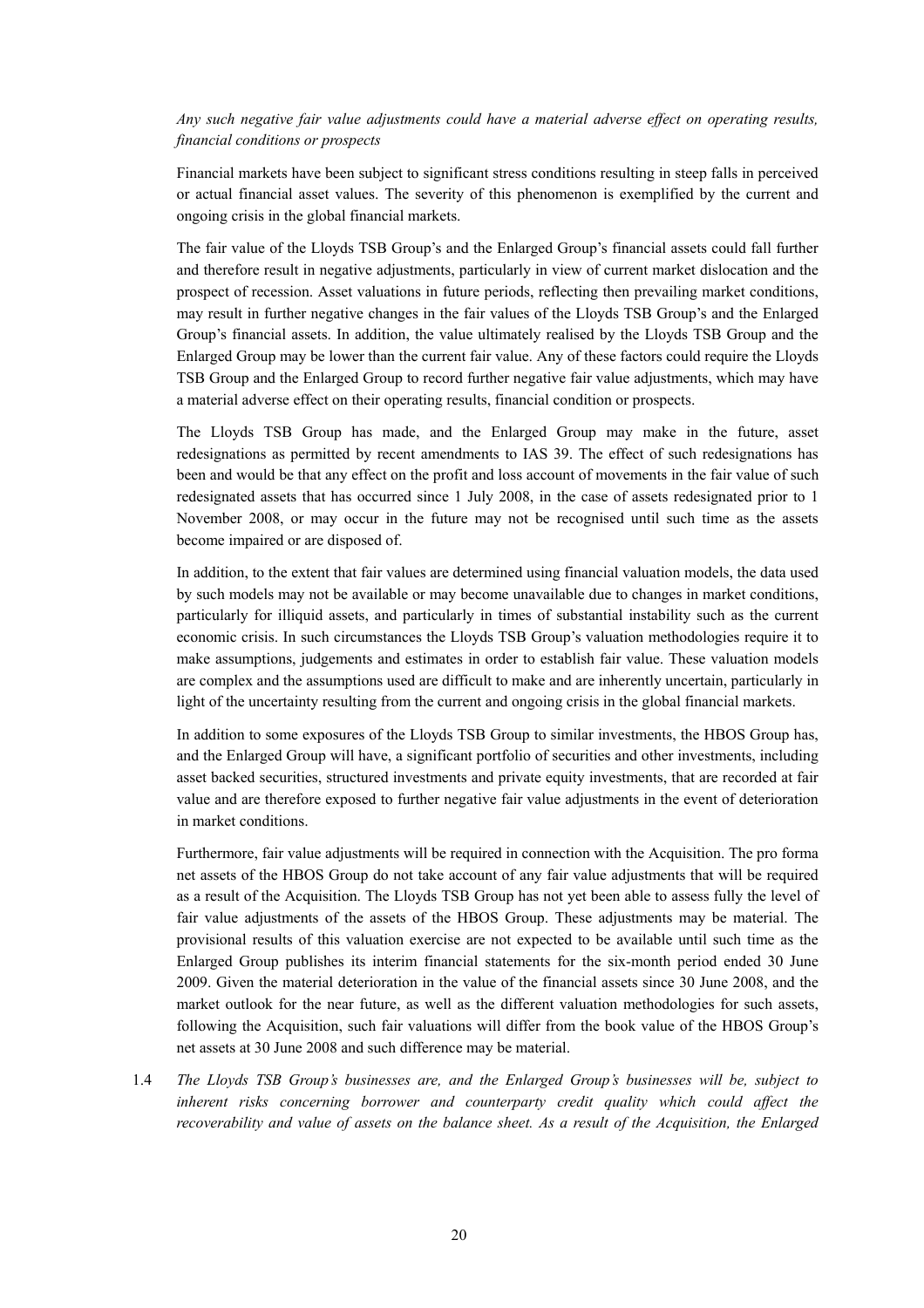*Any such negative fair value adjustments could have a material adverse effect on operating results, financial conditions or prospects*

Financial markets have been subject to significant stress conditions resulting in steep falls in perceived or actual financial asset values. The severity of this phenomenon is exemplified by the current and ongoing crisis in the global financial markets.

The fair value of the Lloyds TSB Group's and the Enlarged Group's financial assets could fall further and therefore result in negative adjustments, particularly in view of current market dislocation and the prospect of recession. Asset valuations in future periods, reflecting then prevailing market conditions, may result in further negative changes in the fair values of the Lloyds TSB Group's and the Enlarged Group's financial assets. In addition, the value ultimately realised by the Lloyds TSB Group and the Enlarged Group may be lower than the current fair value. Any of these factors could require the Lloyds TSB Group and the Enlarged Group to record further negative fair value adjustments, which may have a material adverse effect on their operating results, financial condition or prospects.

The Lloyds TSB Group has made, and the Enlarged Group may make in the future, asset redesignations as permitted by recent amendments to IAS 39. The effect of such redesignations has been and would be that any effect on the profit and loss account of movements in the fair value of such redesignated assets that has occurred since 1 July 2008, in the case of assets redesignated prior to 1 November 2008, or may occur in the future may not be recognised until such time as the assets become impaired or are disposed of.

In addition, to the extent that fair values are determined using financial valuation models, the data used by such models may not be available or may become unavailable due to changes in market conditions, particularly for illiquid assets, and particularly in times of substantial instability such as the current economic crisis. In such circumstances the Lloyds TSB Group's valuation methodologies require it to make assumptions, judgements and estimates in order to establish fair value. These valuation models are complex and the assumptions used are difficult to make and are inherently uncertain, particularly in light of the uncertainty resulting from the current and ongoing crisis in the global financial markets.

In addition to some exposures of the Lloyds TSB Group to similar investments, the HBOS Group has, and the Enlarged Group will have, a significant portfolio of securities and other investments, including asset backed securities, structured investments and private equity investments, that are recorded at fair value and are therefore exposed to further negative fair value adjustments in the event of deterioration in market conditions.

Furthermore, fair value adjustments will be required in connection with the Acquisition. The pro forma net assets of the HBOS Group do not take account of any fair value adjustments that will be required as a result of the Acquisition. The Lloyds TSB Group has not yet been able to assess fully the level of fair value adjustments of the assets of the HBOS Group. These adjustments may be material. The provisional results of this valuation exercise are not expected to be available until such time as the Enlarged Group publishes its interim financial statements for the six-month period ended 30 June 2009. Given the material deterioration in the value of the financial assets since 30 June 2008, and the market outlook for the near future, as well as the different valuation methodologies for such assets, following the Acquisition, such fair valuations will differ from the book value of the HBOS Group's net assets at 30 June 2008 and such difference may be material.

1.4 *The Lloyds TSB Group's businesses are, and the Enlarged Group's businesses will be, subject to inherent risks concerning borrower and counterparty credit quality which could affect the recoverability and value of assets on the balance sheet. As a result of the Acquisition, the Enlarged*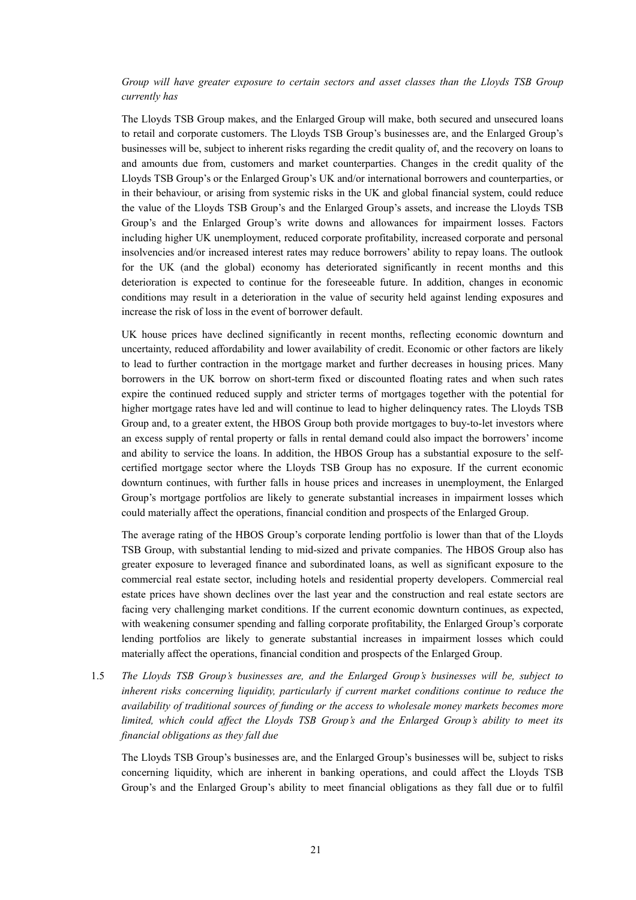*Group will have greater exposure to certain sectors and asset classes than the Lloyds TSB Group currently has*

The Lloyds TSB Group makes, and the Enlarged Group will make, both secured and unsecured loans to retail and corporate customers. The Lloyds TSB Group's businesses are, and the Enlarged Group's businesses will be, subject to inherent risks regarding the credit quality of, and the recovery on loans to and amounts due from, customers and market counterparties. Changes in the credit quality of the Lloyds TSB Group's or the Enlarged Group's UK and/or international borrowers and counterparties, or in their behaviour, or arising from systemic risks in the UK and global financial system, could reduce the value of the Lloyds TSB Group's and the Enlarged Group's assets, and increase the Lloyds TSB Group's and the Enlarged Group's write downs and allowances for impairment losses. Factors including higher UK unemployment, reduced corporate profitability, increased corporate and personal insolvencies and/or increased interest rates may reduce borrowers' ability to repay loans. The outlook for the UK (and the global) economy has deteriorated significantly in recent months and this deterioration is expected to continue for the foreseeable future. In addition, changes in economic conditions may result in a deterioration in the value of security held against lending exposures and increase the risk of loss in the event of borrower default.

UK house prices have declined significantly in recent months, reflecting economic downturn and uncertainty, reduced affordability and lower availability of credit. Economic or other factors are likely to lead to further contraction in the mortgage market and further decreases in housing prices. Many borrowers in the UK borrow on short-term fixed or discounted floating rates and when such rates expire the continued reduced supply and stricter terms of mortgages together with the potential for higher mortgage rates have led and will continue to lead to higher delinquency rates. The Lloyds TSB Group and, to a greater extent, the HBOS Group both provide mortgages to buy-to-let investors where an excess supply of rental property or falls in rental demand could also impact the borrowers' income and ability to service the loans. In addition, the HBOS Group has a substantial exposure to the self-certified mortgage sector where the Lloyds TSB Group has no exposure. If the current economic downturn continues, with further falls in house prices and increases in unemployment, the Enlarged Group's mortgage portfolios are likely to generate substantial increases in impairment losses which could materially affect the operations, financial condition and prospects of the Enlarged Group.

The average rating of the HBOS Group's corporate lending portfolio is lower than that of the Lloyds TSB Group, with substantial lending to mid-sized and private companies. The HBOS Group also has greater exposure to leveraged finance and subordinated loans, as well as significant exposure to the commercial real estate sector, including hotels and residential property developers. Commercial real estate prices have shown declines over the last year and the construction and real estate sectors are facing very challenging market conditions. If the current economic downturn continues, as expected, with weakening consumer spending and falling corporate profitability, the Enlarged Group's corporate lending portfolios are likely to generate substantial increases in impairment losses which could materially affect the operations, financial condition and prospects of the Enlarged Group.

1.5 *The Lloyds TSB Group's businesses are, and the Enlarged Group's businesses will be, subject to inherent risks concerning liquidity, particularly if current market conditions continue to reduce the availability of traditional sources of funding or the access to wholesale money markets becomes more limited, which could affect the Lloyds TSB Group's and the Enlarged Group's ability to meet its financial obligations as they fall due*

The Lloyds TSB Group's businesses are, and the Enlarged Group's businesses will be, subject to risks concerning liquidity, which are inherent in banking operations, and could affect the Lloyds TSB Group's and the Enlarged Group's ability to meet financial obligations as they fall due or to fulfil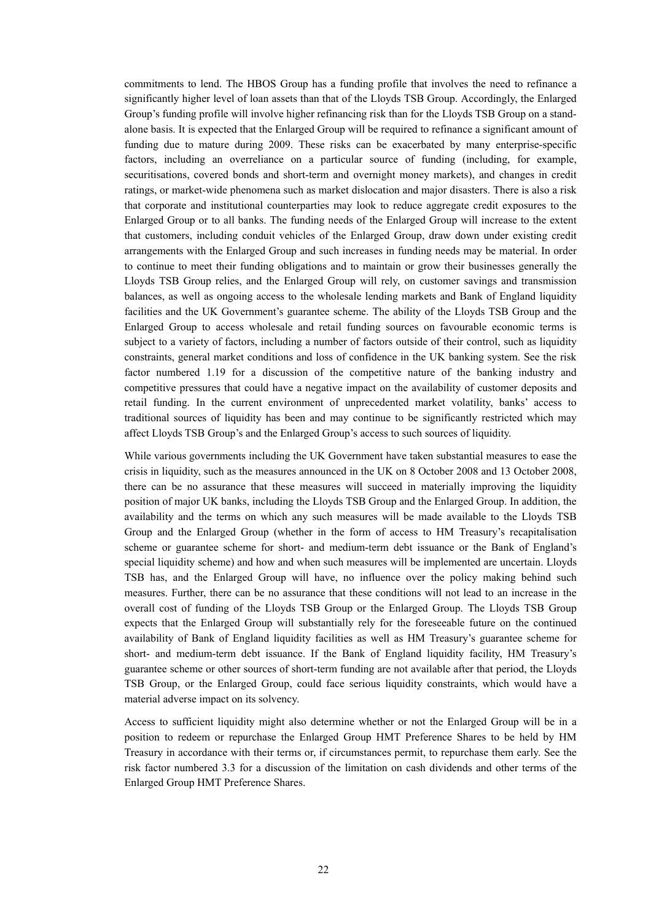commitments to lend. The HBOS Group has a funding profile that involves the need to refinance a significantly higher level of loan assets than that of the Lloyds TSB Group. Accordingly, the Enlarged Group's funding profile will involve higher refinancing risk than for the Lloyds TSB Group on a stand-alone basis. It is expected that the Enlarged Group will be required to refinance a significant amount of funding due to mature during 2009. These risks can be exacerbated by many enterprise-specific factors, including an overreliance on a particular source of funding (including, for example, securitisations, covered bonds and short-term and overnight money markets), and changes in credit ratings, or market-wide phenomena such as market dislocation and major disasters. There is also a risk that corporate and institutional counterparties may look to reduce aggregate credit exposures to the Enlarged Group or to all banks. The funding needs of the Enlarged Group will increase to the extent that customers, including conduit vehicles of the Enlarged Group, draw down under existing credit arrangements with the Enlarged Group and such increases in funding needs may be material. In order to continue to meet their funding obligations and to maintain or grow their businesses generally the Lloyds TSB Group relies, and the Enlarged Group will rely, on customer savings and transmission balances, as well as ongoing access to the wholesale lending markets and Bank of England liquidity facilities and the UK Government's guarantee scheme. The ability of the Lloyds TSB Group and the Enlarged Group to access wholesale and retail funding sources on favourable economic terms is subject to a variety of factors, including a number of factors outside of their control, such as liquidity constraints, general market conditions and loss of confidence in the UK banking system. See the risk factor numbered 1.19 for a discussion of the competitive nature of the banking industry and competitive pressures that could have a negative impact on the availability of customer deposits and retail funding. In the current environment of unprecedented market volatility, banks' access to traditional sources of liquidity has been and may continue to be significantly restricted which may affect Lloyds TSB Group's and the Enlarged Group's access to such sources of liquidity.

While various governments including the UK Government have taken substantial measures to ease the crisis in liquidity, such as the measures announced in the UK on 8 October 2008 and 13 October 2008, there can be no assurance that these measures will succeed in materially improving the liquidity position of major UK banks, including the Lloyds TSB Group and the Enlarged Group. In addition, the availability and the terms on which any such measures will be made available to the Lloyds TSB Group and the Enlarged Group (whether in the form of access to HM Treasury's recapitalisation scheme or guarantee scheme for short- and medium-term debt issuance or the Bank of England's special liquidity scheme) and how and when such measures will be implemented are uncertain. Lloyds TSB has, and the Enlarged Group will have, no influence over the policy making behind such measures. Further, there can be no assurance that these conditions will not lead to an increase in the overall cost of funding of the Lloyds TSB Group or the Enlarged Group. The Lloyds TSB Group expects that the Enlarged Group will substantially rely for the foreseeable future on the continued availability of Bank of England liquidity facilities as well as HM Treasury's guarantee scheme for short- and medium-term debt issuance. If the Bank of England liquidity facility, HM Treasury's guarantee scheme or other sources of short-term funding are not available after that period, the Lloyds TSB Group, or the Enlarged Group, could face serious liquidity constraints, which would have a material adverse impact on its solvency.

Access to sufficient liquidity might also determine whether or not the Enlarged Group will be in a position to redeem or repurchase the Enlarged Group HMT Preference Shares to be held by HM Treasury in accordance with their terms or, if circumstances permit, to repurchase them early. See the risk factor numbered 3.3 for a discussion of the limitation on cash dividends and other terms of the Enlarged Group HMT Preference Shares.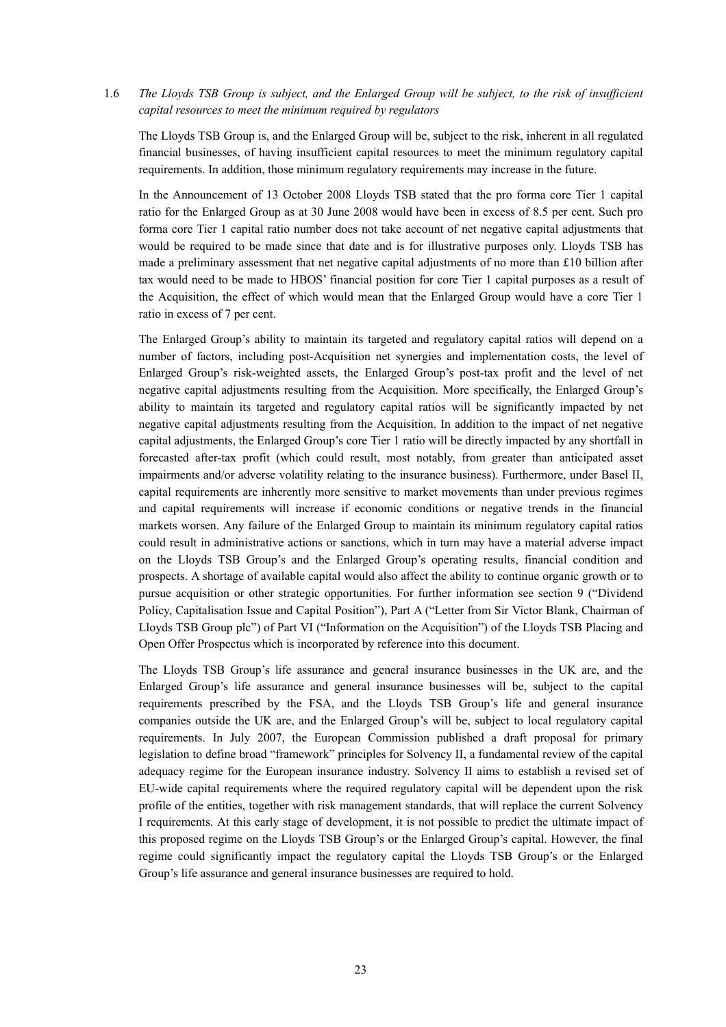1.6 *The Lloyds TSB Group is subject, and the Enlarged Group will be subject, to the risk of insufficient capital resources to meet the minimum required by regulators*

The Lloyds TSB Group is, and the Enlarged Group will be, subject to the risk, inherent in all regulated financial businesses, of having insufficient capital resources to meet the minimum regulatory capital requirements. In addition, those minimum regulatory requirements may increase in the future.

In the Announcement of 13 October 2008 Lloyds TSB stated that the pro forma core Tier 1 capital ratio for the Enlarged Group as at 30 June 2008 would have been in excess of 8.5 per cent. Such pro forma core Tier 1 capital ratio number does not take account of net negative capital adjustments that would be required to be made since that date and is for illustrative purposes only. Lloyds TSB has made a preliminary assessment that net negative capital adjustments of no more than £10 billion after tax would need to be made to HBOS' financial position for core Tier 1 capital purposes as a result of the Acquisition, the effect of which would mean that the Enlarged Group would have a core Tier 1 ratio in excess of 7 per cent.

The Enlarged Group's ability to maintain its targeted and regulatory capital ratios will depend on a number of factors, including post-Acquisition net synergies and implementation costs, the level of Enlarged Group's risk-weighted assets, the Enlarged Group's post-tax profit and the level of net negative capital adjustments resulting from the Acquisition. More specifically, the Enlarged Group's ability to maintain its targeted and regulatory capital ratios will be significantly impacted by net negative capital adjustments resulting from the Acquisition. In addition to the impact of net negative capital adjustments, the Enlarged Group's core Tier 1 ratio will be directly impacted by any shortfall in forecasted after-tax profit (which could result, most notably, from greater than anticipated asset impairments and/or adverse volatility relating to the insurance business). Furthermore, under Basel II, capital requirements are inherently more sensitive to market movements than under previous regimes and capital requirements will increase if economic conditions or negative trends in the financial markets worsen. Any failure of the Enlarged Group to maintain its minimum regulatory capital ratios could result in administrative actions or sanctions, which in turn may have a material adverse impact on the Lloyds TSB Group's and the Enlarged Group's operating results, financial condition and prospects. A shortage of available capital would also affect the ability to continue organic growth or to pursue acquisition or other strategic opportunities. For further information see section 9 ("Dividend Policy, Capitalisation Issue and Capital Position"), Part A ("Letter from Sir Victor Blank, Chairman of Lloyds TSB Group plc") of Part VI ("Information on the Acquisition") of the Lloyds TSB Placing and Open Offer Prospectus which is incorporated by reference into this document.

The Lloyds TSB Group's life assurance and general insurance businesses in the UK are, and the Enlarged Group's life assurance and general insurance businesses will be, subject to the capital requirements prescribed by the FSA, and the Lloyds TSB Group's life and general insurance companies outside the UK are, and the Enlarged Group's will be, subject to local regulatory capital requirements. In July 2007, the European Commission published a draft proposal for primary legislation to define broad "framework" principles for Solvency II, a fundamental review of the capital adequacy regime for the European insurance industry. Solvency II aims to establish a revised set of EU-wide capital requirements where the required regulatory capital will be dependent upon the risk profile of the entities, together with risk management standards, that will replace the current Solvency I requirements. At this early stage of development, it is not possible to predict the ultimate impact of this proposed regime on the Lloyds TSB Group's or the Enlarged Group's capital. However, the final regime could significantly impact the regulatory capital the Lloyds TSB Group's or the Enlarged Group's life assurance and general insurance businesses are required to hold.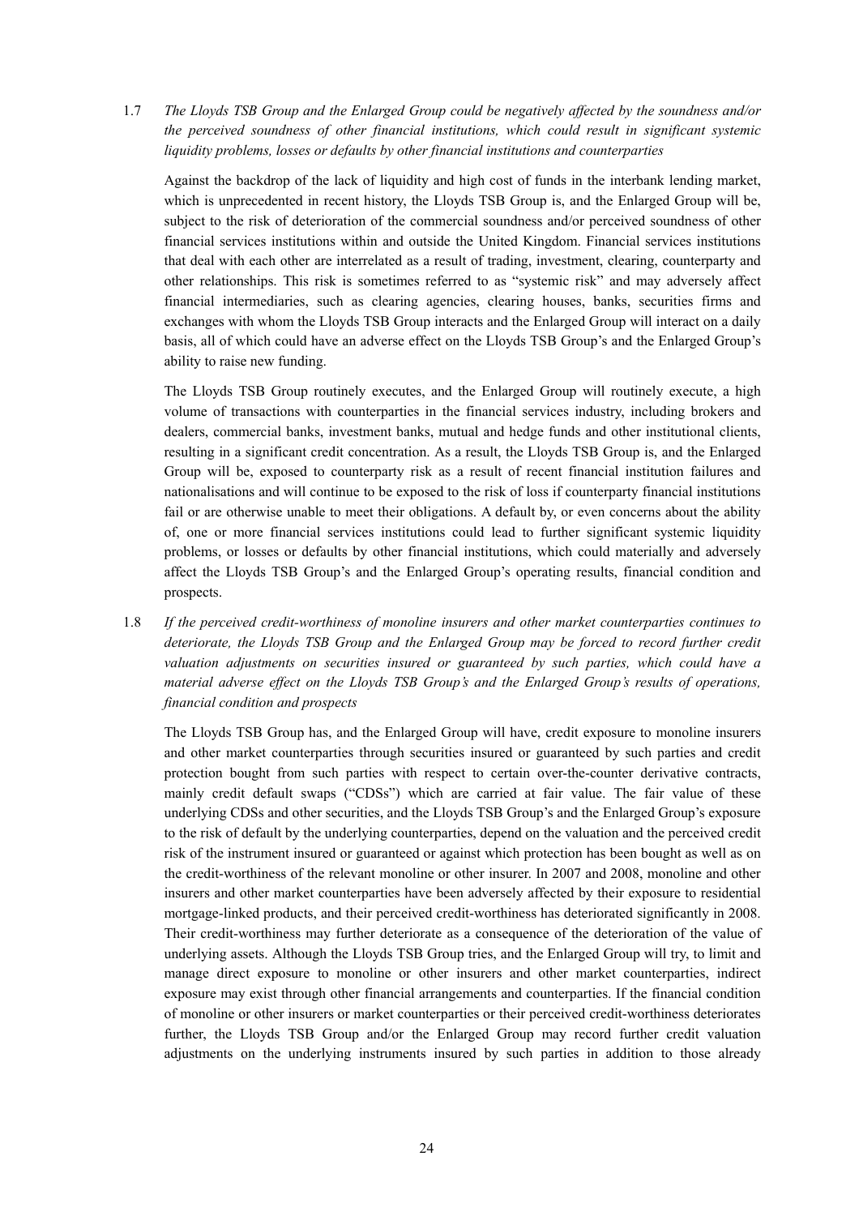1.7 *The Lloyds TSB Group and the Enlarged Group could be negatively affected by the soundness and/or the perceived soundness of other financial institutions, which could result in significant systemic liquidity problems, losses or defaults by other financial institutions and counterparties*

Against the backdrop of the lack of liquidity and high cost of funds in the interbank lending market, which is unprecedented in recent history, the Lloyds TSB Group is, and the Enlarged Group will be, subject to the risk of deterioration of the commercial soundness and/or perceived soundness of other financial services institutions within and outside the United Kingdom. Financial services institutions that deal with each other are interrelated as a result of trading, investment, clearing, counterparty and other relationships. This risk is sometimes referred to as "systemic risk" and may adversely affect financial intermediaries, such as clearing agencies, clearing houses, banks, securities firms and exchanges with whom the Lloyds TSB Group interacts and the Enlarged Group will interact on a daily basis, all of which could have an adverse effect on the Lloyds TSB Group's and the Enlarged Group's ability to raise new funding.

The Lloyds TSB Group routinely executes, and the Enlarged Group will routinely execute, a high volume of transactions with counterparties in the financial services industry, including brokers and dealers, commercial banks, investment banks, mutual and hedge funds and other institutional clients, resulting in a significant credit concentration. As a result, the Lloyds TSB Group is, and the Enlarged Group will be, exposed to counterparty risk as a result of recent financial institution failures and nationalisations and will continue to be exposed to the risk of loss if counterparty financial institutions fail or are otherwise unable to meet their obligations. A default by, or even concerns about the ability of, one or more financial services institutions could lead to further significant systemic liquidity problems, or losses or defaults by other financial institutions, which could materially and adversely affect the Lloyds TSB Group's and the Enlarged Group's operating results, financial condition and prospects.

1.8 *If the perceived credit-worthiness of monoline insurers and other market counterparties continues to deteriorate, the Lloyds TSB Group and the Enlarged Group may be forced to record further credit valuation adjustments on securities insured or guaranteed by such parties, which could have a material adverse effect on the Lloyds TSB Group's and the Enlarged Group's results of operations, financial condition and prospects*

The Lloyds TSB Group has, and the Enlarged Group will have, credit exposure to monoline insurers and other market counterparties through securities insured or guaranteed by such parties and credit protection bought from such parties with respect to certain over-the-counter derivative contracts, mainly credit default swaps ("CDSs") which are carried at fair value. The fair value of these underlying CDSs and other securities, and the Lloyds TSB Group's and the Enlarged Group's exposure to the risk of default by the underlying counterparties, depend on the valuation and the perceived credit risk of the instrument insured or guaranteed or against which protection has been bought as well as on the credit-worthiness of the relevant monoline or other insurer. In 2007 and 2008, monoline and other insurers and other market counterparties have been adversely affected by their exposure to residential mortgage-linked products, and their perceived credit-worthiness has deteriorated significantly in 2008. Their credit-worthiness may further deteriorate as a consequence of the deterioration of the value of underlying assets. Although the Lloyds TSB Group tries, and the Enlarged Group will try, to limit and manage direct exposure to monoline or other insurers and other market counterparties, indirect exposure may exist through other financial arrangements and counterparties. If the financial condition of monoline or other insurers or market counterparties or their perceived credit-worthiness deteriorates further, the Lloyds TSB Group and/or the Enlarged Group may record further credit valuation adjustments on the underlying instruments insured by such parties in addition to those already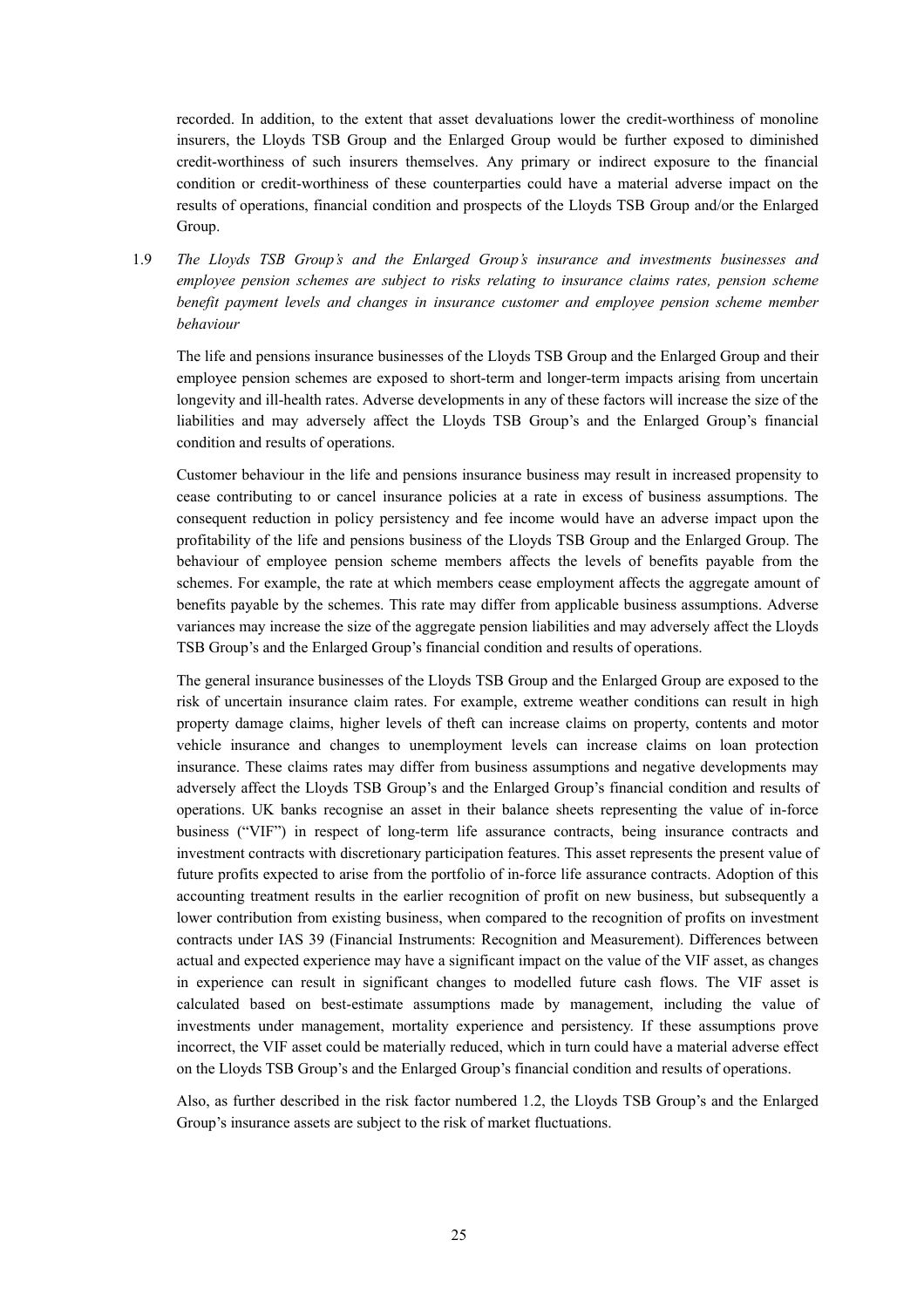recorded. In addition, to the extent that asset devaluations lower the credit-worthiness of monoline insurers, the Lloyds TSB Group and the Enlarged Group would be further exposed to diminished credit-worthiness of such insurers themselves. Any primary or indirect exposure to the financial condition or credit-worthiness of these counterparties could have a material adverse impact on the results of operations, financial condition and prospects of the Lloyds TSB Group and/or the Enlarged Group.

1.9 *The Lloyds TSB Group's and the Enlarged Group's insurance and investments businesses and employee pension schemes are subject to risks relating to insurance claims rates, pension scheme benefit payment levels and changes in insurance customer and employee pension scheme member behaviour*

The life and pensions insurance businesses of the Lloyds TSB Group and the Enlarged Group and their employee pension schemes are exposed to short-term and longer-term impacts arising from uncertain longevity and ill-health rates. Adverse developments in any of these factors will increase the size of the liabilities and may adversely affect the Lloyds TSB Group's and the Enlarged Group's financial condition and results of operations.

Customer behaviour in the life and pensions insurance business may result in increased propensity to cease contributing to or cancel insurance policies at a rate in excess of business assumptions. The consequent reduction in policy persistency and fee income would have an adverse impact upon the profitability of the life and pensions business of the Lloyds TSB Group and the Enlarged Group. The behaviour of employee pension scheme members affects the levels of benefits payable from the schemes. For example, the rate at which members cease employment affects the aggregate amount of benefits payable by the schemes. This rate may differ from applicable business assumptions. Adverse variances may increase the size of the aggregate pension liabilities and may adversely affect the Lloyds TSB Group's and the Enlarged Group's financial condition and results of operations.

The general insurance businesses of the Lloyds TSB Group and the Enlarged Group are exposed to the risk of uncertain insurance claim rates. For example, extreme weather conditions can result in high property damage claims, higher levels of theft can increase claims on property, contents and motor vehicle insurance and changes to unemployment levels can increase claims on loan protection insurance. These claims rates may differ from business assumptions and negative developments may adversely affect the Lloyds TSB Group's and the Enlarged Group's financial condition and results of operations. UK banks recognise an asset in their balance sheets representing the value of in-force business ("VIF") in respect of long-term life assurance contracts, being insurance contracts and investment contracts with discretionary participation features. This asset represents the present value of future profits expected to arise from the portfolio of in-force life assurance contracts. Adoption of this accounting treatment results in the earlier recognition of profit on new business, but subsequently a lower contribution from existing business, when compared to the recognition of profits on investment contracts under IAS 39 (Financial Instruments: Recognition and Measurement). Differences between actual and expected experience may have a significant impact on the value of the VIF asset, as changes in experience can result in significant changes to modelled future cash flows. The VIF asset is calculated based on best-estimate assumptions made by management, including the value of investments under management, mortality experience and persistency. If these assumptions prove incorrect, the VIF asset could be materially reduced, which in turn could have a material adverse effect on the Lloyds TSB Group's and the Enlarged Group's financial condition and results of operations.

Also, as further described in the risk factor numbered 1.2, the Lloyds TSB Group's and the Enlarged Group's insurance assets are subject to the risk of market fluctuations.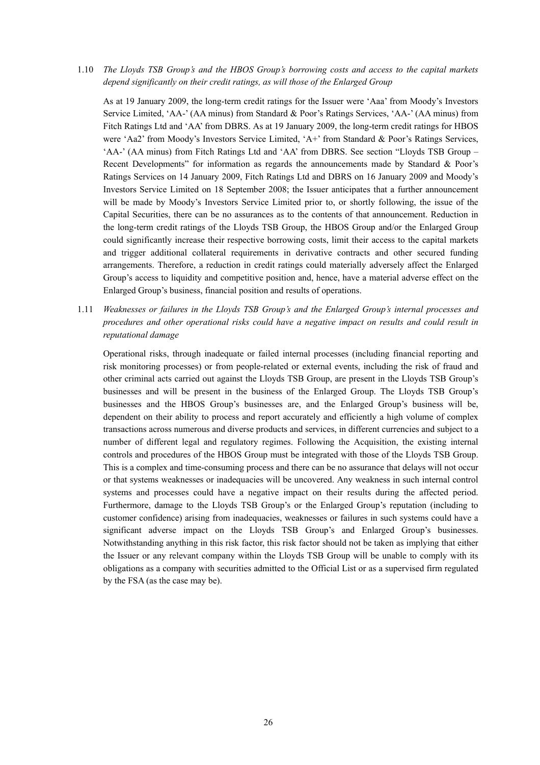1.10 *The Lloyds TSB Group's and the HBOS Group's borrowing costs and access to the capital markets depend significantly on their credit ratings, as will those of the Enlarged Group*

As at 19 January 2009, the long-term credit ratings for the Issuer were 'Aaa' from Moody's Investors Service Limited, 'AA-' (AA minus) from Standard & Poor's Ratings Services, 'AA-' (AA minus) from Fitch Ratings Ltd and 'AA' from DBRS. As at 19 January 2009, the long-term credit ratings for HBOS were 'Aa2' from Moody's Investors Service Limited, 'A+' from Standard & Poor's Ratings Services, 'AA-' (AA minus) from Fitch Ratings Ltd and 'AA' from DBRS. See section "Lloyds TSB Group – Recent Developments" for information as regards the announcements made by Standard & Poor's Ratings Services on 14 January 2009, Fitch Ratings Ltd and DBRS on 16 January 2009 and Moody's Investors Service Limited on 18 September 2008; the Issuer anticipates that a further announcement will be made by Moody's Investors Service Limited prior to, or shortly following, the issue of the Capital Securities, there can be no assurances as to the contents of that announcement. Reduction in the long-term credit ratings of the Lloyds TSB Group, the HBOS Group and/or the Enlarged Group could significantly increase their respective borrowing costs, limit their access to the capital markets and trigger additional collateral requirements in derivative contracts and other secured funding arrangements. Therefore, a reduction in credit ratings could materially adversely affect the Enlarged Group's access to liquidity and competitive position and, hence, have a material adverse effect on the Enlarged Group's business, financial position and results of operations.

1.11 *Weaknesses or failures in the Lloyds TSB Group's and the Enlarged Group's internal processes and procedures and other operational risks could have a negative impact on results and could result in reputational damage*

Operational risks, through inadequate or failed internal processes (including financial reporting and risk monitoring processes) or from people-related or external events, including the risk of fraud and other criminal acts carried out against the Lloyds TSB Group, are present in the Lloyds TSB Group's businesses and will be present in the business of the Enlarged Group. The Lloyds TSB Group's businesses and the HBOS Group's businesses are, and the Enlarged Group's business will be, dependent on their ability to process and report accurately and efficiently a high volume of complex transactions across numerous and diverse products and services, in different currencies and subject to a number of different legal and regulatory regimes. Following the Acquisition, the existing internal controls and procedures of the HBOS Group must be integrated with those of the Lloyds TSB Group. This is a complex and time-consuming process and there can be no assurance that delays will not occur or that systems weaknesses or inadequacies will be uncovered. Any weakness in such internal control systems and processes could have a negative impact on their results during the affected period. Furthermore, damage to the Lloyds TSB Group's or the Enlarged Group's reputation (including to customer confidence) arising from inadequacies, weaknesses or failures in such systems could have a significant adverse impact on the Lloyds TSB Group's and Enlarged Group's businesses. Notwithstanding anything in this risk factor, this risk factor should not be taken as implying that either the Issuer or any relevant company within the Lloyds TSB Group will be unable to comply with its obligations as a company with securities admitted to the Official List or as a supervised firm regulated by the FSA (as the case may be).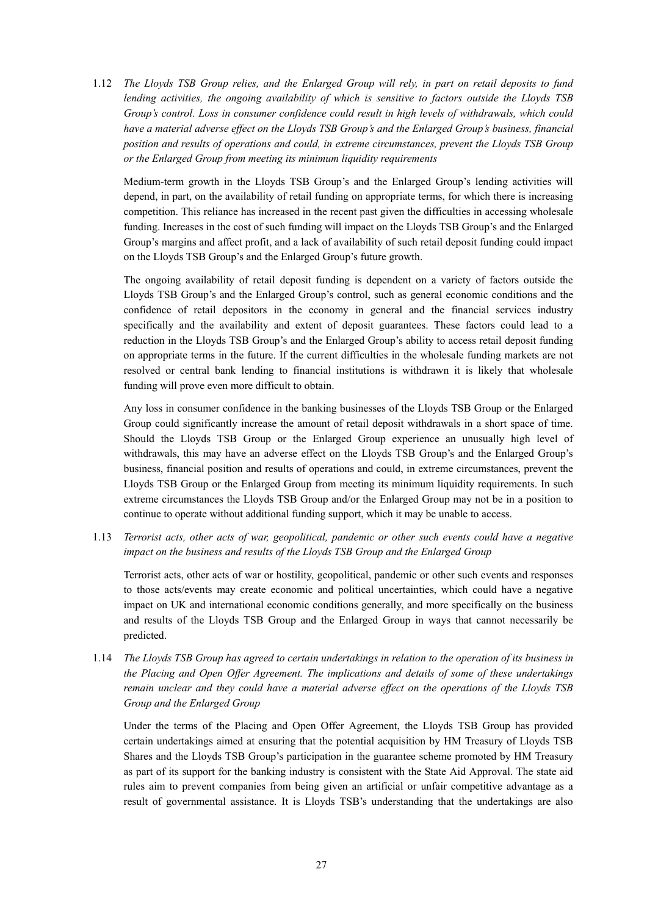1.12 *The Lloyds TSB Group relies, and the Enlarged Group will rely, in part on retail deposits to fund lending activities, the ongoing availability of which is sensitive to factors outside the Lloyds TSB Group's control. Loss in consumer confidence could result in high levels of withdrawals, which could have a material adverse effect on the Lloyds TSB Group's and the Enlarged Group's business, financial position and results of operations and could, in extreme circumstances, prevent the Lloyds TSB Group or the Enlarged Group from meeting its minimum liquidity requirements*

Medium-term growth in the Lloyds TSB Group's and the Enlarged Group's lending activities will depend, in part, on the availability of retail funding on appropriate terms, for which there is increasing competition. This reliance has increased in the recent past given the difficulties in accessing wholesale funding. Increases in the cost of such funding will impact on the Lloyds TSB Group's and the Enlarged Group's margins and affect profit, and a lack of availability of such retail deposit funding could impact on the Lloyds TSB Group's and the Enlarged Group's future growth.

The ongoing availability of retail deposit funding is dependent on a variety of factors outside the Lloyds TSB Group's and the Enlarged Group's control, such as general economic conditions and the confidence of retail depositors in the economy in general and the financial services industry specifically and the availability and extent of deposit guarantees. These factors could lead to a reduction in the Lloyds TSB Group's and the Enlarged Group's ability to access retail deposit funding on appropriate terms in the future. If the current difficulties in the wholesale funding markets are not resolved or central bank lending to financial institutions is withdrawn it is likely that wholesale funding will prove even more difficult to obtain.

Any loss in consumer confidence in the banking businesses of the Lloyds TSB Group or the Enlarged Group could significantly increase the amount of retail deposit withdrawals in a short space of time. Should the Lloyds TSB Group or the Enlarged Group experience an unusually high level of withdrawals, this may have an adverse effect on the Lloyds TSB Group's and the Enlarged Group's business, financial position and results of operations and could, in extreme circumstances, prevent the Lloyds TSB Group or the Enlarged Group from meeting its minimum liquidity requirements. In such extreme circumstances the Lloyds TSB Group and/or the Enlarged Group may not be in a position to continue to operate without additional funding support, which it may be unable to access.

1.13 *Terrorist acts, other acts of war, geopolitical, pandemic or other such events could have a negative impact on the business and results of the Lloyds TSB Group and the Enlarged Group*

Terrorist acts, other acts of war or hostility, geopolitical, pandemic or other such events and responses to those acts/events may create economic and political uncertainties, which could have a negative impact on UK and international economic conditions generally, and more specifically on the business and results of the Lloyds TSB Group and the Enlarged Group in ways that cannot necessarily be predicted.

1.14 *The Lloyds TSB Group has agreed to certain undertakings in relation to the operation of its business in the Placing and Open Offer Agreement. The implications and details of some of these undertakings remain unclear and they could have a material adverse effect on the operations of the Lloyds TSB Group and the Enlarged Group*

Under the terms of the Placing and Open Offer Agreement, the Lloyds TSB Group has provided certain undertakings aimed at ensuring that the potential acquisition by HM Treasury of Lloyds TSB Shares and the Lloyds TSB Group's participation in the guarantee scheme promoted by HM Treasury as part of its support for the banking industry is consistent with the State Aid Approval. The state aid rules aim to prevent companies from being given an artificial or unfair competitive advantage as a result of governmental assistance. It is Lloyds TSB's understanding that the undertakings are also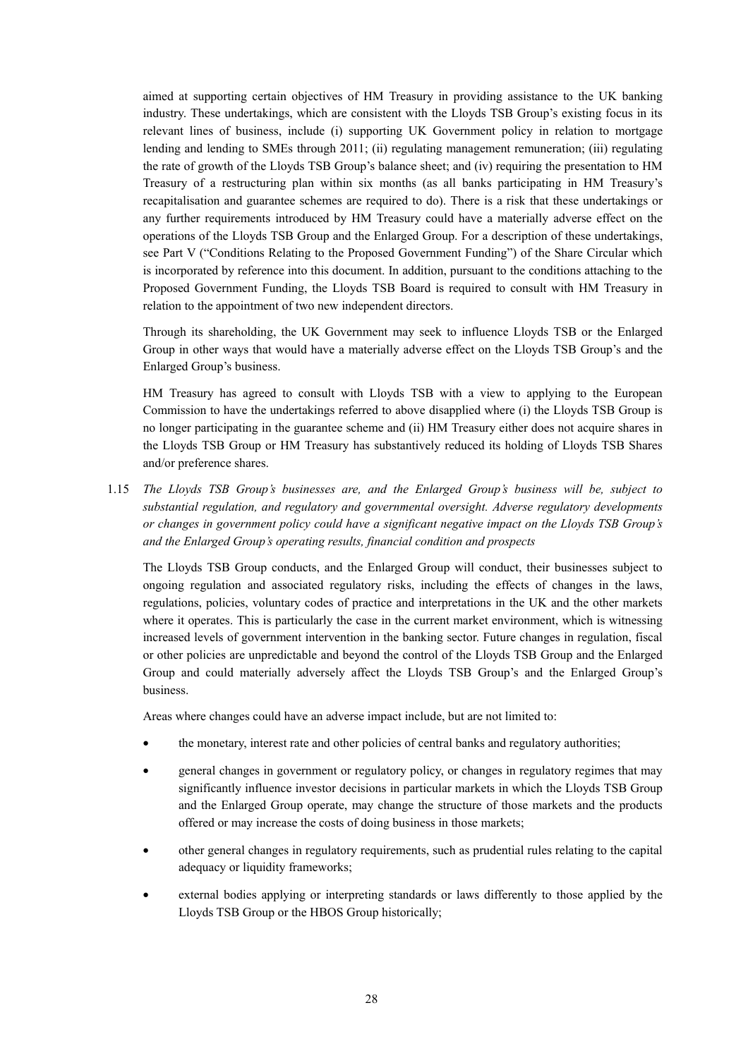aimed at supporting certain objectives of HM Treasury in providing assistance to the UK banking industry. These undertakings, which are consistent with the Lloyds TSB Group's existing focus in its relevant lines of business, include (i) supporting UK Government policy in relation to mortgage lending and lending to SMEs through 2011; (ii) regulating management remuneration; (iii) regulating the rate of growth of the Lloyds TSB Group's balance sheet; and (iv) requiring the presentation to HM Treasury of a restructuring plan within six months (as all banks participating in HM Treasury's recapitalisation and guarantee schemes are required to do). There is a risk that these undertakings or any further requirements introduced by HM Treasury could have a materially adverse effect on the operations of the Lloyds TSB Group and the Enlarged Group. For a description of these undertakings, see Part V ("Conditions Relating to the Proposed Government Funding") of the Share Circular which is incorporated by reference into this document. In addition, pursuant to the conditions attaching to the Proposed Government Funding, the Lloyds TSB Board is required to consult with HM Treasury in relation to the appointment of two new independent directors.

Through its shareholding, the UK Government may seek to influence Lloyds TSB or the Enlarged Group in other ways that would have a materially adverse effect on the Lloyds TSB Group's and the Enlarged Group's business.

HM Treasury has agreed to consult with Lloyds TSB with a view to applying to the European Commission to have the undertakings referred to above disapplied where (i) the Lloyds TSB Group is no longer participating in the guarantee scheme and (ii) HM Treasury either does not acquire shares in the Lloyds TSB Group or HM Treasury has substantively reduced its holding of Lloyds TSB Shares and/or preference shares.

1.15 *The Lloyds TSB Group's businesses are, and the Enlarged Group's business will be, subject to substantial regulation, and regulatory and governmental oversight. Adverse regulatory developments or changes in government policy could have a significant negative impact on the Lloyds TSB Group's and the Enlarged Group's operating results, financial condition and prospects*

The Lloyds TSB Group conducts, and the Enlarged Group will conduct, their businesses subject to ongoing regulation and associated regulatory risks, including the effects of changes in the laws, regulations, policies, voluntary codes of practice and interpretations in the UK and the other markets where it operates. This is particularly the case in the current market environment, which is witnessing increased levels of government intervention in the banking sector. Future changes in regulation, fiscal or other policies are unpredictable and beyond the control of the Lloyds TSB Group and the Enlarged Group and could materially adversely affect the Lloyds TSB Group's and the Enlarged Group's business.

Areas where changes could have an adverse impact include, but are not limited to:

- the monetary, interest rate and other policies of central banks and regulatory authorities;
- general changes in government or regulatory policy, or changes in regulatory regimes that may significantly influence investor decisions in particular markets in which the Lloyds TSB Group and the Enlarged Group operate, may change the structure of those markets and the products offered or may increase the costs of doing business in those markets;
- other general changes in regulatory requirements, such as prudential rules relating to the capital adequacy or liquidity frameworks;
- external bodies applying or interpreting standards or laws differently to those applied by the Lloyds TSB Group or the HBOS Group historically;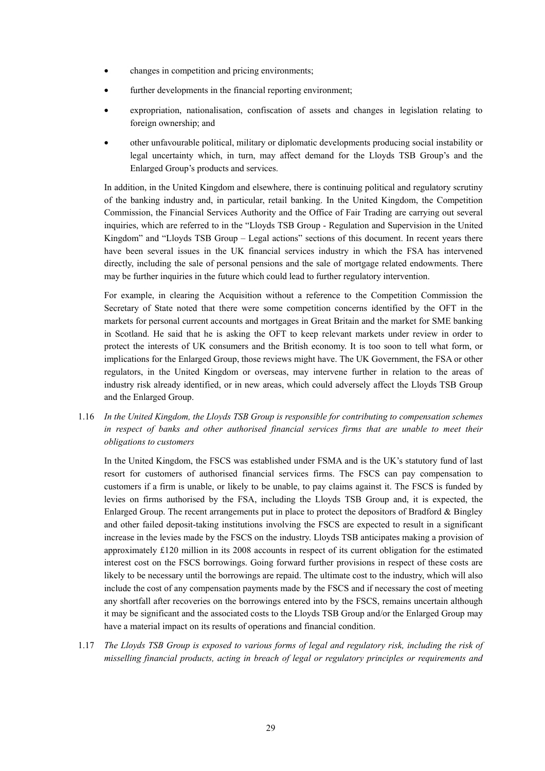- changes in competition and pricing environments;
- further developments in the financial reporting environment;
- expropriation, nationalisation, confiscation of assets and changes in legislation relating to foreign ownership; and
- other unfavourable political, military or diplomatic developments producing social instability or legal uncertainty which, in turn, may affect demand for the Lloyds TSB Group's and the Enlarged Group's products and services.

In addition, in the United Kingdom and elsewhere, there is continuing political and regulatory scrutiny of the banking industry and, in particular, retail banking. In the United Kingdom, the Competition Commission, the Financial Services Authority and the Office of Fair Trading are carrying out several inquiries, which are referred to in the "Lloyds TSB Group - Regulation and Supervision in the United Kingdom" and "Lloyds TSB Group – Legal actions" sections of this document. In recent years there have been several issues in the UK financial services industry in which the FSA has intervened directly, including the sale of personal pensions and the sale of mortgage related endowments. There may be further inquiries in the future which could lead to further regulatory intervention.

For example, in clearing the Acquisition without a reference to the Competition Commission the Secretary of State noted that there were some competition concerns identified by the OFT in the markets for personal current accounts and mortgages in Great Britain and the market for SME banking in Scotland. He said that he is asking the OFT to keep relevant markets under review in order to protect the interests of UK consumers and the British economy. It is too soon to tell what form, or implications for the Enlarged Group, those reviews might have. The UK Government, the FSA or other regulators, in the United Kingdom or overseas, may intervene further in relation to the areas of industry risk already identified, or in new areas, which could adversely affect the Lloyds TSB Group and the Enlarged Group.

1.16 *In the United Kingdom, the Lloyds TSB Group is responsible for contributing to compensation schemes in respect of banks and other authorised financial services firms that are unable to meet their obligations to customers*

In the United Kingdom, the FSCS was established under FSMA and is the UK's statutory fund of last resort for customers of authorised financial services firms. The FSCS can pay compensation to customers if a firm is unable, or likely to be unable, to pay claims against it. The FSCS is funded by levies on firms authorised by the FSA, including the Lloyds TSB Group and, it is expected, the Enlarged Group. The recent arrangements put in place to protect the depositors of Bradford & Bingley and other failed deposit-taking institutions involving the FSCS are expected to result in a significant increase in the levies made by the FSCS on the industry. Lloyds TSB anticipates making a provision of approximately £120 million in its 2008 accounts in respect of its current obligation for the estimated interest cost on the FSCS borrowings. Going forward further provisions in respect of these costs are likely to be necessary until the borrowings are repaid. The ultimate cost to the industry, which will also include the cost of any compensation payments made by the FSCS and if necessary the cost of meeting any shortfall after recoveries on the borrowings entered into by the FSCS, remains uncertain although it may be significant and the associated costs to the Lloyds TSB Group and/or the Enlarged Group may have a material impact on its results of operations and financial condition.

1.17 *The Lloyds TSB Group is exposed to various forms of legal and regulatory risk, including the risk of misselling financial products, acting in breach of legal or regulatory principles or requirements and*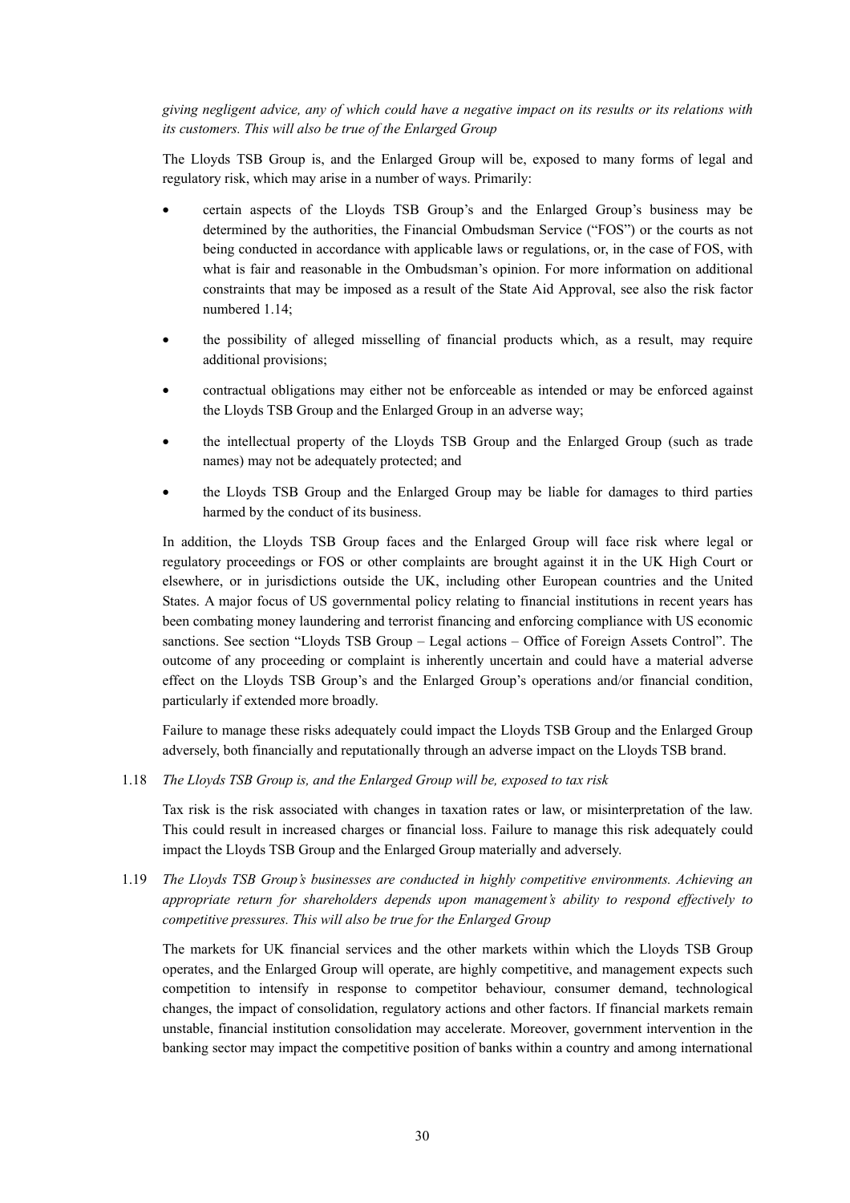*giving negligent advice, any of which could have a negative impact on its results or its relations with its customers. This will also be true of the Enlarged Group*

The Lloyds TSB Group is, and the Enlarged Group will be, exposed to many forms of legal and regulatory risk, which may arise in a number of ways. Primarily:

- certain aspects of the Lloyds TSB Group's and the Enlarged Group's business may be determined by the authorities, the Financial Ombudsman Service ("FOS") or the courts as not being conducted in accordance with applicable laws or regulations, or, in the case of FOS, with what is fair and reasonable in the Ombudsman's opinion. For more information on additional constraints that may be imposed as a result of the State Aid Approval, see also the risk factor numbered 1.14;
- the possibility of alleged misselling of financial products which, as a result, may require additional provisions;
- contractual obligations may either not be enforceable as intended or may be enforced against the Lloyds TSB Group and the Enlarged Group in an adverse way;
- the intellectual property of the Lloyds TSB Group and the Enlarged Group (such as trade names) may not be adequately protected; and
- the Lloyds TSB Group and the Enlarged Group may be liable for damages to third parties harmed by the conduct of its business.

In addition, the Lloyds TSB Group faces and the Enlarged Group will face risk where legal or regulatory proceedings or FOS or other complaints are brought against it in the UK High Court or elsewhere, or in jurisdictions outside the UK, including other European countries and the United States. A major focus of US governmental policy relating to financial institutions in recent years has been combating money laundering and terrorist financing and enforcing compliance with US economic sanctions. See section "Lloyds TSB Group – Legal actions – Office of Foreign Assets Control". The outcome of any proceeding or complaint is inherently uncertain and could have a material adverse effect on the Lloyds TSB Group's and the Enlarged Group's operations and/or financial condition, particularly if extended more broadly.

Failure to manage these risks adequately could impact the Lloyds TSB Group and the Enlarged Group adversely, both financially and reputationally through an adverse impact on the Lloyds TSB brand.

1.18 *The Lloyds TSB Group is, and the Enlarged Group will be, exposed to tax risk*

Tax risk is the risk associated with changes in taxation rates or law, or misinterpretation of the law. This could result in increased charges or financial loss. Failure to manage this risk adequately could impact the Lloyds TSB Group and the Enlarged Group materially and adversely.

1.19 *The Lloyds TSB Group's businesses are conducted in highly competitive environments. Achieving an appropriate return for shareholders depends upon management's ability to respond effectively to competitive pressures. This will also be true for the Enlarged Group*

The markets for UK financial services and the other markets within which the Lloyds TSB Group operates, and the Enlarged Group will operate, are highly competitive, and management expects such competition to intensify in response to competitor behaviour, consumer demand, technological changes, the impact of consolidation, regulatory actions and other factors. If financial markets remain unstable, financial institution consolidation may accelerate. Moreover, government intervention in the banking sector may impact the competitive position of banks within a country and among international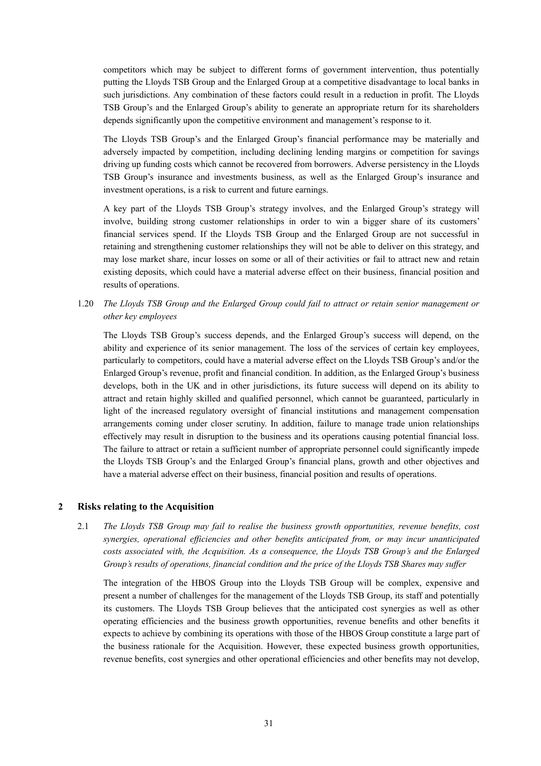competitors which may be subject to different forms of government intervention, thus potentially putting the Lloyds TSB Group and the Enlarged Group at a competitive disadvantage to local banks in such jurisdictions. Any combination of these factors could result in a reduction in profit. The Lloyds TSB Group's and the Enlarged Group's ability to generate an appropriate return for its shareholders depends significantly upon the competitive environment and management's response to it.

The Lloyds TSB Group's and the Enlarged Group's financial performance may be materially and adversely impacted by competition, including declining lending margins or competition for savings driving up funding costs which cannot be recovered from borrowers. Adverse persistency in the Lloyds TSB Group's insurance and investments business, as well as the Enlarged Group's insurance and investment operations, is a risk to current and future earnings.

A key part of the Lloyds TSB Group's strategy involves, and the Enlarged Group's strategy will involve, building strong customer relationships in order to win a bigger share of its customers' financial services spend. If the Lloyds TSB Group and the Enlarged Group are not successful in retaining and strengthening customer relationships they will not be able to deliver on this strategy, and may lose market share, incur losses on some or all of their activities or fail to attract new and retain existing deposits, which could have a material adverse effect on their business, financial position and results of operations.

1.20 *The Lloyds TSB Group and the Enlarged Group could fail to attract or retain senior management or other key employees*

The Lloyds TSB Group's success depends, and the Enlarged Group's success will depend, on the ability and experience of its senior management. The loss of the services of certain key employees, particularly to competitors, could have a material adverse effect on the Lloyds TSB Group's and/or the Enlarged Group's revenue, profit and financial condition. In addition, as the Enlarged Group's business develops, both in the UK and in other jurisdictions, its future success will depend on its ability to attract and retain highly skilled and qualified personnel, which cannot be guaranteed, particularly in light of the increased regulatory oversight of financial institutions and management compensation arrangements coming under closer scrutiny. In addition, failure to manage trade union relationships effectively may result in disruption to the business and its operations causing potential financial loss. The failure to attract or retain a sufficient number of appropriate personnel could significantly impede the Lloyds TSB Group's and the Enlarged Group's financial plans, growth and other objectives and have a material adverse effect on their business, financial position and results of operations.

## 2 Risks relating to the Acquisition

2.1 *The Lloyds TSB Group may fail to realise the business growth opportunities, revenue benefits, cost synergies, operational efficiencies and other benefits anticipated from, or may incur unanticipated costs associated with, the Acquisition. As a consequence, the Lloyds TSB Group's and the Enlarged Group's results of operations, financial condition and the price of the Lloyds TSB Shares may suffer*

The integration of the HBOS Group into the Lloyds TSB Group will be complex, expensive and present a number of challenges for the management of the Lloyds TSB Group, its staff and potentially its customers. The Lloyds TSB Group believes that the anticipated cost synergies as well as other operating efficiencies and the business growth opportunities, revenue benefits and other benefits it expects to achieve by combining its operations with those of the HBOS Group constitute a large part of the business rationale for the Acquisition. However, these expected business growth opportunities, revenue benefits, cost synergies and other operational efficiencies and other benefits may not develop,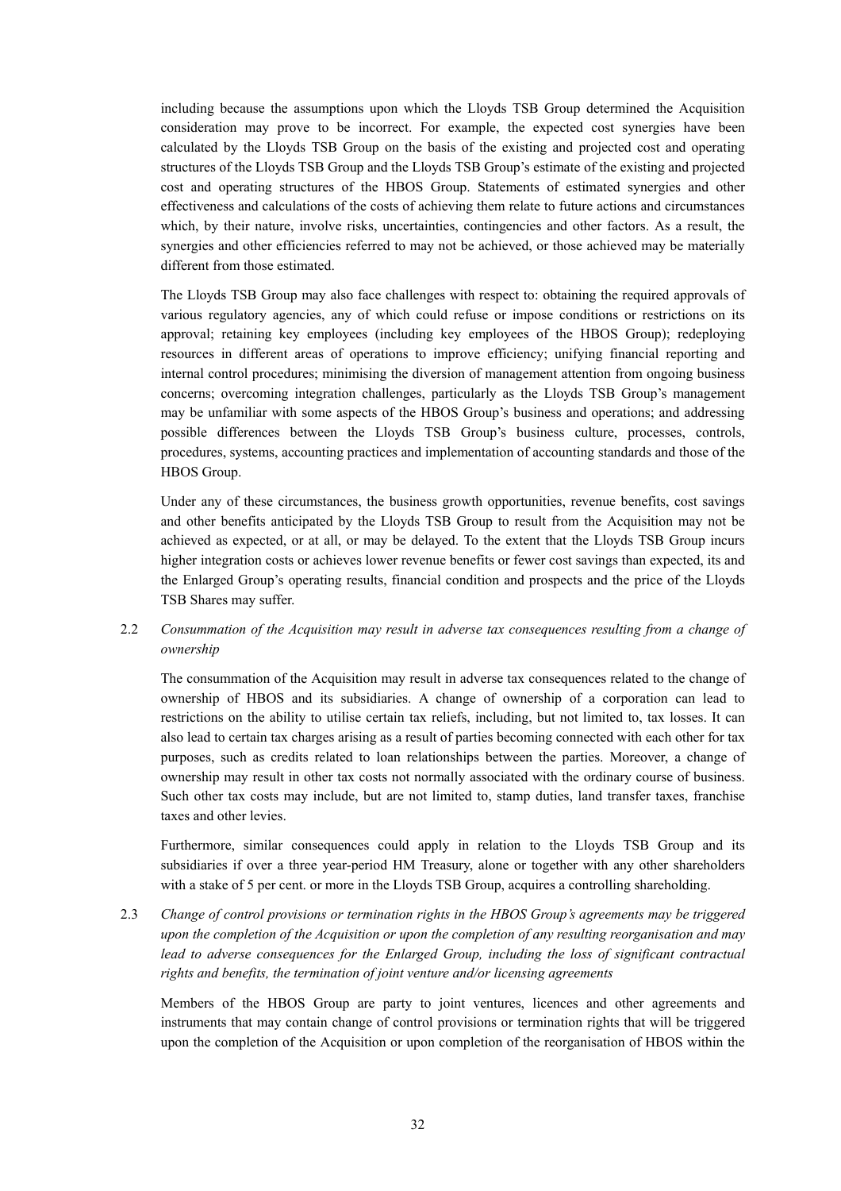including because the assumptions upon which the Lloyds TSB Group determined the Acquisition consideration may prove to be incorrect. For example, the expected cost synergies have been calculated by the Lloyds TSB Group on the basis of the existing and projected cost and operating structures of the Lloyds TSB Group and the Lloyds TSB Group's estimate of the existing and projected cost and operating structures of the HBOS Group. Statements of estimated synergies and other effectiveness and calculations of the costs of achieving them relate to future actions and circumstances which, by their nature, involve risks, uncertainties, contingencies and other factors. As a result, the synergies and other efficiencies referred to may not be achieved, or those achieved may be materially different from those estimated.

The Lloyds TSB Group may also face challenges with respect to: obtaining the required approvals of various regulatory agencies, any of which could refuse or impose conditions or restrictions on its approval; retaining key employees (including key employees of the HBOS Group); redeploying resources in different areas of operations to improve efficiency; unifying financial reporting and internal control procedures; minimising the diversion of management attention from ongoing business concerns; overcoming integration challenges, particularly as the Lloyds TSB Group's management may be unfamiliar with some aspects of the HBOS Group's business and operations; and addressing possible differences between the Lloyds TSB Group's business culture, processes, controls, procedures, systems, accounting practices and implementation of accounting standards and those of the HBOS Group.

Under any of these circumstances, the business growth opportunities, revenue benefits, cost savings and other benefits anticipated by the Lloyds TSB Group to result from the Acquisition may not be achieved as expected, or at all, or may be delayed. To the extent that the Lloyds TSB Group incurs higher integration costs or achieves lower revenue benefits or fewer cost savings than expected, its and the Enlarged Group's operating results, financial condition and prospects and the price of the Lloyds TSB Shares may suffer.

2.2 *Consummation of the Acquisition may result in adverse tax consequences resulting from a change of ownership*

The consummation of the Acquisition may result in adverse tax consequences related to the change of ownership of HBOS and its subsidiaries. A change of ownership of a corporation can lead to restrictions on the ability to utilise certain tax reliefs, including, but not limited to, tax losses. It can also lead to certain tax charges arising as a result of parties becoming connected with each other for tax purposes, such as credits related to loan relationships between the parties. Moreover, a change of ownership may result in other tax costs not normally associated with the ordinary course of business. Such other tax costs may include, but are not limited to, stamp duties, land transfer taxes, franchise taxes and other levies.

Furthermore, similar consequences could apply in relation to the Lloyds TSB Group and its subsidiaries if over a three year-period HM Treasury, alone or together with any other shareholders with a stake of 5 per cent. or more in the Lloyds TSB Group, acquires a controlling shareholding.

2.3 *Change of control provisions or termination rights in the HBOS Group's agreements may be triggered upon the completion of the Acquisition or upon the completion of any resulting reorganisation and may lead to adverse consequences for the Enlarged Group, including the loss of significant contractual rights and benefits, the termination of joint venture and/or licensing agreements*

Members of the HBOS Group are party to joint ventures, licences and other agreements and instruments that may contain change of control provisions or termination rights that will be triggered upon the completion of the Acquisition or upon completion of the reorganisation of HBOS within the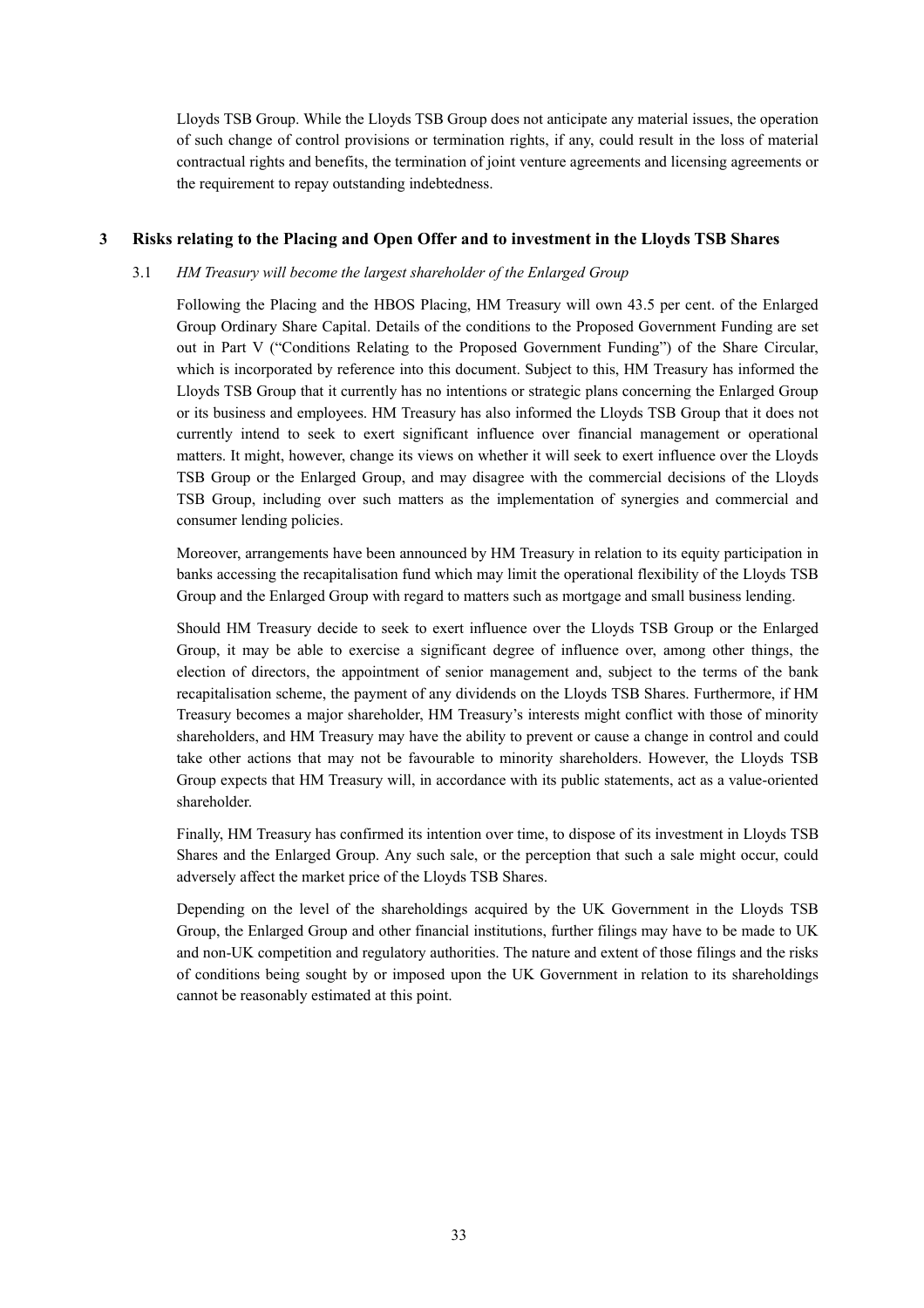Lloyds TSB Group. While the Lloyds TSB Group does not anticipate any material issues, the operation of such change of control provisions or termination rights, if any, could result in the loss of material contractual rights and benefits, the termination of joint venture agreements and licensing agreements or the requirement to repay outstanding indebtedness.

## 3 Risks relating to the Placing and Open Offer and to investment in the Lloyds TSB Shares

### 3.1 *HM Treasury will become the largest shareholder of the Enlarged Group*

Following the Placing and the HBOS Placing, HM Treasury will own 43.5 per cent. of the Enlarged Group Ordinary Share Capital. Details of the conditions to the Proposed Government Funding are set out in Part V ("Conditions Relating to the Proposed Government Funding") of the Share Circular, which is incorporated by reference into this document. Subject to this, HM Treasury has informed the Lloyds TSB Group that it currently has no intentions or strategic plans concerning the Enlarged Group or its business and employees. HM Treasury has also informed the Lloyds TSB Group that it does not currently intend to seek to exert significant influence over financial management or operational matters. It might, however, change its views on whether it will seek to exert influence over the Lloyds TSB Group or the Enlarged Group, and may disagree with the commercial decisions of the Lloyds TSB Group, including over such matters as the implementation of synergies and commercial and consumer lending policies.

Moreover, arrangements have been announced by HM Treasury in relation to its equity participation in banks accessing the recapitalisation fund which may limit the operational flexibility of the Lloyds TSB Group and the Enlarged Group with regard to matters such as mortgage and small business lending.

Should HM Treasury decide to seek to exert influence over the Lloyds TSB Group or the Enlarged Group, it may be able to exercise a significant degree of influence over, among other things, the election of directors, the appointment of senior management and, subject to the terms of the bank recapitalisation scheme, the payment of any dividends on the Lloyds TSB Shares. Furthermore, if HM Treasury becomes a major shareholder, HM Treasury's interests might conflict with those of minority shareholders, and HM Treasury may have the ability to prevent or cause a change in control and could take other actions that may not be favourable to minority shareholders. However, the Lloyds TSB Group expects that HM Treasury will, in accordance with its public statements, act as a value-oriented shareholder.

Finally, HM Treasury has confirmed its intention over time, to dispose of its investment in Lloyds TSB Shares and the Enlarged Group. Any such sale, or the perception that such a sale might occur, could adversely affect the market price of the Lloyds TSB Shares.

Depending on the level of the shareholdings acquired by the UK Government in the Lloyds TSB Group, the Enlarged Group and other financial institutions, further filings may have to be made to UK and non-UK competition and regulatory authorities. The nature and extent of those filings and the risks of conditions being sought by or imposed upon the UK Government in relation to its shareholdings cannot be reasonably estimated at this point.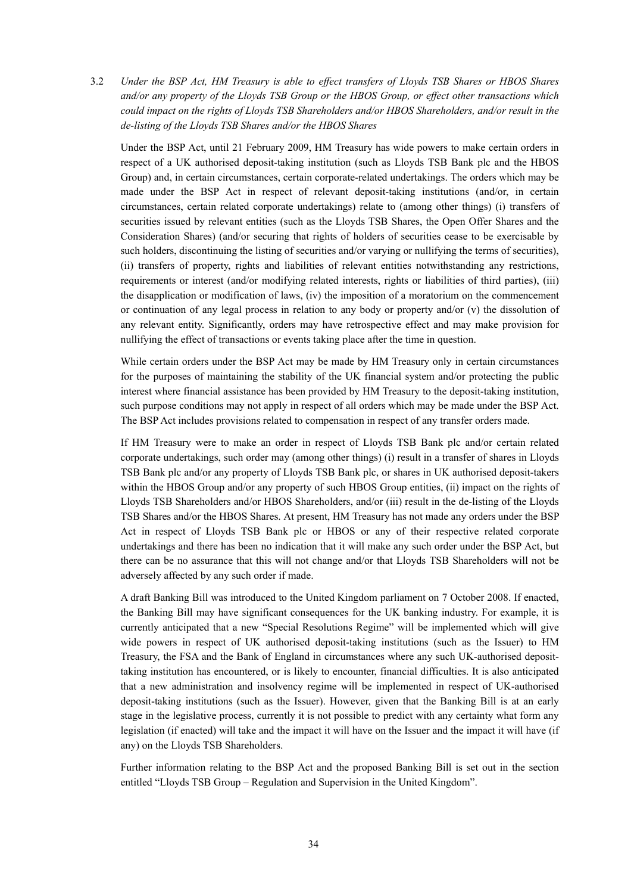3.2 *Under the BSP Act, HM Treasury is able to effect transfers of Lloyds TSB Shares or HBOS Shares and/or any property of the Lloyds TSB Group or the HBOS Group, or effect other transactions which could impact on the rights of Lloyds TSB Shareholders and/or HBOS Shareholders, and/or result in the de-listing of the Lloyds TSB Shares and/or the HBOS Shares*

Under the BSP Act, until 21 February 2009, HM Treasury has wide powers to make certain orders in respect of a UK authorised deposit-taking institution (such as Lloyds TSB Bank plc and the HBOS Group) and, in certain circumstances, certain corporate-related undertakings. The orders which may be made under the BSP Act in respect of relevant deposit-taking institutions (and/or, in certain circumstances, certain related corporate undertakings) relate to (among other things) (i) transfers of securities issued by relevant entities (such as the Lloyds TSB Shares, the Open Offer Shares and the Consideration Shares) (and/or securing that rights of holders of securities cease to be exercisable by such holders, discontinuing the listing of securities and/or varying or nullifying the terms of securities), (ii) transfers of property, rights and liabilities of relevant entities notwithstanding any restrictions, requirements or interest (and/or modifying related interests, rights or liabilities of third parties), (iii) the disapplication or modification of laws, (iv) the imposition of a moratorium on the commencement or continuation of any legal process in relation to any body or property and/or (v) the dissolution of any relevant entity. Significantly, orders may have retrospective effect and may make provision for nullifying the effect of transactions or events taking place after the time in question.

While certain orders under the BSP Act may be made by HM Treasury only in certain circumstances for the purposes of maintaining the stability of the UK financial system and/or protecting the public interest where financial assistance has been provided by HM Treasury to the deposit-taking institution, such purpose conditions may not apply in respect of all orders which may be made under the BSP Act. The BSP Act includes provisions related to compensation in respect of any transfer orders made.

If HM Treasury were to make an order in respect of Lloyds TSB Bank plc and/or certain related corporate undertakings, such order may (among other things) (i) result in a transfer of shares in Lloyds TSB Bank plc and/or any property of Lloyds TSB Bank plc, or shares in UK authorised deposit-takers within the HBOS Group and/or any property of such HBOS Group entities, (ii) impact on the rights of Lloyds TSB Shareholders and/or HBOS Shareholders, and/or (iii) result in the de-listing of the Lloyds TSB Shares and/or the HBOS Shares. At present, HM Treasury has not made any orders under the BSP Act in respect of Lloyds TSB Bank plc or HBOS or any of their respective related corporate undertakings and there has been no indication that it will make any such order under the BSP Act, but there can be no assurance that this will not change and/or that Lloyds TSB Shareholders will not be adversely affected by any such order if made.

A draft Banking Bill was introduced to the United Kingdom parliament on 7 October 2008. If enacted, the Banking Bill may have significant consequences for the UK banking industry. For example, it is currently anticipated that a new "Special Resolutions Regime" will be implemented which will give wide powers in respect of UK authorised deposit-taking institutions (such as the Issuer) to HM Treasury, the FSA and the Bank of England in circumstances where any such UK-authorised deposit-taking institution has encountered, or is likely to encounter, financial difficulties. It is also anticipated that a new administration and insolvency regime will be implemented in respect of UK-authorised deposit-taking institutions (such as the Issuer). However, given that the Banking Bill is at an early stage in the legislative process, currently it is not possible to predict with any certainty what form any legislation (if enacted) will take and the impact it will have on the Issuer and the impact it will have (if any) on the Lloyds TSB Shareholders.

Further information relating to the BSP Act and the proposed Banking Bill is set out in the section entitled "Lloyds TSB Group – Regulation and Supervision in the United Kingdom".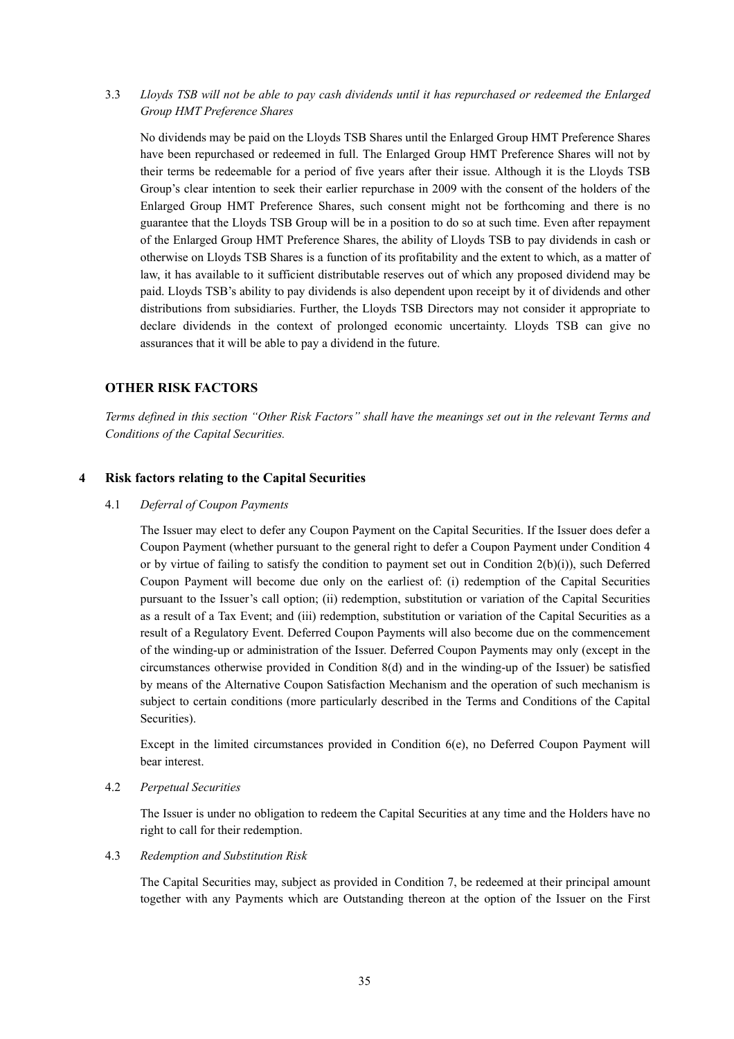3.3 *Lloyds TSB will not be able to pay cash dividends until it has repurchased or redeemed the Enlarged Group HMT Preference Shares*

No dividends may be paid on the Lloyds TSB Shares until the Enlarged Group HMT Preference Shares have been repurchased or redeemed in full. The Enlarged Group HMT Preference Shares will not by their terms be redeemable for a period of five years after their issue. Although it is the Lloyds TSB Group's clear intention to seek their earlier repurchase in 2009 with the consent of the holders of the Enlarged Group HMT Preference Shares, such consent might not be forthcoming and there is no guarantee that the Lloyds TSB Group will be in a position to do so at such time. Even after repayment of the Enlarged Group HMT Preference Shares, the ability of Lloyds TSB to pay dividends in cash or otherwise on Lloyds TSB Shares is a function of its profitability and the extent to which, as a matter of law, it has available to it sufficient distributable reserves out of which any proposed dividend may be paid. Lloyds TSB's ability to pay dividends is also dependent upon receipt by it of dividends and other distributions from subsidiaries. Further, the Lloyds TSB Directors may not consider it appropriate to declare dividends in the context of prolonged economic uncertainty. Lloyds TSB can give no assurances that it will be able to pay a dividend in the future.

## OTHER RISK FACTORS

*Terms defined in this section "Other Risk Factors" shall have the meanings set out in the relevant Terms and Conditions of the Capital Securities.*

### 4 Risk factors relating to the Capital Securities

4.1 *Deferral of Coupon Payments*

The Issuer may elect to defer any Coupon Payment on the Capital Securities. If the Issuer does defer a Coupon Payment (whether pursuant to the general right to defer a Coupon Payment under Condition 4 or by virtue of failing to satisfy the condition to payment set out in Condition 2(b)(i)), such Deferred Coupon Payment will become due only on the earliest of: (i) redemption of the Capital Securities pursuant to the Issuer's call option; (ii) redemption, substitution or variation of the Capital Securities as a result of a Tax Event; and (iii) redemption, substitution or variation of the Capital Securities as a result of a Regulatory Event. Deferred Coupon Payments will also become due on the commencement of the winding-up or administration of the Issuer. Deferred Coupon Payments may only (except in the circumstances otherwise provided in Condition 8(d) and in the winding-up of the Issuer) be satisfied by means of the Alternative Coupon Satisfaction Mechanism and the operation of such mechanism is subject to certain conditions (more particularly described in the Terms and Conditions of the Capital Securities).

Except in the limited circumstances provided in Condition 6(e), no Deferred Coupon Payment will bear interest.

4.2 *Perpetual Securities*

The Issuer is under no obligation to redeem the Capital Securities at any time and the Holders have no right to call for their redemption.

4.3 *Redemption and Substitution Risk*

The Capital Securities may, subject as provided in Condition 7, be redeemed at their principal amount together with any Payments which are Outstanding thereon at the option of the Issuer on the First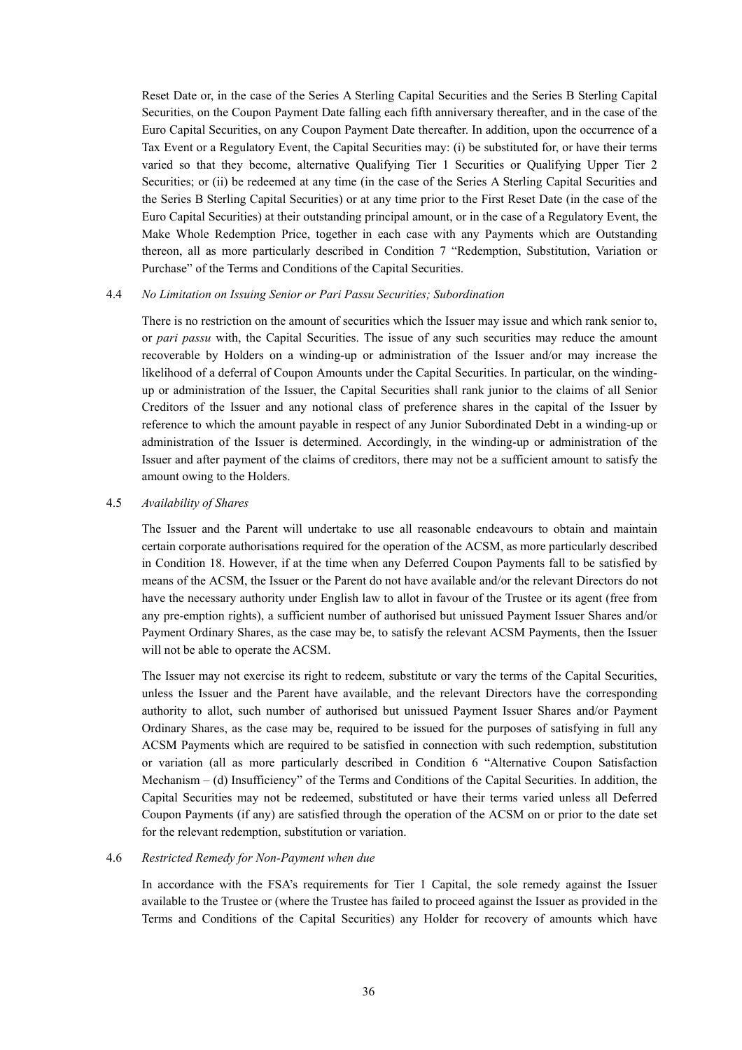Reset Date or, in the case of the Series A Sterling Capital Securities and the Series B Sterling Capital Securities, on the Coupon Payment Date falling each fifth anniversary thereafter, and in the case of the Euro Capital Securities, on any Coupon Payment Date thereafter. In addition, upon the occurrence of a Tax Event or a Regulatory Event, the Capital Securities may: (i) be substituted for, or have their terms varied so that they become, alternative Qualifying Tier 1 Securities or Qualifying Upper Tier 2 Securities; or (ii) be redeemed at any time (in the case of the Series A Sterling Capital Securities and the Series B Sterling Capital Securities) or at any time prior to the First Reset Date (in the case of the Euro Capital Securities) at their outstanding principal amount, or in the case of a Regulatory Event, the Make Whole Redemption Price, together in each case with any Payments which are Outstanding thereon, all as more particularly described in Condition 7 "Redemption, Substitution, Variation or Purchase" of the Terms and Conditions of the Capital Securities.

4.4 *No Limitation on Issuing Senior or Pari Passu Securities; Subordination*

There is no restriction on the amount of securities which the Issuer may issue and which rank senior to, or *pari passu* with, the Capital Securities. The issue of any such securities may reduce the amount recoverable by Holders on a winding-up or administration of the Issuer and/or may increase the likelihood of a deferral of Coupon Amounts under the Capital Securities. In particular, on the winding-up or administration of the Issuer, the Capital Securities shall rank junior to the claims of all Senior Creditors of the Issuer and any notional class of preference shares in the capital of the Issuer by reference to which the amount payable in respect of any Junior Subordinated Debt in a winding-up or administration of the Issuer is determined. Accordingly, in the winding-up or administration of the Issuer and after payment of the claims of creditors, there may not be a sufficient amount to satisfy the amount owing to the Holders.

4.5 *Availability of Shares*

The Issuer and the Parent will undertake to use all reasonable endeavours to obtain and maintain certain corporate authorisations required for the operation of the ACSM, as more particularly described in Condition 18. However, if at the time when any Deferred Coupon Payments fall to be satisfied by means of the ACSM, the Issuer or the Parent do not have available and/or the relevant Directors do not have the necessary authority under English law to allot in favour of the Trustee or its agent (free from any pre-emption rights), a sufficient number of authorised but unissued Payment Issuer Shares and/or Payment Ordinary Shares, as the case may be, to satisfy the relevant ACSM Payments, then the Issuer will not be able to operate the ACSM.

The Issuer may not exercise its right to redeem, substitute or vary the terms of the Capital Securities, unless the Issuer and the Parent have available, and the relevant Directors have the corresponding authority to allot, such number of authorised but unissued Payment Issuer Shares and/or Payment Ordinary Shares, as the case may be, required to be issued for the purposes of satisfying in full any ACSM Payments which are required to be satisfied in connection with such redemption, substitution or variation (all as more particularly described in Condition 6 "Alternative Coupon Satisfaction Mechanism – (d) Insufficiency" of the Terms and Conditions of the Capital Securities. In addition, the Capital Securities may not be redeemed, substituted or have their terms varied unless all Deferred Coupon Payments (if any) are satisfied through the operation of the ACSM on or prior to the date set for the relevant redemption, substitution or variation.

4.6 *Restricted Remedy for Non-Payment when due*

In accordance with the FSA's requirements for Tier 1 Capital, the sole remedy against the Issuer available to the Trustee or (where the Trustee has failed to proceed against the Issuer as provided in the Terms and Conditions of the Capital Securities) any Holder for recovery of amounts which have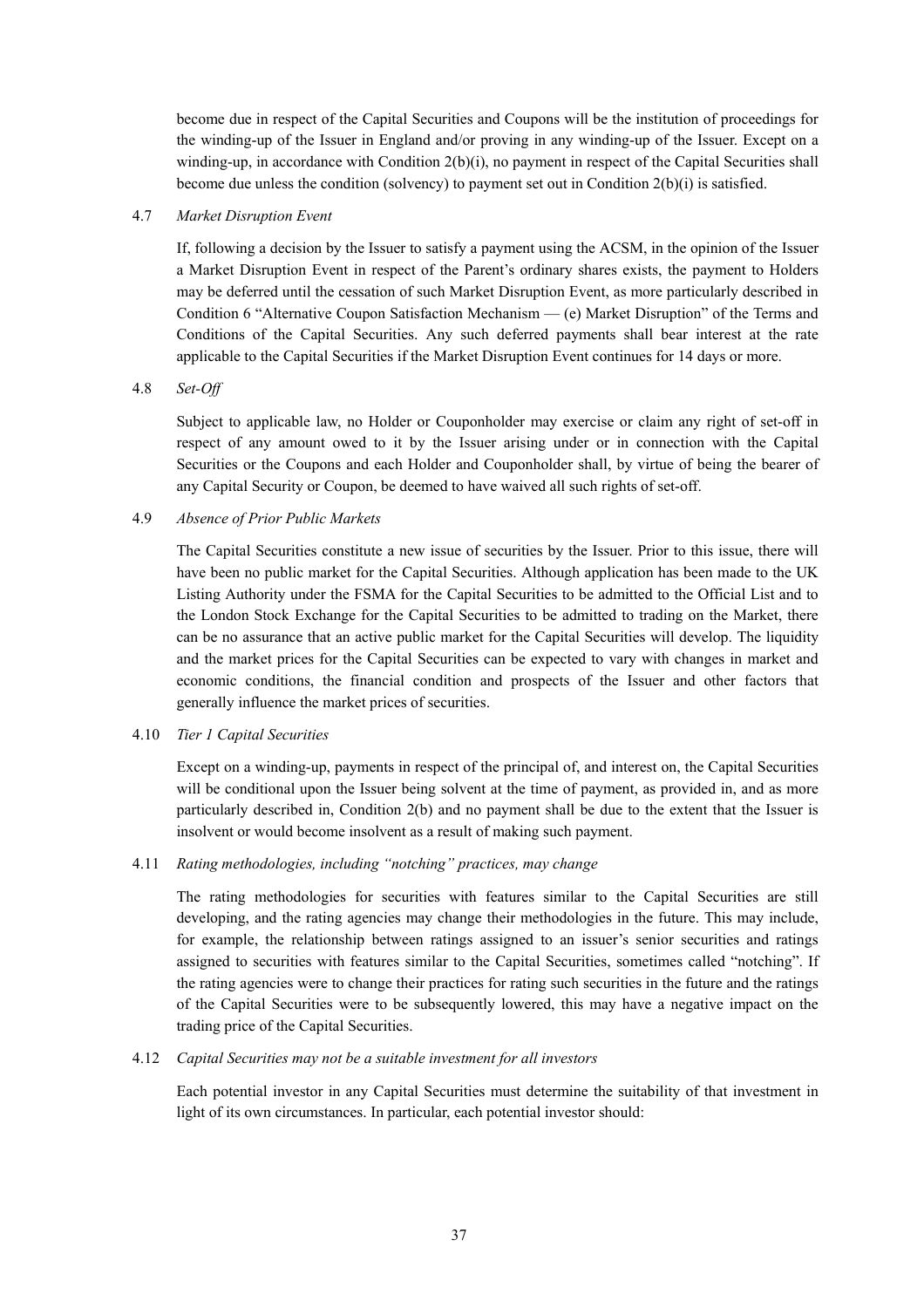become due in respect of the Capital Securities and Coupons will be the institution of proceedings for the winding-up of the Issuer in England and/or proving in any winding-up of the Issuer. Except on a winding-up, in accordance with Condition 2(b)(i), no payment in respect of the Capital Securities shall become due unless the condition (solvency) to payment set out in Condition 2(b)(i) is satisfied.

4.7 *Market Disruption Event*

If, following a decision by the Issuer to satisfy a payment using the ACSM, in the opinion of the Issuer a Market Disruption Event in respect of the Parent's ordinary shares exists, the payment to Holders may be deferred until the cessation of such Market Disruption Event, as more particularly described in Condition 6 "Alternative Coupon Satisfaction Mechanism — (e) Market Disruption" of the Terms and Conditions of the Capital Securities. Any such deferred payments shall bear interest at the rate applicable to the Capital Securities if the Market Disruption Event continues for 14 days or more.

4.8 *Set-Off*

Subject to applicable law, no Holder or Couponholder may exercise or claim any right of set-off in respect of any amount owed to it by the Issuer arising under or in connection with the Capital Securities or the Coupons and each Holder and Couponholder shall, by virtue of being the bearer of any Capital Security or Coupon, be deemed to have waived all such rights of set-off.

4.9 *Absence of Prior Public Markets*

The Capital Securities constitute a new issue of securities by the Issuer. Prior to this issue, there will have been no public market for the Capital Securities. Although application has been made to the UK Listing Authority under the FSMA for the Capital Securities to be admitted to the Official List and to the London Stock Exchange for the Capital Securities to be admitted to trading on the Market, there can be no assurance that an active public market for the Capital Securities will develop. The liquidity and the market prices for the Capital Securities can be expected to vary with changes in market and economic conditions, the financial condition and prospects of the Issuer and other factors that generally influence the market prices of securities.

4.10 *Tier 1 Capital Securities*

Except on a winding-up, payments in respect of the principal of, and interest on, the Capital Securities will be conditional upon the Issuer being solvent at the time of payment, as provided in, and as more particularly described in, Condition 2(b) and no payment shall be due to the extent that the Issuer is insolvent or would become insolvent as a result of making such payment.

4.11 *Rating methodologies, including "notching" practices, may change*

The rating methodologies for securities with features similar to the Capital Securities are still developing, and the rating agencies may change their methodologies in the future. This may include, for example, the relationship between ratings assigned to an issuer's senior securities and ratings assigned to securities with features similar to the Capital Securities, sometimes called "notching". If the rating agencies were to change their practices for rating such securities in the future and the ratings of the Capital Securities were to be subsequently lowered, this may have a negative impact on the trading price of the Capital Securities.

4.12 *Capital Securities may not be a suitable investment for all investors*

Each potential investor in any Capital Securities must determine the suitability of that investment in light of its own circumstances. In particular, each potential investor should: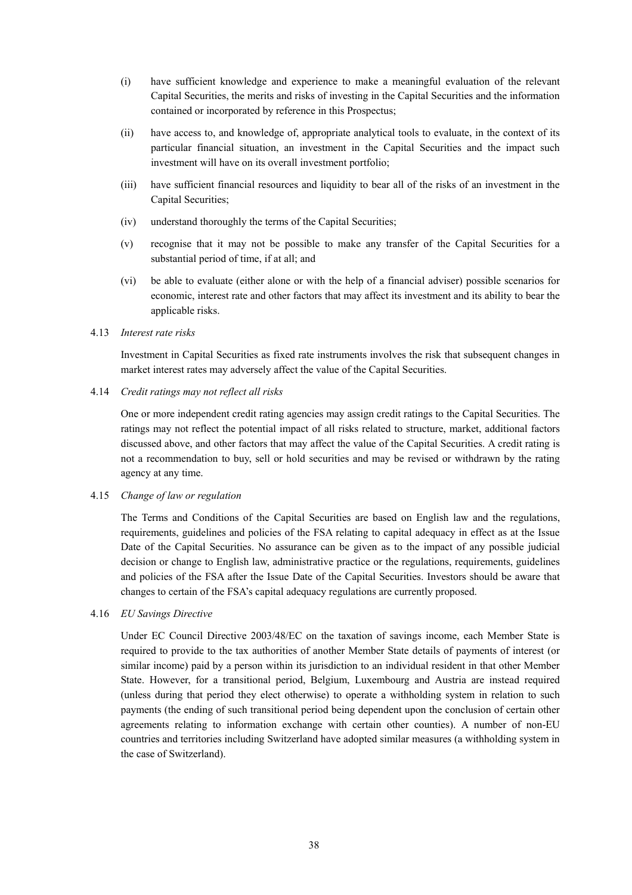(i) have sufficient knowledge and experience to make a meaningful evaluation of the relevant Capital Securities, the merits and risks of investing in the Capital Securities and the information contained or incorporated by reference in this Prospectus;

(ii) have access to, and knowledge of, appropriate analytical tools to evaluate, in the context of its particular financial situation, an investment in the Capital Securities and the impact such investment will have on its overall investment portfolio;

(iii) have sufficient financial resources and liquidity to bear all of the risks of an investment in the Capital Securities;

(iv) understand thoroughly the terms of the Capital Securities;

(v) recognise that it may not be possible to make any transfer of the Capital Securities for a substantial period of time, if at all; and

(vi) be able to evaluate (either alone or with the help of a financial adviser) possible scenarios for economic, interest rate and other factors that may affect its investment and its ability to bear the applicable risks.

4.13 *Interest rate risks*

Investment in Capital Securities as fixed rate instruments involves the risk that subsequent changes in market interest rates may adversely affect the value of the Capital Securities.

4.14 *Credit ratings may not reflect all risks*

One or more independent credit rating agencies may assign credit ratings to the Capital Securities. The ratings may not reflect the potential impact of all risks related to structure, market, additional factors discussed above, and other factors that may affect the value of the Capital Securities. A credit rating is not a recommendation to buy, sell or hold securities and may be revised or withdrawn by the rating agency at any time.

4.15 *Change of law or regulation*

The Terms and Conditions of the Capital Securities are based on English law and the regulations, requirements, guidelines and policies of the FSA relating to capital adequacy in effect as at the Issue Date of the Capital Securities. No assurance can be given as to the impact of any possible judicial decision or change to English law, administrative practice or the regulations, requirements, guidelines and policies of the FSA after the Issue Date of the Capital Securities. Investors should be aware that changes to certain of the FSA's capital adequacy regulations are currently proposed.

4.16 *EU Savings Directive*

Under EC Council Directive 2003/48/EC on the taxation of savings income, each Member State is required to provide to the tax authorities of another Member State details of payments of interest (or similar income) paid by a person within its jurisdiction to an individual resident in that other Member State. However, for a transitional period, Belgium, Luxembourg and Austria are instead required (unless during that period they elect otherwise) to operate a withholding system in relation to such payments (the ending of such transitional period being dependent upon the conclusion of certain other agreements relating to information exchange with certain other counties). A number of non-EU countries and territories including Switzerland have adopted similar measures (a withholding system in the case of Switzerland).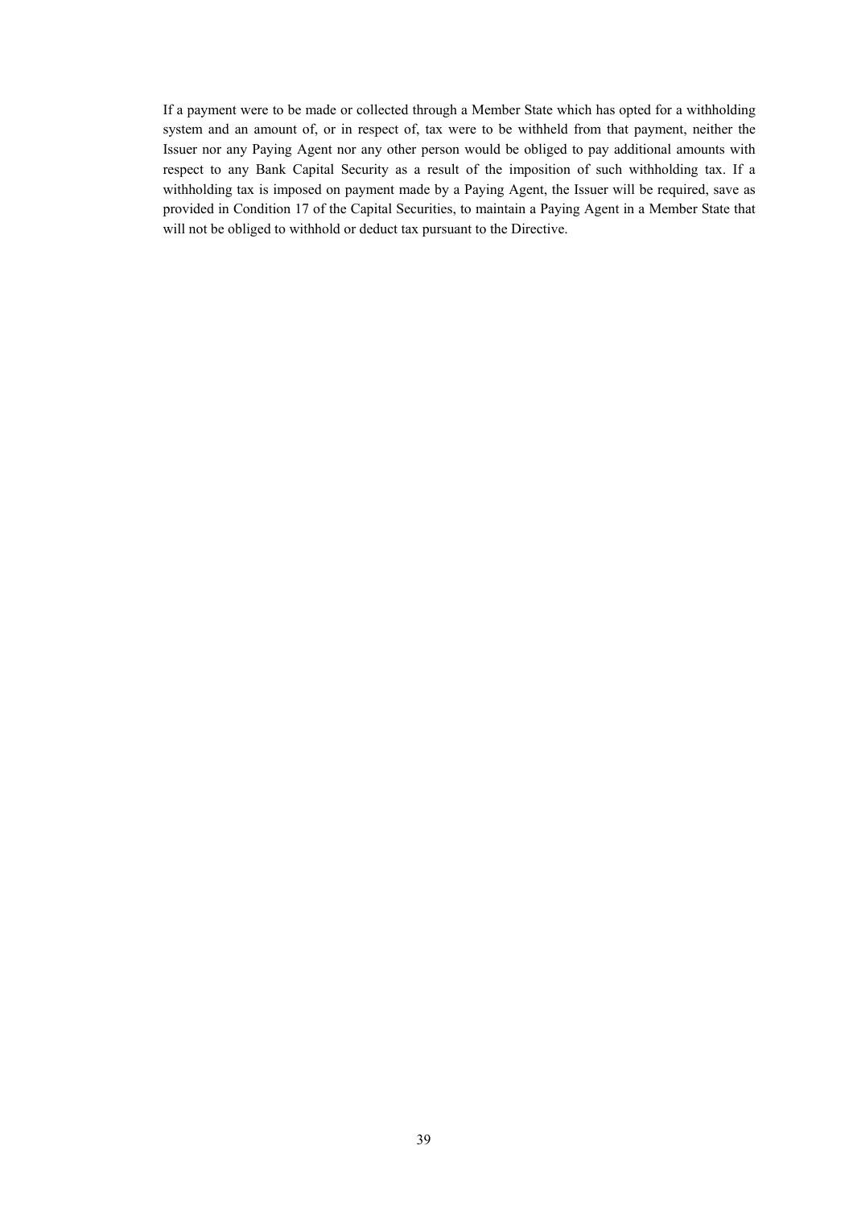If a payment were to be made or collected through a Member State which has opted for a withholding system and an amount of, or in respect of, tax were to be withheld from that payment, neither the Issuer nor any Paying Agent nor any other person would be obliged to pay additional amounts with respect to any Bank Capital Security as a result of the imposition of such withholding tax. If a withholding tax is imposed on payment made by a Paying Agent, the Issuer will be required, save as provided in Condition 17 of the Capital Securities, to maintain a Paying Agent in a Member State that will not be obliged to withhold or deduct tax pursuant to the Directive.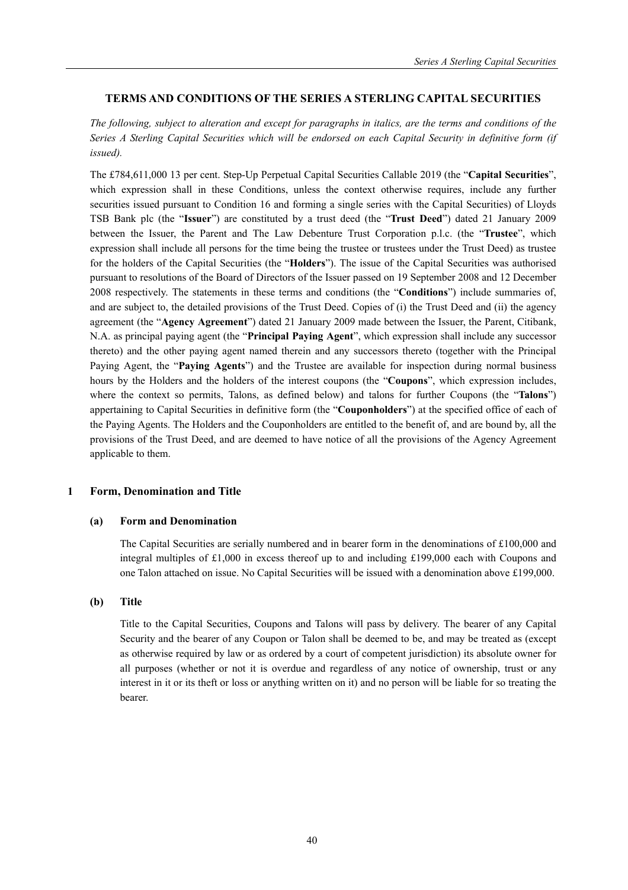## TERMS AND CONDITIONS OF THE SERIES A STERLING CAPITAL SECURITIES

*The following, subject to alteration and except for paragraphs in italics, are the terms and conditions of the Series A Sterling Capital Securities which will be endorsed on each Capital Security in definitive form (if issued).*

The £784,611,000 13 per cent. Step-Up Perpetual Capital Securities Callable 2019 (the "**Capital Securities**", which expression shall in these Conditions, unless the context otherwise requires, include any further securities issued pursuant to Condition 16 and forming a single series with the Capital Securities) of Lloyds TSB Bank plc (the "**Issuer**") are constituted by a trust deed (the "**Trust Deed**") dated 21 January 2009 between the Issuer, the Parent and The Law Debenture Trust Corporation p.l.c. (the "**Trustee**", which expression shall include all persons for the time being the trustee or trustees under the Trust Deed) as trustee for the holders of the Capital Securities (the "**Holders**"). The issue of the Capital Securities was authorised pursuant to resolutions of the Board of Directors of the Issuer passed on 19 September 2008 and 12 December 2008 respectively. The statements in these terms and conditions (the "**Conditions**") include summaries of, and are subject to, the detailed provisions of the Trust Deed. Copies of (i) the Trust Deed and (ii) the agency agreement (the "**Agency Agreement**") dated 21 January 2009 made between the Issuer, the Parent, Citibank, N.A. as principal paying agent (the "**Principal Paying Agent**", which expression shall include any successor thereto) and the other paying agent named therein and any successors thereto (together with the Principal Paying Agent, the "**Paying Agents**") and the Trustee are available for inspection during normal business hours by the Holders and the holders of the interest coupons (the "**Coupons**", which expression includes, where the context so permits, Talons, as defined below) and talons for further Coupons (the "**Talons**") appertaining to Capital Securities in definitive form (the "**Couponholders**") at the specified office of each of the Paying Agents. The Holders and the Couponholders are entitled to the benefit of, and are bound by, all the provisions of the Trust Deed, and are deemed to have notice of all the provisions of the Agency Agreement applicable to them.

### 1 Form, Denomination and Title

#### (a) Form and Denomination

The Capital Securities are serially numbered and in bearer form in the denominations of £100,000 and integral multiples of £1,000 in excess thereof up to and including £199,000 each with Coupons and one Talon attached on issue. No Capital Securities will be issued with a denomination above £199,000.

#### (b) Title

Title to the Capital Securities, Coupons and Talons will pass by delivery. The bearer of any Capital Security and the bearer of any Coupon or Talon shall be deemed to be, and may be treated as (except as otherwise required by law or as ordered by a court of competent jurisdiction) its absolute owner for all purposes (whether or not it is overdue and regardless of any notice of ownership, trust or any interest in it or its theft or loss or anything written on it) and no person will be liable for so treating the bearer.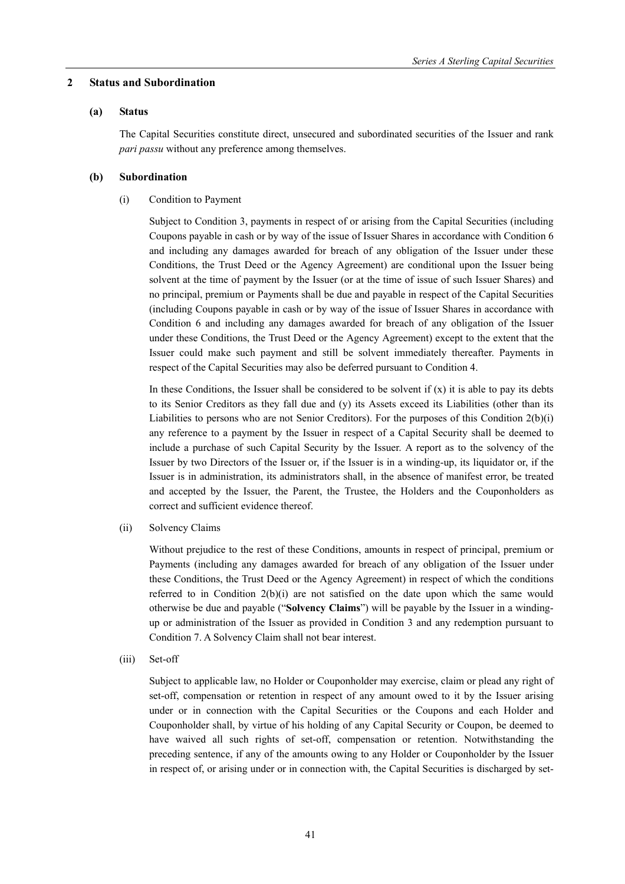## 2 Status and Subordination

### (a) Status

The Capital Securities constitute direct, unsecured and subordinated securities of the Issuer and rank *pari passu* without any preference among themselves.

### (b) Subordination

(i) Condition to Payment

Subject to Condition 3, payments in respect of or arising from the Capital Securities (including Coupons payable in cash or by way of the issue of Issuer Shares in accordance with Condition 6 and including any damages awarded for breach of any obligation of the Issuer under these Conditions, the Trust Deed or the Agency Agreement) are conditional upon the Issuer being solvent at the time of payment by the Issuer (or at the time of issue of such Issuer Shares) and no principal, premium or Payments shall be due and payable in respect of the Capital Securities (including Coupons payable in cash or by way of the issue of Issuer Shares in accordance with Condition 6 and including any damages awarded for breach of any obligation of the Issuer under these Conditions, the Trust Deed or the Agency Agreement) except to the extent that the Issuer could make such payment and still be solvent immediately thereafter. Payments in respect of the Capital Securities may also be deferred pursuant to Condition 4.

In these Conditions, the Issuer shall be considered to be solvent if (x) it is able to pay its debts to its Senior Creditors as they fall due and (y) its Assets exceed its Liabilities (other than its Liabilities to persons who are not Senior Creditors). For the purposes of this Condition 2(b)(i) any reference to a payment by the Issuer in respect of a Capital Security shall be deemed to include a purchase of such Capital Security by the Issuer. A report as to the solvency of the Issuer by two Directors of the Issuer or, if the Issuer is in a winding-up, its liquidator or, if the Issuer is in administration, its administrators shall, in the absence of manifest error, be treated and accepted by the Issuer, the Parent, the Trustee, the Holders and the Couponholders as correct and sufficient evidence thereof.

(ii) Solvency Claims

Without prejudice to the rest of these Conditions, amounts in respect of principal, premium or Payments (including any damages awarded for breach of any obligation of the Issuer under these Conditions, the Trust Deed or the Agency Agreement) in respect of which the conditions referred to in Condition 2(b)(i) are not satisfied on the date upon which the same would otherwise be due and payable ("**Solvency Claims**") will be payable by the Issuer in a winding-up or administration of the Issuer as provided in Condition 3 and any redemption pursuant to Condition 7. A Solvency Claim shall not bear interest.

(iii) Set-off

Subject to applicable law, no Holder or Couponholder may exercise, claim or plead any right of set-off, compensation or retention in respect of any amount owed to it by the Issuer arising under or in connection with the Capital Securities or the Coupons and each Holder and Couponholder shall, by virtue of his holding of any Capital Security or Coupon, be deemed to have waived all such rights of set-off, compensation or retention. Notwithstanding the preceding sentence, if any of the amounts owing to any Holder or Couponholder by the Issuer in respect of, or arising under or in connection with, the Capital Securities is discharged by set-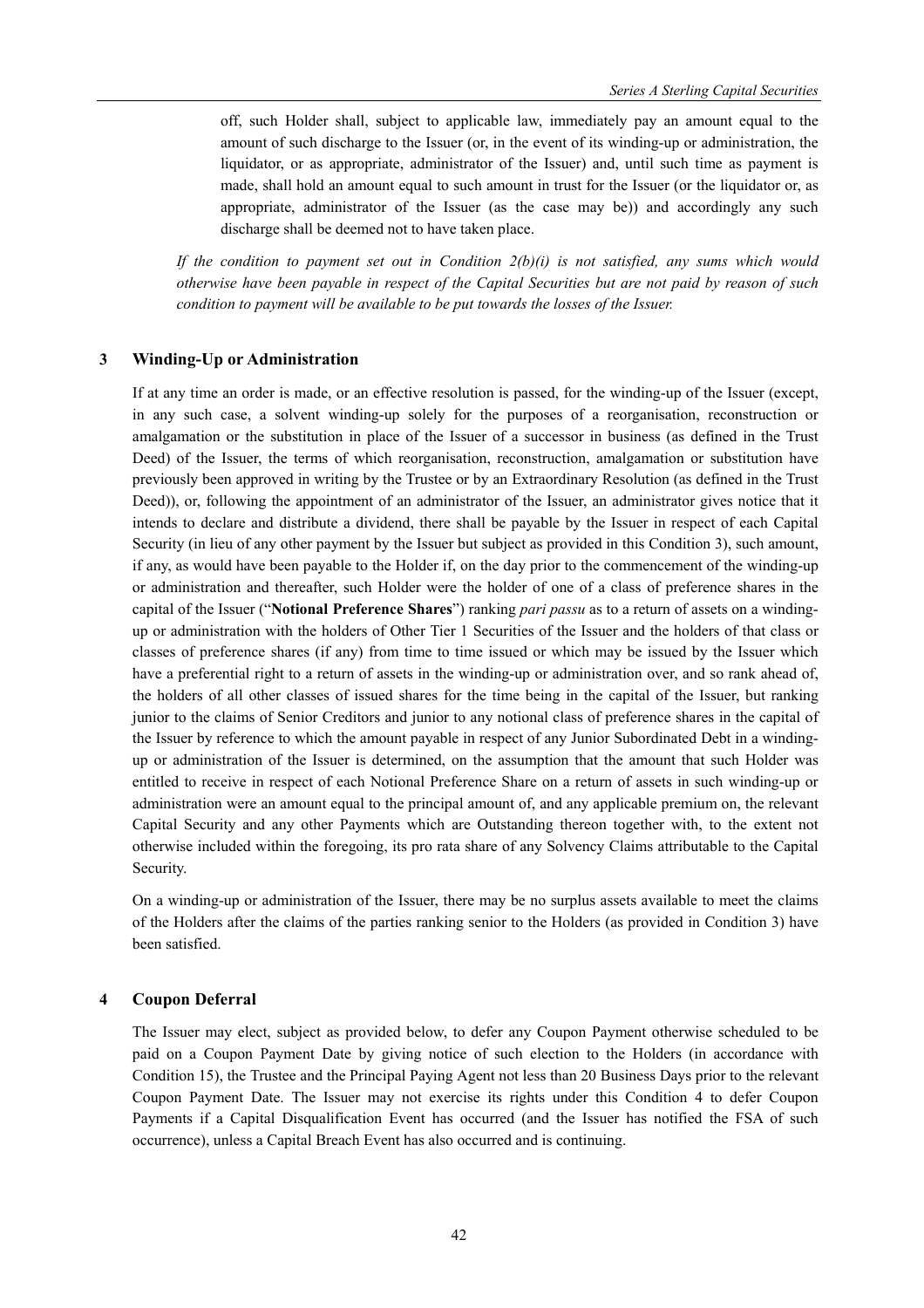off, such Holder shall, subject to applicable law, immediately pay an amount equal to the amount of such discharge to the Issuer (or, in the event of its winding-up or administration, the liquidator, or as appropriate, administrator of the Issuer) and, until such time as payment is made, shall hold an amount equal to such amount in trust for the Issuer (or the liquidator or, as appropriate, administrator of the Issuer (as the case may be)) and accordingly any such discharge shall be deemed not to have taken place.

*If the condition to payment set out in Condition 2(b)(i) is not satisfied, any sums which would otherwise have been payable in respect of the Capital Securities but are not paid by reason of such condition to payment will be available to be put towards the losses of the Issuer.*

## 3 Winding-Up or Administration

If at any time an order is made, or an effective resolution is passed, for the winding-up of the Issuer (except, in any such case, a solvent winding-up solely for the purposes of a reorganisation, reconstruction or amalgamation or the substitution in place of the Issuer of a successor in business (as defined in the Trust Deed) of the Issuer, the terms of which reorganisation, reconstruction, amalgamation or substitution have previously been approved in writing by the Trustee or by an Extraordinary Resolution (as defined in the Trust Deed)), or, following the appointment of an administrator of the Issuer, an administrator gives notice that it intends to declare and distribute a dividend, there shall be payable by the Issuer in respect of each Capital Security (in lieu of any other payment by the Issuer but subject as provided in this Condition 3), such amount, if any, as would have been payable to the Holder if, on the day prior to the commencement of the winding-up or administration and thereafter, such Holder were the holder of one of a class of preference shares in the capital of the Issuer ("**Notional Preference Shares**") ranking *pari passu* as to a return of assets on a winding-up or administration with the holders of Other Tier 1 Securities of the Issuer and the holders of that class or classes of preference shares (if any) from time to time issued or which may be issued by the Issuer which have a preferential right to a return of assets in the winding-up or administration over, and so rank ahead of, the holders of all other classes of issued shares for the time being in the capital of the Issuer, but ranking junior to the claims of Senior Creditors and junior to any notional class of preference shares in the capital of the Issuer by reference to which the amount payable in respect of any Junior Subordinated Debt in a winding-up or administration of the Issuer is determined, on the assumption that the amount that such Holder was entitled to receive in respect of each Notional Preference Share on a return of assets in such winding-up or administration were an amount equal to the principal amount of, and any applicable premium on, the relevant Capital Security and any other Payments which are Outstanding thereon together with, to the extent not otherwise included within the foregoing, its pro rata share of any Solvency Claims attributable to the Capital Security.

On a winding-up or administration of the Issuer, there may be no surplus assets available to meet the claims of the Holders after the claims of the parties ranking senior to the Holders (as provided in Condition 3) have been satisfied.

## 4 Coupon Deferral

The Issuer may elect, subject as provided below, to defer any Coupon Payment otherwise scheduled to be paid on a Coupon Payment Date by giving notice of such election to the Holders (in accordance with Condition 15), the Trustee and the Principal Paying Agent not less than 20 Business Days prior to the relevant Coupon Payment Date. The Issuer may not exercise its rights under this Condition 4 to defer Coupon Payments if a Capital Disqualification Event has occurred (and the Issuer has notified the FSA of such occurrence), unless a Capital Breach Event has also occurred and is continuing.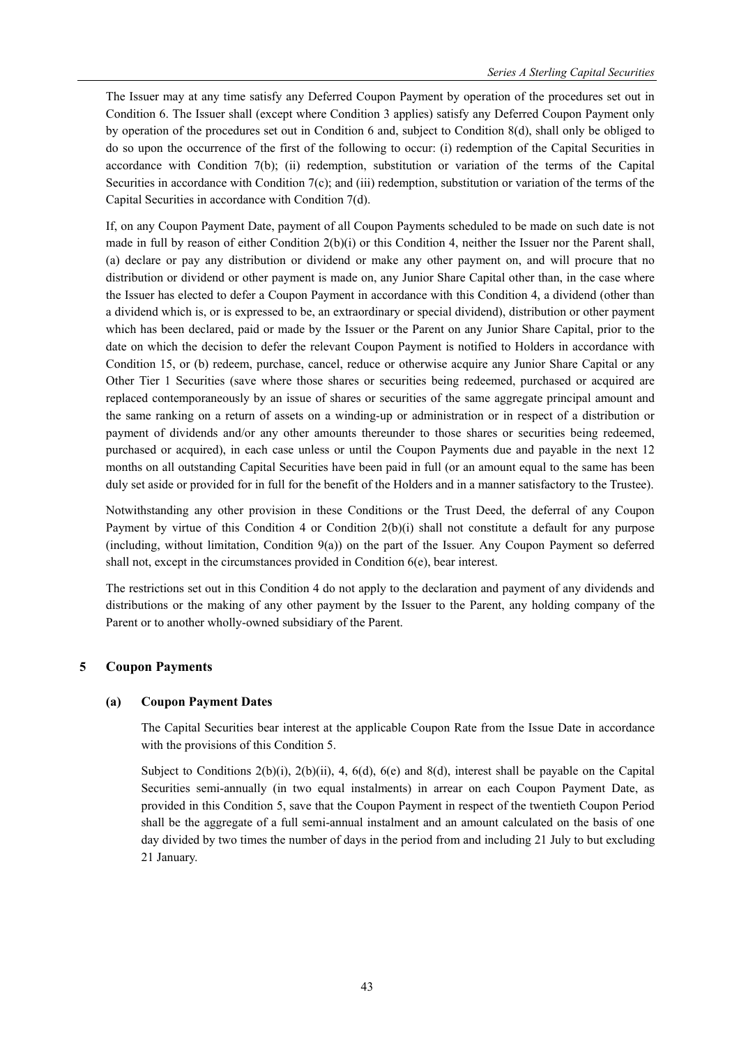The Issuer may at any time satisfy any Deferred Coupon Payment by operation of the procedures set out in Condition 6. The Issuer shall (except where Condition 3 applies) satisfy any Deferred Coupon Payment only by operation of the procedures set out in Condition 6 and, subject to Condition 8(d), shall only be obliged to do so upon the occurrence of the first of the following to occur: (i) redemption of the Capital Securities in accordance with Condition 7(b); (ii) redemption, substitution or variation of the terms of the Capital Securities in accordance with Condition 7(c); and (iii) redemption, substitution or variation of the terms of the Capital Securities in accordance with Condition 7(d).

If, on any Coupon Payment Date, payment of all Coupon Payments scheduled to be made on such date is not made in full by reason of either Condition 2(b)(i) or this Condition 4, neither the Issuer nor the Parent shall, (a) declare or pay any distribution or dividend or make any other payment on, and will procure that no distribution or dividend or other payment is made on, any Junior Share Capital other than, in the case where the Issuer has elected to defer a Coupon Payment in accordance with this Condition 4, a dividend (other than a dividend which is, or is expressed to be, an extraordinary or special dividend), distribution or other payment which has been declared, paid or made by the Issuer or the Parent on any Junior Share Capital, prior to the date on which the decision to defer the relevant Coupon Payment is notified to Holders in accordance with Condition 15, or (b) redeem, purchase, cancel, reduce or otherwise acquire any Junior Share Capital or any Other Tier 1 Securities (save where those shares or securities being redeemed, purchased or acquired are replaced contemporaneously by an issue of shares or securities of the same aggregate principal amount and the same ranking on a return of assets on a winding-up or administration or in respect of a distribution or payment of dividends and/or any other amounts thereunder to those shares or securities being redeemed, purchased or acquired), in each case unless or until the Coupon Payments due and payable in the next 12 months on all outstanding Capital Securities have been paid in full (or an amount equal to the same has been duly set aside or provided for in full for the benefit of the Holders and in a manner satisfactory to the Trustee).

Notwithstanding any other provision in these Conditions or the Trust Deed, the deferral of any Coupon Payment by virtue of this Condition 4 or Condition 2(b)(i) shall not constitute a default for any purpose (including, without limitation, Condition 9(a)) on the part of the Issuer. Any Coupon Payment so deferred shall not, except in the circumstances provided in Condition 6(e), bear interest.

The restrictions set out in this Condition 4 do not apply to the declaration and payment of any dividends and distributions or the making of any other payment by the Issuer to the Parent, any holding company of the Parent or to another wholly-owned subsidiary of the Parent.

## 5 Coupon Payments

### (a) Coupon Payment Dates

The Capital Securities bear interest at the applicable Coupon Rate from the Issue Date in accordance with the provisions of this Condition 5.

Subject to Conditions 2(b)(i), 2(b)(ii), 4, 6(d), 6(e) and 8(d), interest shall be payable on the Capital Securities semi-annually (in two equal instalments) in arrear on each Coupon Payment Date, as provided in this Condition 5, save that the Coupon Payment in respect of the twentieth Coupon Period shall be the aggregate of a full semi-annual instalment and an amount calculated on the basis of one day divided by two times the number of days in the period from and including 21 July to but excluding 21 January.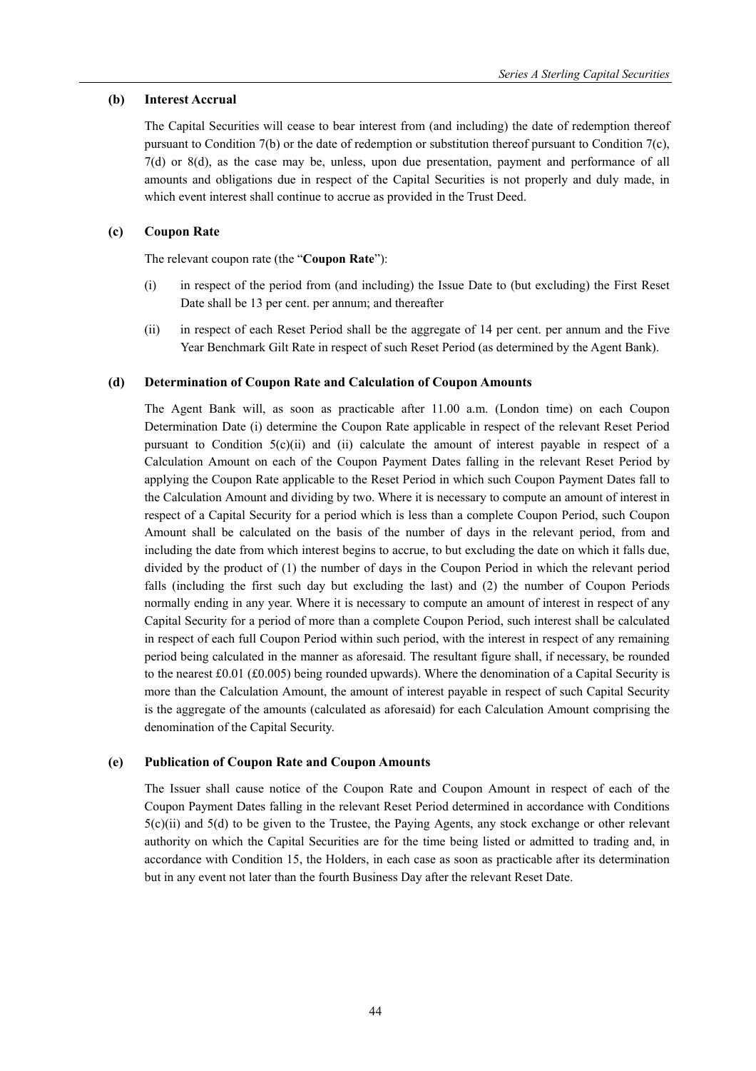**(b) Interest Accrual**

The Capital Securities will cease to bear interest from (and including) the date of redemption thereof pursuant to Condition 7(b) or the date of redemption or substitution thereof pursuant to Condition 7(c), 7(d) or 8(d), as the case may be, unless, upon due presentation, payment and performance of all amounts and obligations due in respect of the Capital Securities is not properly and duly made, in which event interest shall continue to accrue as provided in the Trust Deed.

**(c) Coupon Rate**

The relevant coupon rate (the "**Coupon Rate**"):

(i) in respect of the period from (and including) the Issue Date to (but excluding) the First Reset Date shall be 13 per cent. per annum; and thereafter

(ii) in respect of each Reset Period shall be the aggregate of 14 per cent. per annum and the Five Year Benchmark Gilt Rate in respect of such Reset Period (as determined by the Agent Bank).

**(d) Determination of Coupon Rate and Calculation of Coupon Amounts**

The Agent Bank will, as soon as practicable after 11.00 a.m. (London time) on each Coupon Determination Date (i) determine the Coupon Rate applicable in respect of the relevant Reset Period pursuant to Condition 5(c)(ii) and (ii) calculate the amount of interest payable in respect of a Calculation Amount on each of the Coupon Payment Dates falling in the relevant Reset Period by applying the Coupon Rate applicable to the Reset Period in which such Coupon Payment Dates fall to the Calculation Amount and dividing by two. Where it is necessary to compute an amount of interest in respect of a Capital Security for a period which is less than a complete Coupon Period, such Coupon Amount shall be calculated on the basis of the number of days in the relevant period, from and including the date from which interest begins to accrue, to but excluding the date on which it falls due, divided by the product of (1) the number of days in the Coupon Period in which the relevant period falls (including the first such day but excluding the last) and (2) the number of Coupon Periods normally ending in any year. Where it is necessary to compute an amount of interest in respect of any Capital Security for a period of more than a complete Coupon Period, such interest shall be calculated in respect of each full Coupon Period within such period, with the interest in respect of any remaining period being calculated in the manner as aforesaid. The resultant figure shall, if necessary, be rounded to the nearest £0.01 (£0.005) being rounded upwards). Where the denomination of a Capital Security is more than the Calculation Amount, the amount of interest payable in respect of such Capital Security is the aggregate of the amounts (calculated as aforesaid) for each Calculation Amount comprising the denomination of the Capital Security.

**(e) Publication of Coupon Rate and Coupon Amounts**

The Issuer shall cause notice of the Coupon Rate and Coupon Amount in respect of each of the Coupon Payment Dates falling in the relevant Reset Period determined in accordance with Conditions 5(c)(ii) and 5(d) to be given to the Trustee, the Paying Agents, any stock exchange or other relevant authority on which the Capital Securities are for the time being listed or admitted to trading and, in accordance with Condition 15, the Holders, in each case as soon as practicable after its determination but in any event not later than the fourth Business Day after the relevant Reset Date.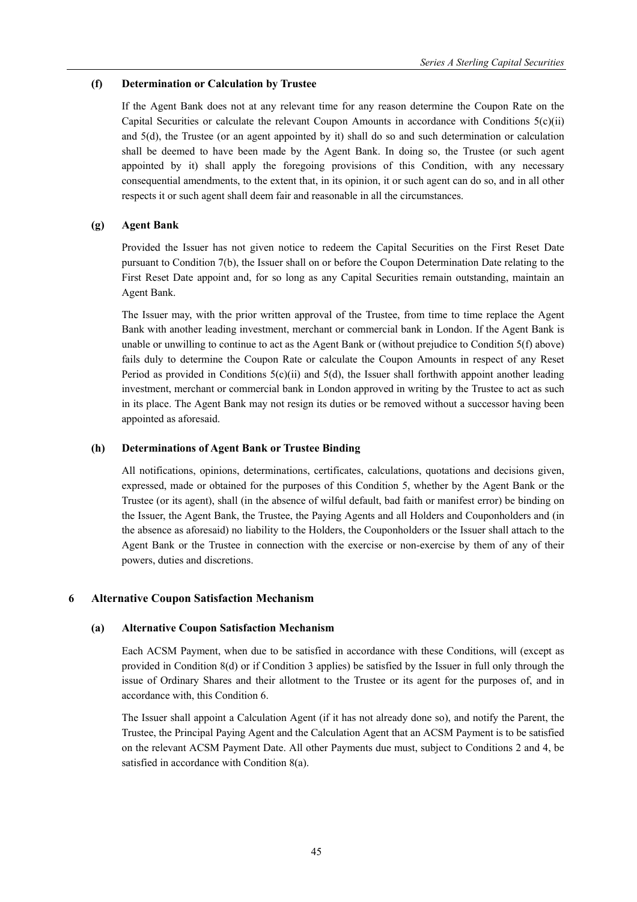### (f) Determination or Calculation by Trustee

If the Agent Bank does not at any relevant time for any reason determine the Coupon Rate on the Capital Securities or calculate the relevant Coupon Amounts in accordance with Conditions 5(c)(ii) and 5(d), the Trustee (or an agent appointed by it) shall do so and such determination or calculation shall be deemed to have been made by the Agent Bank. In doing so, the Trustee (or such agent appointed by it) shall apply the foregoing provisions of this Condition, with any necessary consequential amendments, to the extent that, in its opinion, it or such agent can do so, and in all other respects it or such agent shall deem fair and reasonable in all the circumstances.

### (g) Agent Bank

Provided the Issuer has not given notice to redeem the Capital Securities on the First Reset Date pursuant to Condition 7(b), the Issuer shall on or before the Coupon Determination Date relating to the First Reset Date appoint and, for so long as any Capital Securities remain outstanding, maintain an Agent Bank.

The Issuer may, with the prior written approval of the Trustee, from time to time replace the Agent Bank with another leading investment, merchant or commercial bank in London. If the Agent Bank is unable or unwilling to continue to act as the Agent Bank or (without prejudice to Condition 5(f) above) fails duly to determine the Coupon Rate or calculate the Coupon Amounts in respect of any Reset Period as provided in Conditions 5(c)(ii) and 5(d), the Issuer shall forthwith appoint another leading investment, merchant or commercial bank in London approved in writing by the Trustee to act as such in its place. The Agent Bank may not resign its duties or be removed without a successor having been appointed as aforesaid.

### (h) Determinations of Agent Bank or Trustee Binding

All notifications, opinions, determinations, certificates, calculations, quotations and decisions given, expressed, made or obtained for the purposes of this Condition 5, whether by the Agent Bank or the Trustee (or its agent), shall (in the absence of wilful default, bad faith or manifest error) be binding on the Issuer, the Agent Bank, the Trustee, the Paying Agents and all Holders and Couponholders and (in the absence as aforesaid) no liability to the Holders, the Couponholders or the Issuer shall attach to the Agent Bank or the Trustee in connection with the exercise or non-exercise by them of any of their powers, duties and discretions.

## 6 Alternative Coupon Satisfaction Mechanism

### (a) Alternative Coupon Satisfaction Mechanism

Each ACSM Payment, when due to be satisfied in accordance with these Conditions, will (except as provided in Condition 8(d) or if Condition 3 applies) be satisfied by the Issuer in full only through the issue of Ordinary Shares and their allotment to the Trustee or its agent for the purposes of, and in accordance with, this Condition 6.

The Issuer shall appoint a Calculation Agent (if it has not already done so), and notify the Parent, the Trustee, the Principal Paying Agent and the Calculation Agent that an ACSM Payment is to be satisfied on the relevant ACSM Payment Date. All other Payments due must, subject to Conditions 2 and 4, be satisfied in accordance with Condition 8(a).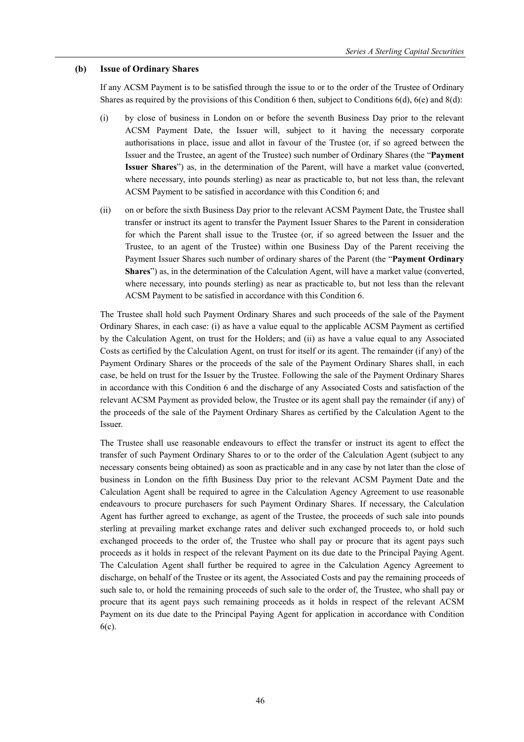**(b) Issue of Ordinary Shares**

If any ACSM Payment is to be satisfied through the issue to or to the order of the Trustee of Ordinary Shares as required by the provisions of this Condition 6 then, subject to Conditions 6(d), 6(e) and 8(d):

(i) by close of business in London on or before the seventh Business Day prior to the relevant ACSM Payment Date, the Issuer will, subject to it having the necessary corporate authorisations in place, issue and allot in favour of the Trustee (or, if so agreed between the Issuer and the Trustee, an agent of the Trustee) such number of Ordinary Shares (the "**Payment Issuer Shares**") as, in the determination of the Parent, will have a market value (converted, where necessary, into pounds sterling) as near as practicable to, but not less than, the relevant ACSM Payment to be satisfied in accordance with this Condition 6; and

(ii) on or before the sixth Business Day prior to the relevant ACSM Payment Date, the Trustee shall transfer or instruct its agent to transfer the Payment Issuer Shares to the Parent in consideration for which the Parent shall issue to the Trustee (or, if so agreed between the Issuer and the Trustee, to an agent of the Trustee) within one Business Day of the Parent receiving the Payment Issuer Shares such number of ordinary shares of the Parent (the "**Payment Ordinary Shares**") as, in the determination of the Calculation Agent, will have a market value (converted, where necessary, into pounds sterling) as near as practicable to, but not less than the relevant ACSM Payment to be satisfied in accordance with this Condition 6.

The Trustee shall hold such Payment Ordinary Shares and such proceeds of the sale of the Payment Ordinary Shares, in each case: (i) as have a value equal to the applicable ACSM Payment as certified by the Calculation Agent, on trust for the Holders; and (ii) as have a value equal to any Associated Costs as certified by the Calculation Agent, on trust for itself or its agent. The remainder (if any) of the Payment Ordinary Shares or the proceeds of the sale of the Payment Ordinary Shares shall, in each case, be held on trust for the Issuer by the Trustee. Following the sale of the Payment Ordinary Shares in accordance with this Condition 6 and the discharge of any Associated Costs and satisfaction of the relevant ACSM Payment as provided below, the Trustee or its agent shall pay the remainder (if any) of the proceeds of the sale of the Payment Ordinary Shares as certified by the Calculation Agent to the Issuer.

The Trustee shall use reasonable endeavours to effect the transfer or instruct its agent to effect the transfer of such Payment Ordinary Shares to or to the order of the Calculation Agent (subject to any necessary consents being obtained) as soon as practicable and in any case by not later than the close of business in London on the fifth Business Day prior to the relevant ACSM Payment Date and the Calculation Agent shall be required to agree in the Calculation Agency Agreement to use reasonable endeavours to procure purchasers for such Payment Ordinary Shares. If necessary, the Calculation Agent has further agreed to exchange, as agent of the Trustee, the proceeds of such sale into pounds sterling at prevailing market exchange rates and deliver such exchanged proceeds to, or hold such exchanged proceeds to the order of, the Trustee who shall pay or procure that its agent pays such proceeds as it holds in respect of the relevant Payment on its due date to the Principal Paying Agent. The Calculation Agent shall further be required to agree in the Calculation Agency Agreement to discharge, on behalf of the Trustee or its agent, the Associated Costs and pay the remaining proceeds of such sale to, or hold the remaining proceeds of such sale to the order of, the Trustee, who shall pay or procure that its agent pays such remaining proceeds as it holds in respect of the relevant ACSM Payment on its due date to the Principal Paying Agent for application in accordance with Condition 6(c).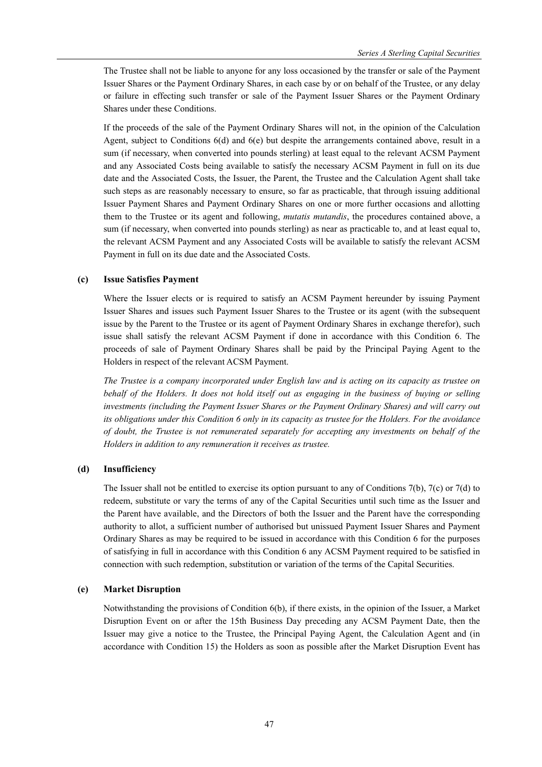The Trustee shall not be liable to anyone for any loss occasioned by the transfer or sale of the Payment Issuer Shares or the Payment Ordinary Shares, in each case by or on behalf of the Trustee, or any delay or failure in effecting such transfer or sale of the Payment Issuer Shares or the Payment Ordinary Shares under these Conditions.

If the proceeds of the sale of the Payment Ordinary Shares will not, in the opinion of the Calculation Agent, subject to Conditions 6(d) and 6(e) but despite the arrangements contained above, result in a sum (if necessary, when converted into pounds sterling) at least equal to the relevant ACSM Payment and any Associated Costs being available to satisfy the necessary ACSM Payment in full on its due date and the Associated Costs, the Issuer, the Parent, the Trustee and the Calculation Agent shall take such steps as are reasonably necessary to ensure, so far as practicable, that through issuing additional Issuer Payment Shares and Payment Ordinary Shares on one or more further occasions and allotting them to the Trustee or its agent and following, *mutatis mutandis*, the procedures contained above, a sum (if necessary, when converted into pounds sterling) as near as practicable to, and at least equal to, the relevant ACSM Payment and any Associated Costs will be available to satisfy the relevant ACSM Payment in full on its due date and the Associated Costs.

**(c) Issue Satisfies Payment**

Where the Issuer elects or is required to satisfy an ACSM Payment hereunder by issuing Payment Issuer Shares and issues such Payment Issuer Shares to the Trustee or its agent (with the subsequent issue by the Parent to the Trustee or its agent of Payment Ordinary Shares in exchange therefor), such issue shall satisfy the relevant ACSM Payment if done in accordance with this Condition 6. The proceeds of sale of Payment Ordinary Shares shall be paid by the Principal Paying Agent to the Holders in respect of the relevant ACSM Payment.

*The Trustee is a company incorporated under English law and is acting on its capacity as trustee on behalf of the Holders. It does not hold itself out as engaging in the business of buying or selling investments (including the Payment Issuer Shares or the Payment Ordinary Shares) and will carry out its obligations under this Condition 6 only in its capacity as trustee for the Holders. For the avoidance of doubt, the Trustee is not remunerated separately for accepting any investments on behalf of the Holders in addition to any remuneration it receives as trustee.*

**(d) Insufficiency**

The Issuer shall not be entitled to exercise its option pursuant to any of Conditions 7(b), 7(c) or 7(d) to redeem, substitute or vary the terms of any of the Capital Securities until such time as the Issuer and the Parent have available, and the Directors of both the Issuer and the Parent have the corresponding authority to allot, a sufficient number of authorised but unissued Payment Issuer Shares and Payment Ordinary Shares as may be required to be issued in accordance with this Condition 6 for the purposes of satisfying in full in accordance with this Condition 6 any ACSM Payment required to be satisfied in connection with such redemption, substitution or variation of the terms of the Capital Securities.

**(e) Market Disruption**

Notwithstanding the provisions of Condition 6(b), if there exists, in the opinion of the Issuer, a Market Disruption Event on or after the 15th Business Day preceding any ACSM Payment Date, then the Issuer may give a notice to the Trustee, the Principal Paying Agent, the Calculation Agent and (in accordance with Condition 15) the Holders as soon as possible after the Market Disruption Event has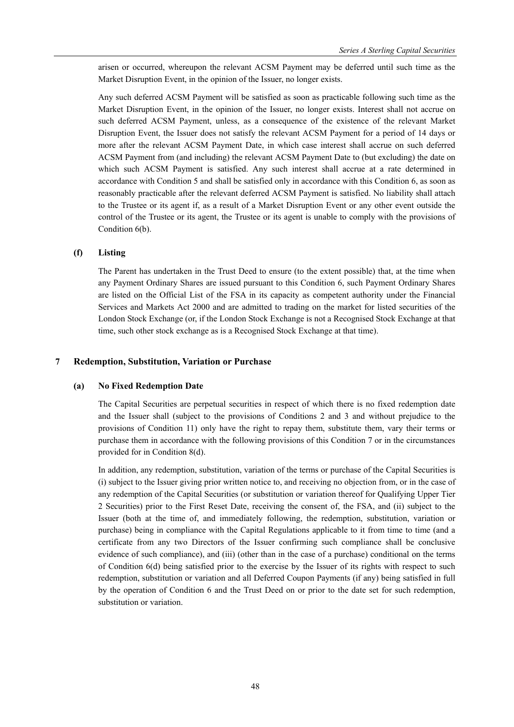arisen or occurred, whereupon the relevant ACSM Payment may be deferred until such time as the Market Disruption Event, in the opinion of the Issuer, no longer exists.

Any such deferred ACSM Payment will be satisfied as soon as practicable following such time as the Market Disruption Event, in the opinion of the Issuer, no longer exists. Interest shall not accrue on such deferred ACSM Payment, unless, as a consequence of the existence of the relevant Market Disruption Event, the Issuer does not satisfy the relevant ACSM Payment for a period of 14 days or more after the relevant ACSM Payment Date, in which case interest shall accrue on such deferred ACSM Payment from (and including) the relevant ACSM Payment Date to (but excluding) the date on which such ACSM Payment is satisfied. Any such interest shall accrue at a rate determined in accordance with Condition 5 and shall be satisfied only in accordance with this Condition 6, as soon as reasonably practicable after the relevant deferred ACSM Payment is satisfied. No liability shall attach to the Trustee or its agent if, as a result of a Market Disruption Event or any other event outside the control of the Trustee or its agent, the Trustee or its agent is unable to comply with the provisions of Condition 6(b).

### (f) Listing

The Parent has undertaken in the Trust Deed to ensure (to the extent possible) that, at the time when any Payment Ordinary Shares are issued pursuant to this Condition 6, such Payment Ordinary Shares are listed on the Official List of the FSA in its capacity as competent authority under the Financial Services and Markets Act 2000 and are admitted to trading on the market for listed securities of the London Stock Exchange (or, if the London Stock Exchange is not a Recognised Stock Exchange at that time, such other stock exchange as is a Recognised Stock Exchange at that time).

## 7 Redemption, Substitution, Variation or Purchase

### (a) No Fixed Redemption Date

The Capital Securities are perpetual securities in respect of which there is no fixed redemption date and the Issuer shall (subject to the provisions of Conditions 2 and 3 and without prejudice to the provisions of Condition 11) only have the right to repay them, substitute them, vary their terms or purchase them in accordance with the following provisions of this Condition 7 or in the circumstances provided for in Condition 8(d).

In addition, any redemption, substitution, variation of the terms or purchase of the Capital Securities is (i) subject to the Issuer giving prior written notice to, and receiving no objection from, or in the case of any redemption of the Capital Securities (or substitution or variation thereof for Qualifying Upper Tier 2 Securities) prior to the First Reset Date, receiving the consent of, the FSA, and (ii) subject to the Issuer (both at the time of, and immediately following, the redemption, substitution, variation or purchase) being in compliance with the Capital Regulations applicable to it from time to time (and a certificate from any two Directors of the Issuer confirming such compliance shall be conclusive evidence of such compliance), and (iii) (other than in the case of a purchase) conditional on the terms of Condition 6(d) being satisfied prior to the exercise by the Issuer of its rights with respect to such redemption, substitution or variation and all Deferred Coupon Payments (if any) being satisfied in full by the operation of Condition 6 and the Trust Deed on or prior to the date set for such redemption, substitution or variation.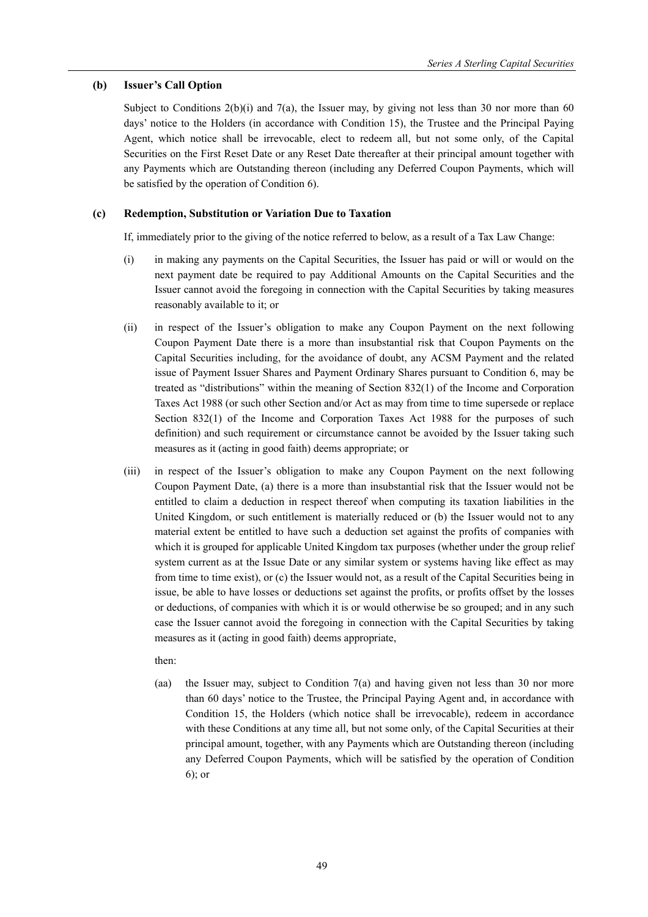**(b) Issuer's Call Option**

Subject to Conditions 2(b)(i) and 7(a), the Issuer may, by giving not less than 30 nor more than 60 days' notice to the Holders (in accordance with Condition 15), the Trustee and the Principal Paying Agent, which notice shall be irrevocable, elect to redeem all, but not some only, of the Capital Securities on the First Reset Date or any Reset Date thereafter at their principal amount together with any Payments which are Outstanding thereon (including any Deferred Coupon Payments, which will be satisfied by the operation of Condition 6).

**(c) Redemption, Substitution or Variation Due to Taxation**

If, immediately prior to the giving of the notice referred to below, as a result of a Tax Law Change:

(i) in making any payments on the Capital Securities, the Issuer has paid or will or would on the next payment date be required to pay Additional Amounts on the Capital Securities and the Issuer cannot avoid the foregoing in connection with the Capital Securities by taking measures reasonably available to it; or

(ii) in respect of the Issuer's obligation to make any Coupon Payment on the next following Coupon Payment Date there is a more than insubstantial risk that Coupon Payments on the Capital Securities including, for the avoidance of doubt, any ACSM Payment and the related issue of Payment Issuer Shares and Payment Ordinary Shares pursuant to Condition 6, may be treated as "distributions" within the meaning of Section 832(1) of the Income and Corporation Taxes Act 1988 (or such other Section and/or Act as may from time to time supersede or replace Section 832(1) of the Income and Corporation Taxes Act 1988 for the purposes of such definition) and such requirement or circumstance cannot be avoided by the Issuer taking such measures as it (acting in good faith) deems appropriate; or

(iii) in respect of the Issuer's obligation to make any Coupon Payment on the next following Coupon Payment Date, (a) there is a more than insubstantial risk that the Issuer would not be entitled to claim a deduction in respect thereof when computing its taxation liabilities in the United Kingdom, or such entitlement is materially reduced or (b) the Issuer would not to any material extent be entitled to have such a deduction set against the profits of companies with which it is grouped for applicable United Kingdom tax purposes (whether under the group relief system current as at the Issue Date or any similar system or systems having like effect as may from time to time exist), or (c) the Issuer would not, as a result of the Capital Securities being in issue, be able to have losses or deductions set against the profits, or profits offset by the losses or deductions, of companies with which it is or would otherwise be so grouped; and in any such case the Issuer cannot avoid the foregoing in connection with the Capital Securities by taking measures as it (acting in good faith) deems appropriate,

then:

(aa) the Issuer may, subject to Condition 7(a) and having given not less than 30 nor more than 60 days' notice to the Trustee, the Principal Paying Agent and, in accordance with Condition 15, the Holders (which notice shall be irrevocable), redeem in accordance with these Conditions at any time all, but not some only, of the Capital Securities at their principal amount, together, with any Payments which are Outstanding thereon (including any Deferred Coupon Payments, which will be satisfied by the operation of Condition 6); or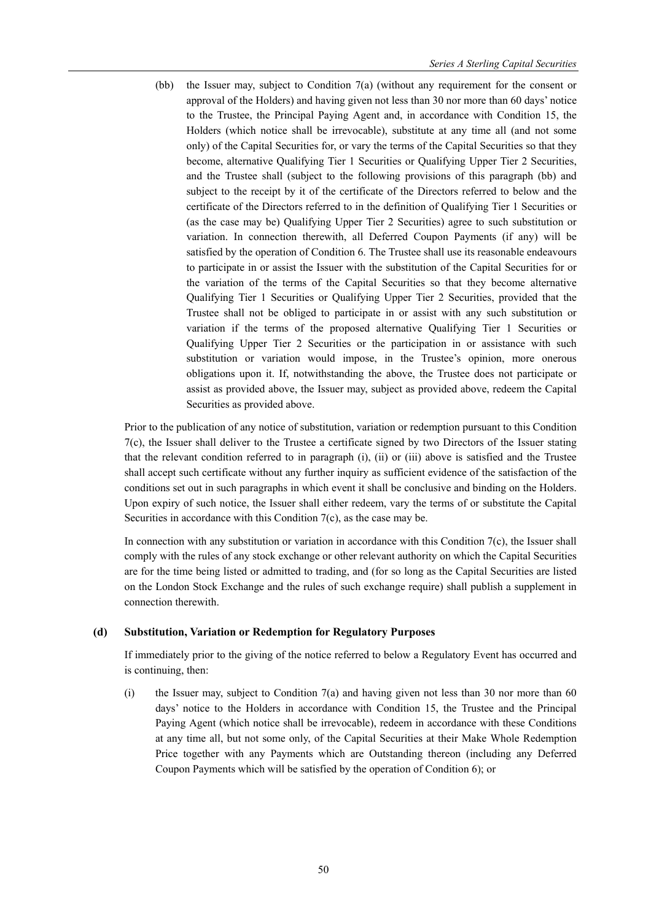(bb) the Issuer may, subject to Condition 7(a) (without any requirement for the consent or approval of the Holders) and having given not less than 30 nor more than 60 days' notice to the Trustee, the Principal Paying Agent and, in accordance with Condition 15, the Holders (which notice shall be irrevocable), substitute at any time all (and not some only) of the Capital Securities for, or vary the terms of the Capital Securities so that they become, alternative Qualifying Tier 1 Securities or Qualifying Upper Tier 2 Securities, and the Trustee shall (subject to the following provisions of this paragraph (bb) and subject to the receipt by it of the certificate of the Directors referred to below and the certificate of the Directors referred to in the definition of Qualifying Tier 1 Securities or (as the case may be) Qualifying Upper Tier 2 Securities) agree to such substitution or variation. In connection therewith, all Deferred Coupon Payments (if any) will be satisfied by the operation of Condition 6. The Trustee shall use its reasonable endeavours to participate in or assist the Issuer with the substitution of the Capital Securities for or the variation of the terms of the Capital Securities so that they become alternative Qualifying Tier 1 Securities or Qualifying Upper Tier 2 Securities, provided that the Trustee shall not be obliged to participate in or assist with any such substitution or variation if the terms of the proposed alternative Qualifying Tier 1 Securities or Qualifying Upper Tier 2 Securities or the participation in or assistance with such substitution or variation would impose, in the Trustee's opinion, more onerous obligations upon it. If, notwithstanding the above, the Trustee does not participate or assist as provided above, the Issuer may, subject as provided above, redeem the Capital Securities as provided above.

Prior to the publication of any notice of substitution, variation or redemption pursuant to this Condition 7(c), the Issuer shall deliver to the Trustee a certificate signed by two Directors of the Issuer stating that the relevant condition referred to in paragraph (i), (ii) or (iii) above is satisfied and the Trustee shall accept such certificate without any further inquiry as sufficient evidence of the satisfaction of the conditions set out in such paragraphs in which event it shall be conclusive and binding on the Holders. Upon expiry of such notice, the Issuer shall either redeem, vary the terms of or substitute the Capital Securities in accordance with this Condition 7(c), as the case may be.

In connection with any substitution or variation in accordance with this Condition 7(c), the Issuer shall comply with the rules of any stock exchange or other relevant authority on which the Capital Securities are for the time being listed or admitted to trading, and (for so long as the Capital Securities are listed on the London Stock Exchange and the rules of such exchange require) shall publish a supplement in connection therewith.

**(d) Substitution, Variation or Redemption for Regulatory Purposes**

If immediately prior to the giving of the notice referred to below a Regulatory Event has occurred and is continuing, then:

(i) the Issuer may, subject to Condition 7(a) and having given not less than 30 nor more than 60 days' notice to the Holders in accordance with Condition 15, the Trustee and the Principal Paying Agent (which notice shall be irrevocable), redeem in accordance with these Conditions at any time all, but not some only, of the Capital Securities at their Make Whole Redemption Price together with any Payments which are Outstanding thereon (including any Deferred Coupon Payments which will be satisfied by the operation of Condition 6); or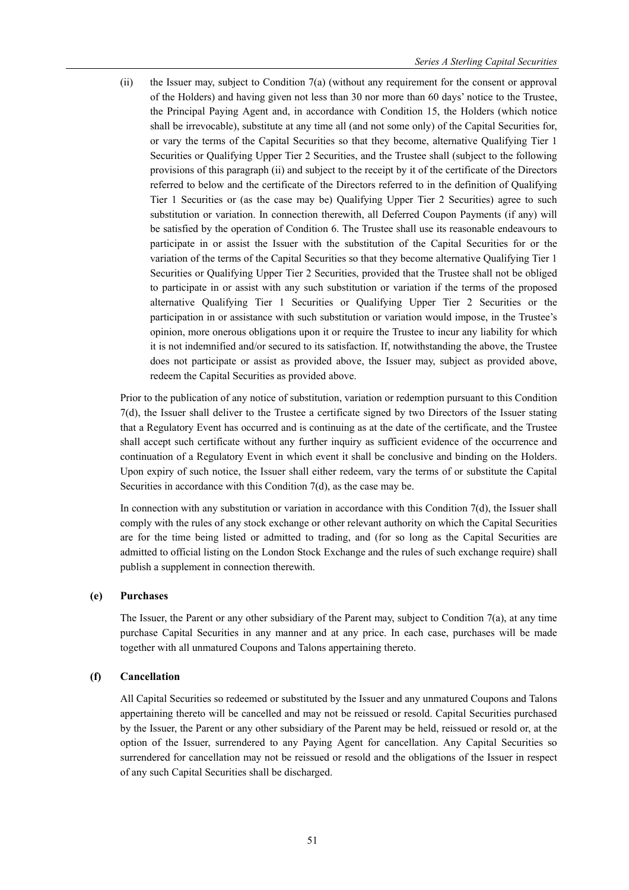(ii) the Issuer may, subject to Condition 7(a) (without any requirement for the consent or approval of the Holders) and having given not less than 30 nor more than 60 days' notice to the Trustee, the Principal Paying Agent and, in accordance with Condition 15, the Holders (which notice shall be irrevocable), substitute at any time all (and not some only) of the Capital Securities for, or vary the terms of the Capital Securities so that they become, alternative Qualifying Tier 1 Securities or Qualifying Upper Tier 2 Securities, and the Trustee shall (subject to the following provisions of this paragraph (ii) and subject to the receipt by it of the certificate of the Directors referred to below and the certificate of the Directors referred to in the definition of Qualifying Tier 1 Securities or (as the case may be) Qualifying Upper Tier 2 Securities) agree to such substitution or variation. In connection therewith, all Deferred Coupon Payments (if any) will be satisfied by the operation of Condition 6. The Trustee shall use its reasonable endeavours to participate in or assist the Issuer with the substitution of the Capital Securities for or the variation of the terms of the Capital Securities so that they become alternative Qualifying Tier 1 Securities or Qualifying Upper Tier 2 Securities, provided that the Trustee shall not be obliged to participate in or assist with any such substitution or variation if the terms of the proposed alternative Qualifying Tier 1 Securities or Qualifying Upper Tier 2 Securities or the participation in or assistance with such substitution or variation would impose, in the Trustee's opinion, more onerous obligations upon it or require the Trustee to incur any liability for which it is not indemnified and/or secured to its satisfaction. If, notwithstanding the above, the Trustee does not participate or assist as provided above, the Issuer may, subject as provided above, redeem the Capital Securities as provided above.

Prior to the publication of any notice of substitution, variation or redemption pursuant to this Condition 7(d), the Issuer shall deliver to the Trustee a certificate signed by two Directors of the Issuer stating that a Regulatory Event has occurred and is continuing as at the date of the certificate, and the Trustee shall accept such certificate without any further inquiry as sufficient evidence of the occurrence and continuation of a Regulatory Event in which event it shall be conclusive and binding on the Holders. Upon expiry of such notice, the Issuer shall either redeem, vary the terms of or substitute the Capital Securities in accordance with this Condition 7(d), as the case may be.

In connection with any substitution or variation in accordance with this Condition 7(d), the Issuer shall comply with the rules of any stock exchange or other relevant authority on which the Capital Securities are for the time being listed or admitted to trading, and (for so long as the Capital Securities are admitted to official listing on the London Stock Exchange and the rules of such exchange require) shall publish a supplement in connection therewith.

**(e) Purchases**

The Issuer, the Parent or any other subsidiary of the Parent may, subject to Condition 7(a), at any time purchase Capital Securities in any manner and at any price. In each case, purchases will be made together with all unmatured Coupons and Talons appertaining thereto.

**(f) Cancellation**

All Capital Securities so redeemed or substituted by the Issuer and any unmatured Coupons and Talons appertaining thereto will be cancelled and may not be reissued or resold. Capital Securities purchased by the Issuer, the Parent or any other subsidiary of the Parent may be held, reissued or resold or, at the option of the Issuer, surrendered to any Paying Agent for cancellation. Any Capital Securities so surrendered for cancellation may not be reissued or resold and the obligations of the Issuer in respect of any such Capital Securities shall be discharged.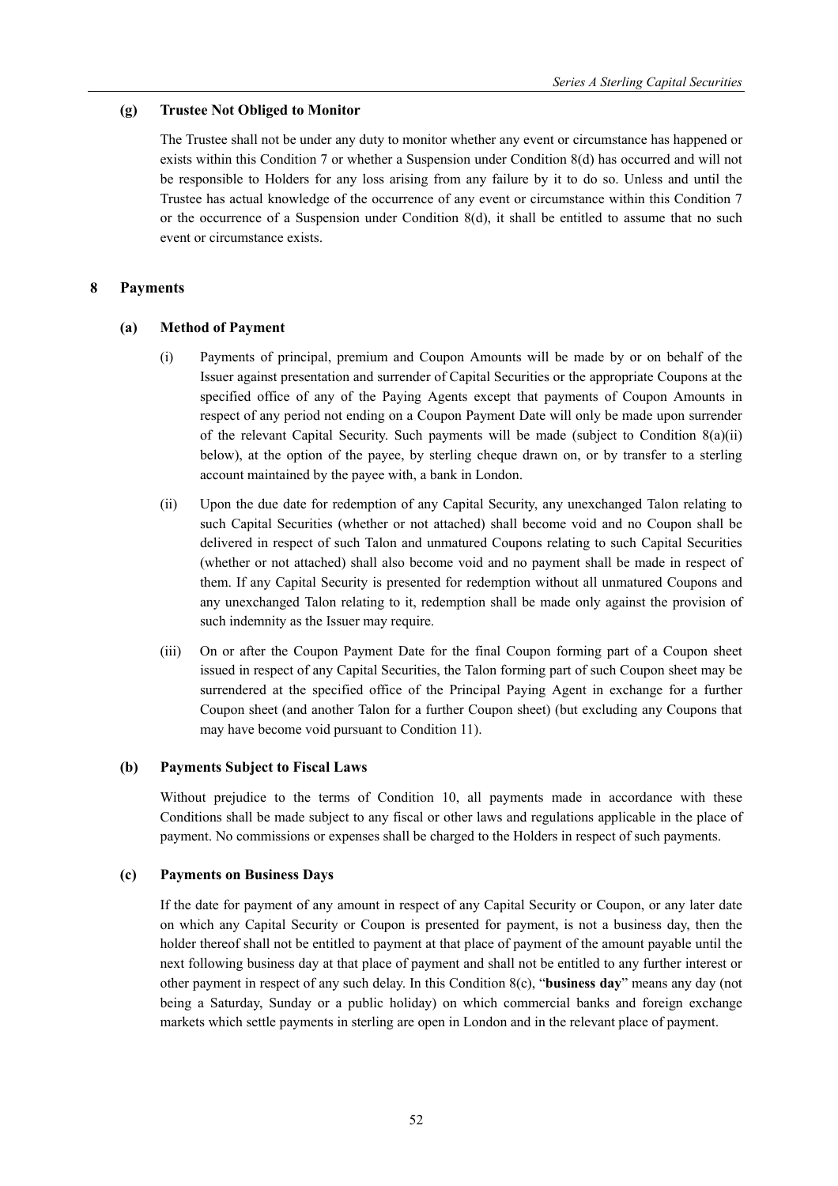#### (g) Trustee Not Obliged to Monitor

The Trustee shall not be under any duty to monitor whether any event or circumstance has happened or exists within this Condition 7 or whether a Suspension under Condition 8(d) has occurred and will not be responsible to Holders for any loss arising from any failure by it to do so. Unless and until the Trustee has actual knowledge of the occurrence of any event or circumstance within this Condition 7 or the occurrence of a Suspension under Condition 8(d), it shall be entitled to assume that no such event or circumstance exists.

### 8 Payments

#### (a) Method of Payment

(i) Payments of principal, premium and Coupon Amounts will be made by or on behalf of the Issuer against presentation and surrender of Capital Securities or the appropriate Coupons at the specified office of any of the Paying Agents except that payments of Coupon Amounts in respect of any period not ending on a Coupon Payment Date will only be made upon surrender of the relevant Capital Security. Such payments will be made (subject to Condition 8(a)(ii) below), at the option of the payee, by sterling cheque drawn on, or by transfer to a sterling account maintained by the payee with, a bank in London.

(ii) Upon the due date for redemption of any Capital Security, any unexchanged Talon relating to such Capital Securities (whether or not attached) shall become void and no Coupon shall be delivered in respect of such Talon and unmatured Coupons relating to such Capital Securities (whether or not attached) shall also become void and no payment shall be made in respect of them. If any Capital Security is presented for redemption without all unmatured Coupons and any unexchanged Talon relating to it, redemption shall be made only against the provision of such indemnity as the Issuer may require.

(iii) On or after the Coupon Payment Date for the final Coupon forming part of a Coupon sheet issued in respect of any Capital Securities, the Talon forming part of such Coupon sheet may be surrendered at the specified office of the Principal Paying Agent in exchange for a further Coupon sheet (and another Talon for a further Coupon sheet) (but excluding any Coupons that may have become void pursuant to Condition 11).

#### (b) Payments Subject to Fiscal Laws

Without prejudice to the terms of Condition 10, all payments made in accordance with these Conditions shall be made subject to any fiscal or other laws and regulations applicable in the place of payment. No commissions or expenses shall be charged to the Holders in respect of such payments.

#### (c) Payments on Business Days

If the date for payment of any amount in respect of any Capital Security or Coupon, or any later date on which any Capital Security or Coupon is presented for payment, is not a business day, then the holder thereof shall not be entitled to payment at that place of payment of the amount payable until the next following business day at that place of payment and shall not be entitled to any further interest or other payment in respect of any such delay. In this Condition 8(c), "**business day**" means any day (not being a Saturday, Sunday or a public holiday) on which commercial banks and foreign exchange markets which settle payments in sterling are open in London and in the relevant place of payment.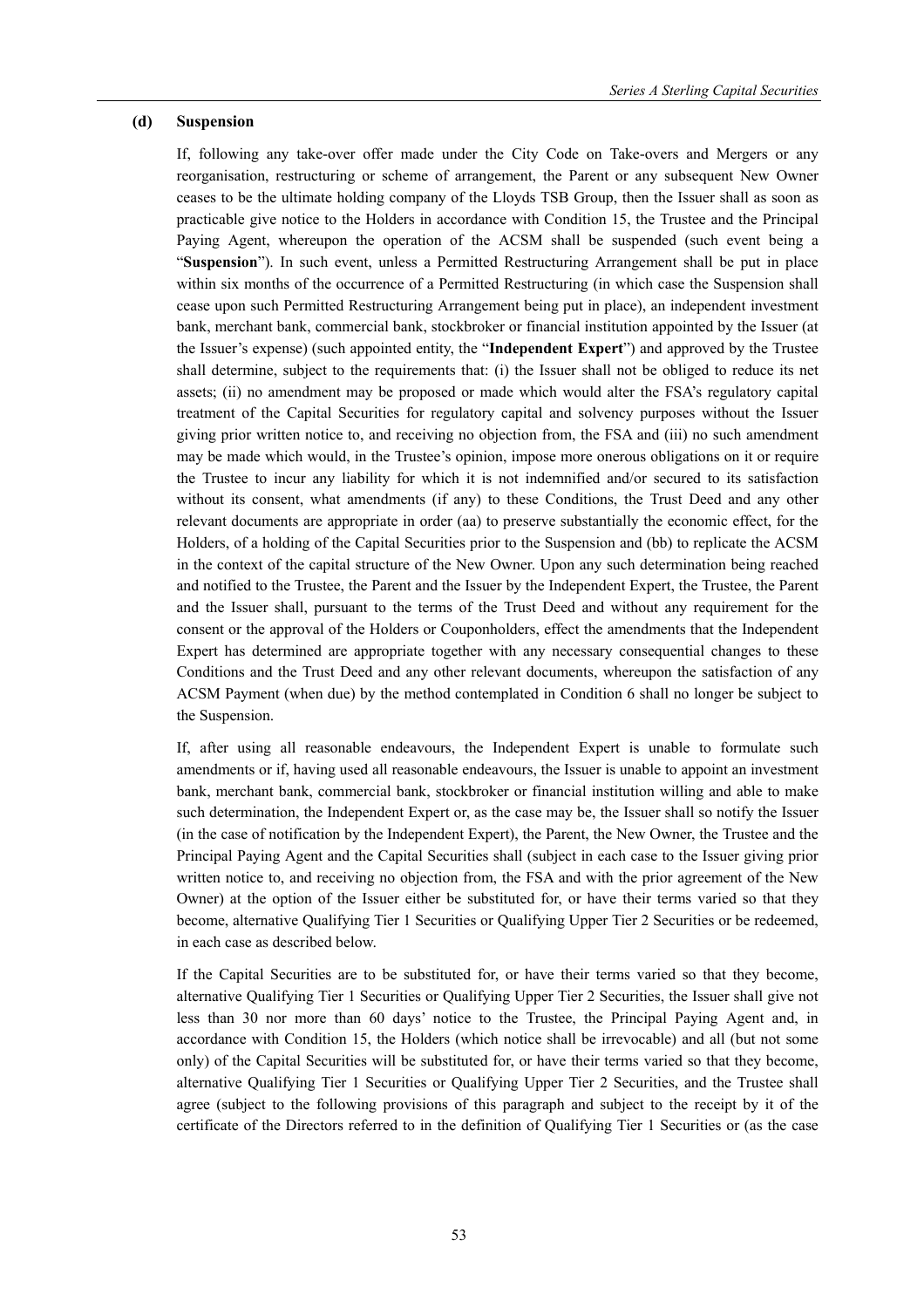#### (d) Suspension

If, following any take-over offer made under the City Code on Take-overs and Mergers or any reorganisation, restructuring or scheme of arrangement, the Parent or any subsequent New Owner ceases to be the ultimate holding company of the Lloyds TSB Group, then the Issuer shall as soon as practicable give notice to the Holders in accordance with Condition 15, the Trustee and the Principal Paying Agent, whereupon the operation of the ACSM shall be suspended (such event being a "**Suspension**"). In such event, unless a Permitted Restructuring Arrangement shall be put in place within six months of the occurrence of a Permitted Restructuring (in which case the Suspension shall cease upon such Permitted Restructuring Arrangement being put in place), an independent investment bank, merchant bank, commercial bank, stockbroker or financial institution appointed by the Issuer (at the Issuer's expense) (such appointed entity, the "**Independent Expert**") and approved by the Trustee shall determine, subject to the requirements that: (i) the Issuer shall not be obliged to reduce its net assets; (ii) no amendment may be proposed or made which would alter the FSA's regulatory capital treatment of the Capital Securities for regulatory capital and solvency purposes without the Issuer giving prior written notice to, and receiving no objection from, the FSA and (iii) no such amendment may be made which would, in the Trustee's opinion, impose more onerous obligations on it or require the Trustee to incur any liability for which it is not indemnified and/or secured to its satisfaction without its consent, what amendments (if any) to these Conditions, the Trust Deed and any other relevant documents are appropriate in order (aa) to preserve substantially the economic effect, for the Holders, of a holding of the Capital Securities prior to the Suspension and (bb) to replicate the ACSM in the context of the capital structure of the New Owner. Upon any such determination being reached and notified to the Trustee, the Parent and the Issuer by the Independent Expert, the Trustee, the Parent and the Issuer shall, pursuant to the terms of the Trust Deed and without any requirement for the consent or the approval of the Holders or Couponholders, effect the amendments that the Independent Expert has determined are appropriate together with any necessary consequential changes to these Conditions and the Trust Deed and any other relevant documents, whereupon the satisfaction of any ACSM Payment (when due) by the method contemplated in Condition 6 shall no longer be subject to the Suspension.

If, after using all reasonable endeavours, the Independent Expert is unable to formulate such amendments or if, having used all reasonable endeavours, the Issuer is unable to appoint an investment bank, merchant bank, commercial bank, stockbroker or financial institution willing and able to make such determination, the Independent Expert or, as the case may be, the Issuer shall so notify the Issuer (in the case of notification by the Independent Expert), the Parent, the New Owner, the Trustee and the Principal Paying Agent and the Capital Securities shall (subject in each case to the Issuer giving prior written notice to, and receiving no objection from, the FSA and with the prior agreement of the New Owner) at the option of the Issuer either be substituted for, or have their terms varied so that they become, alternative Qualifying Tier 1 Securities or Qualifying Upper Tier 2 Securities or be redeemed, in each case as described below.

If the Capital Securities are to be substituted for, or have their terms varied so that they become, alternative Qualifying Tier 1 Securities or Qualifying Upper Tier 2 Securities, the Issuer shall give not less than 30 nor more than 60 days' notice to the Trustee, the Principal Paying Agent and, in accordance with Condition 15, the Holders (which notice shall be irrevocable) and all (but not some only) of the Capital Securities will be substituted for, or have their terms varied so that they become, alternative Qualifying Tier 1 Securities or Qualifying Upper Tier 2 Securities, and the Trustee shall agree (subject to the following provisions of this paragraph and subject to the receipt by it of the certificate of the Directors referred to in the definition of Qualifying Tier 1 Securities or (as the case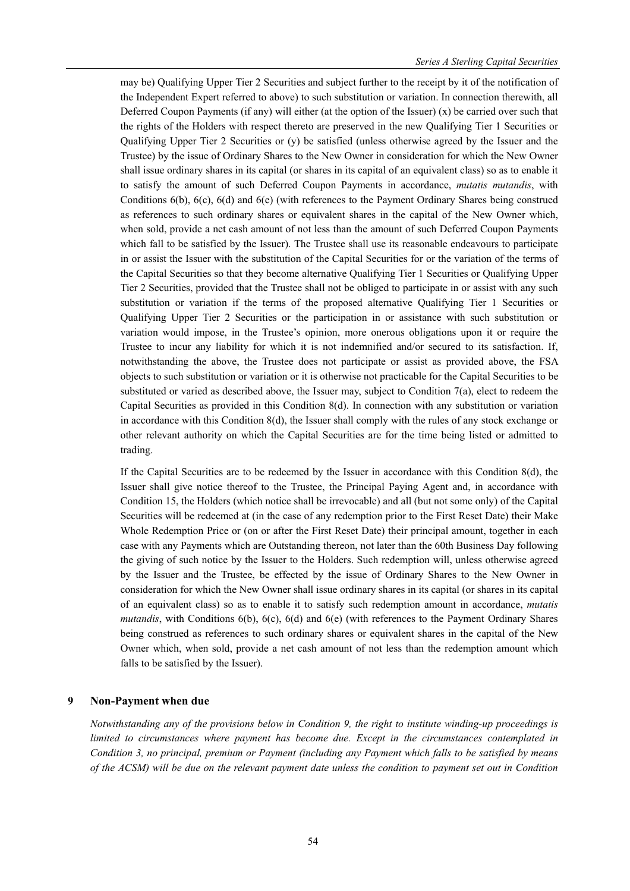may be) Qualifying Upper Tier 2 Securities and subject further to the receipt by it of the notification of the Independent Expert referred to above) to such substitution or variation. In connection therewith, all Deferred Coupon Payments (if any) will either (at the option of the Issuer) (x) be carried over such that the rights of the Holders with respect thereto are preserved in the new Qualifying Tier 1 Securities or Qualifying Upper Tier 2 Securities or (y) be satisfied (unless otherwise agreed by the Issuer and the Trustee) by the issue of Ordinary Shares to the New Owner in consideration for which the New Owner shall issue ordinary shares in its capital (or shares in its capital of an equivalent class) so as to enable it to satisfy the amount of such Deferred Coupon Payments in accordance, *mutatis mutandis*, with Conditions 6(b), 6(c), 6(d) and 6(e) (with references to the Payment Ordinary Shares being construed as references to such ordinary shares or equivalent shares in the capital of the New Owner which, when sold, provide a net cash amount of not less than the amount of such Deferred Coupon Payments which fall to be satisfied by the Issuer). The Trustee shall use its reasonable endeavours to participate in or assist the Issuer with the substitution of the Capital Securities for or the variation of the terms of the Capital Securities so that they become alternative Qualifying Tier 1 Securities or Qualifying Upper Tier 2 Securities, provided that the Trustee shall not be obliged to participate in or assist with any such substitution or variation if the terms of the proposed alternative Qualifying Tier 1 Securities or Qualifying Upper Tier 2 Securities or the participation in or assistance with such substitution or variation would impose, in the Trustee's opinion, more onerous obligations upon it or require the Trustee to incur any liability for which it is not indemnified and/or secured to its satisfaction. If, notwithstanding the above, the Trustee does not participate or assist as provided above, the FSA objects to such substitution or variation or it is otherwise not practicable for the Capital Securities to be substituted or varied as described above, the Issuer may, subject to Condition 7(a), elect to redeem the Capital Securities as provided in this Condition 8(d). In connection with any substitution or variation in accordance with this Condition 8(d), the Issuer shall comply with the rules of any stock exchange or other relevant authority on which the Capital Securities are for the time being listed or admitted to trading.

If the Capital Securities are to be redeemed by the Issuer in accordance with this Condition 8(d), the Issuer shall give notice thereof to the Trustee, the Principal Paying Agent and, in accordance with Condition 15, the Holders (which notice shall be irrevocable) and all (but not some only) of the Capital Securities will be redeemed at (in the case of any redemption prior to the First Reset Date) their Make Whole Redemption Price or (on or after the First Reset Date) their principal amount, together in each case with any Payments which are Outstanding thereon, not later than the 60th Business Day following the giving of such notice by the Issuer to the Holders. Such redemption will, unless otherwise agreed by the Issuer and the Trustee, be effected by the issue of Ordinary Shares to the New Owner in consideration for which the New Owner shall issue ordinary shares in its capital (or shares in its capital of an equivalent class) so as to enable it to satisfy such redemption amount in accordance, *mutatis mutandis*, with Conditions 6(b), 6(c), 6(d) and 6(e) (with references to the Payment Ordinary Shares being construed as references to such ordinary shares or equivalent shares in the capital of the New Owner which, when sold, provide a net cash amount of not less than the redemption amount which falls to be satisfied by the Issuer).

## 9 Non-Payment when due

*Notwithstanding any of the provisions below in Condition 9, the right to institute winding-up proceedings is limited to circumstances where payment has become due. Except in the circumstances contemplated in Condition 3, no principal, premium or Payment (including any Payment which falls to be satisfied by means of the ACSM) will be due on the relevant payment date unless the condition to payment set out in Condition*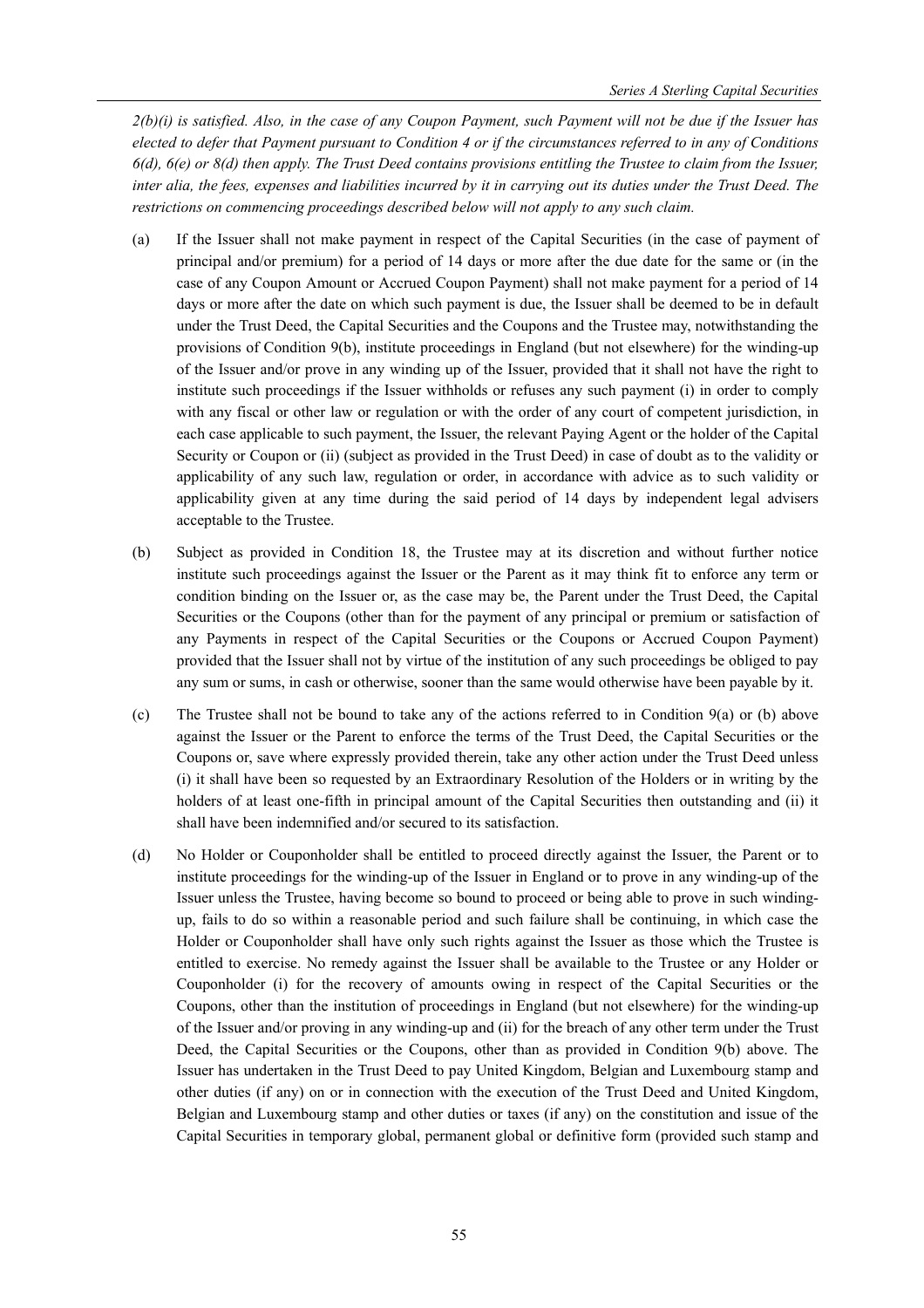*2(b)(i) is satisfied. Also, in the case of any Coupon Payment, such Payment will not be due if the Issuer has elected to defer that Payment pursuant to Condition 4 or if the circumstances referred to in any of Conditions 6(d), 6(e) or 8(d) then apply. The Trust Deed contains provisions entitling the Trustee to claim from the Issuer, inter alia, the fees, expenses and liabilities incurred by it in carrying out its duties under the Trust Deed. The restrictions on commencing proceedings described below will not apply to any such claim.*

(a) If the Issuer shall not make payment in respect of the Capital Securities (in the case of payment of principal and/or premium) for a period of 14 days or more after the due date for the same or (in the case of any Coupon Amount or Accrued Coupon Payment) shall not make payment for a period of 14 days or more after the date on which such payment is due, the Issuer shall be deemed to be in default under the Trust Deed, the Capital Securities and the Coupons and the Trustee may, notwithstanding the provisions of Condition 9(b), institute proceedings in England (but not elsewhere) for the winding-up of the Issuer and/or prove in any winding up of the Issuer, provided that it shall not have the right to institute such proceedings if the Issuer withholds or refuses any such payment (i) in order to comply with any fiscal or other law or regulation or with the order of any court of competent jurisdiction, in each case applicable to such payment, the Issuer, the relevant Paying Agent or the holder of the Capital Security or Coupon or (ii) (subject as provided in the Trust Deed) in case of doubt as to the validity or applicability of any such law, regulation or order, in accordance with advice as to such validity or applicability given at any time during the said period of 14 days by independent legal advisers acceptable to the Trustee.

(b) Subject as provided in Condition 18, the Trustee may at its discretion and without further notice institute such proceedings against the Issuer or the Parent as it may think fit to enforce any term or condition binding on the Issuer or, as the case may be, the Parent under the Trust Deed, the Capital Securities or the Coupons (other than for the payment of any principal or premium or satisfaction of any Payments in respect of the Capital Securities or the Coupons or Accrued Coupon Payment) provided that the Issuer shall not by virtue of the institution of any such proceedings be obliged to pay any sum or sums, in cash or otherwise, sooner than the same would otherwise have been payable by it.

(c) The Trustee shall not be bound to take any of the actions referred to in Condition 9(a) or (b) above against the Issuer or the Parent to enforce the terms of the Trust Deed, the Capital Securities or the Coupons or, save where expressly provided therein, take any other action under the Trust Deed unless (i) it shall have been so requested by an Extraordinary Resolution of the Holders or in writing by the holders of at least one-fifth in principal amount of the Capital Securities then outstanding and (ii) it shall have been indemnified and/or secured to its satisfaction.

(d) No Holder or Couponholder shall be entitled to proceed directly against the Issuer, the Parent or to institute proceedings for the winding-up of the Issuer in England or to prove in any winding-up of the Issuer unless the Trustee, having become so bound to proceed or being able to prove in such winding-up, fails to do so within a reasonable period and such failure shall be continuing, in which case the Holder or Couponholder shall have only such rights against the Issuer as those which the Trustee is entitled to exercise. No remedy against the Issuer shall be available to the Trustee or any Holder or Couponholder (i) for the recovery of amounts owing in respect of the Capital Securities or the Coupons, other than the institution of proceedings in England (but not elsewhere) for the winding-up of the Issuer and/or proving in any winding-up and (ii) for the breach of any other term under the Trust Deed, the Capital Securities or the Coupons, other than as provided in Condition 9(b) above. The Issuer has undertaken in the Trust Deed to pay United Kingdom, Belgian and Luxembourg stamp and other duties (if any) on or in connection with the execution of the Trust Deed and United Kingdom, Belgian and Luxembourg stamp and other duties or taxes (if any) on the constitution and issue of the Capital Securities in temporary global, permanent global or definitive form (provided such stamp and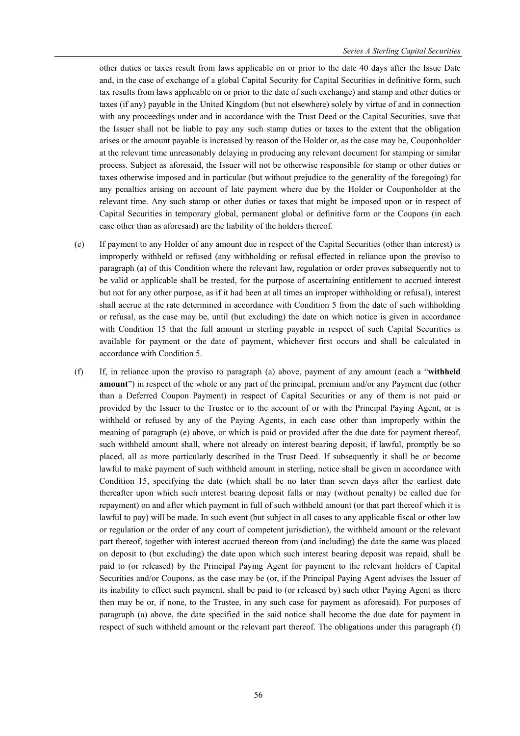other duties or taxes result from laws applicable on or prior to the date 40 days after the Issue Date and, in the case of exchange of a global Capital Security for Capital Securities in definitive form, such tax results from laws applicable on or prior to the date of such exchange) and stamp and other duties or taxes (if any) payable in the United Kingdom (but not elsewhere) solely by virtue of and in connection with any proceedings under and in accordance with the Trust Deed or the Capital Securities, save that the Issuer shall not be liable to pay any such stamp duties or taxes to the extent that the obligation arises or the amount payable is increased by reason of the Holder or, as the case may be, Couponholder at the relevant time unreasonably delaying in producing any relevant document for stamping or similar process. Subject as aforesaid, the Issuer will not be otherwise responsible for stamp or other duties or taxes otherwise imposed and in particular (but without prejudice to the generality of the foregoing) for any penalties arising on account of late payment where due by the Holder or Couponholder at the relevant time. Any such stamp or other duties or taxes that might be imposed upon or in respect of Capital Securities in temporary global, permanent global or definitive form or the Coupons (in each case other than as aforesaid) are the liability of the holders thereof.

(e) If payment to any Holder of any amount due in respect of the Capital Securities (other than interest) is improperly withheld or refused (any withholding or refusal effected in reliance upon the proviso to paragraph (a) of this Condition where the relevant law, regulation or order proves subsequently not to be valid or applicable shall be treated, for the purpose of ascertaining entitlement to accrued interest but not for any other purpose, as if it had been at all times an improper withholding or refusal), interest shall accrue at the rate determined in accordance with Condition 5 from the date of such withholding or refusal, as the case may be, until (but excluding) the date on which notice is given in accordance with Condition 15 that the full amount in sterling payable in respect of such Capital Securities is available for payment or the date of payment, whichever first occurs and shall be calculated in accordance with Condition 5.

(f) If, in reliance upon the proviso to paragraph (a) above, payment of any amount (each a "**withheld amount**") in respect of the whole or any part of the principal, premium and/or any Payment due (other than a Deferred Coupon Payment) in respect of Capital Securities or any of them is not paid or provided by the Issuer to the Trustee or to the account of or with the Principal Paying Agent, or is withheld or refused by any of the Paying Agents, in each case other than improperly within the meaning of paragraph (e) above, or which is paid or provided after the due date for payment thereof, such withheld amount shall, where not already on interest bearing deposit, if lawful, promptly be so placed, all as more particularly described in the Trust Deed. If subsequently it shall be or become lawful to make payment of such withheld amount in sterling, notice shall be given in accordance with Condition 15, specifying the date (which shall be no later than seven days after the earliest date thereafter upon which such interest bearing deposit falls or may (without penalty) be called due for repayment) on and after which payment in full of such withheld amount (or that part thereof which it is lawful to pay) will be made. In such event (but subject in all cases to any applicable fiscal or other law or regulation or the order of any court of competent jurisdiction), the withheld amount or the relevant part thereof, together with interest accrued thereon from (and including) the date the same was placed on deposit to (but excluding) the date upon which such interest bearing deposit was repaid, shall be paid to (or released) by the Principal Paying Agent for payment to the relevant holders of Capital Securities and/or Coupons, as the case may be (or, if the Principal Paying Agent advises the Issuer of its inability to effect such payment, shall be paid to (or released by) such other Paying Agent as there then may be or, if none, to the Trustee, in any such case for payment as aforesaid). For purposes of paragraph (a) above, the date specified in the said notice shall become the due date for payment in respect of such withheld amount or the relevant part thereof. The obligations under this paragraph (f)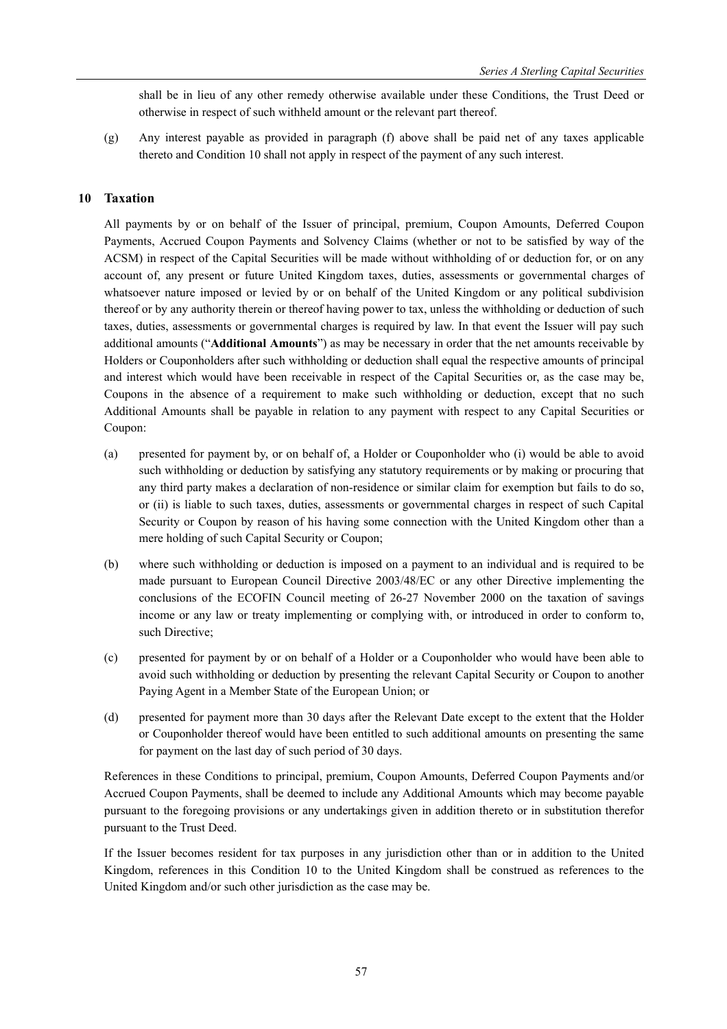shall be in lieu of any other remedy otherwise available under these Conditions, the Trust Deed or otherwise in respect of such withheld amount or the relevant part thereof.

(g) Any interest payable as provided in paragraph (f) above shall be paid net of any taxes applicable thereto and Condition 10 shall not apply in respect of the payment of any such interest.

## 10 Taxation

All payments by or on behalf of the Issuer of principal, premium, Coupon Amounts, Deferred Coupon Payments, Accrued Coupon Payments and Solvency Claims (whether or not to be satisfied by way of the ACSM) in respect of the Capital Securities will be made without withholding of or deduction for, or on any account of, any present or future United Kingdom taxes, duties, assessments or governmental charges of whatsoever nature imposed or levied by or on behalf of the United Kingdom or any political subdivision thereof or by any authority therein or thereof having power to tax, unless the withholding or deduction of such taxes, duties, assessments or governmental charges is required by law. In that event the Issuer will pay such additional amounts ("**Additional Amounts**") as may be necessary in order that the net amounts receivable by Holders or Couponholders after such withholding or deduction shall equal the respective amounts of principal and interest which would have been receivable in respect of the Capital Securities or, as the case may be, Coupons in the absence of a requirement to make such withholding or deduction, except that no such Additional Amounts shall be payable in relation to any payment with respect to any Capital Securities or Coupon:

(a) presented for payment by, or on behalf of, a Holder or Couponholder who (i) would be able to avoid such withholding or deduction by satisfying any statutory requirements or by making or procuring that any third party makes a declaration of non-residence or similar claim for exemption but fails to do so, or (ii) is liable to such taxes, duties, assessments or governmental charges in respect of such Capital Security or Coupon by reason of his having some connection with the United Kingdom other than a mere holding of such Capital Security or Coupon;

(b) where such withholding or deduction is imposed on a payment to an individual and is required to be made pursuant to European Council Directive 2003/48/EC or any other Directive implementing the conclusions of the ECOFIN Council meeting of 26-27 November 2000 on the taxation of savings income or any law or treaty implementing or complying with, or introduced in order to conform to, such Directive;

(c) presented for payment by or on behalf of a Holder or a Couponholder who would have been able to avoid such withholding or deduction by presenting the relevant Capital Security or Coupon to another Paying Agent in a Member State of the European Union; or

(d) presented for payment more than 30 days after the Relevant Date except to the extent that the Holder or Couponholder thereof would have been entitled to such additional amounts on presenting the same for payment on the last day of such period of 30 days.

References in these Conditions to principal, premium, Coupon Amounts, Deferred Coupon Payments and/or Accrued Coupon Payments, shall be deemed to include any Additional Amounts which may become payable pursuant to the foregoing provisions or any undertakings given in addition thereto or in substitution therefor pursuant to the Trust Deed.

If the Issuer becomes resident for tax purposes in any jurisdiction other than or in addition to the United Kingdom, references in this Condition 10 to the United Kingdom shall be construed as references to the United Kingdom and/or such other jurisdiction as the case may be.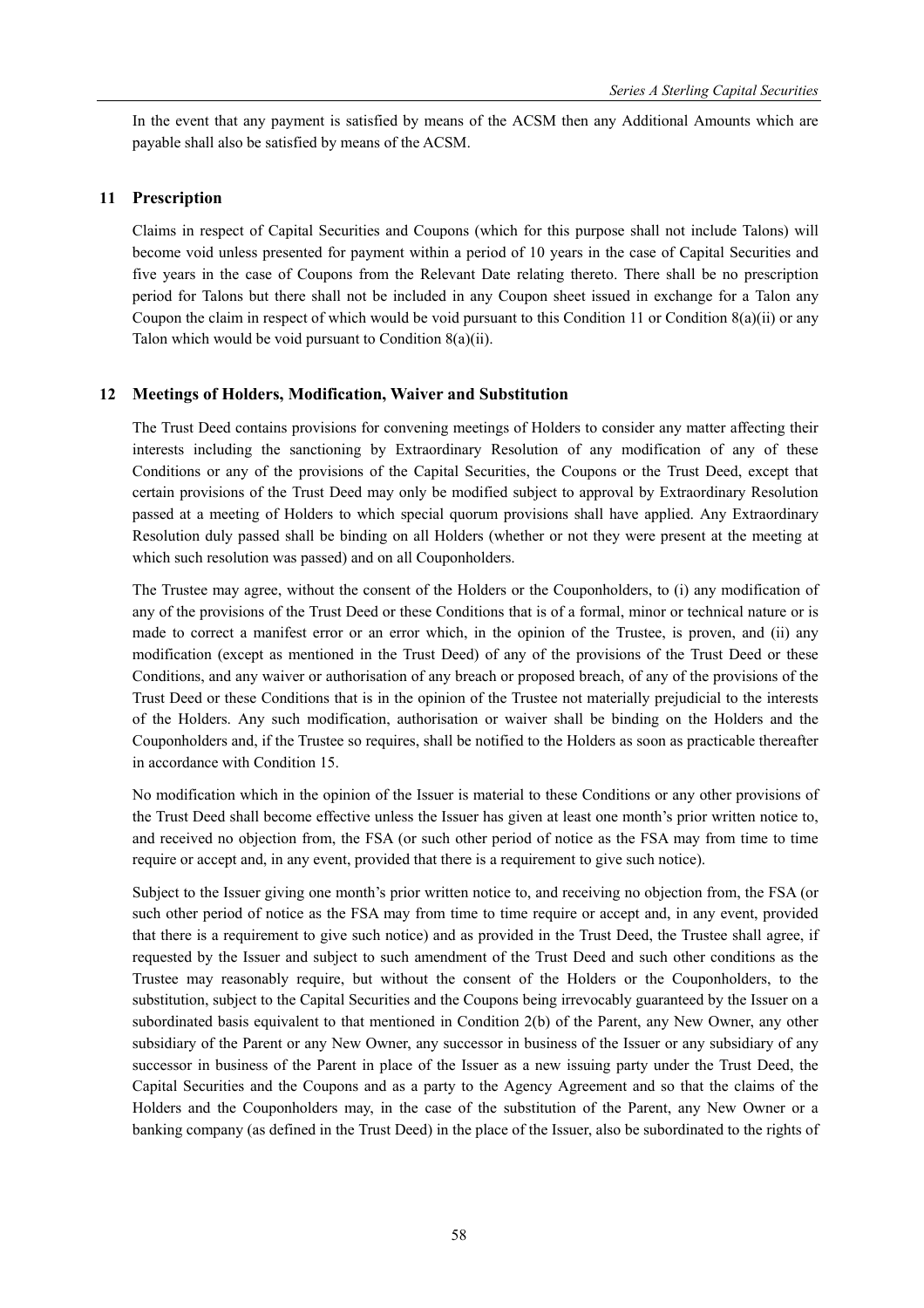In the event that any payment is satisfied by means of the ACSM then any Additional Amounts which are payable shall also be satisfied by means of the ACSM.

## 11 Prescription

Claims in respect of Capital Securities and Coupons (which for this purpose shall not include Talons) will become void unless presented for payment within a period of 10 years in the case of Capital Securities and five years in the case of Coupons from the Relevant Date relating thereto. There shall be no prescription period for Talons but there shall not be included in any Coupon sheet issued in exchange for a Talon any Coupon the claim in respect of which would be void pursuant to this Condition 11 or Condition 8(a)(ii) or any Talon which would be void pursuant to Condition 8(a)(ii).

## 12 Meetings of Holders, Modification, Waiver and Substitution

The Trust Deed contains provisions for convening meetings of Holders to consider any matter affecting their interests including the sanctioning by Extraordinary Resolution of any modification of any of these Conditions or any of the provisions of the Capital Securities, the Coupons or the Trust Deed, except that certain provisions of the Trust Deed may only be modified subject to approval by Extraordinary Resolution passed at a meeting of Holders to which special quorum provisions shall have applied. Any Extraordinary Resolution duly passed shall be binding on all Holders (whether or not they were present at the meeting at which such resolution was passed) and on all Couponholders.

The Trustee may agree, without the consent of the Holders or the Couponholders, to (i) any modification of any of the provisions of the Trust Deed or these Conditions that is of a formal, minor or technical nature or is made to correct a manifest error or an error which, in the opinion of the Trustee, is proven, and (ii) any modification (except as mentioned in the Trust Deed) of any of the provisions of the Trust Deed or these Conditions, and any waiver or authorisation of any breach or proposed breach, of any of the provisions of the Trust Deed or these Conditions that is in the opinion of the Trustee not materially prejudicial to the interests of the Holders. Any such modification, authorisation or waiver shall be binding on the Holders and the Couponholders and, if the Trustee so requires, shall be notified to the Holders as soon as practicable thereafter in accordance with Condition 15.

No modification which in the opinion of the Issuer is material to these Conditions or any other provisions of the Trust Deed shall become effective unless the Issuer has given at least one month's prior written notice to, and received no objection from, the FSA (or such other period of notice as the FSA may from time to time require or accept and, in any event, provided that there is a requirement to give such notice).

Subject to the Issuer giving one month's prior written notice to, and receiving no objection from, the FSA (or such other period of notice as the FSA may from time to time require or accept and, in any event, provided that there is a requirement to give such notice) and as provided in the Trust Deed, the Trustee shall agree, if requested by the Issuer and subject to such amendment of the Trust Deed and such other conditions as the Trustee may reasonably require, but without the consent of the Holders or the Couponholders, to the substitution, subject to the Capital Securities and the Coupons being irrevocably guaranteed by the Issuer on a subordinated basis equivalent to that mentioned in Condition 2(b) of the Parent, any New Owner, any other subsidiary of the Parent or any New Owner, any successor in business of the Issuer or any subsidiary of any successor in business of the Parent in place of the Issuer as a new issuing party under the Trust Deed, the Capital Securities and the Coupons and as a party to the Agency Agreement and so that the claims of the Holders and the Couponholders may, in the case of the substitution of the Parent, any New Owner or a banking company (as defined in the Trust Deed) in the place of the Issuer, also be subordinated to the rights of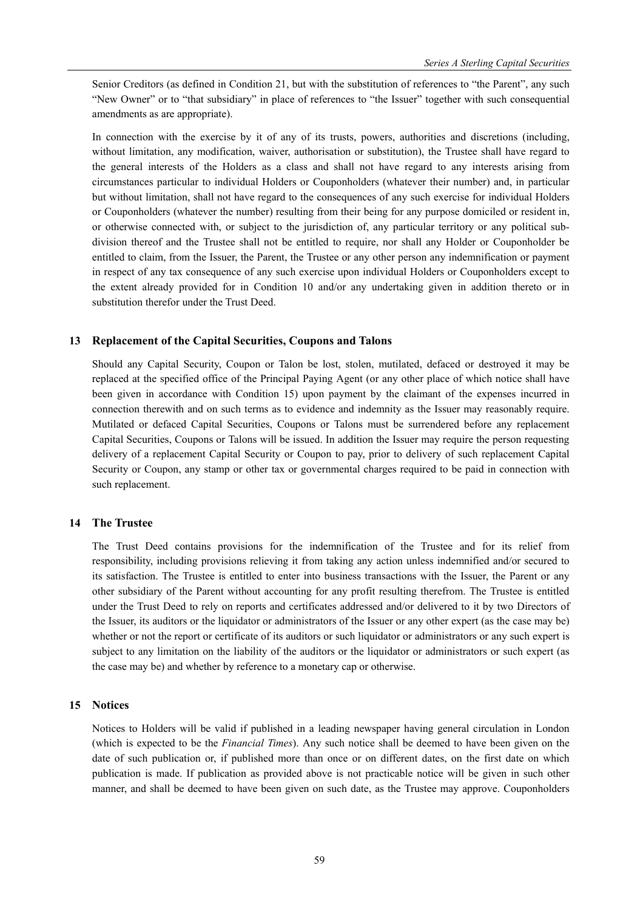Senior Creditors (as defined in Condition 21, but with the substitution of references to "the Parent", any such "New Owner" or to "that subsidiary" in place of references to "the Issuer" together with such consequential amendments as are appropriate).

In connection with the exercise by it of any of its trusts, powers, authorities and discretions (including, without limitation, any modification, waiver, authorisation or substitution), the Trustee shall have regard to the general interests of the Holders as a class and shall not have regard to any interests arising from circumstances particular to individual Holders or Couponholders (whatever their number) and, in particular but without limitation, shall not have regard to the consequences of any such exercise for individual Holders or Couponholders (whatever the number) resulting from their being for any purpose domiciled or resident in, or otherwise connected with, or subject to the jurisdiction of, any particular territory or any political sub-division thereof and the Trustee shall not be entitled to require, nor shall any Holder or Couponholder be entitled to claim, from the Issuer, the Parent, the Trustee or any other person any indemnification or payment in respect of any tax consequence of any such exercise upon individual Holders or Couponholders except to the extent already provided for in Condition 10 and/or any undertaking given in addition thereto or in substitution therefor under the Trust Deed.

## 13 Replacement of the Capital Securities, Coupons and Talons

Should any Capital Security, Coupon or Talon be lost, stolen, mutilated, defaced or destroyed it may be replaced at the specified office of the Principal Paying Agent (or any other place of which notice shall have been given in accordance with Condition 15) upon payment by the claimant of the expenses incurred in connection therewith and on such terms as to evidence and indemnity as the Issuer may reasonably require. Mutilated or defaced Capital Securities, Coupons or Talons must be surrendered before any replacement Capital Securities, Coupons or Talons will be issued. In addition the Issuer may require the person requesting delivery of a replacement Capital Security or Coupon to pay, prior to delivery of such replacement Capital Security or Coupon, any stamp or other tax or governmental charges required to be paid in connection with such replacement.

## 14 The Trustee

The Trust Deed contains provisions for the indemnification of the Trustee and for its relief from responsibility, including provisions relieving it from taking any action unless indemnified and/or secured to its satisfaction. The Trustee is entitled to enter into business transactions with the Issuer, the Parent or any other subsidiary of the Parent without accounting for any profit resulting therefrom. The Trustee is entitled under the Trust Deed to rely on reports and certificates addressed and/or delivered to it by two Directors of the Issuer, its auditors or the liquidator or administrators of the Issuer or any other expert (as the case may be) whether or not the report or certificate of its auditors or such liquidator or administrators or any such expert is subject to any limitation on the liability of the auditors or the liquidator or administrators or such expert (as the case may be) and whether by reference to a monetary cap or otherwise.

## 15 Notices

Notices to Holders will be valid if published in a leading newspaper having general circulation in London (which is expected to be the *Financial Times*). Any such notice shall be deemed to have been given on the date of such publication or, if published more than once or on different dates, on the first date on which publication is made. If publication as provided above is not practicable notice will be given in such other manner, and shall be deemed to have been given on such date, as the Trustee may approve. Couponholders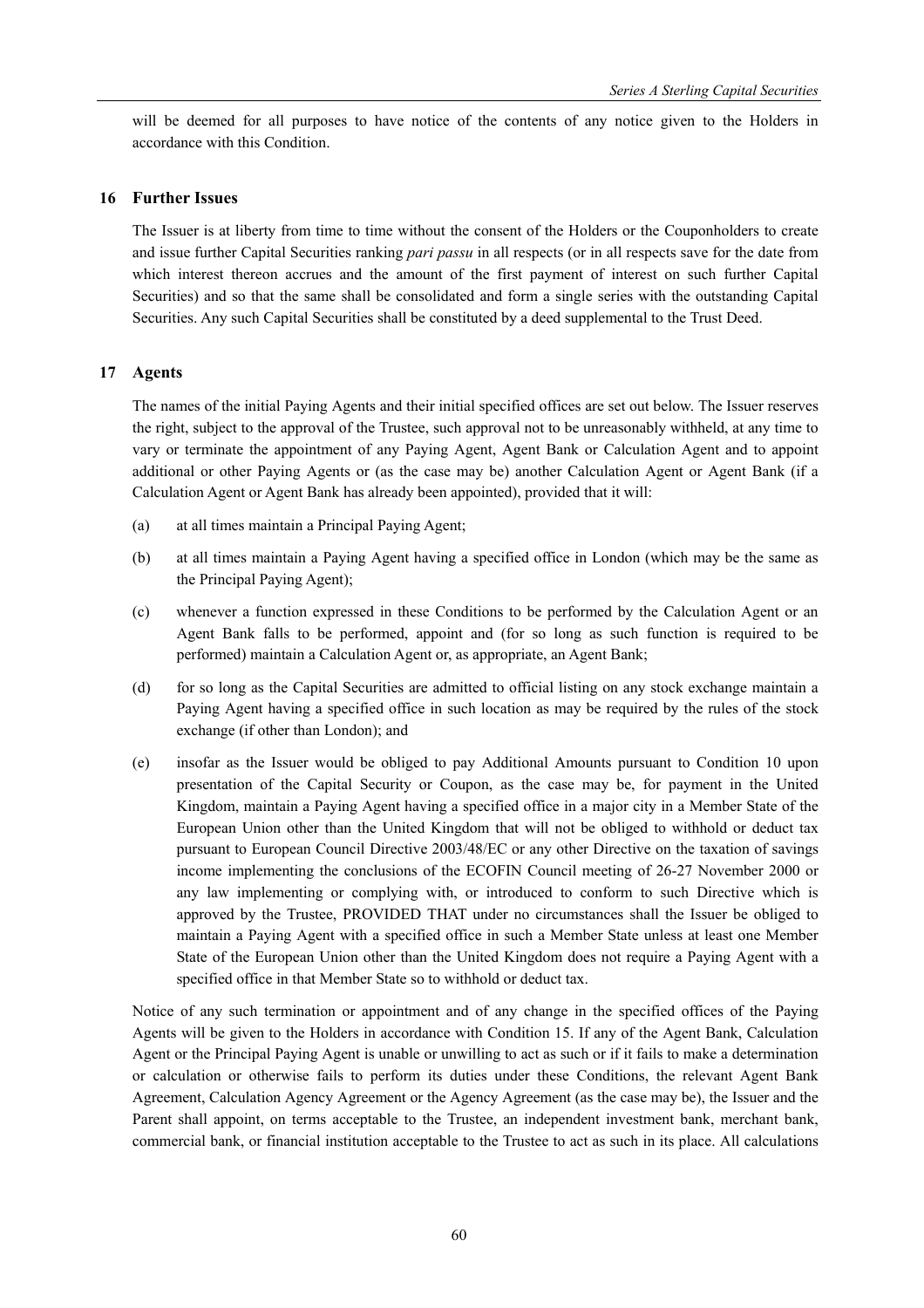will be deemed for all purposes to have notice of the contents of any notice given to the Holders in accordance with this Condition.

## 16 Further Issues

The Issuer is at liberty from time to time without the consent of the Holders or the Couponholders to create and issue further Capital Securities ranking *pari passu* in all respects (or in all respects save for the date from which interest thereon accrues and the amount of the first payment of interest on such further Capital Securities) and so that the same shall be consolidated and form a single series with the outstanding Capital Securities. Any such Capital Securities shall be constituted by a deed supplemental to the Trust Deed.

## 17 Agents

The names of the initial Paying Agents and their initial specified offices are set out below. The Issuer reserves the right, subject to the approval of the Trustee, such approval not to be unreasonably withheld, at any time to vary or terminate the appointment of any Paying Agent, Agent Bank or Calculation Agent and to appoint additional or other Paying Agents or (as the case may be) another Calculation Agent or Agent Bank (if a Calculation Agent or Agent Bank has already been appointed), provided that it will:

(a) at all times maintain a Principal Paying Agent;

(b) at all times maintain a Paying Agent having a specified office in London (which may be the same as the Principal Paying Agent);

(c) whenever a function expressed in these Conditions to be performed by the Calculation Agent or an Agent Bank falls to be performed, appoint and (for so long as such function is required to be performed) maintain a Calculation Agent or, as appropriate, an Agent Bank;

(d) for so long as the Capital Securities are admitted to official listing on any stock exchange maintain a Paying Agent having a specified office in such location as may be required by the rules of the stock exchange (if other than London); and

(e) insofar as the Issuer would be obliged to pay Additional Amounts pursuant to Condition 10 upon presentation of the Capital Security or Coupon, as the case may be, for payment in the United Kingdom, maintain a Paying Agent having a specified office in a major city in a Member State of the European Union other than the United Kingdom that will not be obliged to withhold or deduct tax pursuant to European Council Directive 2003/48/EC or any other Directive on the taxation of savings income implementing the conclusions of the ECOFIN Council meeting of 26-27 November 2000 or any law implementing or complying with, or introduced to conform to such Directive which is approved by the Trustee, PROVIDED THAT under no circumstances shall the Issuer be obliged to maintain a Paying Agent with a specified office in such a Member State unless at least one Member State of the European Union other than the United Kingdom does not require a Paying Agent with a specified office in that Member State so to withhold or deduct tax.

Notice of any such termination or appointment and of any change in the specified offices of the Paying Agents will be given to the Holders in accordance with Condition 15. If any of the Agent Bank, Calculation Agent or the Principal Paying Agent is unable or unwilling to act as such or if it fails to make a determination or calculation or otherwise fails to perform its duties under these Conditions, the relevant Agent Bank Agreement, Calculation Agency Agreement or the Agency Agreement (as the case may be), the Issuer and the Parent shall appoint, on terms acceptable to the Trustee, an independent investment bank, merchant bank, commercial bank, or financial institution acceptable to the Trustee to act as such in its place. All calculations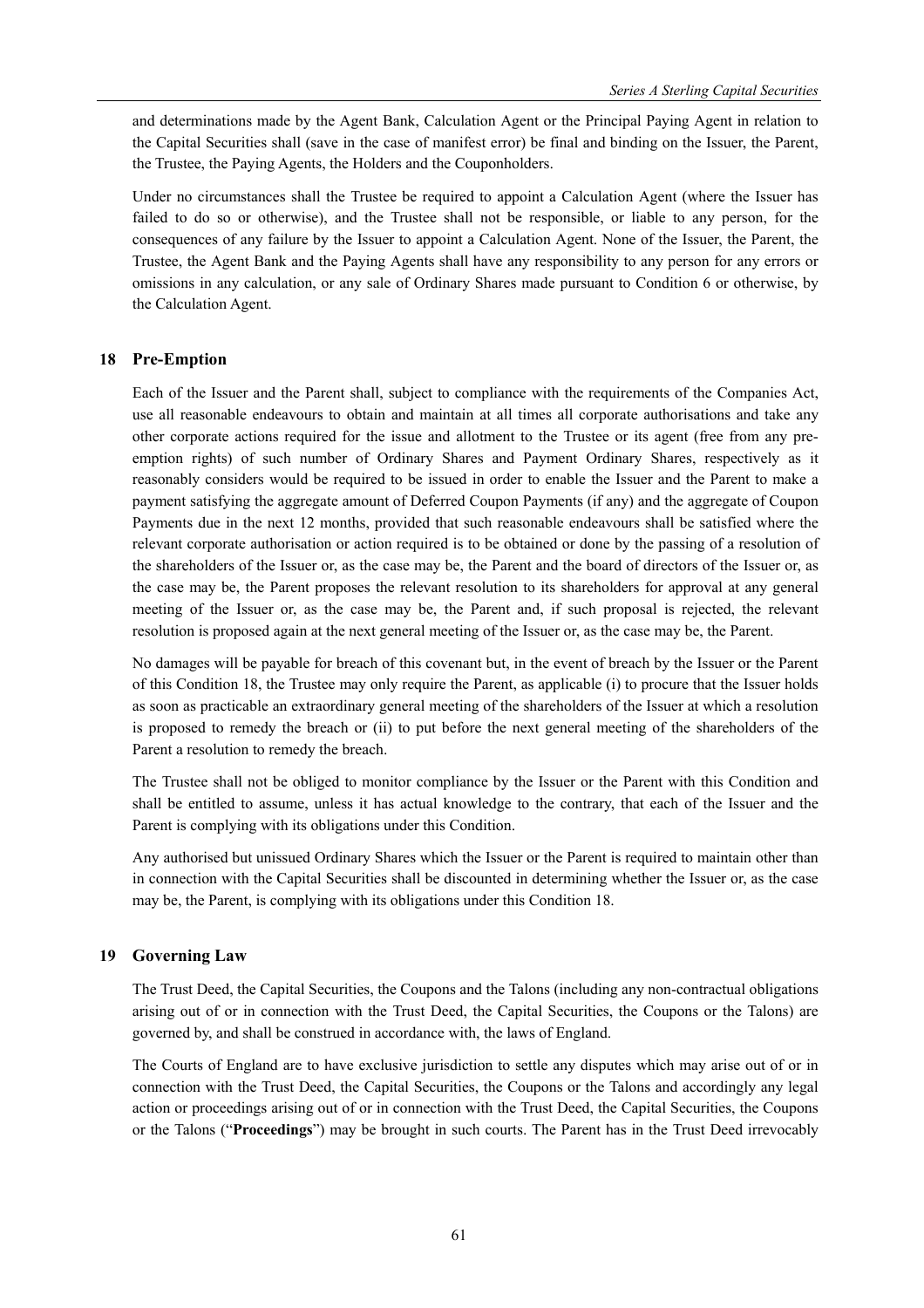and determinations made by the Agent Bank, Calculation Agent or the Principal Paying Agent in relation to the Capital Securities shall (save in the case of manifest error) be final and binding on the Issuer, the Parent, the Trustee, the Paying Agents, the Holders and the Couponholders.

Under no circumstances shall the Trustee be required to appoint a Calculation Agent (where the Issuer has failed to do so or otherwise), and the Trustee shall not be responsible, or liable to any person, for the consequences of any failure by the Issuer to appoint a Calculation Agent. None of the Issuer, the Parent, the Trustee, the Agent Bank and the Paying Agents shall have any responsibility to any person for any errors or omissions in any calculation, or any sale of Ordinary Shares made pursuant to Condition 6 or otherwise, by the Calculation Agent.

## 18 Pre-Emption

Each of the Issuer and the Parent shall, subject to compliance with the requirements of the Companies Act, use all reasonable endeavours to obtain and maintain at all times all corporate authorisations and take any other corporate actions required for the issue and allotment to the Trustee or its agent (free from any pre-emption rights) of such number of Ordinary Shares and Payment Ordinary Shares, respectively as it reasonably considers would be required to be issued in order to enable the Issuer and the Parent to make a payment satisfying the aggregate amount of Deferred Coupon Payments (if any) and the aggregate of Coupon Payments due in the next 12 months, provided that such reasonable endeavours shall be satisfied where the relevant corporate authorisation or action required is to be obtained or done by the passing of a resolution of the shareholders of the Issuer or, as the case may be, the Parent and the board of directors of the Issuer or, as the case may be, the Parent proposes the relevant resolution to its shareholders for approval at any general meeting of the Issuer or, as the case may be, the Parent and, if such proposal is rejected, the relevant resolution is proposed again at the next general meeting of the Issuer or, as the case may be, the Parent.

No damages will be payable for breach of this covenant but, in the event of breach by the Issuer or the Parent of this Condition 18, the Trustee may only require the Parent, as applicable (i) to procure that the Issuer holds as soon as practicable an extraordinary general meeting of the shareholders of the Issuer at which a resolution is proposed to remedy the breach or (ii) to put before the next general meeting of the shareholders of the Parent a resolution to remedy the breach.

The Trustee shall not be obliged to monitor compliance by the Issuer or the Parent with this Condition and shall be entitled to assume, unless it has actual knowledge to the contrary, that each of the Issuer and the Parent is complying with its obligations under this Condition.

Any authorised but unissued Ordinary Shares which the Issuer or the Parent is required to maintain other than in connection with the Capital Securities shall be discounted in determining whether the Issuer or, as the case may be, the Parent, is complying with its obligations under this Condition 18.

## 19 Governing Law

The Trust Deed, the Capital Securities, the Coupons and the Talons (including any non-contractual obligations arising out of or in connection with the Trust Deed, the Capital Securities, the Coupons or the Talons) are governed by, and shall be construed in accordance with, the laws of England.

The Courts of England are to have exclusive jurisdiction to settle any disputes which may arise out of or in connection with the Trust Deed, the Capital Securities, the Coupons or the Talons and accordingly any legal action or proceedings arising out of or in connection with the Trust Deed, the Capital Securities, the Coupons or the Talons ("**Proceedings**") may be brought in such courts. The Parent has in the Trust Deed irrevocably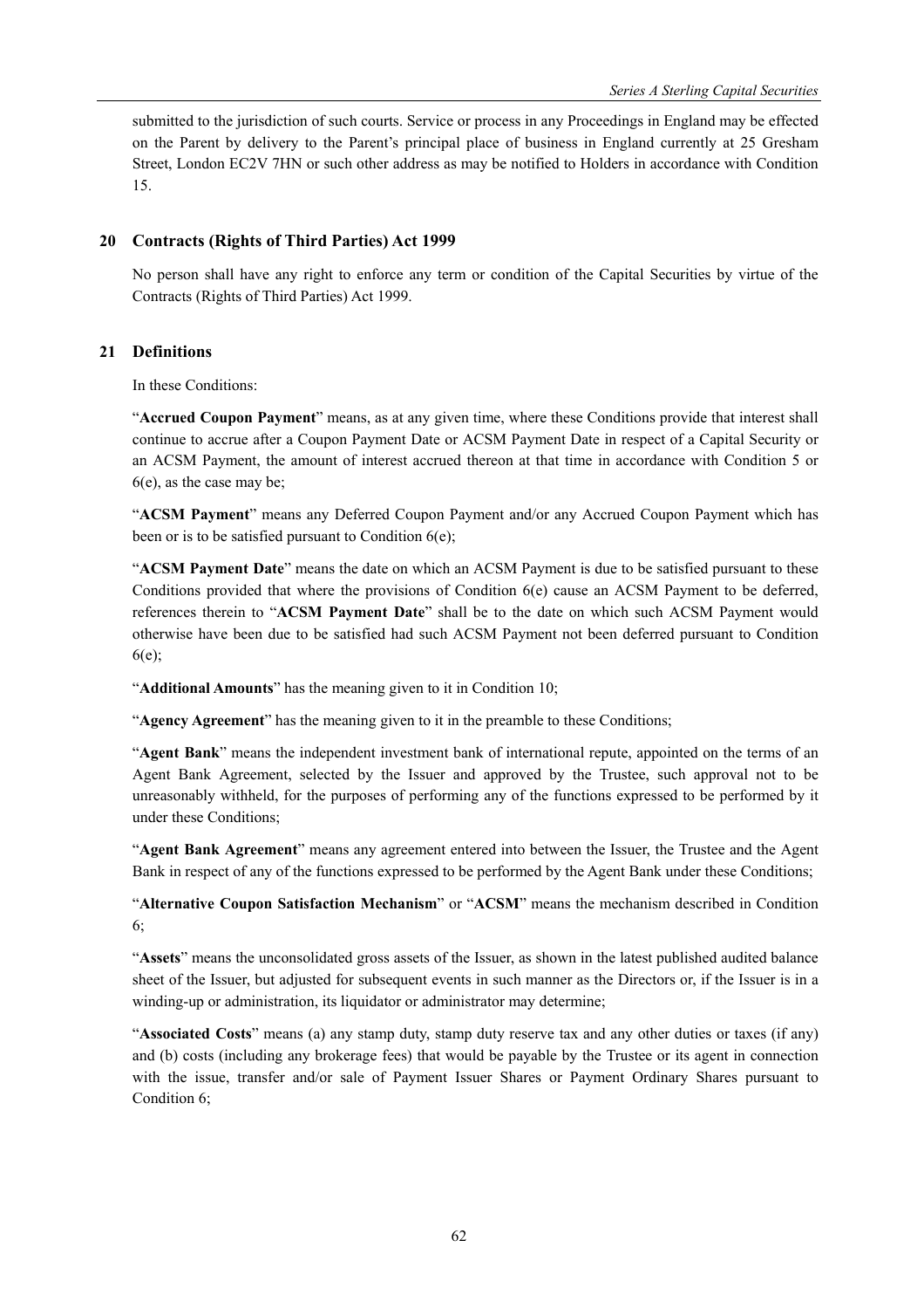submitted to the jurisdiction of such courts. Service or process in any Proceedings in England may be effected on the Parent by delivery to the Parent's principal place of business in England currently at 25 Gresham Street, London EC2V 7HN or such other address as may be notified to Holders in accordance with Condition 15.

## 20 Contracts (Rights of Third Parties) Act 1999

No person shall have any right to enforce any term or condition of the Capital Securities by virtue of the Contracts (Rights of Third Parties) Act 1999.

## 21 Definitions

In these Conditions:

"**Accrued Coupon Payment**" means, as at any given time, where these Conditions provide that interest shall continue to accrue after a Coupon Payment Date or ACSM Payment Date in respect of a Capital Security or an ACSM Payment, the amount of interest accrued thereon at that time in accordance with Condition 5 or 6(e), as the case may be;

"**ACSM Payment**" means any Deferred Coupon Payment and/or any Accrued Coupon Payment which has been or is to be satisfied pursuant to Condition 6(e);

"**ACSM Payment Date**" means the date on which an ACSM Payment is due to be satisfied pursuant to these Conditions provided that where the provisions of Condition 6(e) cause an ACSM Payment to be deferred, references therein to "**ACSM Payment Date**" shall be to the date on which such ACSM Payment would otherwise have been due to be satisfied had such ACSM Payment not been deferred pursuant to Condition 6(e);

"**Additional Amounts**" has the meaning given to it in Condition 10;

"**Agency Agreement**" has the meaning given to it in the preamble to these Conditions;

"**Agent Bank**" means the independent investment bank of international repute, appointed on the terms of an Agent Bank Agreement, selected by the Issuer and approved by the Trustee, such approval not to be unreasonably withheld, for the purposes of performing any of the functions expressed to be performed by it under these Conditions;

"**Agent Bank Agreement**" means any agreement entered into between the Issuer, the Trustee and the Agent Bank in respect of any of the functions expressed to be performed by the Agent Bank under these Conditions;

"**Alternative Coupon Satisfaction Mechanism**" or "**ACSM**" means the mechanism described in Condition 6;

"**Assets**" means the unconsolidated gross assets of the Issuer, as shown in the latest published audited balance sheet of the Issuer, but adjusted for subsequent events in such manner as the Directors or, if the Issuer is in a winding-up or administration, its liquidator or administrator may determine;

"**Associated Costs**" means (a) any stamp duty, stamp duty reserve tax and any other duties or taxes (if any) and (b) costs (including any brokerage fees) that would be payable by the Trustee or its agent in connection with the issue, transfer and/or sale of Payment Issuer Shares or Payment Ordinary Shares pursuant to Condition 6;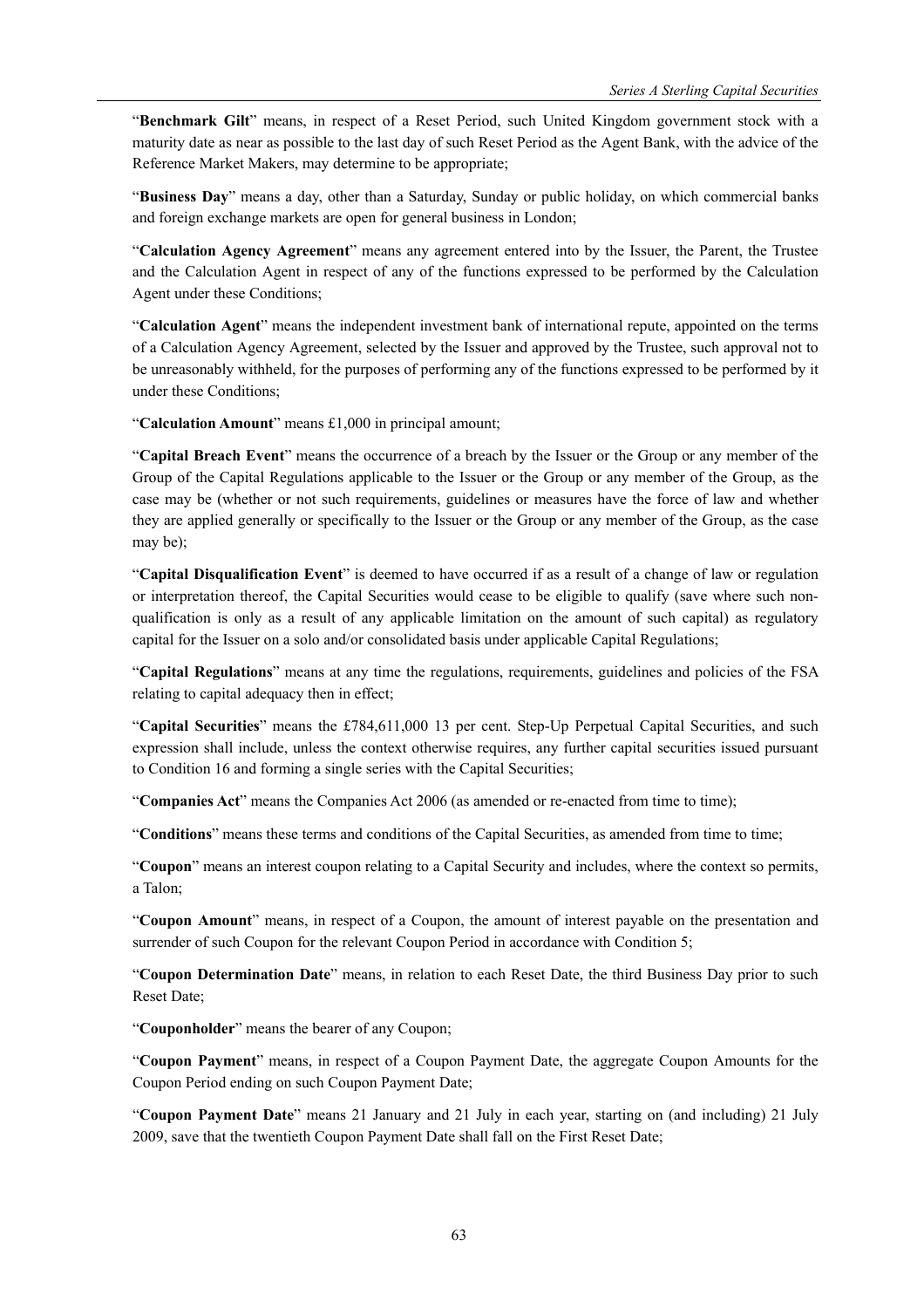"**Benchmark Gilt**" means, in respect of a Reset Period, such United Kingdom government stock with a maturity date as near as possible to the last day of such Reset Period as the Agent Bank, with the advice of the Reference Market Makers, may determine to be appropriate;

"**Business Day**" means a day, other than a Saturday, Sunday or public holiday, on which commercial banks and foreign exchange markets are open for general business in London;

"**Calculation Agency Agreement**" means any agreement entered into by the Issuer, the Parent, the Trustee and the Calculation Agent in respect of any of the functions expressed to be performed by the Calculation Agent under these Conditions;

"**Calculation Agent**" means the independent investment bank of international repute, appointed on the terms of a Calculation Agency Agreement, selected by the Issuer and approved by the Trustee, such approval not to be unreasonably withheld, for the purposes of performing any of the functions expressed to be performed by it under these Conditions;

"**Calculation Amount**" means £1,000 in principal amount;

"**Capital Breach Event**" means the occurrence of a breach by the Issuer or the Group or any member of the Group of the Capital Regulations applicable to the Issuer or the Group or any member of the Group, as the case may be (whether or not such requirements, guidelines or measures have the force of law and whether they are applied generally or specifically to the Issuer or the Group or any member of the Group, as the case may be);

"**Capital Disqualification Event**" is deemed to have occurred if as a result of a change of law or regulation or interpretation thereof, the Capital Securities would cease to be eligible to qualify (save where such non-qualification is only as a result of any applicable limitation on the amount of such capital) as regulatory capital for the Issuer on a solo and/or consolidated basis under applicable Capital Regulations;

"**Capital Regulations**" means at any time the regulations, requirements, guidelines and policies of the FSA relating to capital adequacy then in effect;

"**Capital Securities**" means the £784,611,000 13 per cent. Step-Up Perpetual Capital Securities, and such expression shall include, unless the context otherwise requires, any further capital securities issued pursuant to Condition 16 and forming a single series with the Capital Securities;

"**Companies Act**" means the Companies Act 2006 (as amended or re-enacted from time to time);

"**Conditions**" means these terms and conditions of the Capital Securities, as amended from time to time;

"**Coupon**" means an interest coupon relating to a Capital Security and includes, where the context so permits, a Talon;

"**Coupon Amount**" means, in respect of a Coupon, the amount of interest payable on the presentation and surrender of such Coupon for the relevant Coupon Period in accordance with Condition 5;

"**Coupon Determination Date**" means, in relation to each Reset Date, the third Business Day prior to such Reset Date;

"**Couponholder**" means the bearer of any Coupon;

"**Coupon Payment**" means, in respect of a Coupon Payment Date, the aggregate Coupon Amounts for the Coupon Period ending on such Coupon Payment Date;

"**Coupon Payment Date**" means 21 January and 21 July in each year, starting on (and including) 21 July 2009, save that the twentieth Coupon Payment Date shall fall on the First Reset Date;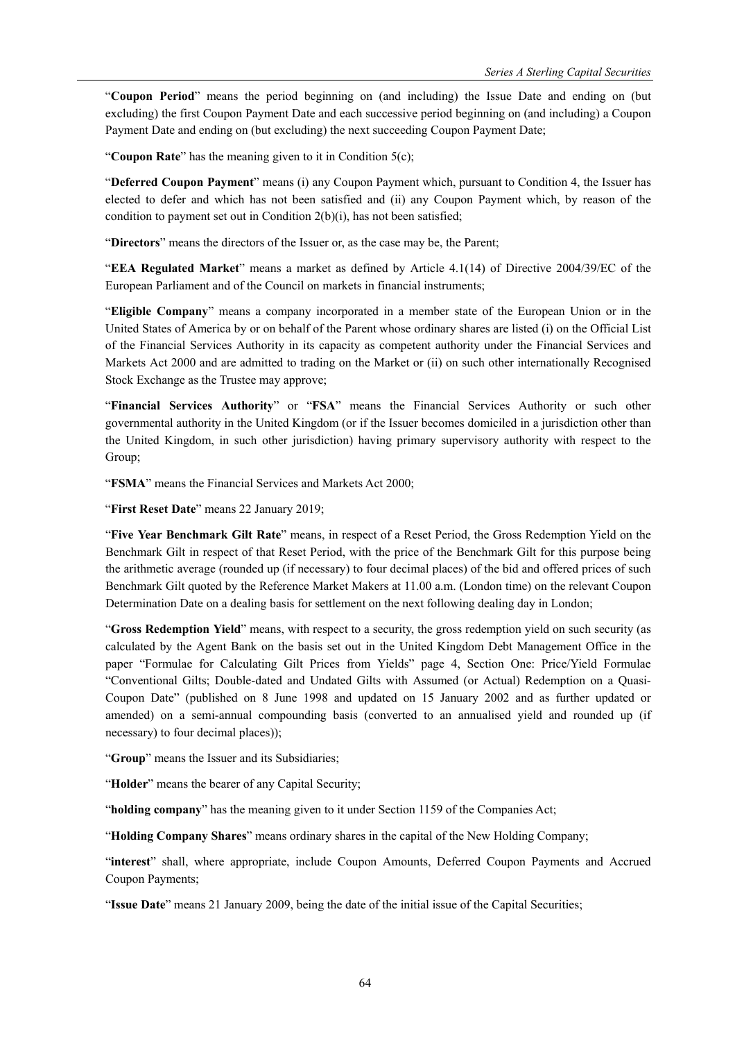"**Coupon Period**" means the period beginning on (and including) the Issue Date and ending on (but excluding) the first Coupon Payment Date and each successive period beginning on (and including) a Coupon Payment Date and ending on (but excluding) the next succeeding Coupon Payment Date;

"**Coupon Rate**" has the meaning given to it in Condition 5(c);

"**Deferred Coupon Payment**" means (i) any Coupon Payment which, pursuant to Condition 4, the Issuer has elected to defer and which has not been satisfied and (ii) any Coupon Payment which, by reason of the condition to payment set out in Condition 2(b)(i), has not been satisfied;

"**Directors**" means the directors of the Issuer or, as the case may be, the Parent;

"**EEA Regulated Market**" means a market as defined by Article 4.1(14) of Directive 2004/39/EC of the European Parliament and of the Council on markets in financial instruments;

"**Eligible Company**" means a company incorporated in a member state of the European Union or in the United States of America by or on behalf of the Parent whose ordinary shares are listed (i) on the Official List of the Financial Services Authority in its capacity as competent authority under the Financial Services and Markets Act 2000 and are admitted to trading on the Market or (ii) on such other internationally Recognised Stock Exchange as the Trustee may approve;

"**Financial Services Authority**" or "**FSA**" means the Financial Services Authority or such other governmental authority in the United Kingdom (or if the Issuer becomes domiciled in a jurisdiction other than the United Kingdom, in such other jurisdiction) having primary supervisory authority with respect to the Group;

"**FSMA**" means the Financial Services and Markets Act 2000;

"**First Reset Date**" means 22 January 2019;

"**Five Year Benchmark Gilt Rate**" means, in respect of a Reset Period, the Gross Redemption Yield on the Benchmark Gilt in respect of that Reset Period, with the price of the Benchmark Gilt for this purpose being the arithmetic average (rounded up (if necessary) to four decimal places) of the bid and offered prices of such Benchmark Gilt quoted by the Reference Market Makers at 11.00 a.m. (London time) on the relevant Coupon Determination Date on a dealing basis for settlement on the next following dealing day in London;

"**Gross Redemption Yield**" means, with respect to a security, the gross redemption yield on such security (as calculated by the Agent Bank on the basis set out in the United Kingdom Debt Management Office in the paper "Formulae for Calculating Gilt Prices from Yields" page 4, Section One: Price/Yield Formulae "Conventional Gilts; Double-dated and Undated Gilts with Assumed (or Actual) Redemption on a Quasi-Coupon Date" (published on 8 June 1998 and updated on 15 January 2002 and as further updated or amended) on a semi-annual compounding basis (converted to an annualised yield and rounded up (if necessary) to four decimal places));

"**Group**" means the Issuer and its Subsidiaries;

"**Holder**" means the bearer of any Capital Security;

"**holding company**" has the meaning given to it under Section 1159 of the Companies Act;

"**Holding Company Shares**" means ordinary shares in the capital of the New Holding Company;

"**interest**" shall, where appropriate, include Coupon Amounts, Deferred Coupon Payments and Accrued Coupon Payments;

"**Issue Date**" means 21 January 2009, being the date of the initial issue of the Capital Securities;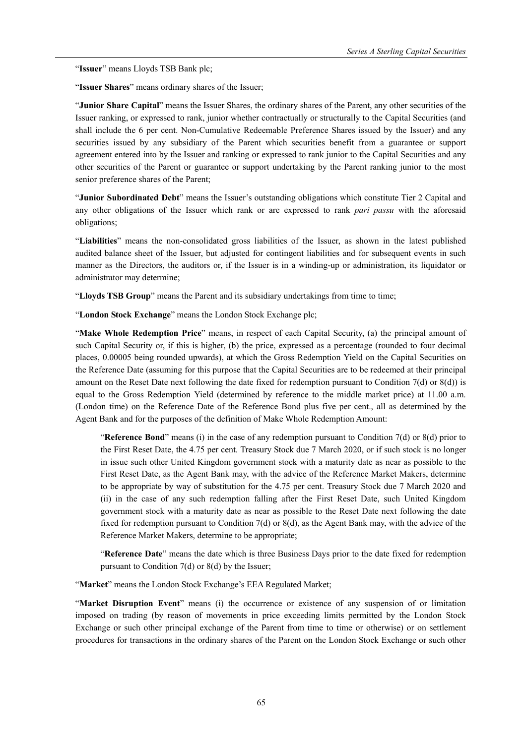"**Issuer**" means Lloyds TSB Bank plc;

"**Issuer Shares**" means ordinary shares of the Issuer;

"**Junior Share Capital**" means the Issuer Shares, the ordinary shares of the Parent, any other securities of the Issuer ranking, or expressed to rank, junior whether contractually or structurally to the Capital Securities (and shall include the 6 per cent. Non-Cumulative Redeemable Preference Shares issued by the Issuer) and any securities issued by any subsidiary of the Parent which securities benefit from a guarantee or support agreement entered into by the Issuer and ranking or expressed to rank junior to the Capital Securities and any other securities of the Parent or guarantee or support undertaking by the Parent ranking junior to the most senior preference shares of the Parent;

"**Junior Subordinated Debt**" means the Issuer's outstanding obligations which constitute Tier 2 Capital and any other obligations of the Issuer which rank or are expressed to rank *pari passu* with the aforesaid obligations;

"**Liabilities**" means the non-consolidated gross liabilities of the Issuer, as shown in the latest published audited balance sheet of the Issuer, but adjusted for contingent liabilities and for subsequent events in such manner as the Directors, the auditors or, if the Issuer is in a winding-up or administration, its liquidator or administrator may determine;

"**Lloyds TSB Group**" means the Parent and its subsidiary undertakings from time to time;

"**London Stock Exchange**" means the London Stock Exchange plc;

"**Make Whole Redemption Price**" means, in respect of each Capital Security, (a) the principal amount of such Capital Security or, if this is higher, (b) the price, expressed as a percentage (rounded to four decimal places, 0.00005 being rounded upwards), at which the Gross Redemption Yield on the Capital Securities on the Reference Date (assuming for this purpose that the Capital Securities are to be redeemed at their principal amount on the Reset Date next following the date fixed for redemption pursuant to Condition 7(d) or 8(d)) is equal to the Gross Redemption Yield (determined by reference to the middle market price) at 11.00 a.m. (London time) on the Reference Date of the Reference Bond plus five per cent., all as determined by the Agent Bank and for the purposes of the definition of Make Whole Redemption Amount:

> "**Reference Bond**" means (i) in the case of any redemption pursuant to Condition 7(d) or 8(d) prior to the First Reset Date, the 4.75 per cent. Treasury Stock due 7 March 2020, or if such stock is no longer in issue such other United Kingdom government stock with a maturity date as near as possible to the First Reset Date, as the Agent Bank may, with the advice of the Reference Market Makers, determine to be appropriate by way of substitution for the 4.75 per cent. Treasury Stock due 7 March 2020 and (ii) in the case of any such redemption falling after the First Reset Date, such United Kingdom government stock with a maturity date as near as possible to the Reset Date next following the date fixed for redemption pursuant to Condition 7(d) or 8(d), as the Agent Bank may, with the advice of the Reference Market Makers, determine to be appropriate;
>
> "**Reference Date**" means the date which is three Business Days prior to the date fixed for redemption pursuant to Condition 7(d) or 8(d) by the Issuer;

"**Market**" means the London Stock Exchange's EEA Regulated Market;

"**Market Disruption Event**" means (i) the occurrence or existence of any suspension of or limitation imposed on trading (by reason of movements in price exceeding limits permitted by the London Stock Exchange or such other principal exchange of the Parent from time to time or otherwise) or on settlement procedures for transactions in the ordinary shares of the Parent on the London Stock Exchange or such other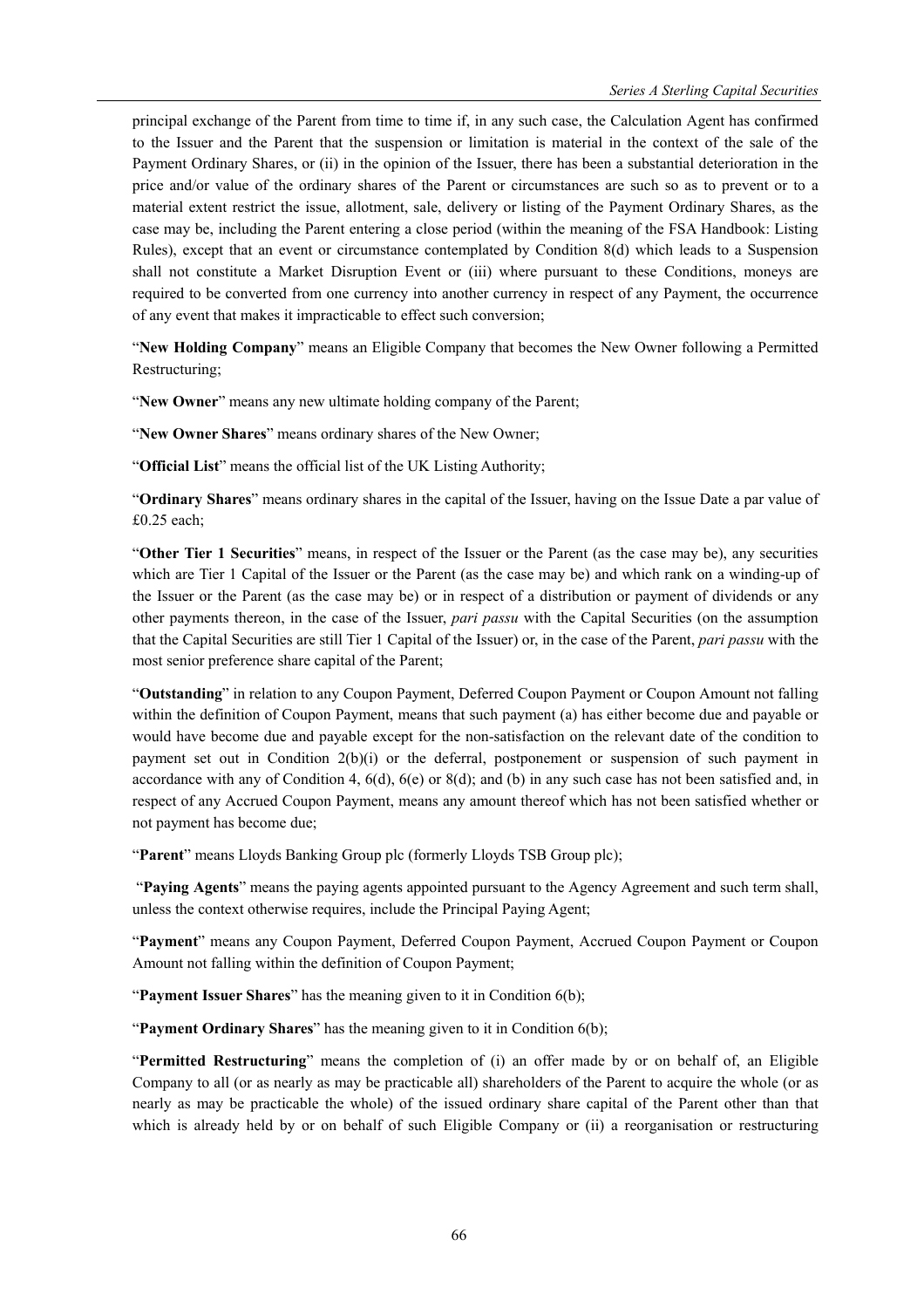principal exchange of the Parent from time to time if, in any such case, the Calculation Agent has confirmed to the Issuer and the Parent that the suspension or limitation is material in the context of the sale of the Payment Ordinary Shares, or (ii) in the opinion of the Issuer, there has been a substantial deterioration in the price and/or value of the ordinary shares of the Parent or circumstances are such so as to prevent or to a material extent restrict the issue, allotment, sale, delivery or listing of the Payment Ordinary Shares, as the case may be, including the Parent entering a close period (within the meaning of the FSA Handbook: Listing Rules), except that an event or circumstance contemplated by Condition 8(d) which leads to a Suspension shall not constitute a Market Disruption Event or (iii) where pursuant to these Conditions, moneys are required to be converted from one currency into another currency in respect of any Payment, the occurrence of any event that makes it impracticable to effect such conversion;

"**New Holding Company**" means an Eligible Company that becomes the New Owner following a Permitted Restructuring;

"**New Owner**" means any new ultimate holding company of the Parent;

"**New Owner Shares**" means ordinary shares of the New Owner;

"**Official List**" means the official list of the UK Listing Authority;

"**Ordinary Shares**" means ordinary shares in the capital of the Issuer, having on the Issue Date a par value of £0.25 each;

"**Other Tier 1 Securities**" means, in respect of the Issuer or the Parent (as the case may be), any securities which are Tier 1 Capital of the Issuer or the Parent (as the case may be) and which rank on a winding-up of the Issuer or the Parent (as the case may be) or in respect of a distribution or payment of dividends or any other payments thereon, in the case of the Issuer, *pari passu* with the Capital Securities (on the assumption that the Capital Securities are still Tier 1 Capital of the Issuer) or, in the case of the Parent, *pari passu* with the most senior preference share capital of the Parent;

"**Outstanding**" in relation to any Coupon Payment, Deferred Coupon Payment or Coupon Amount not falling within the definition of Coupon Payment, means that such payment (a) has either become due and payable or would have become due and payable except for the non-satisfaction on the relevant date of the condition to payment set out in Condition 2(b)(i) or the deferral, postponement or suspension of such payment in accordance with any of Condition 4, 6(d), 6(e) or 8(d); and (b) in any such case has not been satisfied and, in respect of any Accrued Coupon Payment, means any amount thereof which has not been satisfied whether or not payment has become due;

"**Parent**" means Lloyds Banking Group plc (formerly Lloyds TSB Group plc);

"**Paying Agents**" means the paying agents appointed pursuant to the Agency Agreement and such term shall, unless the context otherwise requires, include the Principal Paying Agent;

"**Payment**" means any Coupon Payment, Deferred Coupon Payment, Accrued Coupon Payment or Coupon Amount not falling within the definition of Coupon Payment;

"**Payment Issuer Shares**" has the meaning given to it in Condition 6(b);

"**Payment Ordinary Shares**" has the meaning given to it in Condition 6(b);

"**Permitted Restructuring**" means the completion of (i) an offer made by or on behalf of, an Eligible Company to all (or as nearly as may be practicable all) shareholders of the Parent to acquire the whole (or as nearly as may be practicable the whole) of the issued ordinary share capital of the Parent other than that which is already held by or on behalf of such Eligible Company or (ii) a reorganisation or restructuring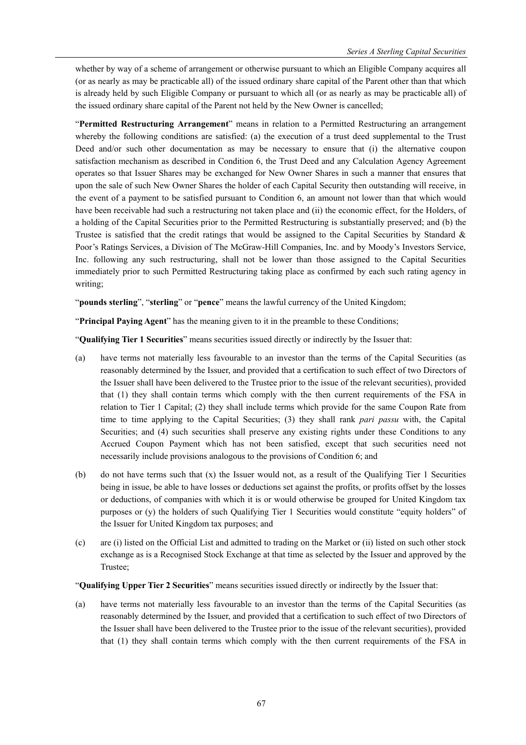whether by way of a scheme of arrangement or otherwise pursuant to which an Eligible Company acquires all (or as nearly as may be practicable all) of the issued ordinary share capital of the Parent other than that which is already held by such Eligible Company or pursuant to which all (or as nearly as may be practicable all) of the issued ordinary share capital of the Parent not held by the New Owner is cancelled;

"**Permitted Restructuring Arrangement**" means in relation to a Permitted Restructuring an arrangement whereby the following conditions are satisfied: (a) the execution of a trust deed supplemental to the Trust Deed and/or such other documentation as may be necessary to ensure that (i) the alternative coupon satisfaction mechanism as described in Condition 6, the Trust Deed and any Calculation Agency Agreement operates so that Issuer Shares may be exchanged for New Owner Shares in such a manner that ensures that upon the sale of such New Owner Shares the holder of each Capital Security then outstanding will receive, in the event of a payment to be satisfied pursuant to Condition 6, an amount not lower than that which would have been receivable had such a restructuring not taken place and (ii) the economic effect, for the Holders, of a holding of the Capital Securities prior to the Permitted Restructuring is substantially preserved; and (b) the Trustee is satisfied that the credit ratings that would be assigned to the Capital Securities by Standard & Poor's Ratings Services, a Division of The McGraw-Hill Companies, Inc. and by Moody's Investors Service, Inc. following any such restructuring, shall not be lower than those assigned to the Capital Securities immediately prior to such Permitted Restructuring taking place as confirmed by each such rating agency in writing;

"**pounds sterling**", "**sterling**" or "**pence**" means the lawful currency of the United Kingdom;

"**Principal Paying Agent**" has the meaning given to it in the preamble to these Conditions;

"**Qualifying Tier 1 Securities**" means securities issued directly or indirectly by the Issuer that:

(a) have terms not materially less favourable to an investor than the terms of the Capital Securities (as reasonably determined by the Issuer, and provided that a certification to such effect of two Directors of the Issuer shall have been delivered to the Trustee prior to the issue of the relevant securities), provided that (1) they shall contain terms which comply with the then current requirements of the FSA in relation to Tier 1 Capital; (2) they shall include terms which provide for the same Coupon Rate from time to time applying to the Capital Securities; (3) they shall rank *pari passu* with, the Capital Securities; and (4) such securities shall preserve any existing rights under these Conditions to any Accrued Coupon Payment which has not been satisfied, except that such securities need not necessarily include provisions analogous to the provisions of Condition 6; and

(b) do not have terms such that (x) the Issuer would not, as a result of the Qualifying Tier 1 Securities being in issue, be able to have losses or deductions set against the profits, or profits offset by the losses or deductions, of companies with which it is or would otherwise be grouped for United Kingdom tax purposes or (y) the holders of such Qualifying Tier 1 Securities would constitute "equity holders" of the Issuer for United Kingdom tax purposes; and

(c) are (i) listed on the Official List and admitted to trading on the Market or (ii) listed on such other stock exchange as is a Recognised Stock Exchange at that time as selected by the Issuer and approved by the Trustee;

"**Qualifying Upper Tier 2 Securities**" means securities issued directly or indirectly by the Issuer that:

(a) have terms not materially less favourable to an investor than the terms of the Capital Securities (as reasonably determined by the Issuer, and provided that a certification to such effect of two Directors of the Issuer shall have been delivered to the Trustee prior to the issue of the relevant securities), provided that (1) they shall contain terms which comply with the then current requirements of the FSA in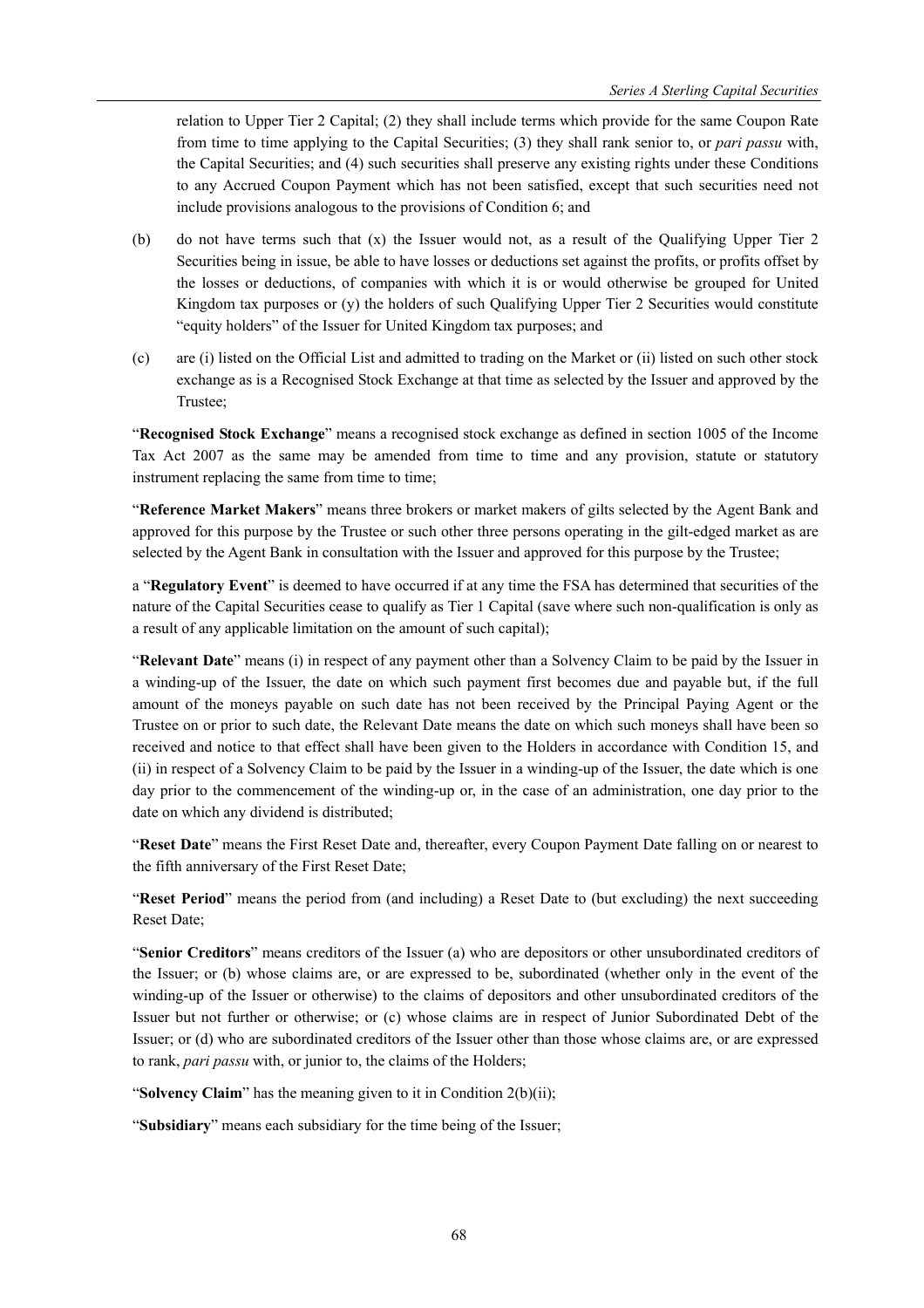relation to Upper Tier 2 Capital; (2) they shall include terms which provide for the same Coupon Rate from time to time applying to the Capital Securities; (3) they shall rank senior to, or *pari passu* with, the Capital Securities; and (4) such securities shall preserve any existing rights under these Conditions to any Accrued Coupon Payment which has not been satisfied, except that such securities need not include provisions analogous to the provisions of Condition 6; and

(b) do not have terms such that (x) the Issuer would not, as a result of the Qualifying Upper Tier 2 Securities being in issue, be able to have losses or deductions set against the profits, or profits offset by the losses or deductions, of companies with which it is or would otherwise be grouped for United Kingdom tax purposes or (y) the holders of such Qualifying Upper Tier 2 Securities would constitute "equity holders" of the Issuer for United Kingdom tax purposes; and

(c) are (i) listed on the Official List and admitted to trading on the Market or (ii) listed on such other stock exchange as is a Recognised Stock Exchange at that time as selected by the Issuer and approved by the Trustee;

"**Recognised Stock Exchange**" means a recognised stock exchange as defined in section 1005 of the Income Tax Act 2007 as the same may be amended from time to time and any provision, statute or statutory instrument replacing the same from time to time;

"**Reference Market Makers**" means three brokers or market makers of gilts selected by the Agent Bank and approved for this purpose by the Trustee or such other three persons operating in the gilt-edged market as are selected by the Agent Bank in consultation with the Issuer and approved for this purpose by the Trustee;

a "**Regulatory Event**" is deemed to have occurred if at any time the FSA has determined that securities of the nature of the Capital Securities cease to qualify as Tier 1 Capital (save where such non-qualification is only as a result of any applicable limitation on the amount of such capital);

"**Relevant Date**" means (i) in respect of any payment other than a Solvency Claim to be paid by the Issuer in a winding-up of the Issuer, the date on which such payment first becomes due and payable but, if the full amount of the moneys payable on such date has not been received by the Principal Paying Agent or the Trustee on or prior to such date, the Relevant Date means the date on which such moneys shall have been so received and notice to that effect shall have been given to the Holders in accordance with Condition 15, and (ii) in respect of a Solvency Claim to be paid by the Issuer in a winding-up of the Issuer, the date which is one day prior to the commencement of the winding-up or, in the case of an administration, one day prior to the date on which any dividend is distributed;

"**Reset Date**" means the First Reset Date and, thereafter, every Coupon Payment Date falling on or nearest to the fifth anniversary of the First Reset Date;

"**Reset Period**" means the period from (and including) a Reset Date to (but excluding) the next succeeding Reset Date;

"**Senior Creditors**" means creditors of the Issuer (a) who are depositors or other unsubordinated creditors of the Issuer; or (b) whose claims are, or are expressed to be, subordinated (whether only in the event of the winding-up of the Issuer or otherwise) to the claims of depositors and other unsubordinated creditors of the Issuer but not further or otherwise; or (c) whose claims are in respect of Junior Subordinated Debt of the Issuer; or (d) who are subordinated creditors of the Issuer other than those whose claims are, or are expressed to rank, *pari passu* with, or junior to, the claims of the Holders;

"**Solvency Claim**" has the meaning given to it in Condition 2(b)(ii);

"**Subsidiary**" means each subsidiary for the time being of the Issuer;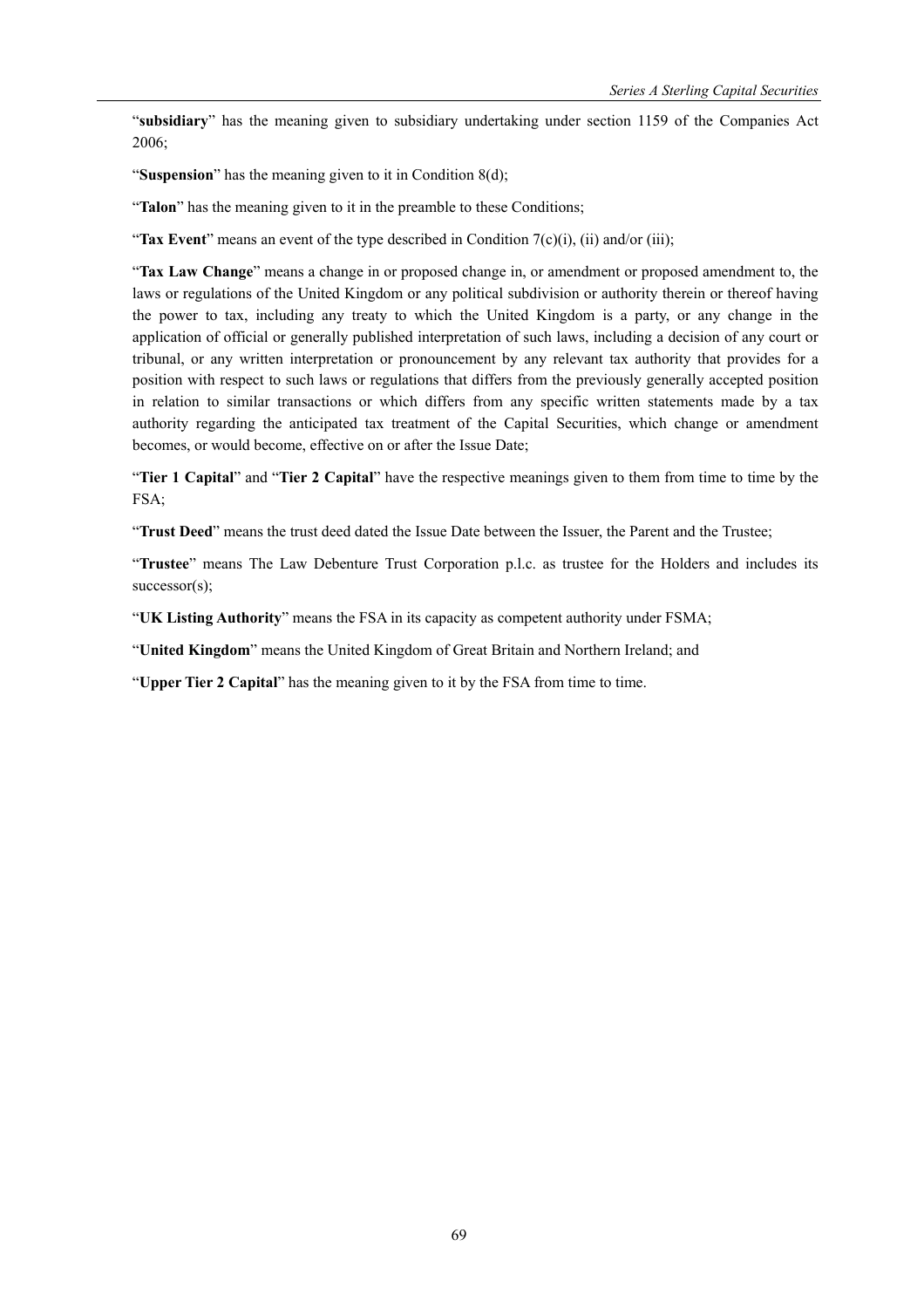"**subsidiary**" has the meaning given to subsidiary undertaking under section 1159 of the Companies Act 2006;

"**Suspension**" has the meaning given to it in Condition 8(d);

"**Talon**" has the meaning given to it in the preamble to these Conditions;

"**Tax Event**" means an event of the type described in Condition 7(c)(i), (ii) and/or (iii);

"**Tax Law Change**" means a change in or proposed change in, or amendment or proposed amendment to, the laws or regulations of the United Kingdom or any political subdivision or authority therein or thereof having the power to tax, including any treaty to which the United Kingdom is a party, or any change in the application of official or generally published interpretation of such laws, including a decision of any court or tribunal, or any written interpretation or pronouncement by any relevant tax authority that provides for a position with respect to such laws or regulations that differs from the previously generally accepted position in relation to similar transactions or which differs from any specific written statements made by a tax authority regarding the anticipated tax treatment of the Capital Securities, which change or amendment becomes, or would become, effective on or after the Issue Date;

"**Tier 1 Capital**" and "**Tier 2 Capital**" have the respective meanings given to them from time to time by the FSA;

"**Trust Deed**" means the trust deed dated the Issue Date between the Issuer, the Parent and the Trustee;

"**Trustee**" means The Law Debenture Trust Corporation p.l.c. as trustee for the Holders and includes its successor(s);

"**UK Listing Authority**" means the FSA in its capacity as competent authority under FSMA;

"**United Kingdom**" means the United Kingdom of Great Britain and Northern Ireland; and

"**Upper Tier 2 Capital**" has the meaning given to it by the FSA from time to time.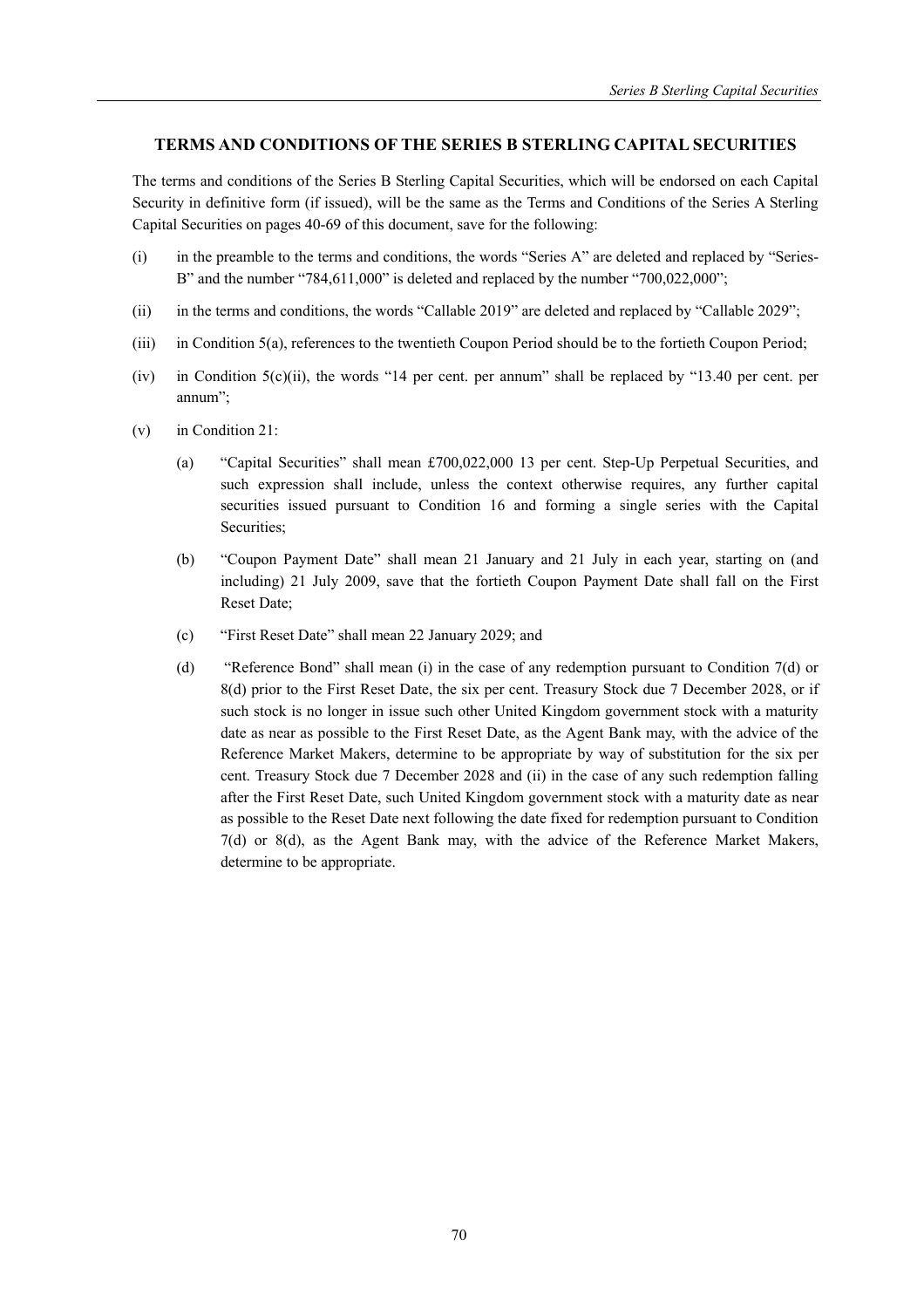## TERMS AND CONDITIONS OF THE SERIES B STERLING CAPITAL SECURITIES

The terms and conditions of the Series B Sterling Capital Securities, which will be endorsed on each Capital Security in definitive form (if issued), will be the same as the Terms and Conditions of the Series A Sterling Capital Securities on pages 40-69 of this document, save for the following:

(i) in the preamble to the terms and conditions, the words "Series A" are deleted and replaced by "Series-B" and the number "784,611,000" is deleted and replaced by the number "700,022,000";

(ii) in the terms and conditions, the words "Callable 2019" are deleted and replaced by "Callable 2029";

(iii) in Condition 5(a), references to the twentieth Coupon Period should be to the fortieth Coupon Period;

(iv) in Condition 5(c)(ii), the words "14 per cent. per annum" shall be replaced by "13.40 per cent. per annum";

(v) in Condition 21:

  (a) "Capital Securities" shall mean £700,022,000 13 per cent. Step-Up Perpetual Securities, and such expression shall include, unless the context otherwise requires, any further capital securities issued pursuant to Condition 16 and forming a single series with the Capital Securities;

  (b) "Coupon Payment Date" shall mean 21 January and 21 July in each year, starting on (and including) 21 July 2009, save that the fortieth Coupon Payment Date shall fall on the First Reset Date;

  (c) "First Reset Date" shall mean 22 January 2029; and

  (d) "Reference Bond" shall mean (i) in the case of any redemption pursuant to Condition 7(d) or 8(d) prior to the First Reset Date, the six per cent. Treasury Stock due 7 December 2028, or if such stock is no longer in issue such other United Kingdom government stock with a maturity date as near as possible to the First Reset Date, as the Agent Bank may, with the advice of the Reference Market Makers, determine to be appropriate by way of substitution for the six per cent. Treasury Stock due 7 December 2028 and (ii) in the case of any such redemption falling after the First Reset Date, such United Kingdom government stock with a maturity date as near as possible to the Reset Date next following the date fixed for redemption pursuant to Condition 7(d) or 8(d), as the Agent Bank may, with the advice of the Reference Market Makers, determine to be appropriate.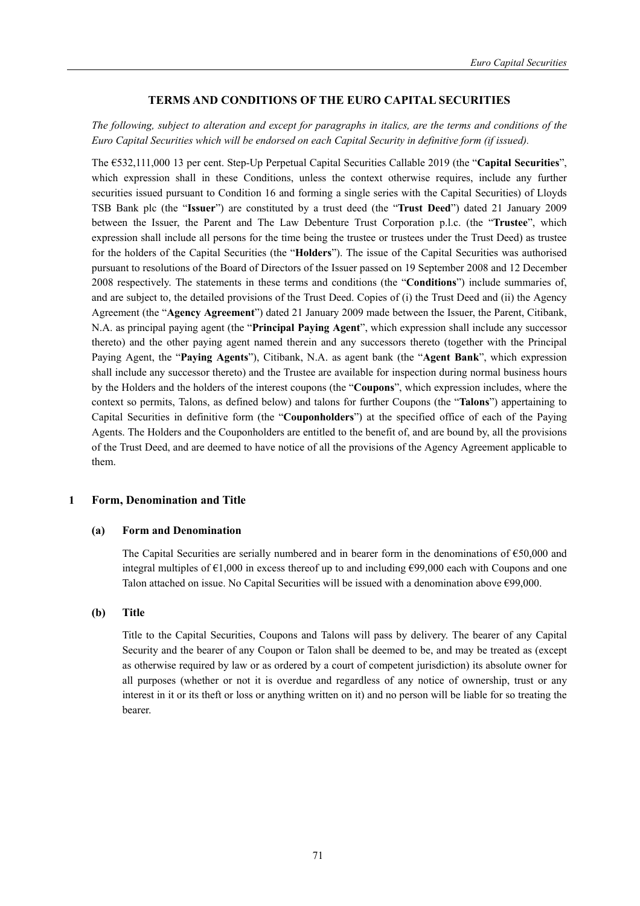## TERMS AND CONDITIONS OF THE EURO CAPITAL SECURITIES

*The following, subject to alteration and except for paragraphs in italics, are the terms and conditions of the Euro Capital Securities which will be endorsed on each Capital Security in definitive form (if issued).*

The €532,111,000 13 per cent. Step-Up Perpetual Capital Securities Callable 2019 (the "**Capital Securities**", which expression shall in these Conditions, unless the context otherwise requires, include any further securities issued pursuant to Condition 16 and forming a single series with the Capital Securities) of Lloyds TSB Bank plc (the "**Issuer**") are constituted by a trust deed (the "**Trust Deed**") dated 21 January 2009 between the Issuer, the Parent and The Law Debenture Trust Corporation p.l.c. (the "**Trustee**", which expression shall include all persons for the time being the trustee or trustees under the Trust Deed) as trustee for the holders of the Capital Securities (the "**Holders**"). The issue of the Capital Securities was authorised pursuant to resolutions of the Board of Directors of the Issuer passed on 19 September 2008 and 12 December 2008 respectively. The statements in these terms and conditions (the "**Conditions**") include summaries of, and are subject to, the detailed provisions of the Trust Deed. Copies of (i) the Trust Deed and (ii) the Agency Agreement (the "**Agency Agreement**") dated 21 January 2009 made between the Issuer, the Parent, Citibank, N.A. as principal paying agent (the "**Principal Paying Agent**", which expression shall include any successor thereto) and the other paying agent named therein and any successors thereto (together with the Principal Paying Agent, the "**Paying Agents**"), Citibank, N.A. as agent bank (the "**Agent Bank**", which expression shall include any successor thereto) and the Trustee are available for inspection during normal business hours by the Holders and the holders of the interest coupons (the "**Coupons**", which expression includes, where the context so permits, Talons, as defined below) and talons for further Coupons (the "**Talons**") appertaining to Capital Securities in definitive form (the "**Couponholders**") at the specified office of each of the Paying Agents. The Holders and the Couponholders are entitled to the benefit of, and are bound by, all the provisions of the Trust Deed, and are deemed to have notice of all the provisions of the Agency Agreement applicable to them.

### 1 Form, Denomination and Title

#### (a) Form and Denomination

The Capital Securities are serially numbered and in bearer form in the denominations of €50,000 and integral multiples of €1,000 in excess thereof up to and including €99,000 each with Coupons and one Talon attached on issue. No Capital Securities will be issued with a denomination above €99,000.

#### (b) Title

Title to the Capital Securities, Coupons and Talons will pass by delivery. The bearer of any Capital Security and the bearer of any Coupon or Talon shall be deemed to be, and may be treated as (except as otherwise required by law or as ordered by a court of competent jurisdiction) its absolute owner for all purposes (whether or not it is overdue and regardless of any notice of ownership, trust or any interest in it or its theft or loss or anything written on it) and no person will be liable for so treating the bearer.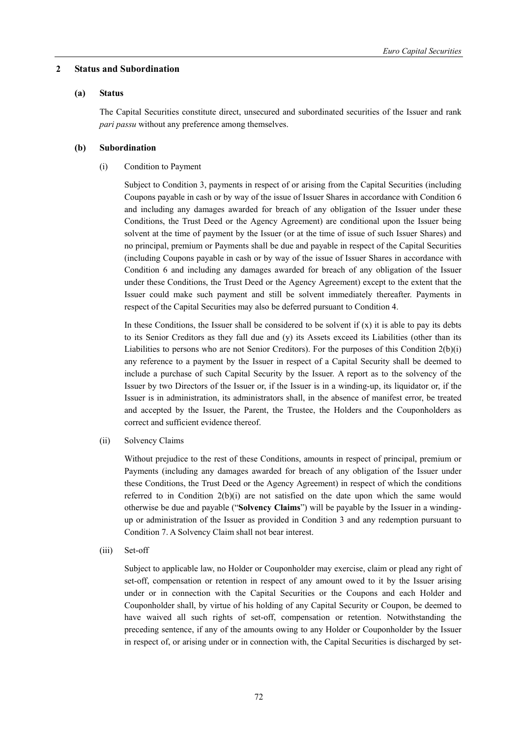## 2 Status and Subordination

### (a) Status

The Capital Securities constitute direct, unsecured and subordinated securities of the Issuer and rank *pari passu* without any preference among themselves.

### (b) Subordination

(i) Condition to Payment

Subject to Condition 3, payments in respect of or arising from the Capital Securities (including Coupons payable in cash or by way of the issue of Issuer Shares in accordance with Condition 6 and including any damages awarded for breach of any obligation of the Issuer under these Conditions, the Trust Deed or the Agency Agreement) are conditional upon the Issuer being solvent at the time of payment by the Issuer (or at the time of issue of such Issuer Shares) and no principal, premium or Payments shall be due and payable in respect of the Capital Securities (including Coupons payable in cash or by way of the issue of Issuer Shares in accordance with Condition 6 and including any damages awarded for breach of any obligation of the Issuer under these Conditions, the Trust Deed or the Agency Agreement) except to the extent that the Issuer could make such payment and still be solvent immediately thereafter. Payments in respect of the Capital Securities may also be deferred pursuant to Condition 4.

In these Conditions, the Issuer shall be considered to be solvent if (x) it is able to pay its debts to its Senior Creditors as they fall due and (y) its Assets exceed its Liabilities (other than its Liabilities to persons who are not Senior Creditors). For the purposes of this Condition 2(b)(i) any reference to a payment by the Issuer in respect of a Capital Security shall be deemed to include a purchase of such Capital Security by the Issuer. A report as to the solvency of the Issuer by two Directors of the Issuer or, if the Issuer is in a winding-up, its liquidator or, if the Issuer is in administration, its administrators shall, in the absence of manifest error, be treated and accepted by the Issuer, the Parent, the Trustee, the Holders and the Couponholders as correct and sufficient evidence thereof.

(ii) Solvency Claims

Without prejudice to the rest of these Conditions, amounts in respect of principal, premium or Payments (including any damages awarded for breach of any obligation of the Issuer under these Conditions, the Trust Deed or the Agency Agreement) in respect of which the conditions referred to in Condition 2(b)(i) are not satisfied on the date upon which the same would otherwise be due and payable ("**Solvency Claims**") will be payable by the Issuer in a winding-up or administration of the Issuer as provided in Condition 3 and any redemption pursuant to Condition 7. A Solvency Claim shall not bear interest.

(iii) Set-off

Subject to applicable law, no Holder or Couponholder may exercise, claim or plead any right of set-off, compensation or retention in respect of any amount owed to it by the Issuer arising under or in connection with the Capital Securities or the Coupons and each Holder and Couponholder shall, by virtue of his holding of any Capital Security or Coupon, be deemed to have waived all such rights of set-off, compensation or retention. Notwithstanding the preceding sentence, if any of the amounts owing to any Holder or Couponholder by the Issuer in respect of, or arising under or in connection with, the Capital Securities is discharged by set-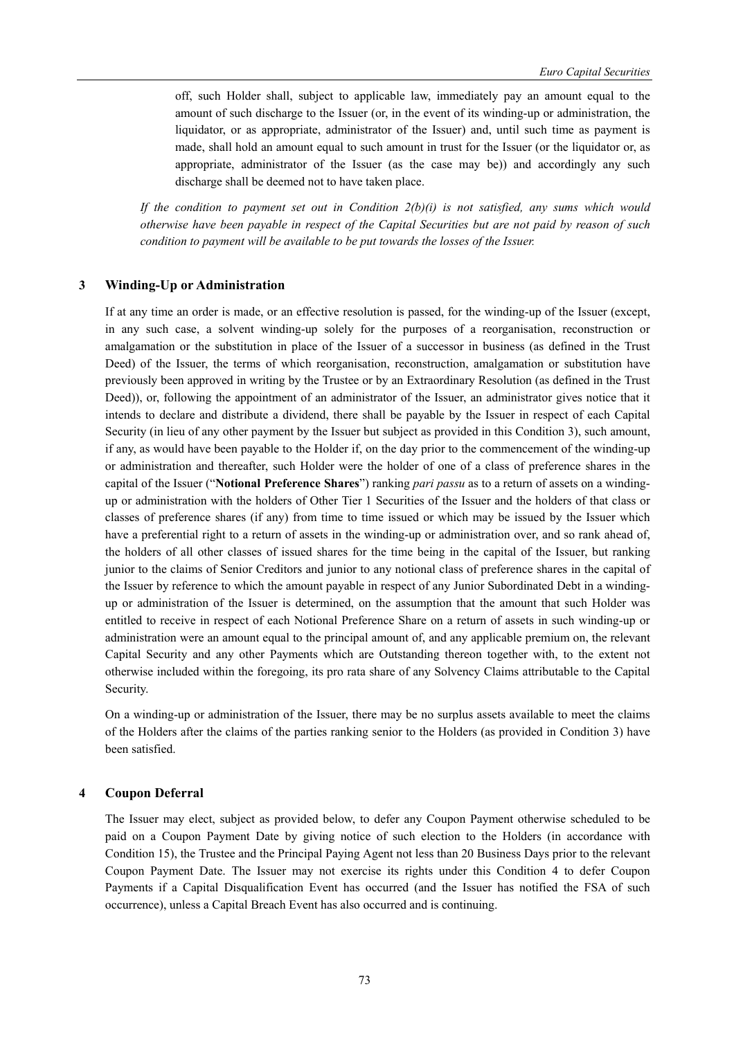off, such Holder shall, subject to applicable law, immediately pay an amount equal to the amount of such discharge to the Issuer (or, in the event of its winding-up or administration, the liquidator, or as appropriate, administrator of the Issuer) and, until such time as payment is made, shall hold an amount equal to such amount in trust for the Issuer (or the liquidator or, as appropriate, administrator of the Issuer (as the case may be)) and accordingly any such discharge shall be deemed not to have taken place.

*If the condition to payment set out in Condition 2(b)(i) is not satisfied, any sums which would otherwise have been payable in respect of the Capital Securities but are not paid by reason of such condition to payment will be available to be put towards the losses of the Issuer.*

## 3 Winding-Up or Administration

If at any time an order is made, or an effective resolution is passed, for the winding-up of the Issuer (except, in any such case, a solvent winding-up solely for the purposes of a reorganisation, reconstruction or amalgamation or the substitution in place of the Issuer of a successor in business (as defined in the Trust Deed) of the Issuer, the terms of which reorganisation, reconstruction, amalgamation or substitution have previously been approved in writing by the Trustee or by an Extraordinary Resolution (as defined in the Trust Deed)), or, following the appointment of an administrator of the Issuer, an administrator gives notice that it intends to declare and distribute a dividend, there shall be payable by the Issuer in respect of each Capital Security (in lieu of any other payment by the Issuer but subject as provided in this Condition 3), such amount, if any, as would have been payable to the Holder if, on the day prior to the commencement of the winding-up or administration and thereafter, such Holder were the holder of one of a class of preference shares in the capital of the Issuer ("**Notional Preference Shares**") ranking *pari passu* as to a return of assets on a winding-up or administration with the holders of Other Tier 1 Securities of the Issuer and the holders of that class or classes of preference shares (if any) from time to time issued or which may be issued by the Issuer which have a preferential right to a return of assets in the winding-up or administration over, and so rank ahead of, the holders of all other classes of issued shares for the time being in the capital of the Issuer, but ranking junior to the claims of Senior Creditors and junior to any notional class of preference shares in the capital of the Issuer by reference to which the amount payable in respect of any Junior Subordinated Debt in a winding-up or administration of the Issuer is determined, on the assumption that the amount that such Holder was entitled to receive in respect of each Notional Preference Share on a return of assets in such winding-up or administration were an amount equal to the principal amount of, and any applicable premium on, the relevant Capital Security and any other Payments which are Outstanding thereon together with, to the extent not otherwise included within the foregoing, its pro rata share of any Solvency Claims attributable to the Capital Security.

On a winding-up or administration of the Issuer, there may be no surplus assets available to meet the claims of the Holders after the claims of the parties ranking senior to the Holders (as provided in Condition 3) have been satisfied.

## 4 Coupon Deferral

The Issuer may elect, subject as provided below, to defer any Coupon Payment otherwise scheduled to be paid on a Coupon Payment Date by giving notice of such election to the Holders (in accordance with Condition 15), the Trustee and the Principal Paying Agent not less than 20 Business Days prior to the relevant Coupon Payment Date. The Issuer may not exercise its rights under this Condition 4 to defer Coupon Payments if a Capital Disqualification Event has occurred (and the Issuer has notified the FSA of such occurrence), unless a Capital Breach Event has also occurred and is continuing.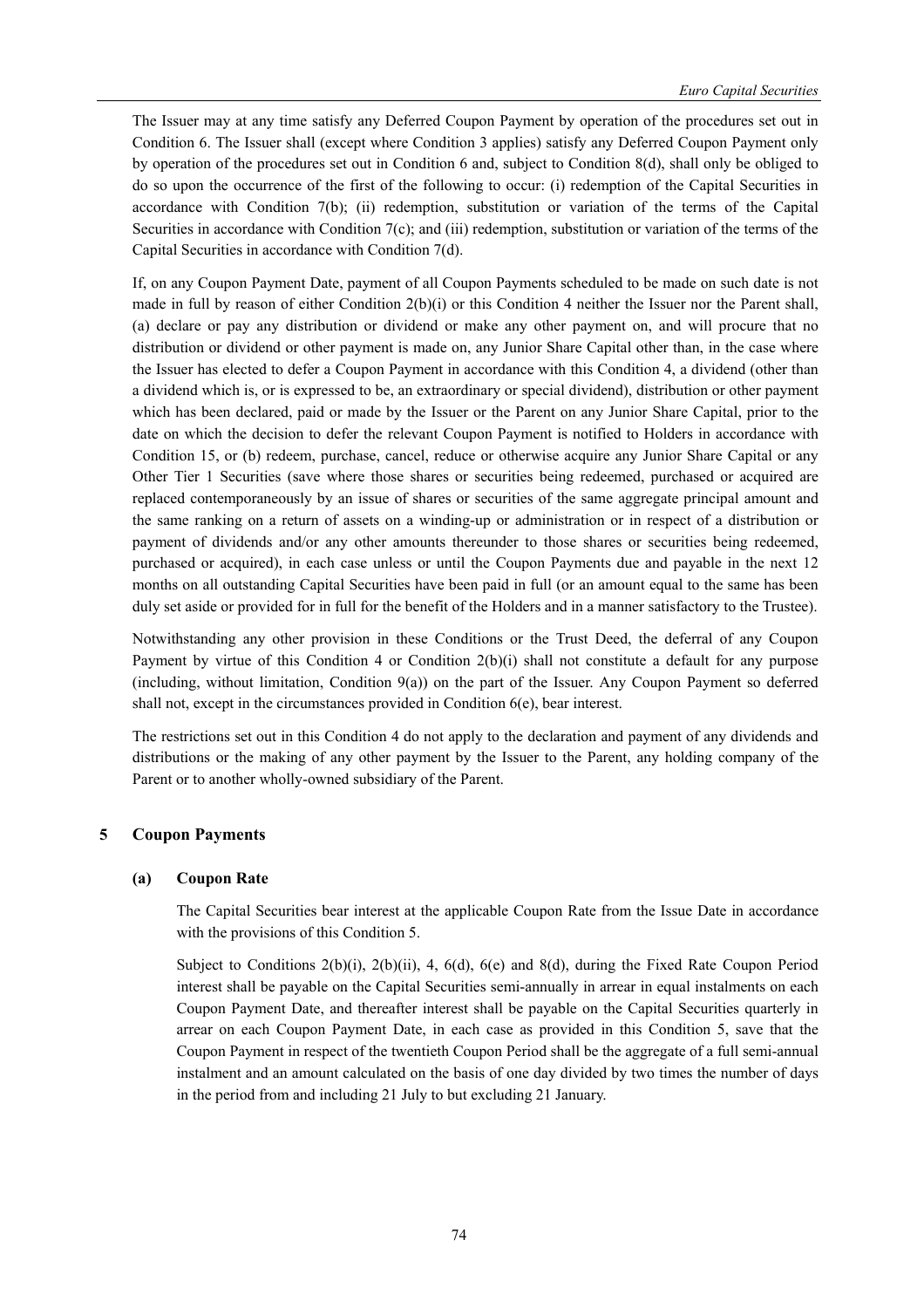The Issuer may at any time satisfy any Deferred Coupon Payment by operation of the procedures set out in Condition 6. The Issuer shall (except where Condition 3 applies) satisfy any Deferred Coupon Payment only by operation of the procedures set out in Condition 6 and, subject to Condition 8(d), shall only be obliged to do so upon the occurrence of the first of the following to occur: (i) redemption of the Capital Securities in accordance with Condition 7(b); (ii) redemption, substitution or variation of the terms of the Capital Securities in accordance with Condition 7(c); and (iii) redemption, substitution or variation of the terms of the Capital Securities in accordance with Condition 7(d).

If, on any Coupon Payment Date, payment of all Coupon Payments scheduled to be made on such date is not made in full by reason of either Condition 2(b)(i) or this Condition 4 neither the Issuer nor the Parent shall, (a) declare or pay any distribution or dividend or make any other payment on, and will procure that no distribution or dividend or other payment is made on, any Junior Share Capital other than, in the case where the Issuer has elected to defer a Coupon Payment in accordance with this Condition 4, a dividend (other than a dividend which is, or is expressed to be, an extraordinary or special dividend), distribution or other payment which has been declared, paid or made by the Issuer or the Parent on any Junior Share Capital, prior to the date on which the decision to defer the relevant Coupon Payment is notified to Holders in accordance with Condition 15, or (b) redeem, purchase, cancel, reduce or otherwise acquire any Junior Share Capital or any Other Tier 1 Securities (save where those shares or securities being redeemed, purchased or acquired are replaced contemporaneously by an issue of shares or securities of the same aggregate principal amount and the same ranking on a return of assets on a winding-up or administration or in respect of a distribution or payment of dividends and/or any other amounts thereunder to those shares or securities being redeemed, purchased or acquired), in each case unless or until the Coupon Payments due and payable in the next 12 months on all outstanding Capital Securities have been paid in full (or an amount equal to the same has been duly set aside or provided for in full for the benefit of the Holders and in a manner satisfactory to the Trustee).

Notwithstanding any other provision in these Conditions or the Trust Deed, the deferral of any Coupon Payment by virtue of this Condition 4 or Condition 2(b)(i) shall not constitute a default for any purpose (including, without limitation, Condition 9(a)) on the part of the Issuer. Any Coupon Payment so deferred shall not, except in the circumstances provided in Condition 6(e), bear interest.

The restrictions set out in this Condition 4 do not apply to the declaration and payment of any dividends and distributions or the making of any other payment by the Issuer to the Parent, any holding company of the Parent or to another wholly-owned subsidiary of the Parent.

## 5 Coupon Payments

### (a) Coupon Rate

The Capital Securities bear interest at the applicable Coupon Rate from the Issue Date in accordance with the provisions of this Condition 5.

Subject to Conditions 2(b)(i), 2(b)(ii), 4, 6(d), 6(e) and 8(d), during the Fixed Rate Coupon Period interest shall be payable on the Capital Securities semi-annually in arrear in equal instalments on each Coupon Payment Date, and thereafter interest shall be payable on the Capital Securities quarterly in arrear on each Coupon Payment Date, in each case as provided in this Condition 5, save that the Coupon Payment in respect of the twentieth Coupon Period shall be the aggregate of a full semi-annual instalment and an amount calculated on the basis of one day divided by two times the number of days in the period from and including 21 July to but excluding 21 January.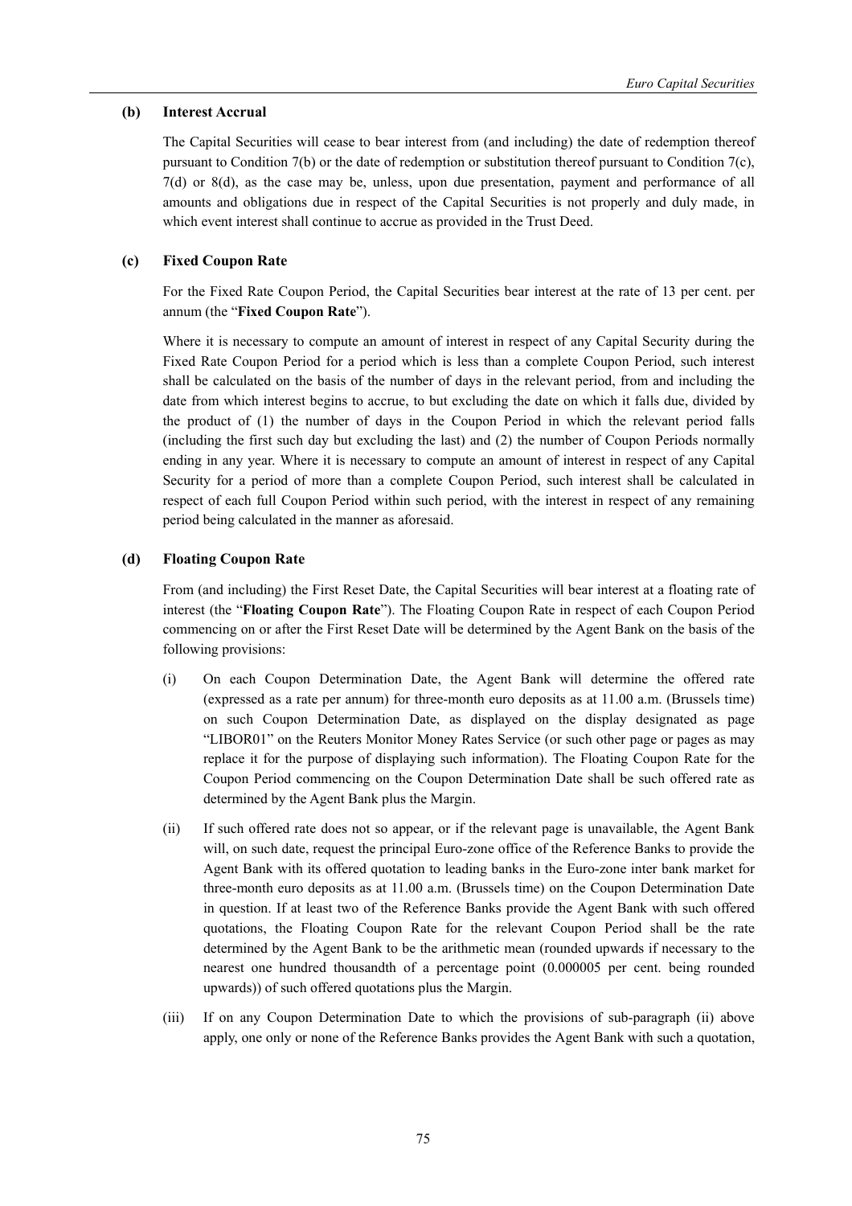**(b) Interest Accrual**

The Capital Securities will cease to bear interest from (and including) the date of redemption thereof pursuant to Condition 7(b) or the date of redemption or substitution thereof pursuant to Condition 7(c), 7(d) or 8(d), as the case may be, unless, upon due presentation, payment and performance of all amounts and obligations due in respect of the Capital Securities is not properly and duly made, in which event interest shall continue to accrue as provided in the Trust Deed.

**(c) Fixed Coupon Rate**

For the Fixed Rate Coupon Period, the Capital Securities bear interest at the rate of 13 per cent. per annum (the "**Fixed Coupon Rate**").

Where it is necessary to compute an amount of interest in respect of any Capital Security during the Fixed Rate Coupon Period for a period which is less than a complete Coupon Period, such interest shall be calculated on the basis of the number of days in the relevant period, from and including the date from which interest begins to accrue, to but excluding the date on which it falls due, divided by the product of (1) the number of days in the Coupon Period in which the relevant period falls (including the first such day but excluding the last) and (2) the number of Coupon Periods normally ending in any year. Where it is necessary to compute an amount of interest in respect of any Capital Security for a period of more than a complete Coupon Period, such interest shall be calculated in respect of each full Coupon Period within such period, with the interest in respect of any remaining period being calculated in the manner as aforesaid.

**(d) Floating Coupon Rate**

From (and including) the First Reset Date, the Capital Securities will bear interest at a floating rate of interest (the "**Floating Coupon Rate**"). The Floating Coupon Rate in respect of each Coupon Period commencing on or after the First Reset Date will be determined by the Agent Bank on the basis of the following provisions:

(i) On each Coupon Determination Date, the Agent Bank will determine the offered rate (expressed as a rate per annum) for three-month euro deposits as at 11.00 a.m. (Brussels time) on such Coupon Determination Date, as displayed on the display designated as page "LIBOR01" on the Reuters Monitor Money Rates Service (or such other page or pages as may replace it for the purpose of displaying such information). The Floating Coupon Rate for the Coupon Period commencing on the Coupon Determination Date shall be such offered rate as determined by the Agent Bank plus the Margin.

(ii) If such offered rate does not so appear, or if the relevant page is unavailable, the Agent Bank will, on such date, request the principal Euro-zone office of the Reference Banks to provide the Agent Bank with its offered quotation to leading banks in the Euro-zone inter bank market for three-month euro deposits as at 11.00 a.m. (Brussels time) on the Coupon Determination Date in question. If at least two of the Reference Banks provide the Agent Bank with such offered quotations, the Floating Coupon Rate for the relevant Coupon Period shall be the rate determined by the Agent Bank to be the arithmetic mean (rounded upwards if necessary to the nearest one hundred thousandth of a percentage point (0.000005 per cent. being rounded upwards)) of such offered quotations plus the Margin.

(iii) If on any Coupon Determination Date to which the provisions of sub-paragraph (ii) above apply, one only or none of the Reference Banks provides the Agent Bank with such a quotation,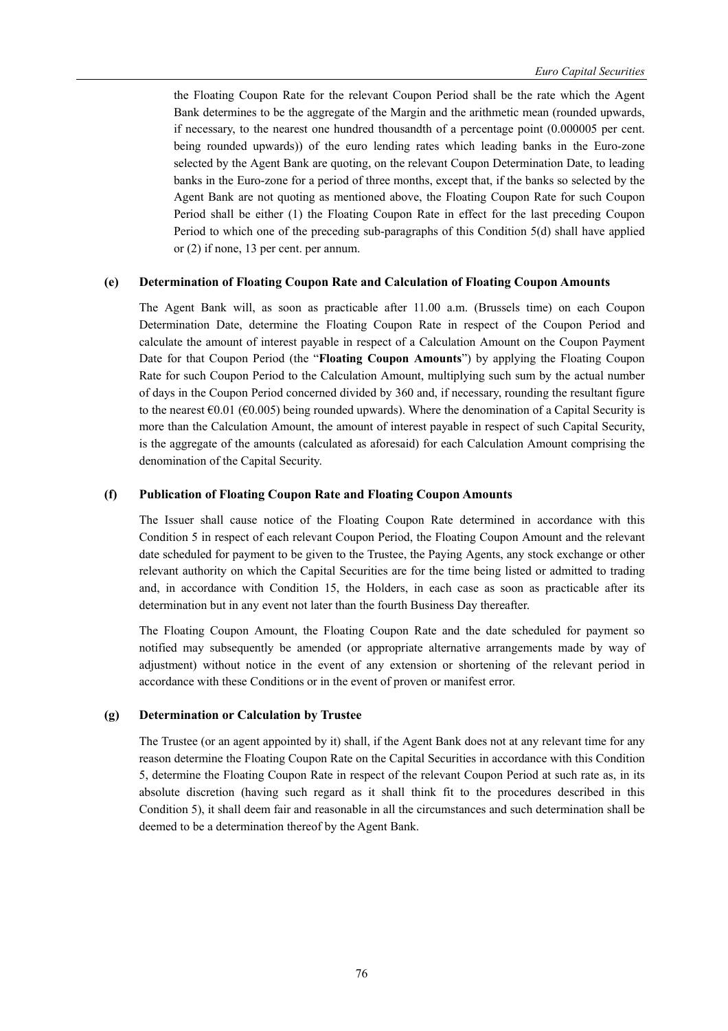the Floating Coupon Rate for the relevant Coupon Period shall be the rate which the Agent Bank determines to be the aggregate of the Margin and the arithmetic mean (rounded upwards, if necessary, to the nearest one hundred thousandth of a percentage point (0.000005 per cent. being rounded upwards)) of the euro lending rates which leading banks in the Euro-zone selected by the Agent Bank are quoting, on the relevant Coupon Determination Date, to leading banks in the Euro-zone for a period of three months, except that, if the banks so selected by the Agent Bank are not quoting as mentioned above, the Floating Coupon Rate for such Coupon Period shall be either (1) the Floating Coupon Rate in effect for the last preceding Coupon Period to which one of the preceding sub-paragraphs of this Condition 5(d) shall have applied or (2) if none, 13 per cent. per annum.

**(e) Determination of Floating Coupon Rate and Calculation of Floating Coupon Amounts**

The Agent Bank will, as soon as practicable after 11.00 a.m. (Brussels time) on each Coupon Determination Date, determine the Floating Coupon Rate in respect of the Coupon Period and calculate the amount of interest payable in respect of a Calculation Amount on the Coupon Payment Date for that Coupon Period (the "**Floating Coupon Amounts**") by applying the Floating Coupon Rate for such Coupon Period to the Calculation Amount, multiplying such sum by the actual number of days in the Coupon Period concerned divided by 360 and, if necessary, rounding the resultant figure to the nearest €0.01 (€0.005) being rounded upwards). Where the denomination of a Capital Security is more than the Calculation Amount, the amount of interest payable in respect of such Capital Security, is the aggregate of the amounts (calculated as aforesaid) for each Calculation Amount comprising the denomination of the Capital Security.

**(f) Publication of Floating Coupon Rate and Floating Coupon Amounts**

The Issuer shall cause notice of the Floating Coupon Rate determined in accordance with this Condition 5 in respect of each relevant Coupon Period, the Floating Coupon Amount and the relevant date scheduled for payment to be given to the Trustee, the Paying Agents, any stock exchange or other relevant authority on which the Capital Securities are for the time being listed or admitted to trading and, in accordance with Condition 15, the Holders, in each case as soon as practicable after its determination but in any event not later than the fourth Business Day thereafter.

The Floating Coupon Amount, the Floating Coupon Rate and the date scheduled for payment so notified may subsequently be amended (or appropriate alternative arrangements made by way of adjustment) without notice in the event of any extension or shortening of the relevant period in accordance with these Conditions or in the event of proven or manifest error.

**(g) Determination or Calculation by Trustee**

The Trustee (or an agent appointed by it) shall, if the Agent Bank does not at any relevant time for any reason determine the Floating Coupon Rate on the Capital Securities in accordance with this Condition 5, determine the Floating Coupon Rate in respect of the relevant Coupon Period at such rate as, in its absolute discretion (having such regard as it shall think fit to the procedures described in this Condition 5), it shall deem fair and reasonable in all the circumstances and such determination shall be deemed to be a determination thereof by the Agent Bank.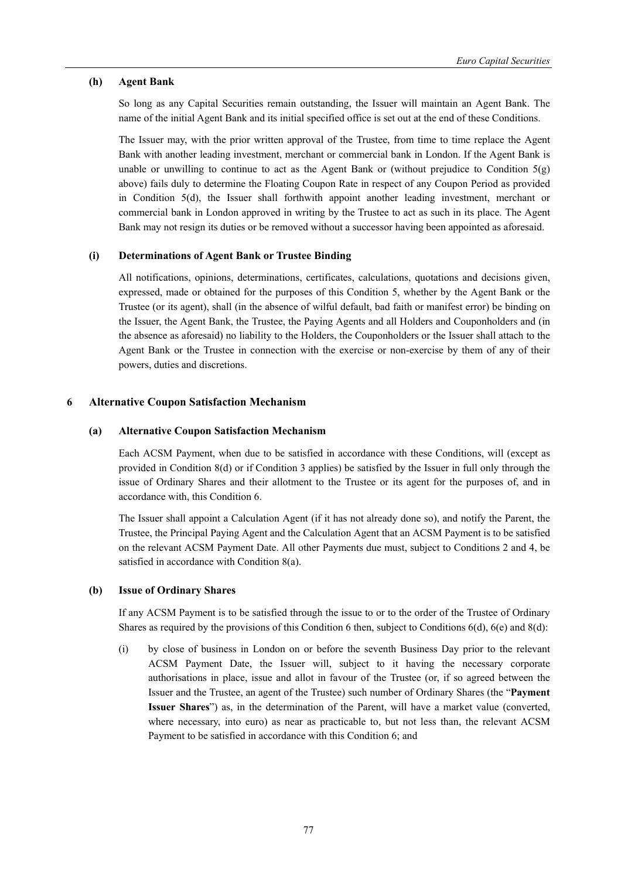### (h) Agent Bank

So long as any Capital Securities remain outstanding, the Issuer will maintain an Agent Bank. The name of the initial Agent Bank and its initial specified office is set out at the end of these Conditions.

The Issuer may, with the prior written approval of the Trustee, from time to time replace the Agent Bank with another leading investment, merchant or commercial bank in London. If the Agent Bank is unable or unwilling to continue to act as the Agent Bank or (without prejudice to Condition 5(g) above) fails duly to determine the Floating Coupon Rate in respect of any Coupon Period as provided in Condition 5(d), the Issuer shall forthwith appoint another leading investment, merchant or commercial bank in London approved in writing by the Trustee to act as such in its place. The Agent Bank may not resign its duties or be removed without a successor having been appointed as aforesaid.

### (i) Determinations of Agent Bank or Trustee Binding

All notifications, opinions, determinations, certificates, calculations, quotations and decisions given, expressed, made or obtained for the purposes of this Condition 5, whether by the Agent Bank or the Trustee (or its agent), shall (in the absence of wilful default, bad faith or manifest error) be binding on the Issuer, the Agent Bank, the Trustee, the Paying Agents and all Holders and Couponholders and (in the absence as aforesaid) no liability to the Holders, the Couponholders or the Issuer shall attach to the Agent Bank or the Trustee in connection with the exercise or non-exercise by them of any of their powers, duties and discretions.

## 6 Alternative Coupon Satisfaction Mechanism

### (a) Alternative Coupon Satisfaction Mechanism

Each ACSM Payment, when due to be satisfied in accordance with these Conditions, will (except as provided in Condition 8(d) or if Condition 3 applies) be satisfied by the Issuer in full only through the issue of Ordinary Shares and their allotment to the Trustee or its agent for the purposes of, and in accordance with, this Condition 6.

The Issuer shall appoint a Calculation Agent (if it has not already done so), and notify the Parent, the Trustee, the Principal Paying Agent and the Calculation Agent that an ACSM Payment is to be satisfied on the relevant ACSM Payment Date. All other Payments due must, subject to Conditions 2 and 4, be satisfied in accordance with Condition 8(a).

### (b) Issue of Ordinary Shares

If any ACSM Payment is to be satisfied through the issue to or to the order of the Trustee of Ordinary Shares as required by the provisions of this Condition 6 then, subject to Conditions 6(d), 6(e) and 8(d):

(i) by close of business in London on or before the seventh Business Day prior to the relevant ACSM Payment Date, the Issuer will, subject to it having the necessary corporate authorisations in place, issue and allot in favour of the Trustee (or, if so agreed between the Issuer and the Trustee, an agent of the Trustee) such number of Ordinary Shares (the "**Payment Issuer Shares**") as, in the determination of the Parent, will have a market value (converted, where necessary, into euro) as near as practicable to, but not less than, the relevant ACSM Payment to be satisfied in accordance with this Condition 6; and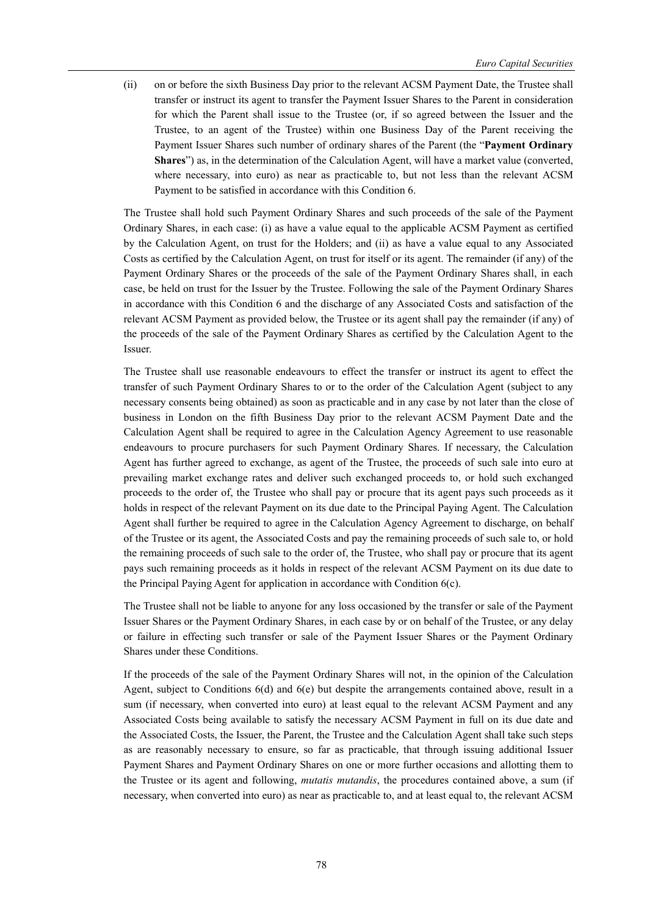(ii) on or before the sixth Business Day prior to the relevant ACSM Payment Date, the Trustee shall transfer or instruct its agent to transfer the Payment Issuer Shares to the Parent in consideration for which the Parent shall issue to the Trustee (or, if so agreed between the Issuer and the Trustee, to an agent of the Trustee) within one Business Day of the Parent receiving the Payment Issuer Shares such number of ordinary shares of the Parent (the "**Payment Ordinary Shares**") as, in the determination of the Calculation Agent, will have a market value (converted, where necessary, into euro) as near as practicable to, but not less than the relevant ACSM Payment to be satisfied in accordance with this Condition 6.

The Trustee shall hold such Payment Ordinary Shares and such proceeds of the sale of the Payment Ordinary Shares, in each case: (i) as have a value equal to the applicable ACSM Payment as certified by the Calculation Agent, on trust for the Holders; and (ii) as have a value equal to any Associated Costs as certified by the Calculation Agent, on trust for itself or its agent. The remainder (if any) of the Payment Ordinary Shares or the proceeds of the sale of the Payment Ordinary Shares shall, in each case, be held on trust for the Issuer by the Trustee. Following the sale of the Payment Ordinary Shares in accordance with this Condition 6 and the discharge of any Associated Costs and satisfaction of the relevant ACSM Payment as provided below, the Trustee or its agent shall pay the remainder (if any) of the proceeds of the sale of the Payment Ordinary Shares as certified by the Calculation Agent to the Issuer.

The Trustee shall use reasonable endeavours to effect the transfer or instruct its agent to effect the transfer of such Payment Ordinary Shares to or to the order of the Calculation Agent (subject to any necessary consents being obtained) as soon as practicable and in any case by not later than the close of business in London on the fifth Business Day prior to the relevant ACSM Payment Date and the Calculation Agent shall be required to agree in the Calculation Agency Agreement to use reasonable endeavours to procure purchasers for such Payment Ordinary Shares. If necessary, the Calculation Agent has further agreed to exchange, as agent of the Trustee, the proceeds of such sale into euro at prevailing market exchange rates and deliver such exchanged proceeds to, or hold such exchanged proceeds to the order of, the Trustee who shall pay or procure that its agent pays such proceeds as it holds in respect of the relevant Payment on its due date to the Principal Paying Agent. The Calculation Agent shall further be required to agree in the Calculation Agency Agreement to discharge, on behalf of the Trustee or its agent, the Associated Costs and pay the remaining proceeds of such sale to, or hold the remaining proceeds of such sale to the order of, the Trustee, who shall pay or procure that its agent pays such remaining proceeds as it holds in respect of the relevant ACSM Payment on its due date to the Principal Paying Agent for application in accordance with Condition 6(c).

The Trustee shall not be liable to anyone for any loss occasioned by the transfer or sale of the Payment Issuer Shares or the Payment Ordinary Shares, in each case by or on behalf of the Trustee, or any delay or failure in effecting such transfer or sale of the Payment Issuer Shares or the Payment Ordinary Shares under these Conditions.

If the proceeds of the sale of the Payment Ordinary Shares will not, in the opinion of the Calculation Agent, subject to Conditions 6(d) and 6(e) but despite the arrangements contained above, result in a sum (if necessary, when converted into euro) at least equal to the relevant ACSM Payment and any Associated Costs being available to satisfy the necessary ACSM Payment in full on its due date and the Associated Costs, the Issuer, the Parent, the Trustee and the Calculation Agent shall take such steps as are reasonably necessary to ensure, so far as practicable, that through issuing additional Issuer Payment Shares and Payment Ordinary Shares on one or more further occasions and allotting them to the Trustee or its agent and following, *mutatis mutandis*, the procedures contained above, a sum (if necessary, when converted into euro) as near as practicable to, and at least equal to, the relevant ACSM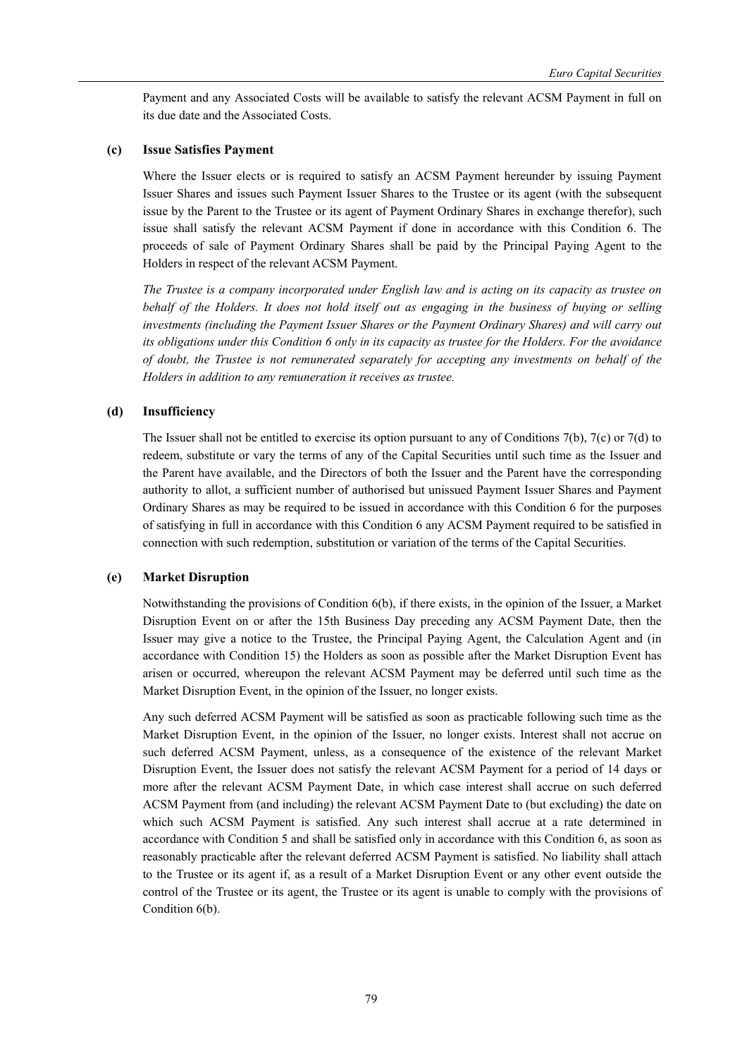Payment and any Associated Costs will be available to satisfy the relevant ACSM Payment in full on its due date and the Associated Costs.

**(c) Issue Satisfies Payment**

Where the Issuer elects or is required to satisfy an ACSM Payment hereunder by issuing Payment Issuer Shares and issues such Payment Issuer Shares to the Trustee or its agent (with the subsequent issue by the Parent to the Trustee or its agent of Payment Ordinary Shares in exchange therefor), such issue shall satisfy the relevant ACSM Payment if done in accordance with this Condition 6. The proceeds of sale of Payment Ordinary Shares shall be paid by the Principal Paying Agent to the Holders in respect of the relevant ACSM Payment.

*The Trustee is a company incorporated under English law and is acting on its capacity as trustee on behalf of the Holders. It does not hold itself out as engaging in the business of buying or selling investments (including the Payment Issuer Shares or the Payment Ordinary Shares) and will carry out its obligations under this Condition 6 only in its capacity as trustee for the Holders. For the avoidance of doubt, the Trustee is not remunerated separately for accepting any investments on behalf of the Holders in addition to any remuneration it receives as trustee.*

**(d) Insufficiency**

The Issuer shall not be entitled to exercise its option pursuant to any of Conditions 7(b), 7(c) or 7(d) to redeem, substitute or vary the terms of any of the Capital Securities until such time as the Issuer and the Parent have available, and the Directors of both the Issuer and the Parent have the corresponding authority to allot, a sufficient number of authorised but unissued Payment Issuer Shares and Payment Ordinary Shares as may be required to be issued in accordance with this Condition 6 for the purposes of satisfying in full in accordance with this Condition 6 any ACSM Payment required to be satisfied in connection with such redemption, substitution or variation of the terms of the Capital Securities.

**(e) Market Disruption**

Notwithstanding the provisions of Condition 6(b), if there exists, in the opinion of the Issuer, a Market Disruption Event on or after the 15th Business Day preceding any ACSM Payment Date, then the Issuer may give a notice to the Trustee, the Principal Paying Agent, the Calculation Agent and (in accordance with Condition 15) the Holders as soon as possible after the Market Disruption Event has arisen or occurred, whereupon the relevant ACSM Payment may be deferred until such time as the Market Disruption Event, in the opinion of the Issuer, no longer exists.

Any such deferred ACSM Payment will be satisfied as soon as practicable following such time as the Market Disruption Event, in the opinion of the Issuer, no longer exists. Interest shall not accrue on such deferred ACSM Payment, unless, as a consequence of the existence of the relevant Market Disruption Event, the Issuer does not satisfy the relevant ACSM Payment for a period of 14 days or more after the relevant ACSM Payment Date, in which case interest shall accrue on such deferred ACSM Payment from (and including) the relevant ACSM Payment Date to (but excluding) the date on which such ACSM Payment is satisfied. Any such interest shall accrue at a rate determined in accordance with Condition 5 and shall be satisfied only in accordance with this Condition 6, as soon as reasonably practicable after the relevant deferred ACSM Payment is satisfied. No liability shall attach to the Trustee or its agent if, as a result of a Market Disruption Event or any other event outside the control of the Trustee or its agent, the Trustee or its agent is unable to comply with the provisions of Condition 6(b).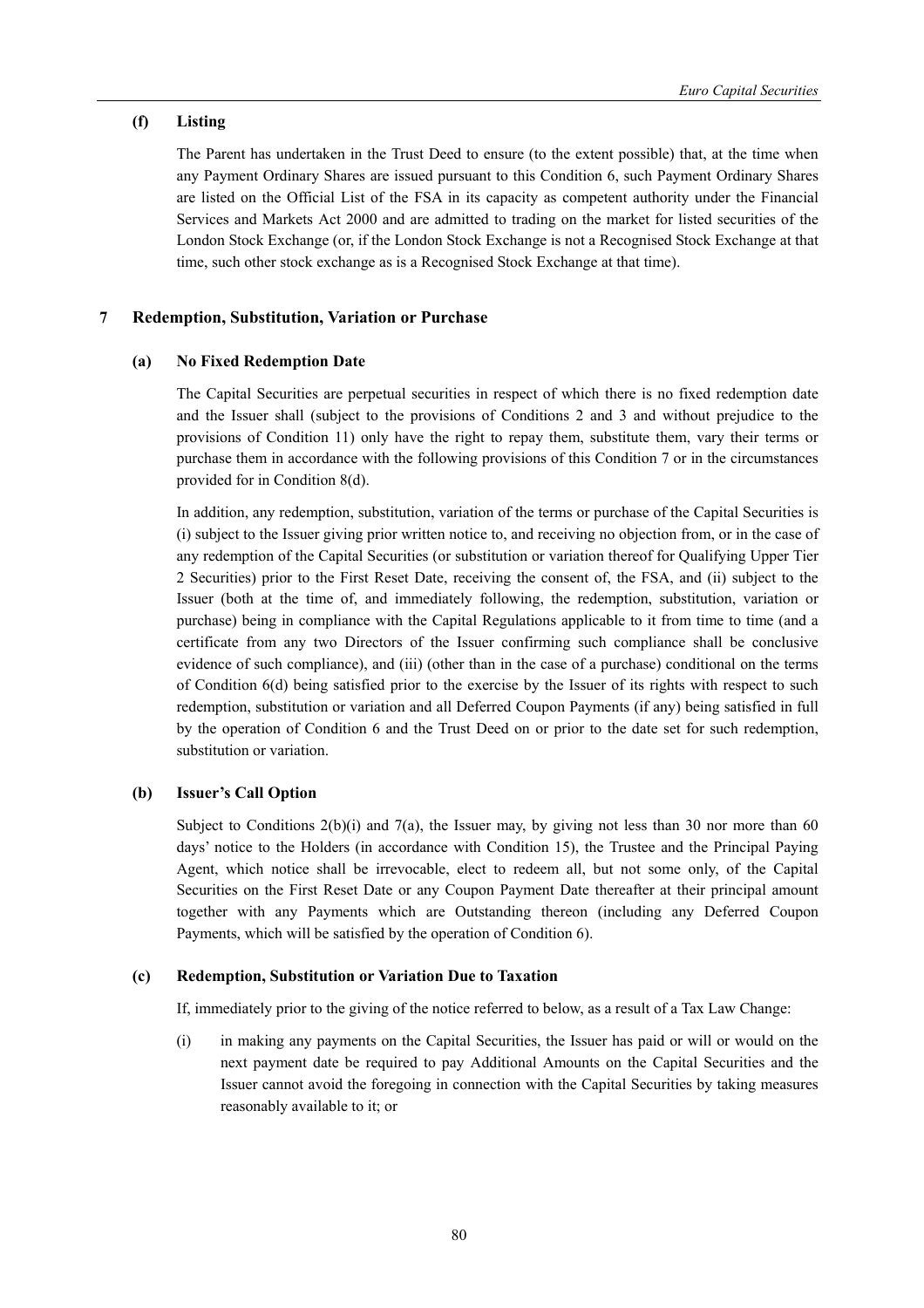### (f) Listing

The Parent has undertaken in the Trust Deed to ensure (to the extent possible) that, at the time when any Payment Ordinary Shares are issued pursuant to this Condition 6, such Payment Ordinary Shares are listed on the Official List of the FSA in its capacity as competent authority under the Financial Services and Markets Act 2000 and are admitted to trading on the market for listed securities of the London Stock Exchange (or, if the London Stock Exchange is not a Recognised Stock Exchange at that time, such other stock exchange as is a Recognised Stock Exchange at that time).

## 7 Redemption, Substitution, Variation or Purchase

### (a) No Fixed Redemption Date

The Capital Securities are perpetual securities in respect of which there is no fixed redemption date and the Issuer shall (subject to the provisions of Conditions 2 and 3 and without prejudice to the provisions of Condition 11) only have the right to repay them, substitute them, vary their terms or purchase them in accordance with the following provisions of this Condition 7 or in the circumstances provided for in Condition 8(d).

In addition, any redemption, substitution, variation of the terms or purchase of the Capital Securities is (i) subject to the Issuer giving prior written notice to, and receiving no objection from, or in the case of any redemption of the Capital Securities (or substitution or variation thereof for Qualifying Upper Tier 2 Securities) prior to the First Reset Date, receiving the consent of, the FSA, and (ii) subject to the Issuer (both at the time of, and immediately following, the redemption, substitution, variation or purchase) being in compliance with the Capital Regulations applicable to it from time to time (and a certificate from any two Directors of the Issuer confirming such compliance shall be conclusive evidence of such compliance), and (iii) (other than in the case of a purchase) conditional on the terms of Condition 6(d) being satisfied prior to the exercise by the Issuer of its rights with respect to such redemption, substitution or variation and all Deferred Coupon Payments (if any) being satisfied in full by the operation of Condition 6 and the Trust Deed on or prior to the date set for such redemption, substitution or variation.

### (b) Issuer's Call Option

Subject to Conditions 2(b)(i) and 7(a), the Issuer may, by giving not less than 30 nor more than 60 days' notice to the Holders (in accordance with Condition 15), the Trustee and the Principal Paying Agent, which notice shall be irrevocable, elect to redeem all, but not some only, of the Capital Securities on the First Reset Date or any Coupon Payment Date thereafter at their principal amount together with any Payments which are Outstanding thereon (including any Deferred Coupon Payments, which will be satisfied by the operation of Condition 6).

### (c) Redemption, Substitution or Variation Due to Taxation

If, immediately prior to the giving of the notice referred to below, as a result of a Tax Law Change:

(i) in making any payments on the Capital Securities, the Issuer has paid or will or would on the next payment date be required to pay Additional Amounts on the Capital Securities and the Issuer cannot avoid the foregoing in connection with the Capital Securities by taking measures reasonably available to it; or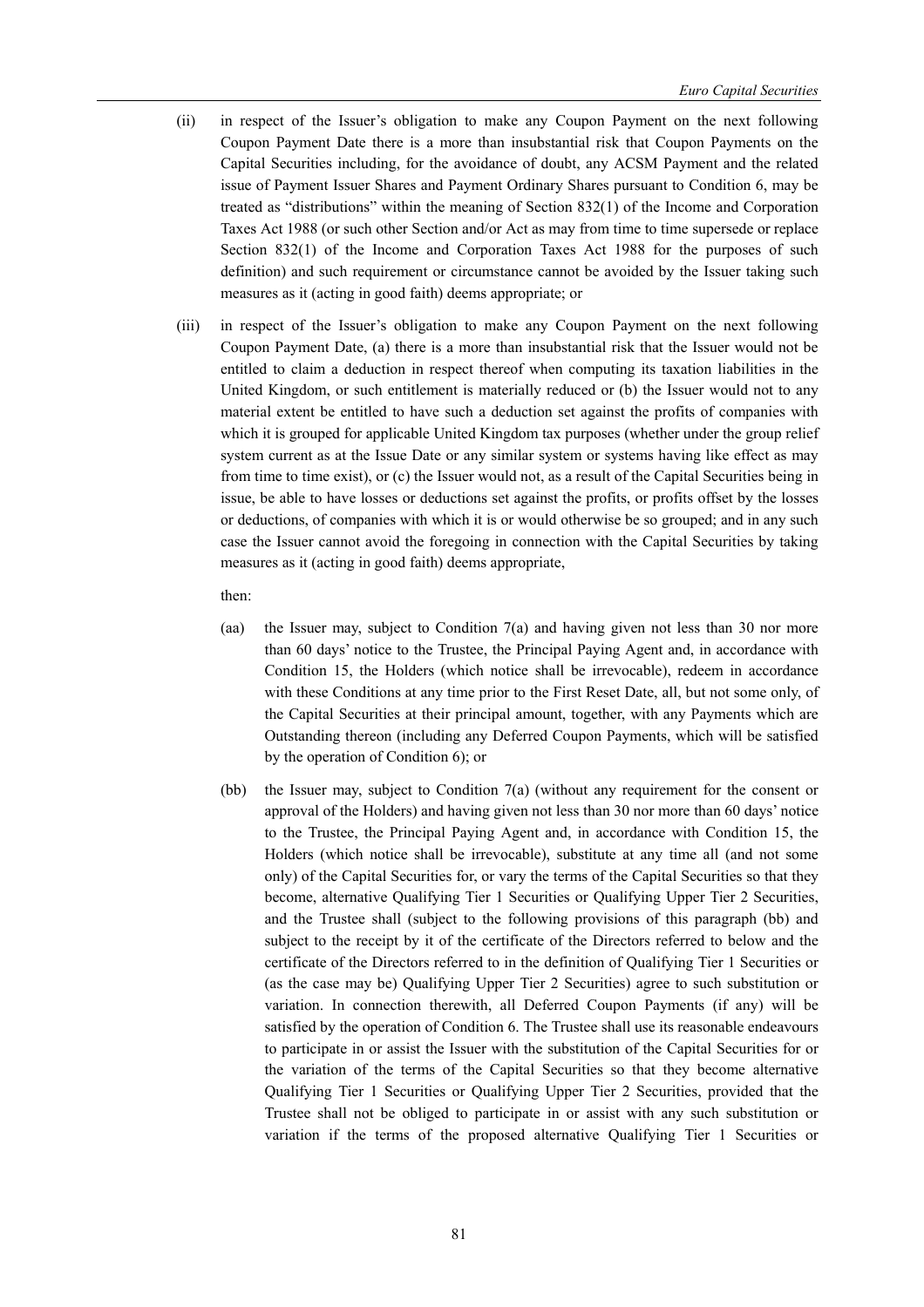(ii) in respect of the Issuer's obligation to make any Coupon Payment on the next following Coupon Payment Date there is a more than insubstantial risk that Coupon Payments on the Capital Securities including, for the avoidance of doubt, any ACSM Payment and the related issue of Payment Issuer Shares and Payment Ordinary Shares pursuant to Condition 6, may be treated as "distributions" within the meaning of Section 832(1) of the Income and Corporation Taxes Act 1988 (or such other Section and/or Act as may from time to time supersede or replace Section 832(1) of the Income and Corporation Taxes Act 1988 for the purposes of such definition) and such requirement or circumstance cannot be avoided by the Issuer taking such measures as it (acting in good faith) deems appropriate; or

(iii) in respect of the Issuer's obligation to make any Coupon Payment on the next following Coupon Payment Date, (a) there is a more than insubstantial risk that the Issuer would not be entitled to claim a deduction in respect thereof when computing its taxation liabilities in the United Kingdom, or such entitlement is materially reduced or (b) the Issuer would not to any material extent be entitled to have such a deduction set against the profits of companies with which it is grouped for applicable United Kingdom tax purposes (whether under the group relief system current as at the Issue Date or any similar system or systems having like effect as may from time to time exist), or (c) the Issuer would not, as a result of the Capital Securities being in issue, be able to have losses or deductions set against the profits, or profits offset by the losses or deductions, of companies with which it is or would otherwise be so grouped; and in any such case the Issuer cannot avoid the foregoing in connection with the Capital Securities by taking measures as it (acting in good faith) deems appropriate,

then:

(aa) the Issuer may, subject to Condition 7(a) and having given not less than 30 nor more than 60 days' notice to the Trustee, the Principal Paying Agent and, in accordance with Condition 15, the Holders (which notice shall be irrevocable), redeem in accordance with these Conditions at any time prior to the First Reset Date, all, but not some only, of the Capital Securities at their principal amount, together, with any Payments which are Outstanding thereon (including any Deferred Coupon Payments, which will be satisfied by the operation of Condition 6); or

(bb) the Issuer may, subject to Condition 7(a) (without any requirement for the consent or approval of the Holders) and having given not less than 30 nor more than 60 days' notice to the Trustee, the Principal Paying Agent and, in accordance with Condition 15, the Holders (which notice shall be irrevocable), substitute at any time all (and not some only) of the Capital Securities for, or vary the terms of the Capital Securities so that they become, alternative Qualifying Tier 1 Securities or Qualifying Upper Tier 2 Securities, and the Trustee shall (subject to the following provisions of this paragraph (bb) and subject to the receipt by it of the certificate of the Directors referred to below and the certificate of the Directors referred to in the definition of Qualifying Tier 1 Securities or (as the case may be) Qualifying Upper Tier 2 Securities) agree to such substitution or variation. In connection therewith, all Deferred Coupon Payments (if any) will be satisfied by the operation of Condition 6. The Trustee shall use its reasonable endeavours to participate in or assist the Issuer with the substitution of the Capital Securities for or the variation of the terms of the Capital Securities so that they become alternative Qualifying Tier 1 Securities or Qualifying Upper Tier 2 Securities, provided that the Trustee shall not be obliged to participate in or assist with any such substitution or variation if the terms of the proposed alternative Qualifying Tier 1 Securities or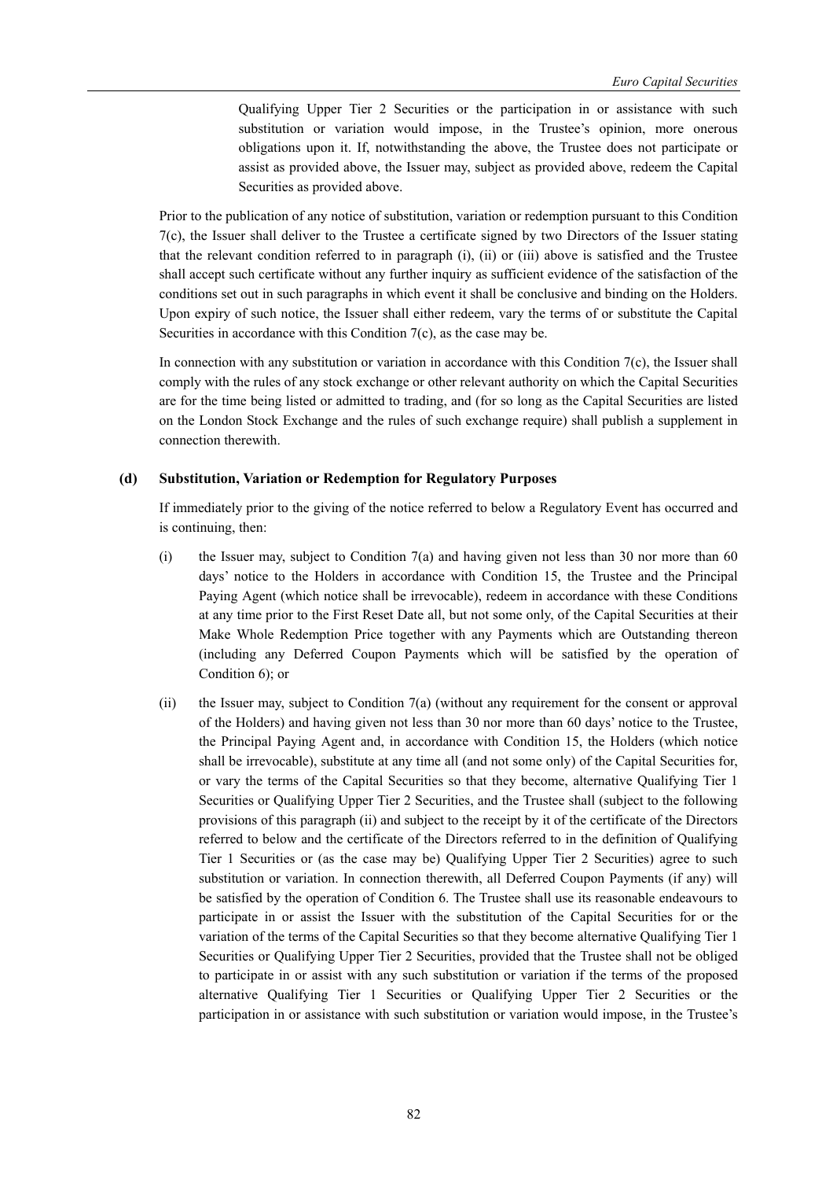Qualifying Upper Tier 2 Securities or the participation in or assistance with such substitution or variation would impose, in the Trustee's opinion, more onerous obligations upon it. If, notwithstanding the above, the Trustee does not participate or assist as provided above, the Issuer may, subject as provided above, redeem the Capital Securities as provided above.

Prior to the publication of any notice of substitution, variation or redemption pursuant to this Condition 7(c), the Issuer shall deliver to the Trustee a certificate signed by two Directors of the Issuer stating that the relevant condition referred to in paragraph (i), (ii) or (iii) above is satisfied and the Trustee shall accept such certificate without any further inquiry as sufficient evidence of the satisfaction of the conditions set out in such paragraphs in which event it shall be conclusive and binding on the Holders. Upon expiry of such notice, the Issuer shall either redeem, vary the terms of or substitute the Capital Securities in accordance with this Condition 7(c), as the case may be.

In connection with any substitution or variation in accordance with this Condition 7(c), the Issuer shall comply with the rules of any stock exchange or other relevant authority on which the Capital Securities are for the time being listed or admitted to trading, and (for so long as the Capital Securities are listed on the London Stock Exchange and the rules of such exchange require) shall publish a supplement in connection therewith.

**(d) Substitution, Variation or Redemption for Regulatory Purposes**

If immediately prior to the giving of the notice referred to below a Regulatory Event has occurred and is continuing, then:

(i) the Issuer may, subject to Condition 7(a) and having given not less than 30 nor more than 60 days' notice to the Holders in accordance with Condition 15, the Trustee and the Principal Paying Agent (which notice shall be irrevocable), redeem in accordance with these Conditions at any time prior to the First Reset Date all, but not some only, of the Capital Securities at their Make Whole Redemption Price together with any Payments which are Outstanding thereon (including any Deferred Coupon Payments which will be satisfied by the operation of Condition 6); or

(ii) the Issuer may, subject to Condition 7(a) (without any requirement for the consent or approval of the Holders) and having given not less than 30 nor more than 60 days' notice to the Trustee, the Principal Paying Agent and, in accordance with Condition 15, the Holders (which notice shall be irrevocable), substitute at any time all (and not some only) of the Capital Securities for, or vary the terms of the Capital Securities so that they become, alternative Qualifying Tier 1 Securities or Qualifying Upper Tier 2 Securities, and the Trustee shall (subject to the following provisions of this paragraph (ii) and subject to the receipt by it of the certificate of the Directors referred to below and the certificate of the Directors referred to in the definition of Qualifying Tier 1 Securities or (as the case may be) Qualifying Upper Tier 2 Securities) agree to such substitution or variation. In connection therewith, all Deferred Coupon Payments (if any) will be satisfied by the operation of Condition 6. The Trustee shall use its reasonable endeavours to participate in or assist the Issuer with the substitution of the Capital Securities for or the variation of the terms of the Capital Securities so that they become alternative Qualifying Tier 1 Securities or Qualifying Upper Tier 2 Securities, provided that the Trustee shall not be obliged to participate in or assist with any such substitution or variation if the terms of the proposed alternative Qualifying Tier 1 Securities or Qualifying Upper Tier 2 Securities or the participation in or assistance with such substitution or variation would impose, in the Trustee's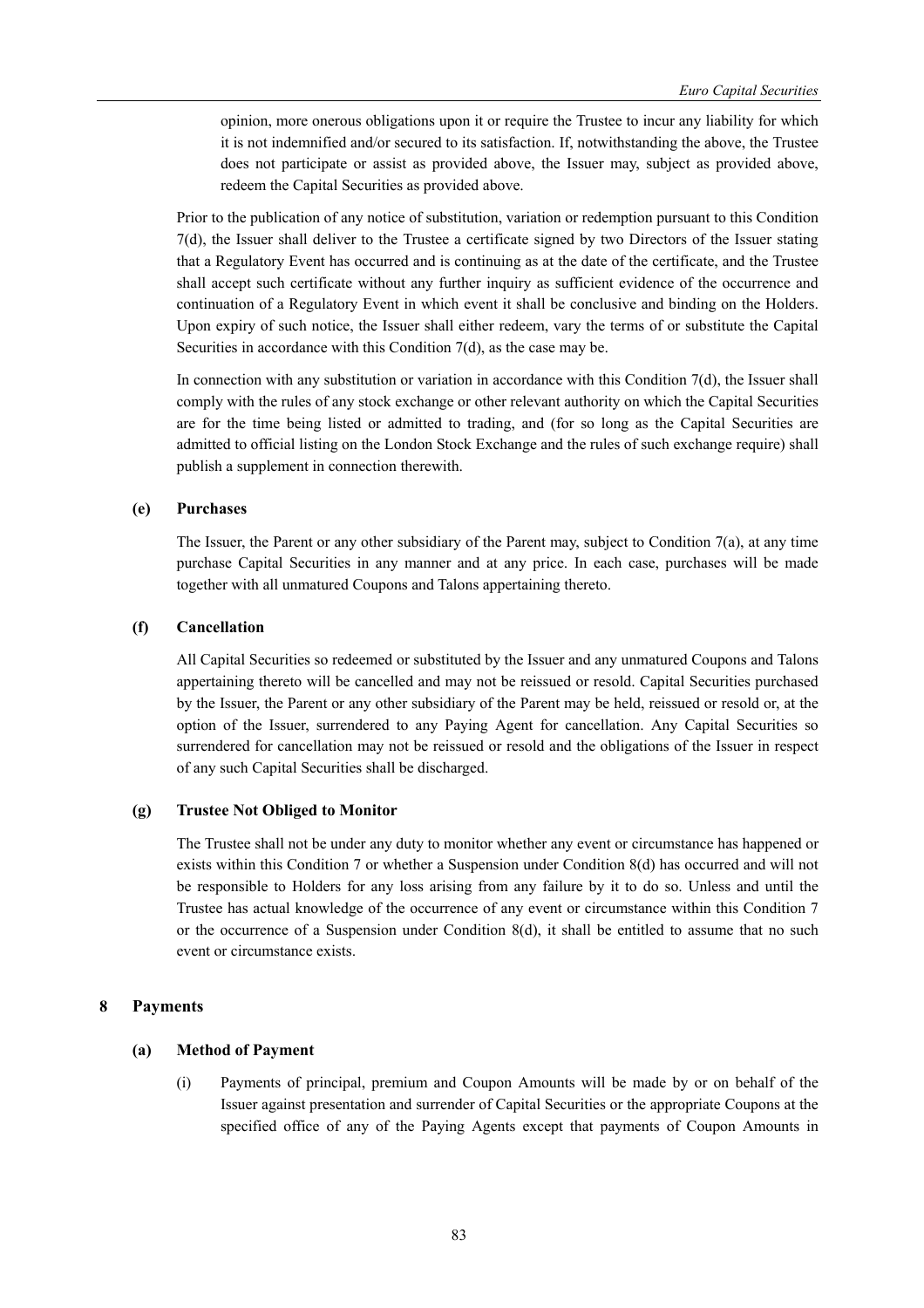opinion, more onerous obligations upon it or require the Trustee to incur any liability for which it is not indemnified and/or secured to its satisfaction. If, notwithstanding the above, the Trustee does not participate or assist as provided above, the Issuer may, subject as provided above, redeem the Capital Securities as provided above.

Prior to the publication of any notice of substitution, variation or redemption pursuant to this Condition 7(d), the Issuer shall deliver to the Trustee a certificate signed by two Directors of the Issuer stating that a Regulatory Event has occurred and is continuing as at the date of the certificate, and the Trustee shall accept such certificate without any further inquiry as sufficient evidence of the occurrence and continuation of a Regulatory Event in which event it shall be conclusive and binding on the Holders. Upon expiry of such notice, the Issuer shall either redeem, vary the terms of or substitute the Capital Securities in accordance with this Condition 7(d), as the case may be.

In connection with any substitution or variation in accordance with this Condition 7(d), the Issuer shall comply with the rules of any stock exchange or other relevant authority on which the Capital Securities are for the time being listed or admitted to trading, and (for so long as the Capital Securities are admitted to official listing on the London Stock Exchange and the rules of such exchange require) shall publish a supplement in connection therewith.

### (e) Purchases

The Issuer, the Parent or any other subsidiary of the Parent may, subject to Condition 7(a), at any time purchase Capital Securities in any manner and at any price. In each case, purchases will be made together with all unmatured Coupons and Talons appertaining thereto.

### (f) Cancellation

All Capital Securities so redeemed or substituted by the Issuer and any unmatured Coupons and Talons appertaining thereto will be cancelled and may not be reissued or resold. Capital Securities purchased by the Issuer, the Parent or any other subsidiary of the Parent may be held, reissued or resold or, at the option of the Issuer, surrendered to any Paying Agent for cancellation. Any Capital Securities so surrendered for cancellation may not be reissued or resold and the obligations of the Issuer in respect of any such Capital Securities shall be discharged.

### (g) Trustee Not Obliged to Monitor

The Trustee shall not be under any duty to monitor whether any event or circumstance has happened or exists within this Condition 7 or whether a Suspension under Condition 8(d) has occurred and will not be responsible to Holders for any loss arising from any failure by it to do so. Unless and until the Trustee has actual knowledge of the occurrence of any event or circumstance within this Condition 7 or the occurrence of a Suspension under Condition 8(d), it shall be entitled to assume that no such event or circumstance exists.

## 8 Payments

### (a) Method of Payment

(i) Payments of principal, premium and Coupon Amounts will be made by or on behalf of the Issuer against presentation and surrender of Capital Securities or the appropriate Coupons at the specified office of any of the Paying Agents except that payments of Coupon Amounts in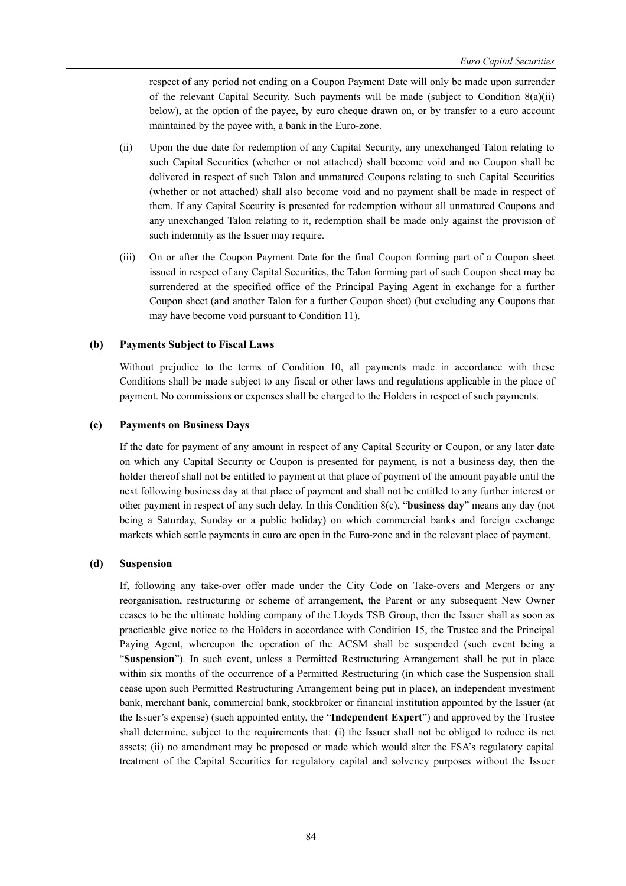respect of any period not ending on a Coupon Payment Date will only be made upon surrender of the relevant Capital Security. Such payments will be made (subject to Condition 8(a)(ii) below), at the option of the payee, by euro cheque drawn on, or by transfer to a euro account maintained by the payee with, a bank in the Euro-zone.

(ii) Upon the due date for redemption of any Capital Security, any unexchanged Talon relating to such Capital Securities (whether or not attached) shall become void and no Coupon shall be delivered in respect of such Talon and unmatured Coupons relating to such Capital Securities (whether or not attached) shall also become void and no payment shall be made in respect of them. If any Capital Security is presented for redemption without all unmatured Coupons and any unexchanged Talon relating to it, redemption shall be made only against the provision of such indemnity as the Issuer may require.

(iii) On or after the Coupon Payment Date for the final Coupon forming part of a Coupon sheet issued in respect of any Capital Securities, the Talon forming part of such Coupon sheet may be surrendered at the specified office of the Principal Paying Agent in exchange for a further Coupon sheet (and another Talon for a further Coupon sheet) (but excluding any Coupons that may have become void pursuant to Condition 11).

**(b) Payments Subject to Fiscal Laws**

Without prejudice to the terms of Condition 10, all payments made in accordance with these Conditions shall be made subject to any fiscal or other laws and regulations applicable in the place of payment. No commissions or expenses shall be charged to the Holders in respect of such payments.

**(c) Payments on Business Days**

If the date for payment of any amount in respect of any Capital Security or Coupon, or any later date on which any Capital Security or Coupon is presented for payment, is not a business day, then the holder thereof shall not be entitled to payment at that place of payment of the amount payable until the next following business day at that place of payment and shall not be entitled to any further interest or other payment in respect of any such delay. In this Condition 8(c), "**business day**" means any day (not being a Saturday, Sunday or a public holiday) on which commercial banks and foreign exchange markets which settle payments in euro are open in the Euro-zone and in the relevant place of payment.

**(d) Suspension**

If, following any take-over offer made under the City Code on Take-overs and Mergers or any reorganisation, restructuring or scheme of arrangement, the Parent or any subsequent New Owner ceases to be the ultimate holding company of the Lloyds TSB Group, then the Issuer shall as soon as practicable give notice to the Holders in accordance with Condition 15, the Trustee and the Principal Paying Agent, whereupon the operation of the ACSM shall be suspended (such event being a "**Suspension**"). In such event, unless a Permitted Restructuring Arrangement shall be put in place within six months of the occurrence of a Permitted Restructuring (in which case the Suspension shall cease upon such Permitted Restructuring Arrangement being put in place), an independent investment bank, merchant bank, commercial bank, stockbroker or financial institution appointed by the Issuer (at the Issuer's expense) (such appointed entity, the "**Independent Expert**") and approved by the Trustee shall determine, subject to the requirements that: (i) the Issuer shall not be obliged to reduce its net assets; (ii) no amendment may be proposed or made which would alter the FSA's regulatory capital treatment of the Capital Securities for regulatory capital and solvency purposes without the Issuer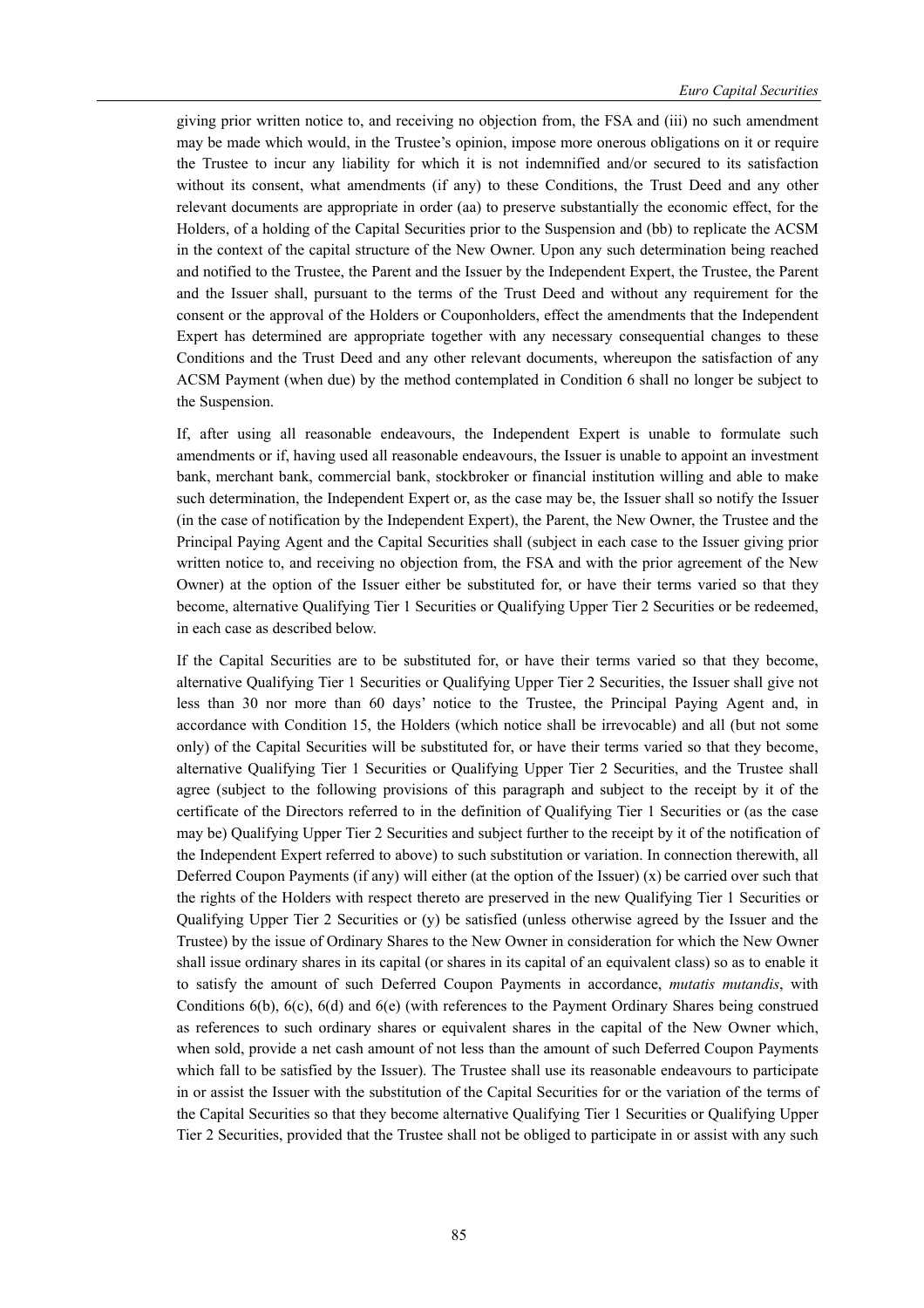giving prior written notice to, and receiving no objection from, the FSA and (iii) no such amendment may be made which would, in the Trustee's opinion, impose more onerous obligations on it or require the Trustee to incur any liability for which it is not indemnified and/or secured to its satisfaction without its consent, what amendments (if any) to these Conditions, the Trust Deed and any other relevant documents are appropriate in order (aa) to preserve substantially the economic effect, for the Holders, of a holding of the Capital Securities prior to the Suspension and (bb) to replicate the ACSM in the context of the capital structure of the New Owner. Upon any such determination being reached and notified to the Trustee, the Parent and the Issuer by the Independent Expert, the Trustee, the Parent and the Issuer shall, pursuant to the terms of the Trust Deed and without any requirement for the consent or the approval of the Holders or Couponholders, effect the amendments that the Independent Expert has determined are appropriate together with any necessary consequential changes to these Conditions and the Trust Deed and any other relevant documents, whereupon the satisfaction of any ACSM Payment (when due) by the method contemplated in Condition 6 shall no longer be subject to the Suspension.

If, after using all reasonable endeavours, the Independent Expert is unable to formulate such amendments or if, having used all reasonable endeavours, the Issuer is unable to appoint an investment bank, merchant bank, commercial bank, stockbroker or financial institution willing and able to make such determination, the Independent Expert or, as the case may be, the Issuer shall so notify the Issuer (in the case of notification by the Independent Expert), the Parent, the New Owner, the Trustee and the Principal Paying Agent and the Capital Securities shall (subject in each case to the Issuer giving prior written notice to, and receiving no objection from, the FSA and with the prior agreement of the New Owner) at the option of the Issuer either be substituted for, or have their terms varied so that they become, alternative Qualifying Tier 1 Securities or Qualifying Upper Tier 2 Securities or be redeemed, in each case as described below.

If the Capital Securities are to be substituted for, or have their terms varied so that they become, alternative Qualifying Tier 1 Securities or Qualifying Upper Tier 2 Securities, the Issuer shall give not less than 30 nor more than 60 days' notice to the Trustee, the Principal Paying Agent and, in accordance with Condition 15, the Holders (which notice shall be irrevocable) and all (but not some only) of the Capital Securities will be substituted for, or have their terms varied so that they become, alternative Qualifying Tier 1 Securities or Qualifying Upper Tier 2 Securities, and the Trustee shall agree (subject to the following provisions of this paragraph and subject to the receipt by it of the certificate of the Directors referred to in the definition of Qualifying Tier 1 Securities or (as the case may be) Qualifying Upper Tier 2 Securities and subject further to the receipt by it of the notification of the Independent Expert referred to above) to such substitution or variation. In connection therewith, all Deferred Coupon Payments (if any) will either (at the option of the Issuer) (x) be carried over such that the rights of the Holders with respect thereto are preserved in the new Qualifying Tier 1 Securities or Qualifying Upper Tier 2 Securities or (y) be satisfied (unless otherwise agreed by the Issuer and the Trustee) by the issue of Ordinary Shares to the New Owner in consideration for which the New Owner shall issue ordinary shares in its capital (or shares in its capital of an equivalent class) so as to enable it to satisfy the amount of such Deferred Coupon Payments in accordance, *mutatis mutandis*, with Conditions 6(b), 6(c), 6(d) and 6(e) (with references to the Payment Ordinary Shares being construed as references to such ordinary shares or equivalent shares in the capital of the New Owner which, when sold, provide a net cash amount of not less than the amount of such Deferred Coupon Payments which fall to be satisfied by the Issuer). The Trustee shall use its reasonable endeavours to participate in or assist the Issuer with the substitution of the Capital Securities for or the variation of the terms of the Capital Securities so that they become alternative Qualifying Tier 1 Securities or Qualifying Upper Tier 2 Securities, provided that the Trustee shall not be obliged to participate in or assist with any such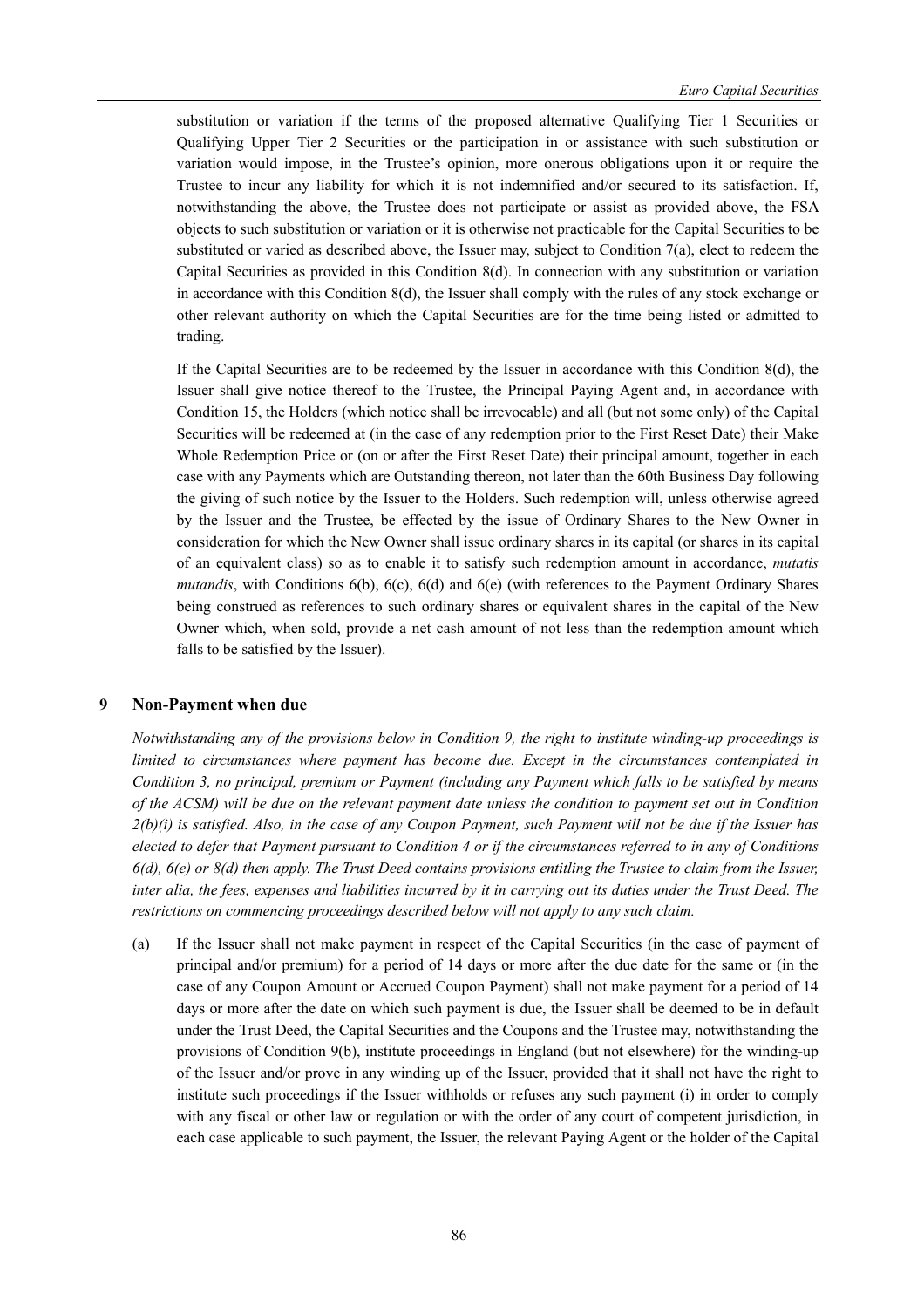substitution or variation if the terms of the proposed alternative Qualifying Tier 1 Securities or Qualifying Upper Tier 2 Securities or the participation in or assistance with such substitution or variation would impose, in the Trustee's opinion, more onerous obligations upon it or require the Trustee to incur any liability for which it is not indemnified and/or secured to its satisfaction. If, notwithstanding the above, the Trustee does not participate or assist as provided above, the FSA objects to such substitution or variation or it is otherwise not practicable for the Capital Securities to be substituted or varied as described above, the Issuer may, subject to Condition 7(a), elect to redeem the Capital Securities as provided in this Condition 8(d). In connection with any substitution or variation in accordance with this Condition 8(d), the Issuer shall comply with the rules of any stock exchange or other relevant authority on which the Capital Securities are for the time being listed or admitted to trading.

If the Capital Securities are to be redeemed by the Issuer in accordance with this Condition 8(d), the Issuer shall give notice thereof to the Trustee, the Principal Paying Agent and, in accordance with Condition 15, the Holders (which notice shall be irrevocable) and all (but not some only) of the Capital Securities will be redeemed at (in the case of any redemption prior to the First Reset Date) their Make Whole Redemption Price or (on or after the First Reset Date) their principal amount, together in each case with any Payments which are Outstanding thereon, not later than the 60th Business Day following the giving of such notice by the Issuer to the Holders. Such redemption will, unless otherwise agreed by the Issuer and the Trustee, be effected by the issue of Ordinary Shares to the New Owner in consideration for which the New Owner shall issue ordinary shares in its capital (or shares in its capital of an equivalent class) so as to enable it to satisfy such redemption amount in accordance, *mutatis mutandis*, with Conditions 6(b), 6(c), 6(d) and 6(e) (with references to the Payment Ordinary Shares being construed as references to such ordinary shares or equivalent shares in the capital of the New Owner which, when sold, provide a net cash amount of not less than the redemption amount which falls to be satisfied by the Issuer).

## 9 Non-Payment when due

*Notwithstanding any of the provisions below in Condition 9, the right to institute winding-up proceedings is limited to circumstances where payment has become due. Except in the circumstances contemplated in Condition 3, no principal, premium or Payment (including any Payment which falls to be satisfied by means of the ACSM) will be due on the relevant payment date unless the condition to payment set out in Condition 2(b)(i) is satisfied. Also, in the case of any Coupon Payment, such Payment will not be due if the Issuer has elected to defer that Payment pursuant to Condition 4 or if the circumstances referred to in any of Conditions 6(d), 6(e) or 8(d) then apply. The Trust Deed contains provisions entitling the Trustee to claim from the Issuer, inter alia, the fees, expenses and liabilities incurred by it in carrying out its duties under the Trust Deed. The restrictions on commencing proceedings described below will not apply to any such claim.*

(a) If the Issuer shall not make payment in respect of the Capital Securities (in the case of payment of principal and/or premium) for a period of 14 days or more after the due date for the same or (in the case of any Coupon Amount or Accrued Coupon Payment) shall not make payment for a period of 14 days or more after the date on which such payment is due, the Issuer shall be deemed to be in default under the Trust Deed, the Capital Securities and the Coupons and the Trustee may, notwithstanding the provisions of Condition 9(b), institute proceedings in England (but not elsewhere) for the winding-up of the Issuer and/or prove in any winding up of the Issuer, provided that it shall not have the right to institute such proceedings if the Issuer withholds or refuses any such payment (i) in order to comply with any fiscal or other law or regulation or with the order of any court of competent jurisdiction, in each case applicable to such payment, the Issuer, the relevant Paying Agent or the holder of the Capital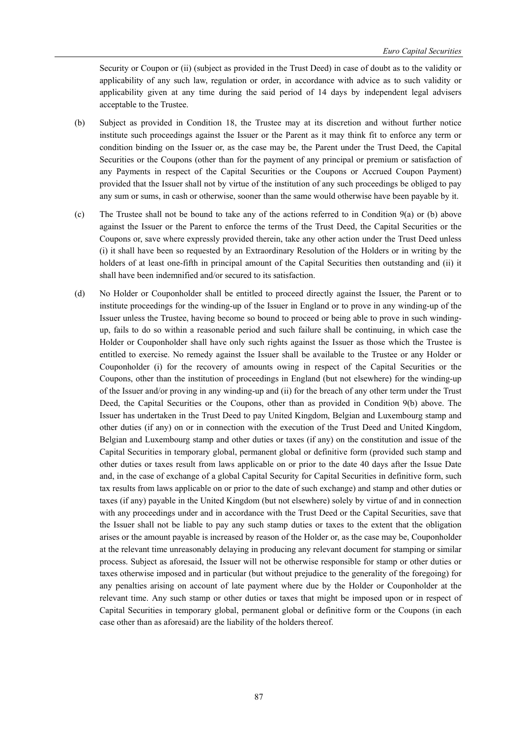Security or Coupon or (ii) (subject as provided in the Trust Deed) in case of doubt as to the validity or applicability of any such law, regulation or order, in accordance with advice as to such validity or applicability given at any time during the said period of 14 days by independent legal advisers acceptable to the Trustee.

(b) Subject as provided in Condition 18, the Trustee may at its discretion and without further notice institute such proceedings against the Issuer or the Parent as it may think fit to enforce any term or condition binding on the Issuer or, as the case may be, the Parent under the Trust Deed, the Capital Securities or the Coupons (other than for the payment of any principal or premium or satisfaction of any Payments in respect of the Capital Securities or the Coupons or Accrued Coupon Payment) provided that the Issuer shall not by virtue of the institution of any such proceedings be obliged to pay any sum or sums, in cash or otherwise, sooner than the same would otherwise have been payable by it.

(c) The Trustee shall not be bound to take any of the actions referred to in Condition 9(a) or (b) above against the Issuer or the Parent to enforce the terms of the Trust Deed, the Capital Securities or the Coupons or, save where expressly provided therein, take any other action under the Trust Deed unless (i) it shall have been so requested by an Extraordinary Resolution of the Holders or in writing by the holders of at least one-fifth in principal amount of the Capital Securities then outstanding and (ii) it shall have been indemnified and/or secured to its satisfaction.

(d) No Holder or Couponholder shall be entitled to proceed directly against the Issuer, the Parent or to institute proceedings for the winding-up of the Issuer in England or to prove in any winding-up of the Issuer unless the Trustee, having become so bound to proceed or being able to prove in such winding-up, fails to do so within a reasonable period and such failure shall be continuing, in which case the Holder or Couponholder shall have only such rights against the Issuer as those which the Trustee is entitled to exercise. No remedy against the Issuer shall be available to the Trustee or any Holder or Couponholder (i) for the recovery of amounts owing in respect of the Capital Securities or the Coupons, other than the institution of proceedings in England (but not elsewhere) for the winding-up of the Issuer and/or proving in any winding-up and (ii) for the breach of any other term under the Trust Deed, the Capital Securities or the Coupons, other than as provided in Condition 9(b) above. The Issuer has undertaken in the Trust Deed to pay United Kingdom, Belgian and Luxembourg stamp and other duties (if any) on or in connection with the execution of the Trust Deed and United Kingdom, Belgian and Luxembourg stamp and other duties or taxes (if any) on the constitution and issue of the Capital Securities in temporary global, permanent global or definitive form (provided such stamp and other duties or taxes result from laws applicable on or prior to the date 40 days after the Issue Date and, in the case of exchange of a global Capital Security for Capital Securities in definitive form, such tax results from laws applicable on or prior to the date of such exchange) and stamp and other duties or taxes (if any) payable in the United Kingdom (but not elsewhere) solely by virtue of and in connection with any proceedings under and in accordance with the Trust Deed or the Capital Securities, save that the Issuer shall not be liable to pay any such stamp duties or taxes to the extent that the obligation arises or the amount payable is increased by reason of the Holder or, as the case may be, Couponholder at the relevant time unreasonably delaying in producing any relevant document for stamping or similar process. Subject as aforesaid, the Issuer will not be otherwise responsible for stamp or other duties or taxes otherwise imposed and in particular (but without prejudice to the generality of the foregoing) for any penalties arising on account of late payment where due by the Holder or Couponholder at the relevant time. Any such stamp or other duties or taxes that might be imposed upon or in respect of Capital Securities in temporary global, permanent global or definitive form or the Coupons (in each case other than as aforesaid) are the liability of the holders thereof.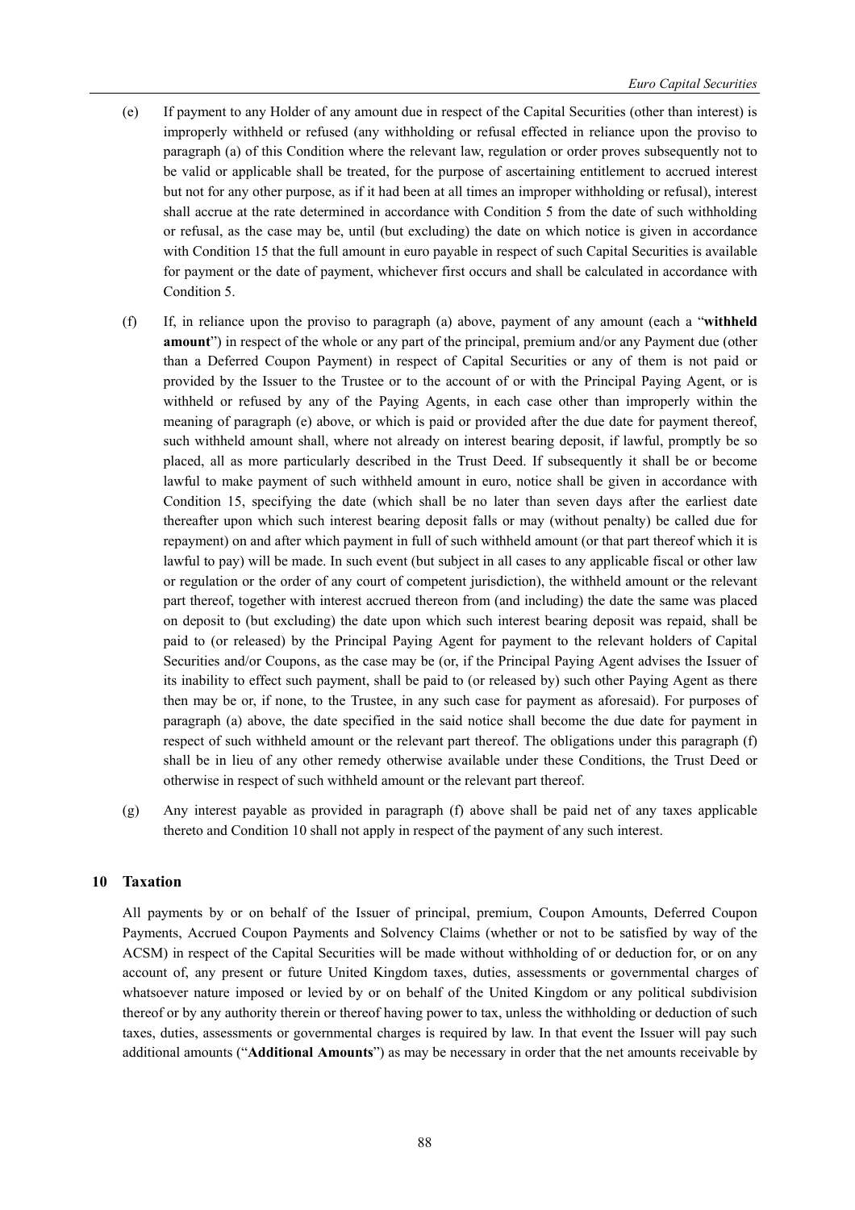(e) If payment to any Holder of any amount due in respect of the Capital Securities (other than interest) is improperly withheld or refused (any withholding or refusal effected in reliance upon the proviso to paragraph (a) of this Condition where the relevant law, regulation or order proves subsequently not to be valid or applicable shall be treated, for the purpose of ascertaining entitlement to accrued interest but not for any other purpose, as if it had been at all times an improper withholding or refusal), interest shall accrue at the rate determined in accordance with Condition 5 from the date of such withholding or refusal, as the case may be, until (but excluding) the date on which notice is given in accordance with Condition 15 that the full amount in euro payable in respect of such Capital Securities is available for payment or the date of payment, whichever first occurs and shall be calculated in accordance with Condition 5.

(f) If, in reliance upon the proviso to paragraph (a) above, payment of any amount (each a "**withheld amount**") in respect of the whole or any part of the principal, premium and/or any Payment due (other than a Deferred Coupon Payment) in respect of Capital Securities or any of them is not paid or provided by the Issuer to the Trustee or to the account of or with the Principal Paying Agent, or is withheld or refused by any of the Paying Agents, in each case other than improperly within the meaning of paragraph (e) above, or which is paid or provided after the due date for payment thereof, such withheld amount shall, where not already on interest bearing deposit, if lawful, promptly be so placed, all as more particularly described in the Trust Deed. If subsequently it shall be or become lawful to make payment of such withheld amount in euro, notice shall be given in accordance with Condition 15, specifying the date (which shall be no later than seven days after the earliest date thereafter upon which such interest bearing deposit falls or may (without penalty) be called due for repayment) on and after which payment in full of such withheld amount (or that part thereof which it is lawful to pay) will be made. In such event (but subject in all cases to any applicable fiscal or other law or regulation or the order of any court of competent jurisdiction), the withheld amount or the relevant part thereof, together with interest accrued thereon from (and including) the date the same was placed on deposit to (but excluding) the date upon which such interest bearing deposit was repaid, shall be paid to (or released) by the Principal Paying Agent for payment to the relevant holders of Capital Securities and/or Coupons, as the case may be (or, if the Principal Paying Agent advises the Issuer of its inability to effect such payment, shall be paid to (or released by) such other Paying Agent as there then may be or, if none, to the Trustee, in any such case for payment as aforesaid). For purposes of paragraph (a) above, the date specified in the said notice shall become the due date for payment in respect of such withheld amount or the relevant part thereof. The obligations under this paragraph (f) shall be in lieu of any other remedy otherwise available under these Conditions, the Trust Deed or otherwise in respect of such withheld amount or the relevant part thereof.

(g) Any interest payable as provided in paragraph (f) above shall be paid net of any taxes applicable thereto and Condition 10 shall not apply in respect of the payment of any such interest.

## 10 Taxation

All payments by or on behalf of the Issuer of principal, premium, Coupon Amounts, Deferred Coupon Payments, Accrued Coupon Payments and Solvency Claims (whether or not to be satisfied by way of the ACSM) in respect of the Capital Securities will be made without withholding of or deduction for, or on any account of, any present or future United Kingdom taxes, duties, assessments or governmental charges of whatsoever nature imposed or levied by or on behalf of the United Kingdom or any political subdivision thereof or by any authority therein or thereof having power to tax, unless the withholding or deduction of such taxes, duties, assessments or governmental charges is required by law. In that event the Issuer will pay such additional amounts ("**Additional Amounts**") as may be necessary in order that the net amounts receivable by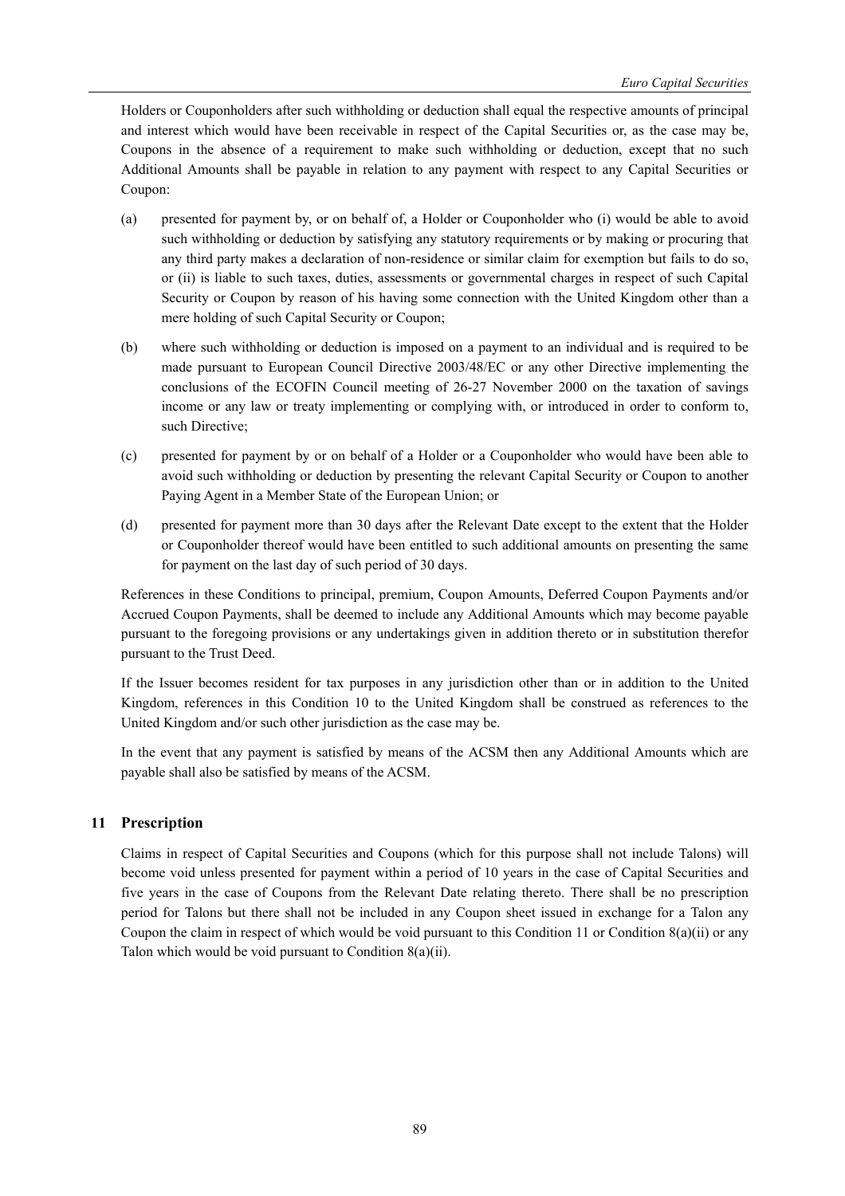Holders or Couponholders after such withholding or deduction shall equal the respective amounts of principal and interest which would have been receivable in respect of the Capital Securities or, as the case may be, Coupons in the absence of a requirement to make such withholding or deduction, except that no such Additional Amounts shall be payable in relation to any payment with respect to any Capital Securities or Coupon:

(a) presented for payment by, or on behalf of, a Holder or Couponholder who (i) would be able to avoid such withholding or deduction by satisfying any statutory requirements or by making or procuring that any third party makes a declaration of non-residence or similar claim for exemption but fails to do so, or (ii) is liable to such taxes, duties, assessments or governmental charges in respect of such Capital Security or Coupon by reason of his having some connection with the United Kingdom other than a mere holding of such Capital Security or Coupon;

(b) where such withholding or deduction is imposed on a payment to an individual and is required to be made pursuant to European Council Directive 2003/48/EC or any other Directive implementing the conclusions of the ECOFIN Council meeting of 26-27 November 2000 on the taxation of savings income or any law or treaty implementing or complying with, or introduced in order to conform to, such Directive;

(c) presented for payment by or on behalf of a Holder or a Couponholder who would have been able to avoid such withholding or deduction by presenting the relevant Capital Security or Coupon to another Paying Agent in a Member State of the European Union; or

(d) presented for payment more than 30 days after the Relevant Date except to the extent that the Holder or Couponholder thereof would have been entitled to such additional amounts on presenting the same for payment on the last day of such period of 30 days.

References in these Conditions to principal, premium, Coupon Amounts, Deferred Coupon Payments and/or Accrued Coupon Payments, shall be deemed to include any Additional Amounts which may become payable pursuant to the foregoing provisions or any undertakings given in addition thereto or in substitution therefor pursuant to the Trust Deed.

If the Issuer becomes resident for tax purposes in any jurisdiction other than or in addition to the United Kingdom, references in this Condition 10 to the United Kingdom shall be construed as references to the United Kingdom and/or such other jurisdiction as the case may be.

In the event that any payment is satisfied by means of the ACSM then any Additional Amounts which are payable shall also be satisfied by means of the ACSM.

## 11 Prescription

Claims in respect of Capital Securities and Coupons (which for this purpose shall not include Talons) will become void unless presented for payment within a period of 10 years in the case of Capital Securities and five years in the case of Coupons from the Relevant Date relating thereto. There shall be no prescription period for Talons but there shall not be included in any Coupon sheet issued in exchange for a Talon any Coupon the claim in respect of which would be void pursuant to this Condition 11 or Condition 8(a)(ii) or any Talon which would be void pursuant to Condition 8(a)(ii).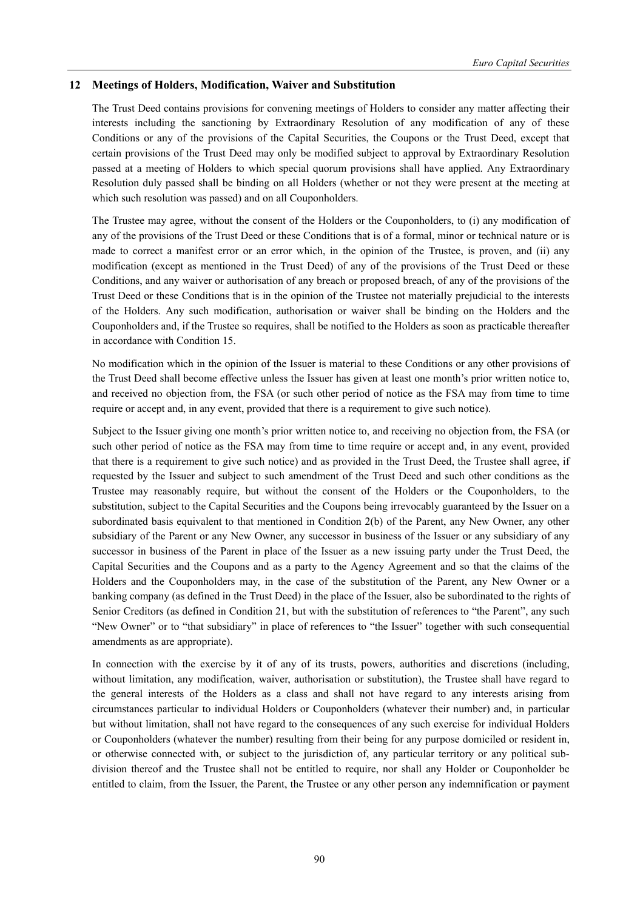## 12 Meetings of Holders, Modification, Waiver and Substitution

The Trust Deed contains provisions for convening meetings of Holders to consider any matter affecting their interests including the sanctioning by Extraordinary Resolution of any modification of any of these Conditions or any of the provisions of the Capital Securities, the Coupons or the Trust Deed, except that certain provisions of the Trust Deed may only be modified subject to approval by Extraordinary Resolution passed at a meeting of Holders to which special quorum provisions shall have applied. Any Extraordinary Resolution duly passed shall be binding on all Holders (whether or not they were present at the meeting at which such resolution was passed) and on all Couponholders.

The Trustee may agree, without the consent of the Holders or the Couponholders, to (i) any modification of any of the provisions of the Trust Deed or these Conditions that is of a formal, minor or technical nature or is made to correct a manifest error or an error which, in the opinion of the Trustee, is proven, and (ii) any modification (except as mentioned in the Trust Deed) of any of the provisions of the Trust Deed or these Conditions, and any waiver or authorisation of any breach or proposed breach, of any of the provisions of the Trust Deed or these Conditions that is in the opinion of the Trustee not materially prejudicial to the interests of the Holders. Any such modification, authorisation or waiver shall be binding on the Holders and the Couponholders and, if the Trustee so requires, shall be notified to the Holders as soon as practicable thereafter in accordance with Condition 15.

No modification which in the opinion of the Issuer is material to these Conditions or any other provisions of the Trust Deed shall become effective unless the Issuer has given at least one month's prior written notice to, and received no objection from, the FSA (or such other period of notice as the FSA may from time to time require or accept and, in any event, provided that there is a requirement to give such notice).

Subject to the Issuer giving one month's prior written notice to, and receiving no objection from, the FSA (or such other period of notice as the FSA may from time to time require or accept and, in any event, provided that there is a requirement to give such notice) and as provided in the Trust Deed, the Trustee shall agree, if requested by the Issuer and subject to such amendment of the Trust Deed and such other conditions as the Trustee may reasonably require, but without the consent of the Holders or the Couponholders, to the substitution, subject to the Capital Securities and the Coupons being irrevocably guaranteed by the Issuer on a subordinated basis equivalent to that mentioned in Condition 2(b) of the Parent, any New Owner, any other subsidiary of the Parent or any New Owner, any successor in business of the Issuer or any subsidiary of any successor in business of the Parent in place of the Issuer as a new issuing party under the Trust Deed, the Capital Securities and the Coupons and as a party to the Agency Agreement and so that the claims of the Holders and the Couponholders may, in the case of the substitution of the Parent, any New Owner or a banking company (as defined in the Trust Deed) in the place of the Issuer, also be subordinated to the rights of Senior Creditors (as defined in Condition 21, but with the substitution of references to "the Parent", any such "New Owner" or to "that subsidiary" in place of references to "the Issuer" together with such consequential amendments as are appropriate).

In connection with the exercise by it of any of its trusts, powers, authorities and discretions (including, without limitation, any modification, waiver, authorisation or substitution), the Trustee shall have regard to the general interests of the Holders as a class and shall not have regard to any interests arising from circumstances particular to individual Holders or Couponholders (whatever their number) and, in particular but without limitation, shall not have regard to the consequences of any such exercise for individual Holders or Couponholders (whatever the number) resulting from their being for any purpose domiciled or resident in, or otherwise connected with, or subject to the jurisdiction of, any particular territory or any political sub-division thereof and the Trustee shall not be entitled to require, nor shall any Holder or Couponholder be entitled to claim, from the Issuer, the Parent, the Trustee or any other person any indemnification or payment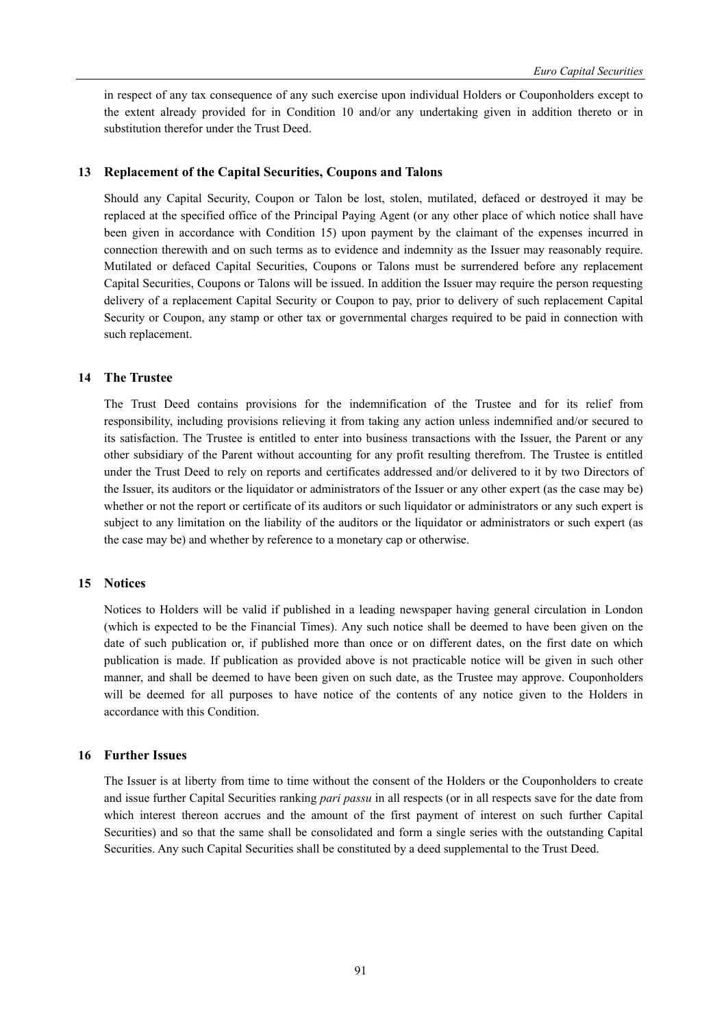in respect of any tax consequence of any such exercise upon individual Holders or Couponholders except to the extent already provided for in Condition 10 and/or any undertaking given in addition thereto or in substitution therefor under the Trust Deed.

## 13 Replacement of the Capital Securities, Coupons and Talons

Should any Capital Security, Coupon or Talon be lost, stolen, mutilated, defaced or destroyed it may be replaced at the specified office of the Principal Paying Agent (or any other place of which notice shall have been given in accordance with Condition 15) upon payment by the claimant of the expenses incurred in connection therewith and on such terms as to evidence and indemnity as the Issuer may reasonably require. Mutilated or defaced Capital Securities, Coupons or Talons must be surrendered before any replacement Capital Securities, Coupons or Talons will be issued. In addition the Issuer may require the person requesting delivery of a replacement Capital Security or Coupon to pay, prior to delivery of such replacement Capital Security or Coupon, any stamp or other tax or governmental charges required to be paid in connection with such replacement.

## 14 The Trustee

The Trust Deed contains provisions for the indemnification of the Trustee and for its relief from responsibility, including provisions relieving it from taking any action unless indemnified and/or secured to its satisfaction. The Trustee is entitled to enter into business transactions with the Issuer, the Parent or any other subsidiary of the Parent without accounting for any profit resulting therefrom. The Trustee is entitled under the Trust Deed to rely on reports and certificates addressed and/or delivered to it by two Directors of the Issuer, its auditors or the liquidator or administrators of the Issuer or any other expert (as the case may be) whether or not the report or certificate of its auditors or such liquidator or administrators or any such expert is subject to any limitation on the liability of the auditors or the liquidator or administrators or such expert (as the case may be) and whether by reference to a monetary cap or otherwise.

## 15 Notices

Notices to Holders will be valid if published in a leading newspaper having general circulation in London (which is expected to be the Financial Times). Any such notice shall be deemed to have been given on the date of such publication or, if published more than once or on different dates, on the first date on which publication is made. If publication as provided above is not practicable notice will be given in such other manner, and shall be deemed to have been given on such date, as the Trustee may approve. Couponholders will be deemed for all purposes to have notice of the contents of any notice given to the Holders in accordance with this Condition.

## 16 Further Issues

The Issuer is at liberty from time to time without the consent of the Holders or the Couponholders to create and issue further Capital Securities ranking *pari passu* in all respects (or in all respects save for the date from which interest thereon accrues and the amount of the first payment of interest on such further Capital Securities) and so that the same shall be consolidated and form a single series with the outstanding Capital Securities. Any such Capital Securities shall be constituted by a deed supplemental to the Trust Deed.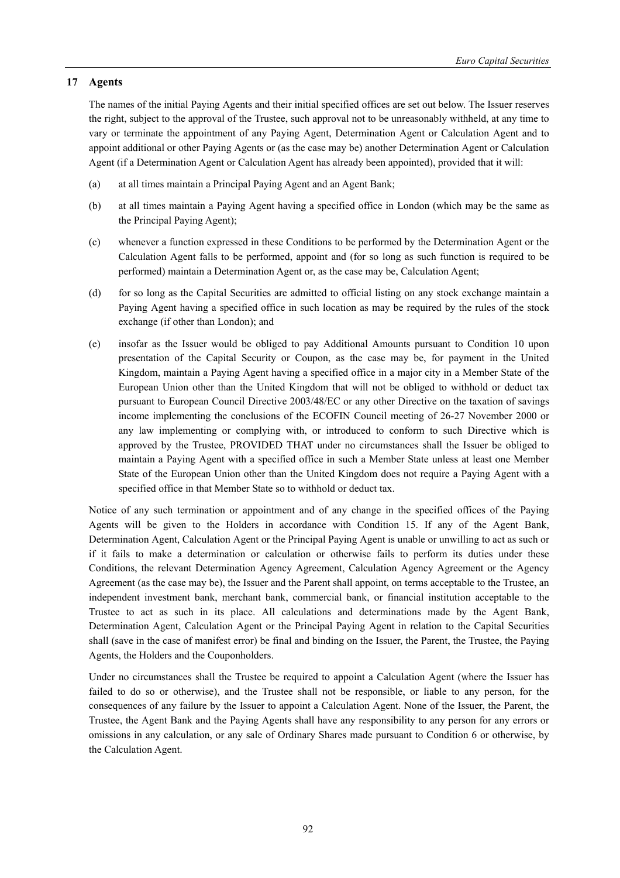## 17 Agents

The names of the initial Paying Agents and their initial specified offices are set out below. The Issuer reserves the right, subject to the approval of the Trustee, such approval not to be unreasonably withheld, at any time to vary or terminate the appointment of any Paying Agent, Determination Agent or Calculation Agent and to appoint additional or other Paying Agents or (as the case may be) another Determination Agent or Calculation Agent (if a Determination Agent or Calculation Agent has already been appointed), provided that it will:

(a) at all times maintain a Principal Paying Agent and an Agent Bank;

(b) at all times maintain a Paying Agent having a specified office in London (which may be the same as the Principal Paying Agent);

(c) whenever a function expressed in these Conditions to be performed by the Determination Agent or the Calculation Agent falls to be performed, appoint and (for so long as such function is required to be performed) maintain a Determination Agent or, as the case may be, Calculation Agent;

(d) for so long as the Capital Securities are admitted to official listing on any stock exchange maintain a Paying Agent having a specified office in such location as may be required by the rules of the stock exchange (if other than London); and

(e) insofar as the Issuer would be obliged to pay Additional Amounts pursuant to Condition 10 upon presentation of the Capital Security or Coupon, as the case may be, for payment in the United Kingdom, maintain a Paying Agent having a specified office in a major city in a Member State of the European Union other than the United Kingdom that will not be obliged to withhold or deduct tax pursuant to European Council Directive 2003/48/EC or any other Directive on the taxation of savings income implementing the conclusions of the ECOFIN Council meeting of 26-27 November 2000 or any law implementing or complying with, or introduced to conform to such Directive which is approved by the Trustee, PROVIDED THAT under no circumstances shall the Issuer be obliged to maintain a Paying Agent with a specified office in such a Member State unless at least one Member State of the European Union other than the United Kingdom does not require a Paying Agent with a specified office in that Member State so to withhold or deduct tax.

Notice of any such termination or appointment and of any change in the specified offices of the Paying Agents will be given to the Holders in accordance with Condition 15. If any of the Agent Bank, Determination Agent, Calculation Agent or the Principal Paying Agent is unable or unwilling to act as such or if it fails to make a determination or calculation or otherwise fails to perform its duties under these Conditions, the relevant Determination Agency Agreement, Calculation Agency Agreement or the Agency Agreement (as the case may be), the Issuer and the Parent shall appoint, on terms acceptable to the Trustee, an independent investment bank, merchant bank, commercial bank, or financial institution acceptable to the Trustee to act as such in its place. All calculations and determinations made by the Agent Bank, Determination Agent, Calculation Agent or the Principal Paying Agent in relation to the Capital Securities shall (save in the case of manifest error) be final and binding on the Issuer, the Parent, the Trustee, the Paying Agents, the Holders and the Couponholders.

Under no circumstances shall the Trustee be required to appoint a Calculation Agent (where the Issuer has failed to do so or otherwise), and the Trustee shall not be responsible, or liable to any person, for the consequences of any failure by the Issuer to appoint a Calculation Agent. None of the Issuer, the Parent, the Trustee, the Agent Bank and the Paying Agents shall have any responsibility to any person for any errors or omissions in any calculation, or any sale of Ordinary Shares made pursuant to Condition 6 or otherwise, by the Calculation Agent.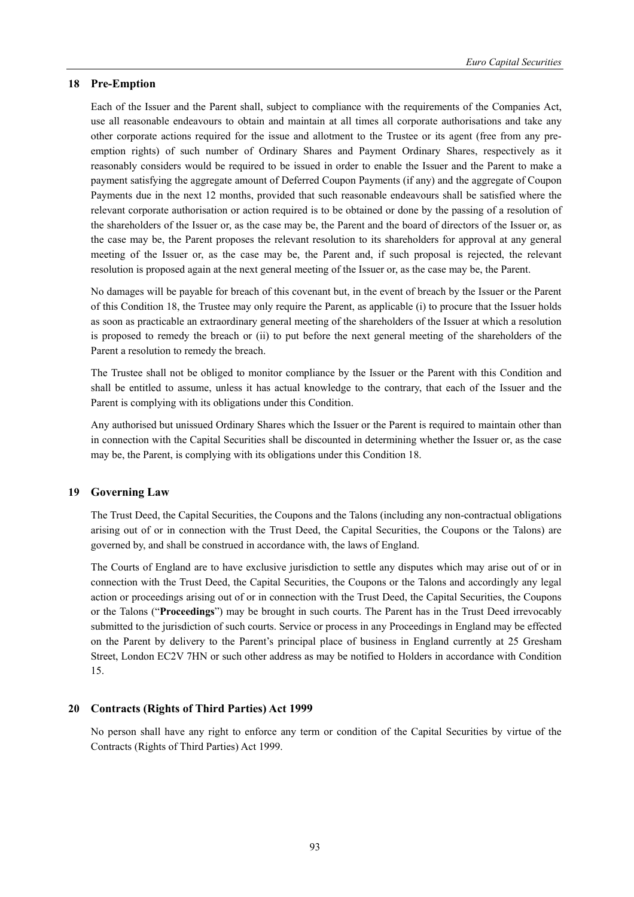## 18 Pre-Emption

Each of the Issuer and the Parent shall, subject to compliance with the requirements of the Companies Act, use all reasonable endeavours to obtain and maintain at all times all corporate authorisations and take any other corporate actions required for the issue and allotment to the Trustee or its agent (free from any pre-emption rights) of such number of Ordinary Shares and Payment Ordinary Shares, respectively as it reasonably considers would be required to be issued in order to enable the Issuer and the Parent to make a payment satisfying the aggregate amount of Deferred Coupon Payments (if any) and the aggregate of Coupon Payments due in the next 12 months, provided that such reasonable endeavours shall be satisfied where the relevant corporate authorisation or action required is to be obtained or done by the passing of a resolution of the shareholders of the Issuer or, as the case may be, the Parent and the board of directors of the Issuer or, as the case may be, the Parent proposes the relevant resolution to its shareholders for approval at any general meeting of the Issuer or, as the case may be, the Parent and, if such proposal is rejected, the relevant resolution is proposed again at the next general meeting of the Issuer or, as the case may be, the Parent.

No damages will be payable for breach of this covenant but, in the event of breach by the Issuer or the Parent of this Condition 18, the Trustee may only require the Parent, as applicable (i) to procure that the Issuer holds as soon as practicable an extraordinary general meeting of the shareholders of the Issuer at which a resolution is proposed to remedy the breach or (ii) to put before the next general meeting of the shareholders of the Parent a resolution to remedy the breach.

The Trustee shall not be obliged to monitor compliance by the Issuer or the Parent with this Condition and shall be entitled to assume, unless it has actual knowledge to the contrary, that each of the Issuer and the Parent is complying with its obligations under this Condition.

Any authorised but unissued Ordinary Shares which the Issuer or the Parent is required to maintain other than in connection with the Capital Securities shall be discounted in determining whether the Issuer or, as the case may be, the Parent, is complying with its obligations under this Condition 18.

## 19 Governing Law

The Trust Deed, the Capital Securities, the Coupons and the Talons (including any non-contractual obligations arising out of or in connection with the Trust Deed, the Capital Securities, the Coupons or the Talons) are governed by, and shall be construed in accordance with, the laws of England.

The Courts of England are to have exclusive jurisdiction to settle any disputes which may arise out of or in connection with the Trust Deed, the Capital Securities, the Coupons or the Talons and accordingly any legal action or proceedings arising out of or in connection with the Trust Deed, the Capital Securities, the Coupons or the Talons ("**Proceedings**") may be brought in such courts. The Parent has in the Trust Deed irrevocably submitted to the jurisdiction of such courts. Service or process in any Proceedings in England may be effected on the Parent by delivery to the Parent's principal place of business in England currently at 25 Gresham Street, London EC2V 7HN or such other address as may be notified to Holders in accordance with Condition 15.

## 20 Contracts (Rights of Third Parties) Act 1999

No person shall have any right to enforce any term or condition of the Capital Securities by virtue of the Contracts (Rights of Third Parties) Act 1999.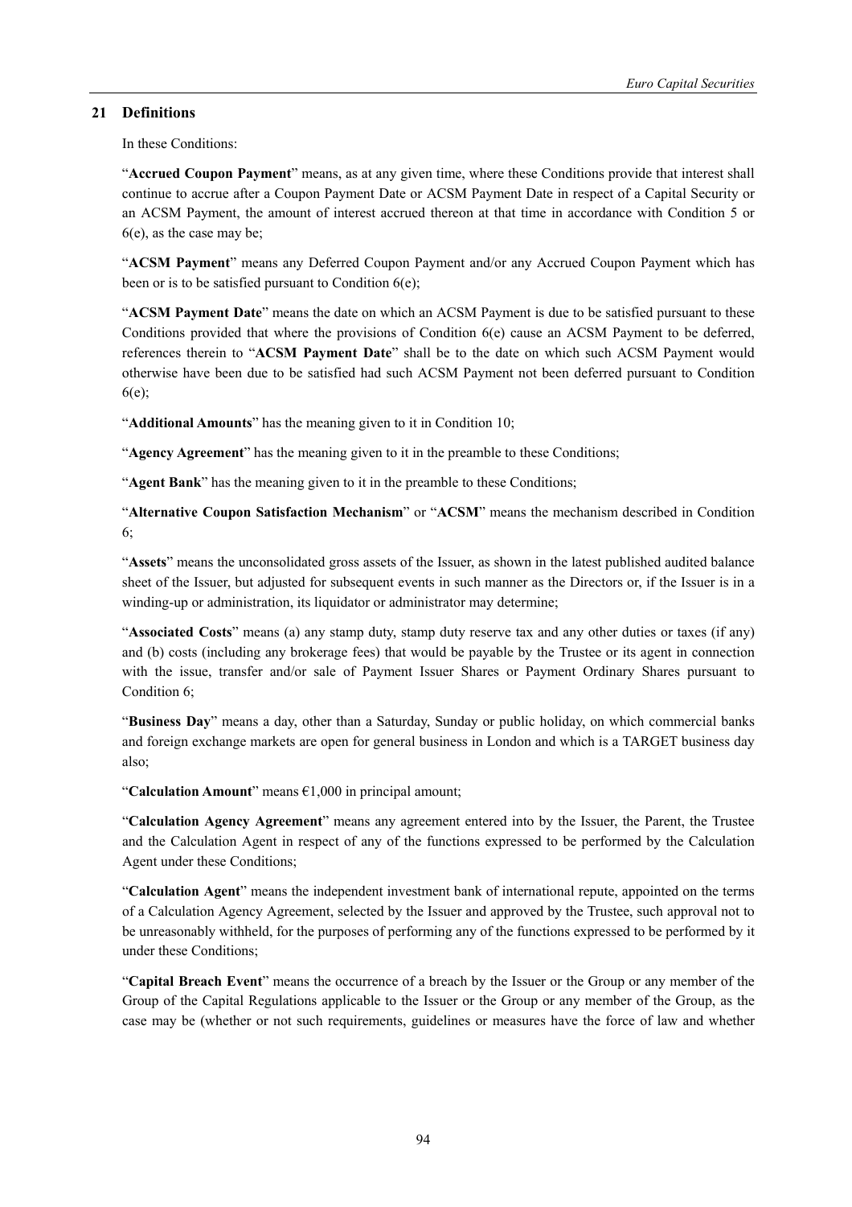## 21 Definitions

In these Conditions:

"**Accrued Coupon Payment**" means, as at any given time, where these Conditions provide that interest shall continue to accrue after a Coupon Payment Date or ACSM Payment Date in respect of a Capital Security or an ACSM Payment, the amount of interest accrued thereon at that time in accordance with Condition 5 or 6(e), as the case may be;

"**ACSM Payment**" means any Deferred Coupon Payment and/or any Accrued Coupon Payment which has been or is to be satisfied pursuant to Condition 6(e);

"**ACSM Payment Date**" means the date on which an ACSM Payment is due to be satisfied pursuant to these Conditions provided that where the provisions of Condition 6(e) cause an ACSM Payment to be deferred, references therein to "**ACSM Payment Date**" shall be to the date on which such ACSM Payment would otherwise have been due to be satisfied had such ACSM Payment not been deferred pursuant to Condition 6(e);

"**Additional Amounts**" has the meaning given to it in Condition 10;

"**Agency Agreement**" has the meaning given to it in the preamble to these Conditions;

"**Agent Bank**" has the meaning given to it in the preamble to these Conditions;

"**Alternative Coupon Satisfaction Mechanism**" or "**ACSM**" means the mechanism described in Condition 6;

"**Assets**" means the unconsolidated gross assets of the Issuer, as shown in the latest published audited balance sheet of the Issuer, but adjusted for subsequent events in such manner as the Directors or, if the Issuer is in a winding-up or administration, its liquidator or administrator may determine;

"**Associated Costs**" means (a) any stamp duty, stamp duty reserve tax and any other duties or taxes (if any) and (b) costs (including any brokerage fees) that would be payable by the Trustee or its agent in connection with the issue, transfer and/or sale of Payment Issuer Shares or Payment Ordinary Shares pursuant to Condition 6;

"**Business Day**" means a day, other than a Saturday, Sunday or public holiday, on which commercial banks and foreign exchange markets are open for general business in London and which is a TARGET business day also;

"**Calculation Amount**" means €1,000 in principal amount;

"**Calculation Agency Agreement**" means any agreement entered into by the Issuer, the Parent, the Trustee and the Calculation Agent in respect of any of the functions expressed to be performed by the Calculation Agent under these Conditions;

"**Calculation Agent**" means the independent investment bank of international repute, appointed on the terms of a Calculation Agency Agreement, selected by the Issuer and approved by the Trustee, such approval not to be unreasonably withheld, for the purposes of performing any of the functions expressed to be performed by it under these Conditions;

"**Capital Breach Event**" means the occurrence of a breach by the Issuer or the Group or any member of the Group of the Capital Regulations applicable to the Issuer or the Group or any member of the Group, as the case may be (whether or not such requirements, guidelines or measures have the force of law and whether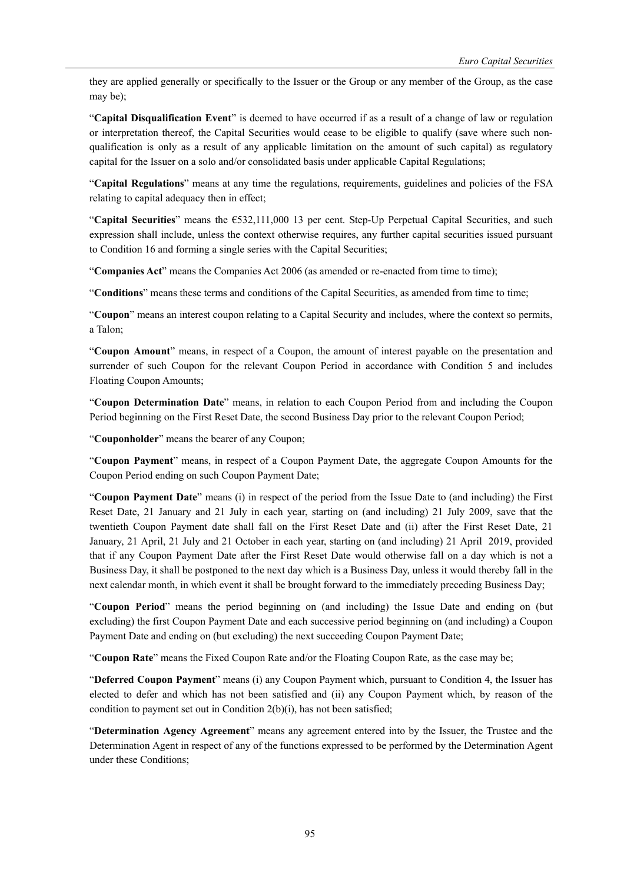they are applied generally or specifically to the Issuer or the Group or any member of the Group, as the case may be);

"**Capital Disqualification Event**" is deemed to have occurred if as a result of a change of law or regulation or interpretation thereof, the Capital Securities would cease to be eligible to qualify (save where such non-qualification is only as a result of any applicable limitation on the amount of such capital) as regulatory capital for the Issuer on a solo and/or consolidated basis under applicable Capital Regulations;

"**Capital Regulations**" means at any time the regulations, requirements, guidelines and policies of the FSA relating to capital adequacy then in effect;

"**Capital Securities**" means the €532,111,000 13 per cent. Step-Up Perpetual Capital Securities, and such expression shall include, unless the context otherwise requires, any further capital securities issued pursuant to Condition 16 and forming a single series with the Capital Securities;

"**Companies Act**" means the Companies Act 2006 (as amended or re-enacted from time to time);

"**Conditions**" means these terms and conditions of the Capital Securities, as amended from time to time;

"**Coupon**" means an interest coupon relating to a Capital Security and includes, where the context so permits, a Talon;

"**Coupon Amount**" means, in respect of a Coupon, the amount of interest payable on the presentation and surrender of such Coupon for the relevant Coupon Period in accordance with Condition 5 and includes Floating Coupon Amounts;

"**Coupon Determination Date**" means, in relation to each Coupon Period from and including the Coupon Period beginning on the First Reset Date, the second Business Day prior to the relevant Coupon Period;

"**Couponholder**" means the bearer of any Coupon;

"**Coupon Payment**" means, in respect of a Coupon Payment Date, the aggregate Coupon Amounts for the Coupon Period ending on such Coupon Payment Date;

"**Coupon Payment Date**" means (i) in respect of the period from the Issue Date to (and including) the First Reset Date, 21 January and 21 July in each year, starting on (and including) 21 July 2009, save that the twentieth Coupon Payment date shall fall on the First Reset Date and (ii) after the First Reset Date, 21 January, 21 April, 21 July and 21 October in each year, starting on (and including) 21 April 2019, provided that if any Coupon Payment Date after the First Reset Date would otherwise fall on a day which is not a Business Day, it shall be postponed to the next day which is a Business Day, unless it would thereby fall in the next calendar month, in which event it shall be brought forward to the immediately preceding Business Day;

"**Coupon Period**" means the period beginning on (and including) the Issue Date and ending on (but excluding) the first Coupon Payment Date and each successive period beginning on (and including) a Coupon Payment Date and ending on (but excluding) the next succeeding Coupon Payment Date;

"**Coupon Rate**" means the Fixed Coupon Rate and/or the Floating Coupon Rate, as the case may be;

"**Deferred Coupon Payment**" means (i) any Coupon Payment which, pursuant to Condition 4, the Issuer has elected to defer and which has not been satisfied and (ii) any Coupon Payment which, by reason of the condition to payment set out in Condition 2(b)(i), has not been satisfied;

"**Determination Agency Agreement**" means any agreement entered into by the Issuer, the Trustee and the Determination Agent in respect of any of the functions expressed to be performed by the Determination Agent under these Conditions;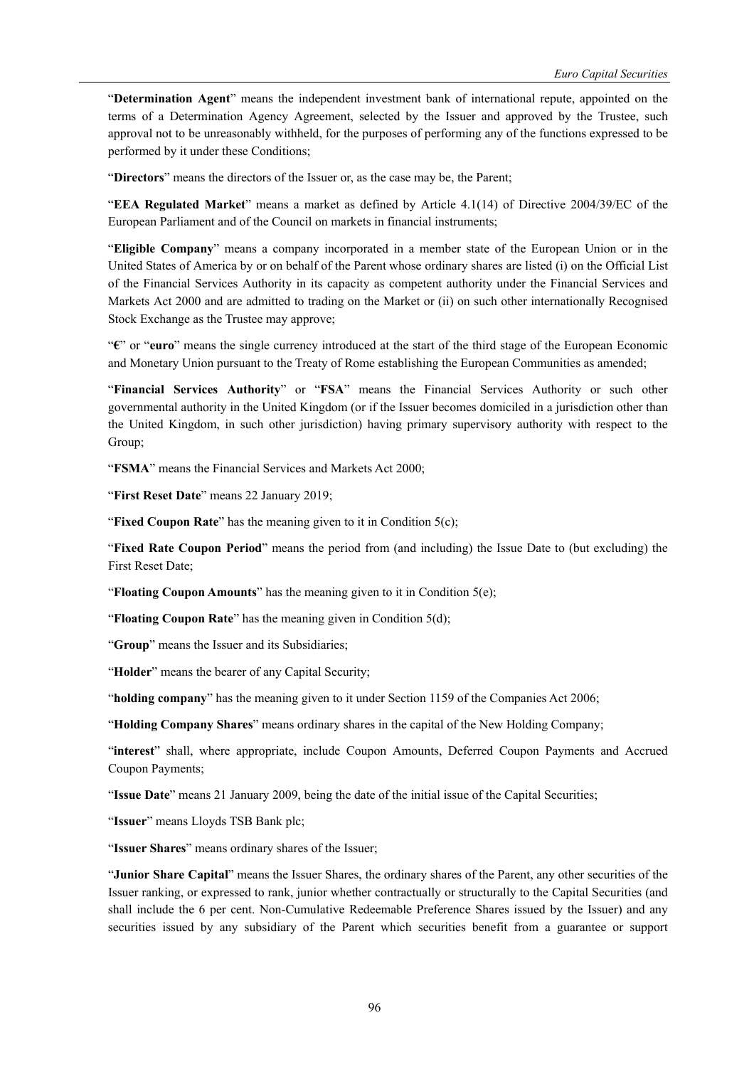"**Determination Agent**" means the independent investment bank of international repute, appointed on the terms of a Determination Agency Agreement, selected by the Issuer and approved by the Trustee, such approval not to be unreasonably withheld, for the purposes of performing any of the functions expressed to be performed by it under these Conditions;

"**Directors**" means the directors of the Issuer or, as the case may be, the Parent;

"**EEA Regulated Market**" means a market as defined by Article 4.1(14) of Directive 2004/39/EC of the European Parliament and of the Council on markets in financial instruments;

"**Eligible Company**" means a company incorporated in a member state of the European Union or in the United States of America by or on behalf of the Parent whose ordinary shares are listed (i) on the Official List of the Financial Services Authority in its capacity as competent authority under the Financial Services and Markets Act 2000 and are admitted to trading on the Market or (ii) on such other internationally Recognised Stock Exchange as the Trustee may approve;

"**€**" or "**euro**" means the single currency introduced at the start of the third stage of the European Economic and Monetary Union pursuant to the Treaty of Rome establishing the European Communities as amended;

"**Financial Services Authority**" or "**FSA**" means the Financial Services Authority or such other governmental authority in the United Kingdom (or if the Issuer becomes domiciled in a jurisdiction other than the United Kingdom, in such other jurisdiction) having primary supervisory authority with respect to the Group;

"**FSMA**" means the Financial Services and Markets Act 2000;

"**First Reset Date**" means 22 January 2019;

"**Fixed Coupon Rate**" has the meaning given to it in Condition 5(c);

"**Fixed Rate Coupon Period**" means the period from (and including) the Issue Date to (but excluding) the First Reset Date;

"**Floating Coupon Amounts**" has the meaning given to it in Condition 5(e);

"**Floating Coupon Rate**" has the meaning given in Condition 5(d);

"**Group**" means the Issuer and its Subsidiaries;

"**Holder**" means the bearer of any Capital Security;

"**holding company**" has the meaning given to it under Section 1159 of the Companies Act 2006;

"**Holding Company Shares**" means ordinary shares in the capital of the New Holding Company;

"**interest**" shall, where appropriate, include Coupon Amounts, Deferred Coupon Payments and Accrued Coupon Payments;

"**Issue Date**" means 21 January 2009, being the date of the initial issue of the Capital Securities;

"**Issuer**" means Lloyds TSB Bank plc;

"**Issuer Shares**" means ordinary shares of the Issuer;

"**Junior Share Capital**" means the Issuer Shares, the ordinary shares of the Parent, any other securities of the Issuer ranking, or expressed to rank, junior whether contractually or structurally to the Capital Securities (and shall include the 6 per cent. Non-Cumulative Redeemable Preference Shares issued by the Issuer) and any securities issued by any subsidiary of the Parent which securities benefit from a guarantee or support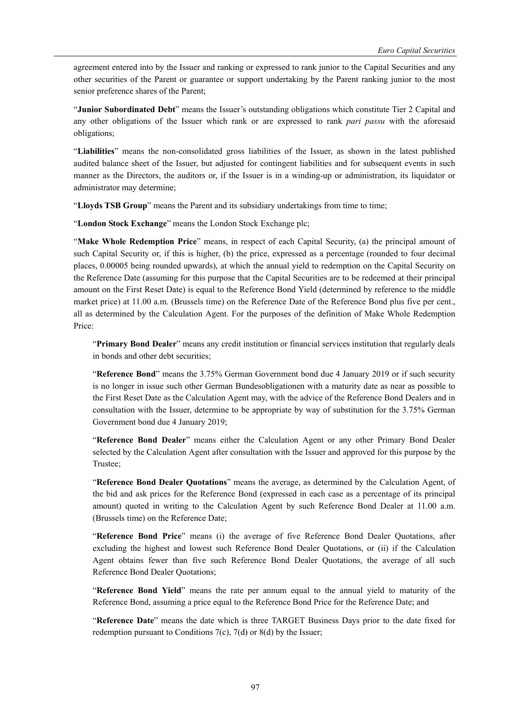agreement entered into by the Issuer and ranking or expressed to rank junior to the Capital Securities and any other securities of the Parent or guarantee or support undertaking by the Parent ranking junior to the most senior preference shares of the Parent;

"**Junior Subordinated Debt**" means the Issuer's outstanding obligations which constitute Tier 2 Capital and any other obligations of the Issuer which rank or are expressed to rank *pari passu* with the aforesaid obligations;

"**Liabilities**" means the non-consolidated gross liabilities of the Issuer, as shown in the latest published audited balance sheet of the Issuer, but adjusted for contingent liabilities and for subsequent events in such manner as the Directors, the auditors or, if the Issuer is in a winding-up or administration, its liquidator or administrator may determine;

"**Lloyds TSB Group**" means the Parent and its subsidiary undertakings from time to time;

"**London Stock Exchange**" means the London Stock Exchange plc;

"**Make Whole Redemption Price**" means, in respect of each Capital Security, (a) the principal amount of such Capital Security or, if this is higher, (b) the price, expressed as a percentage (rounded to four decimal places, 0.00005 being rounded upwards), at which the annual yield to redemption on the Capital Security on the Reference Date (assuming for this purpose that the Capital Securities are to be redeemed at their principal amount on the First Reset Date) is equal to the Reference Bond Yield (determined by reference to the middle market price) at 11.00 a.m. (Brussels time) on the Reference Date of the Reference Bond plus five per cent., all as determined by the Calculation Agent. For the purposes of the definition of Make Whole Redemption Price:

> "**Primary Bond Dealer**" means any credit institution or financial services institution that regularly deals in bonds and other debt securities;
>
> "**Reference Bond**" means the 3.75% German Government bond due 4 January 2019 or if such security is no longer in issue such other German Bundesobligationen with a maturity date as near as possible to the First Reset Date as the Calculation Agent may, with the advice of the Reference Bond Dealers and in consultation with the Issuer, determine to be appropriate by way of substitution for the 3.75% German Government bond due 4 January 2019;
>
> "**Reference Bond Dealer**" means either the Calculation Agent or any other Primary Bond Dealer selected by the Calculation Agent after consultation with the Issuer and approved for this purpose by the Trustee;
>
> "**Reference Bond Dealer Quotations**" means the average, as determined by the Calculation Agent, of the bid and ask prices for the Reference Bond (expressed in each case as a percentage of its principal amount) quoted in writing to the Calculation Agent by such Reference Bond Dealer at 11.00 a.m. (Brussels time) on the Reference Date;
>
> "**Reference Bond Price**" means (i) the average of five Reference Bond Dealer Quotations, after excluding the highest and lowest such Reference Bond Dealer Quotations, or (ii) if the Calculation Agent obtains fewer than five such Reference Bond Dealer Quotations, the average of all such Reference Bond Dealer Quotations;
>
> "**Reference Bond Yield**" means the rate per annum equal to the annual yield to maturity of the Reference Bond, assuming a price equal to the Reference Bond Price for the Reference Date; and
>
> "**Reference Date**" means the date which is three TARGET Business Days prior to the date fixed for redemption pursuant to Conditions 7(c), 7(d) or 8(d) by the Issuer;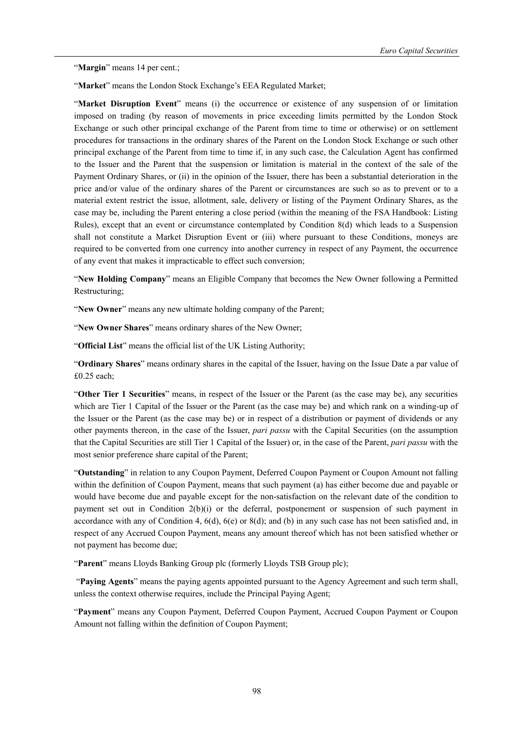"**Margin**" means 14 per cent.;

"**Market**" means the London Stock Exchange's EEA Regulated Market;

"**Market Disruption Event**" means (i) the occurrence or existence of any suspension of or limitation imposed on trading (by reason of movements in price exceeding limits permitted by the London Stock Exchange or such other principal exchange of the Parent from time to time or otherwise) or on settlement procedures for transactions in the ordinary shares of the Parent on the London Stock Exchange or such other principal exchange of the Parent from time to time if, in any such case, the Calculation Agent has confirmed to the Issuer and the Parent that the suspension or limitation is material in the context of the sale of the Payment Ordinary Shares, or (ii) in the opinion of the Issuer, there has been a substantial deterioration in the price and/or value of the ordinary shares of the Parent or circumstances are such so as to prevent or to a material extent restrict the issue, allotment, sale, delivery or listing of the Payment Ordinary Shares, as the case may be, including the Parent entering a close period (within the meaning of the FSA Handbook: Listing Rules), except that an event or circumstance contemplated by Condition 8(d) which leads to a Suspension shall not constitute a Market Disruption Event or (iii) where pursuant to these Conditions, moneys are required to be converted from one currency into another currency in respect of any Payment, the occurrence of any event that makes it impracticable to effect such conversion;

"**New Holding Company**" means an Eligible Company that becomes the New Owner following a Permitted Restructuring;

"**New Owner**" means any new ultimate holding company of the Parent;

"**New Owner Shares**" means ordinary shares of the New Owner;

"**Official List**" means the official list of the UK Listing Authority;

"**Ordinary Shares**" means ordinary shares in the capital of the Issuer, having on the Issue Date a par value of £0.25 each;

"**Other Tier 1 Securities**" means, in respect of the Issuer or the Parent (as the case may be), any securities which are Tier 1 Capital of the Issuer or the Parent (as the case may be) and which rank on a winding-up of the Issuer or the Parent (as the case may be) or in respect of a distribution or payment of dividends or any other payments thereon, in the case of the Issuer, *pari passu* with the Capital Securities (on the assumption that the Capital Securities are still Tier 1 Capital of the Issuer) or, in the case of the Parent, *pari passu* with the most senior preference share capital of the Parent;

"**Outstanding**" in relation to any Coupon Payment, Deferred Coupon Payment or Coupon Amount not falling within the definition of Coupon Payment, means that such payment (a) has either become due and payable or would have become due and payable except for the non-satisfaction on the relevant date of the condition to payment set out in Condition 2(b)(i) or the deferral, postponement or suspension of such payment in accordance with any of Condition 4, 6(d), 6(e) or 8(d); and (b) in any such case has not been satisfied and, in respect of any Accrued Coupon Payment, means any amount thereof which has not been satisfied whether or not payment has become due;

"**Parent**" means Lloyds Banking Group plc (formerly Lloyds TSB Group plc);

"**Paying Agents**" means the paying agents appointed pursuant to the Agency Agreement and such term shall, unless the context otherwise requires, include the Principal Paying Agent;

"**Payment**" means any Coupon Payment, Deferred Coupon Payment, Accrued Coupon Payment or Coupon Amount not falling within the definition of Coupon Payment;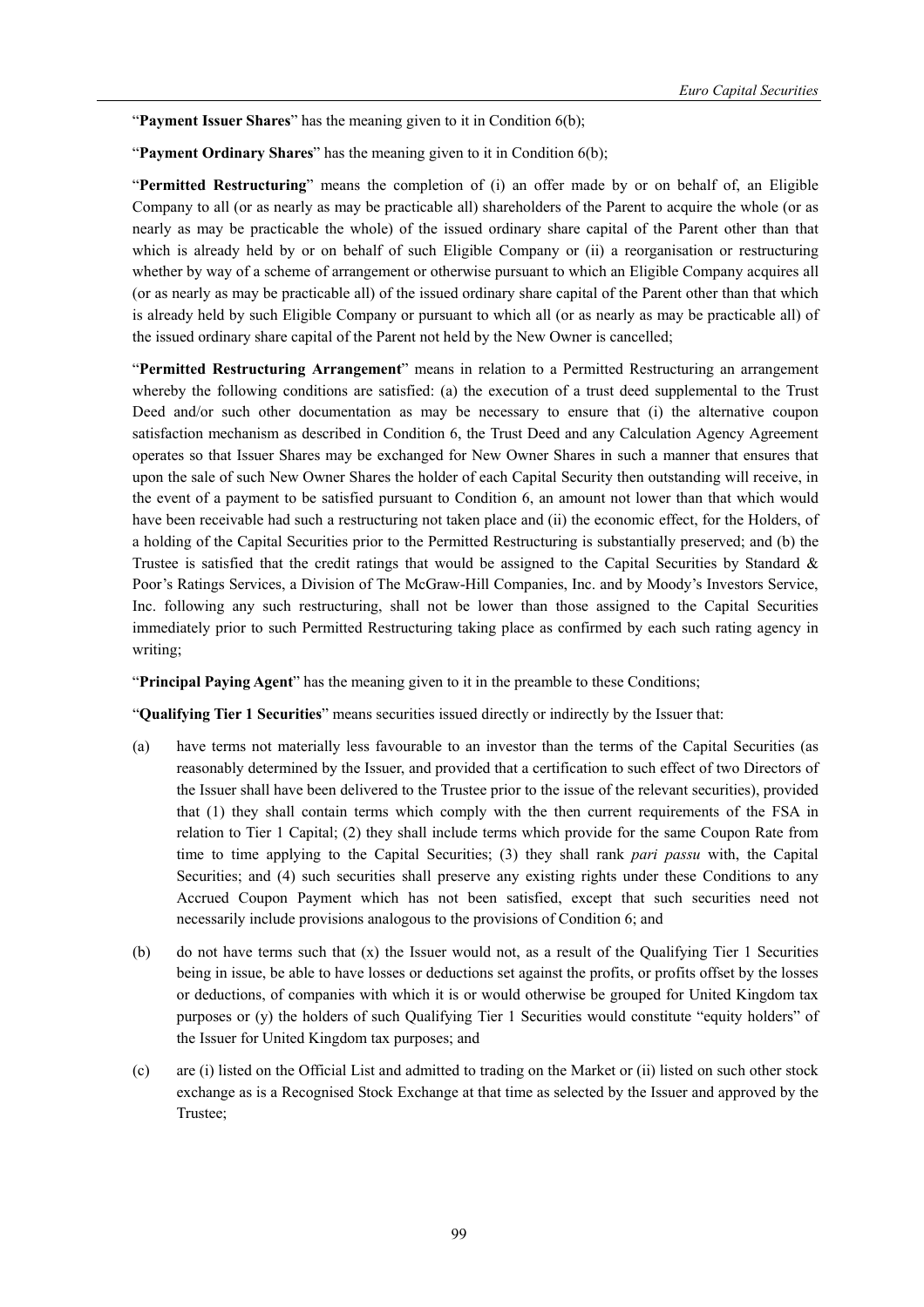"**Payment Issuer Shares**" has the meaning given to it in Condition 6(b);

"**Payment Ordinary Shares**" has the meaning given to it in Condition 6(b);

"**Permitted Restructuring**" means the completion of (i) an offer made by or on behalf of, an Eligible Company to all (or as nearly as may be practicable all) shareholders of the Parent to acquire the whole (or as nearly as may be practicable the whole) of the issued ordinary share capital of the Parent other than that which is already held by or on behalf of such Eligible Company or (ii) a reorganisation or restructuring whether by way of a scheme of arrangement or otherwise pursuant to which an Eligible Company acquires all (or as nearly as may be practicable all) of the issued ordinary share capital of the Parent other than that which is already held by such Eligible Company or pursuant to which all (or as nearly as may be practicable all) of the issued ordinary share capital of the Parent not held by the New Owner is cancelled;

"**Permitted Restructuring Arrangement**" means in relation to a Permitted Restructuring an arrangement whereby the following conditions are satisfied: (a) the execution of a trust deed supplemental to the Trust Deed and/or such other documentation as may be necessary to ensure that (i) the alternative coupon satisfaction mechanism as described in Condition 6, the Trust Deed and any Calculation Agency Agreement operates so that Issuer Shares may be exchanged for New Owner Shares in such a manner that ensures that upon the sale of such New Owner Shares the holder of each Capital Security then outstanding will receive, in the event of a payment to be satisfied pursuant to Condition 6, an amount not lower than that which would have been receivable had such a restructuring not taken place and (ii) the economic effect, for the Holders, of a holding of the Capital Securities prior to the Permitted Restructuring is substantially preserved; and (b) the Trustee is satisfied that the credit ratings that would be assigned to the Capital Securities by Standard & Poor's Ratings Services, a Division of The McGraw-Hill Companies, Inc. and by Moody's Investors Service, Inc. following any such restructuring, shall not be lower than those assigned to the Capital Securities immediately prior to such Permitted Restructuring taking place as confirmed by each such rating agency in writing;

"**Principal Paying Agent**" has the meaning given to it in the preamble to these Conditions;

"**Qualifying Tier 1 Securities**" means securities issued directly or indirectly by the Issuer that:

(a) have terms not materially less favourable to an investor than the terms of the Capital Securities (as reasonably determined by the Issuer, and provided that a certification to such effect of two Directors of the Issuer shall have been delivered to the Trustee prior to the issue of the relevant securities), provided that (1) they shall contain terms which comply with the then current requirements of the FSA in relation to Tier 1 Capital; (2) they shall include terms which provide for the same Coupon Rate from time to time applying to the Capital Securities; (3) they shall rank *pari passu* with, the Capital Securities; and (4) such securities shall preserve any existing rights under these Conditions to any Accrued Coupon Payment which has not been satisfied, except that such securities need not necessarily include provisions analogous to the provisions of Condition 6; and

(b) do not have terms such that (x) the Issuer would not, as a result of the Qualifying Tier 1 Securities being in issue, be able to have losses or deductions set against the profits, or profits offset by the losses or deductions, of companies with which it is or would otherwise be grouped for United Kingdom tax purposes or (y) the holders of such Qualifying Tier 1 Securities would constitute "equity holders" of the Issuer for United Kingdom tax purposes; and

(c) are (i) listed on the Official List and admitted to trading on the Market or (ii) listed on such other stock exchange as is a Recognised Stock Exchange at that time as selected by the Issuer and approved by the Trustee;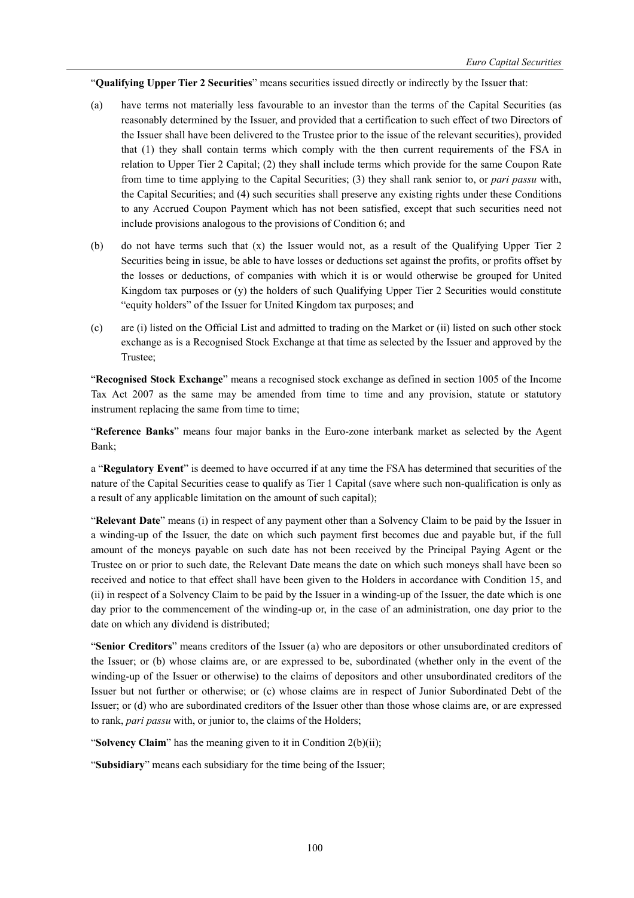"**Qualifying Upper Tier 2 Securities**" means securities issued directly or indirectly by the Issuer that:

(a) have terms not materially less favourable to an investor than the terms of the Capital Securities (as reasonably determined by the Issuer, and provided that a certification to such effect of two Directors of the Issuer shall have been delivered to the Trustee prior to the issue of the relevant securities), provided that (1) they shall contain terms which comply with the then current requirements of the FSA in relation to Upper Tier 2 Capital; (2) they shall include terms which provide for the same Coupon Rate from time to time applying to the Capital Securities; (3) they shall rank senior to, or *pari passu* with, the Capital Securities; and (4) such securities shall preserve any existing rights under these Conditions to any Accrued Coupon Payment which has not been satisfied, except that such securities need not include provisions analogous to the provisions of Condition 6; and

(b) do not have terms such that (x) the Issuer would not, as a result of the Qualifying Upper Tier 2 Securities being in issue, be able to have losses or deductions set against the profits, or profits offset by the losses or deductions, of companies with which it is or would otherwise be grouped for United Kingdom tax purposes or (y) the holders of such Qualifying Upper Tier 2 Securities would constitute "equity holders" of the Issuer for United Kingdom tax purposes; and

(c) are (i) listed on the Official List and admitted to trading on the Market or (ii) listed on such other stock exchange as is a Recognised Stock Exchange at that time as selected by the Issuer and approved by the Trustee;

"**Recognised Stock Exchange**" means a recognised stock exchange as defined in section 1005 of the Income Tax Act 2007 as the same may be amended from time to time and any provision, statute or statutory instrument replacing the same from time to time;

"**Reference Banks**" means four major banks in the Euro-zone interbank market as selected by the Agent Bank;

a "**Regulatory Event**" is deemed to have occurred if at any time the FSA has determined that securities of the nature of the Capital Securities cease to qualify as Tier 1 Capital (save where such non-qualification is only as a result of any applicable limitation on the amount of such capital);

"**Relevant Date**" means (i) in respect of any payment other than a Solvency Claim to be paid by the Issuer in a winding-up of the Issuer, the date on which such payment first becomes due and payable but, if the full amount of the moneys payable on such date has not been received by the Principal Paying Agent or the Trustee on or prior to such date, the Relevant Date means the date on which such moneys shall have been so received and notice to that effect shall have been given to the Holders in accordance with Condition 15, and (ii) in respect of a Solvency Claim to be paid by the Issuer in a winding-up of the Issuer, the date which is one day prior to the commencement of the winding-up or, in the case of an administration, one day prior to the date on which any dividend is distributed;

"**Senior Creditors**" means creditors of the Issuer (a) who are depositors or other unsubordinated creditors of the Issuer; or (b) whose claims are, or are expressed to be, subordinated (whether only in the event of the winding-up of the Issuer or otherwise) to the claims of depositors and other unsubordinated creditors of the Issuer but not further or otherwise; or (c) whose claims are in respect of Junior Subordinated Debt of the Issuer; or (d) who are subordinated creditors of the Issuer other than those whose claims are, or are expressed to rank, *pari passu* with, or junior to, the claims of the Holders;

"**Solvency Claim**" has the meaning given to it in Condition 2(b)(ii);

"**Subsidiary**" means each subsidiary for the time being of the Issuer;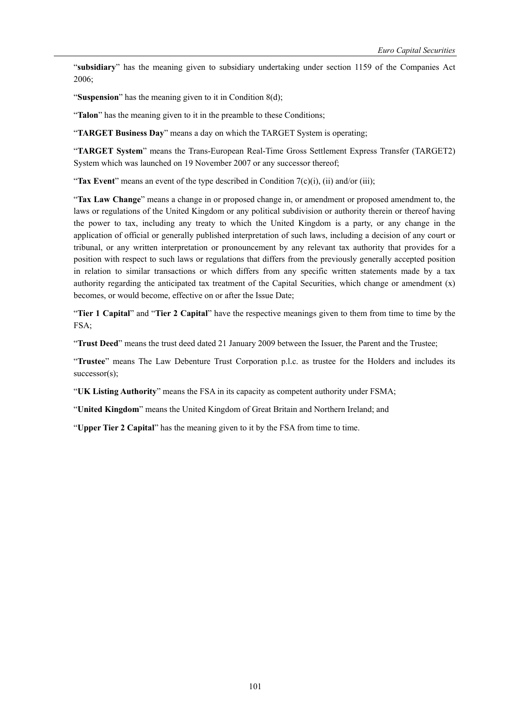"**subsidiary**" has the meaning given to subsidiary undertaking under section 1159 of the Companies Act 2006;

"**Suspension**" has the meaning given to it in Condition 8(d);

"**Talon**" has the meaning given to it in the preamble to these Conditions;

"**TARGET Business Day**" means a day on which the TARGET System is operating;

"**TARGET System**" means the Trans-European Real-Time Gross Settlement Express Transfer (TARGET2) System which was launched on 19 November 2007 or any successor thereof;

"**Tax Event**" means an event of the type described in Condition 7(c)(i), (ii) and/or (iii);

"**Tax Law Change**" means a change in or proposed change in, or amendment or proposed amendment to, the laws or regulations of the United Kingdom or any political subdivision or authority therein or thereof having the power to tax, including any treaty to which the United Kingdom is a party, or any change in the application of official or generally published interpretation of such laws, including a decision of any court or tribunal, or any written interpretation or pronouncement by any relevant tax authority that provides for a position with respect to such laws or regulations that differs from the previously generally accepted position in relation to similar transactions or which differs from any specific written statements made by a tax authority regarding the anticipated tax treatment of the Capital Securities, which change or amendment (x) becomes, or would become, effective on or after the Issue Date;

"**Tier 1 Capital**" and "**Tier 2 Capital**" have the respective meanings given to them from time to time by the FSA;

"**Trust Deed**" means the trust deed dated 21 January 2009 between the Issuer, the Parent and the Trustee;

"**Trustee**" means The Law Debenture Trust Corporation p.l.c. as trustee for the Holders and includes its successor(s);

"**UK Listing Authority**" means the FSA in its capacity as competent authority under FSMA;

"**United Kingdom**" means the United Kingdom of Great Britain and Northern Ireland; and

"**Upper Tier 2 Capital**" has the meaning given to it by the FSA from time to time.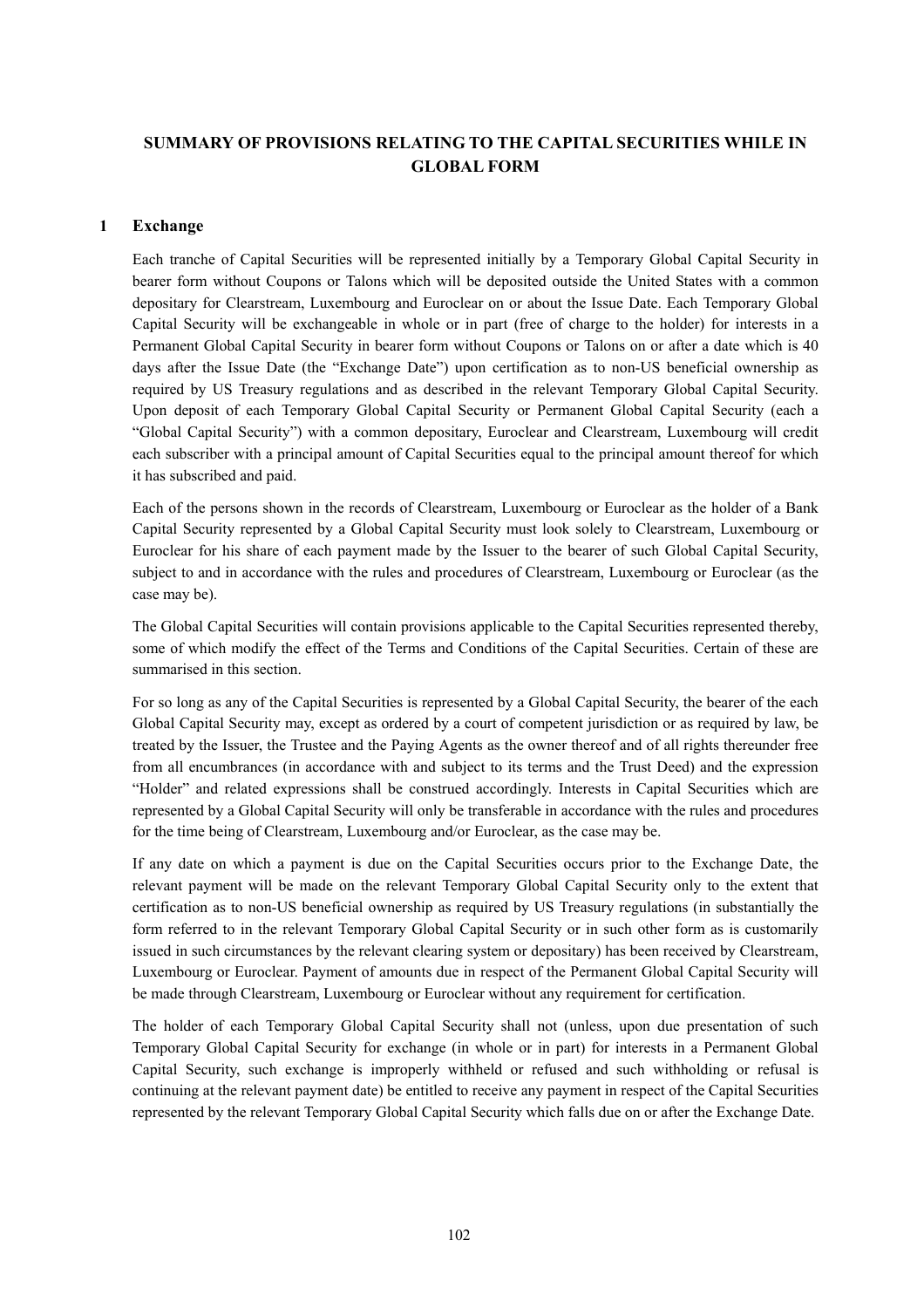# SUMMARY OF PROVISIONS RELATING TO THE CAPITAL SECURITIES WHILE IN GLOBAL FORM

## 1 Exchange

Each tranche of Capital Securities will be represented initially by a Temporary Global Capital Security in bearer form without Coupons or Talons which will be deposited outside the United States with a common depositary for Clearstream, Luxembourg and Euroclear on or about the Issue Date. Each Temporary Global Capital Security will be exchangeable in whole or in part (free of charge to the holder) for interests in a Permanent Global Capital Security in bearer form without Coupons or Talons on or after a date which is 40 days after the Issue Date (the "Exchange Date") upon certification as to non-US beneficial ownership as required by US Treasury regulations and as described in the relevant Temporary Global Capital Security. Upon deposit of each Temporary Global Capital Security or Permanent Global Capital Security (each a "Global Capital Security") with a common depositary, Euroclear and Clearstream, Luxembourg will credit each subscriber with a principal amount of Capital Securities equal to the principal amount thereof for which it has subscribed and paid.

Each of the persons shown in the records of Clearstream, Luxembourg or Euroclear as the holder of a Bank Capital Security represented by a Global Capital Security must look solely to Clearstream, Luxembourg or Euroclear for his share of each payment made by the Issuer to the bearer of such Global Capital Security, subject to and in accordance with the rules and procedures of Clearstream, Luxembourg or Euroclear (as the case may be).

The Global Capital Securities will contain provisions applicable to the Capital Securities represented thereby, some of which modify the effect of the Terms and Conditions of the Capital Securities. Certain of these are summarised in this section.

For so long as any of the Capital Securities is represented by a Global Capital Security, the bearer of the each Global Capital Security may, except as ordered by a court of competent jurisdiction or as required by law, be treated by the Issuer, the Trustee and the Paying Agents as the owner thereof and of all rights thereunder free from all encumbrances (in accordance with and subject to its terms and the Trust Deed) and the expression "Holder" and related expressions shall be construed accordingly. Interests in Capital Securities which are represented by a Global Capital Security will only be transferable in accordance with the rules and procedures for the time being of Clearstream, Luxembourg and/or Euroclear, as the case may be.

If any date on which a payment is due on the Capital Securities occurs prior to the Exchange Date, the relevant payment will be made on the relevant Temporary Global Capital Security only to the extent that certification as to non-US beneficial ownership as required by US Treasury regulations (in substantially the form referred to in the relevant Temporary Global Capital Security or in such other form as is customarily issued in such circumstances by the relevant clearing system or depositary) has been received by Clearstream, Luxembourg or Euroclear. Payment of amounts due in respect of the Permanent Global Capital Security will be made through Clearstream, Luxembourg or Euroclear without any requirement for certification.

The holder of each Temporary Global Capital Security shall not (unless, upon due presentation of such Temporary Global Capital Security for exchange (in whole or in part) for interests in a Permanent Global Capital Security, such exchange is improperly withheld or refused and such withholding or refusal is continuing at the relevant payment date) be entitled to receive any payment in respect of the Capital Securities represented by the relevant Temporary Global Capital Security which falls due on or after the Exchange Date.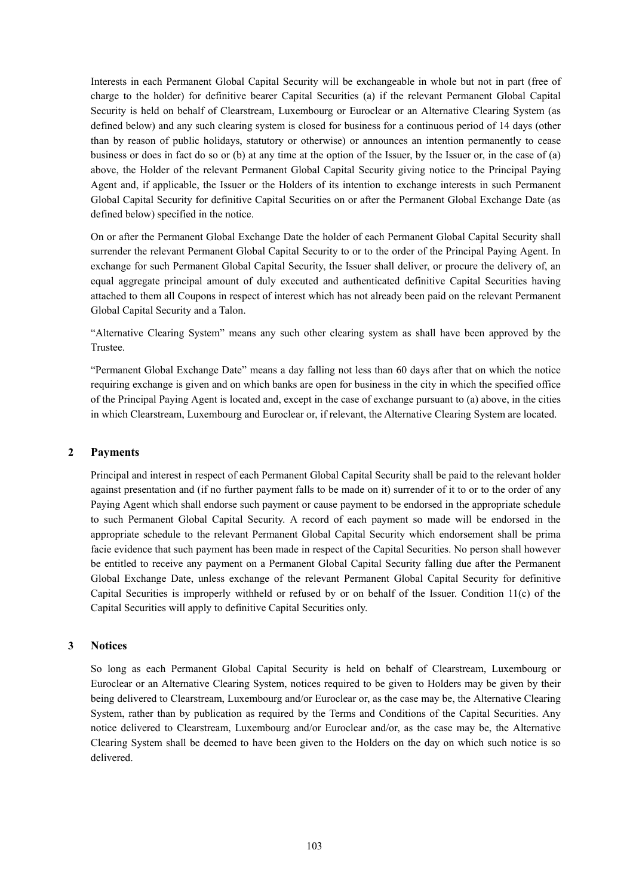Interests in each Permanent Global Capital Security will be exchangeable in whole but not in part (free of charge to the holder) for definitive bearer Capital Securities (a) if the relevant Permanent Global Capital Security is held on behalf of Clearstream, Luxembourg or Euroclear or an Alternative Clearing System (as defined below) and any such clearing system is closed for business for a continuous period of 14 days (other than by reason of public holidays, statutory or otherwise) or announces an intention permanently to cease business or does in fact do so or (b) at any time at the option of the Issuer, by the Issuer or, in the case of (a) above, the Holder of the relevant Permanent Global Capital Security giving notice to the Principal Paying Agent and, if applicable, the Issuer or the Holders of its intention to exchange interests in such Permanent Global Capital Security for definitive Capital Securities on or after the Permanent Global Exchange Date (as defined below) specified in the notice.

On or after the Permanent Global Exchange Date the holder of each Permanent Global Capital Security shall surrender the relevant Permanent Global Capital Security to or to the order of the Principal Paying Agent. In exchange for such Permanent Global Capital Security, the Issuer shall deliver, or procure the delivery of, an equal aggregate principal amount of duly executed and authenticated definitive Capital Securities having attached to them all Coupons in respect of interest which has not already been paid on the relevant Permanent Global Capital Security and a Talon.

"Alternative Clearing System" means any such other clearing system as shall have been approved by the Trustee.

"Permanent Global Exchange Date" means a day falling not less than 60 days after that on which the notice requiring exchange is given and on which banks are open for business in the city in which the specified office of the Principal Paying Agent is located and, except in the case of exchange pursuant to (a) above, in the cities in which Clearstream, Luxembourg and Euroclear or, if relevant, the Alternative Clearing System are located.

## 2 Payments

Principal and interest in respect of each Permanent Global Capital Security shall be paid to the relevant holder against presentation and (if no further payment falls to be made on it) surrender of it to or to the order of any Paying Agent which shall endorse such payment or cause payment to be endorsed in the appropriate schedule to such Permanent Global Capital Security. A record of each payment so made will be endorsed in the appropriate schedule to the relevant Permanent Global Capital Security which endorsement shall be prima facie evidence that such payment has been made in respect of the Capital Securities. No person shall however be entitled to receive any payment on a Permanent Global Capital Security falling due after the Permanent Global Exchange Date, unless exchange of the relevant Permanent Global Capital Security for definitive Capital Securities is improperly withheld or refused by or on behalf of the Issuer. Condition 11(c) of the Capital Securities will apply to definitive Capital Securities only.

## 3 Notices

So long as each Permanent Global Capital Security is held on behalf of Clearstream, Luxembourg or Euroclear or an Alternative Clearing System, notices required to be given to Holders may be given by their being delivered to Clearstream, Luxembourg and/or Euroclear or, as the case may be, the Alternative Clearing System, rather than by publication as required by the Terms and Conditions of the Capital Securities. Any notice delivered to Clearstream, Luxembourg and/or Euroclear and/or, as the case may be, the Alternative Clearing System shall be deemed to have been given to the Holders on the day on which such notice is so delivered.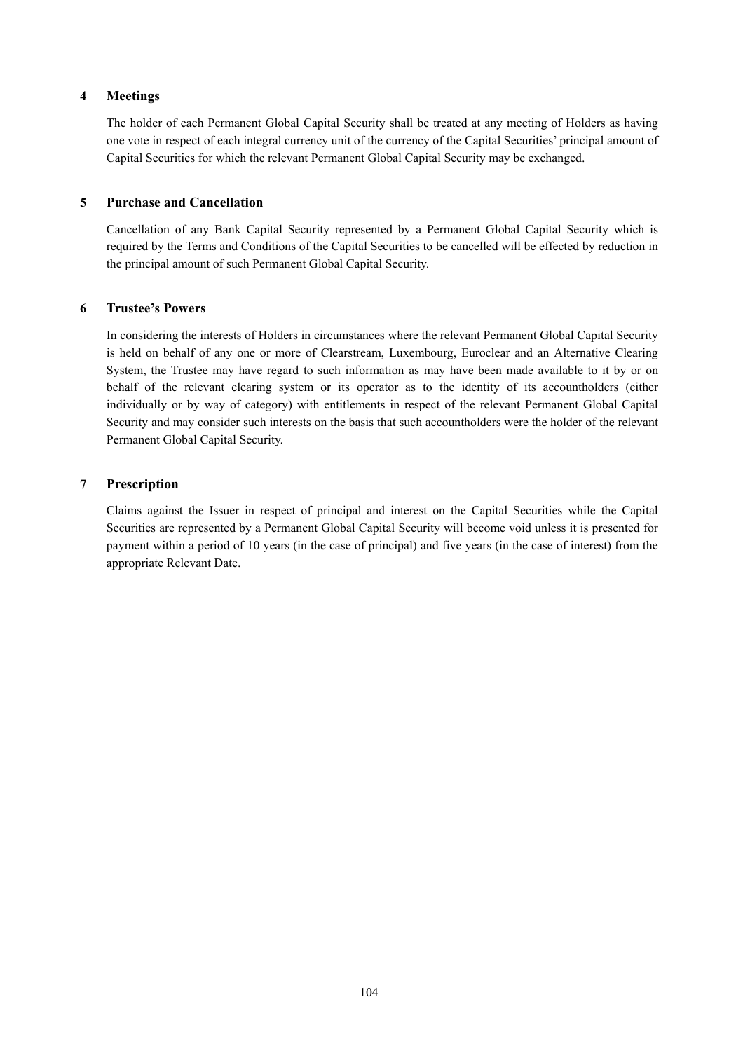## 4 Meetings

The holder of each Permanent Global Capital Security shall be treated at any meeting of Holders as having one vote in respect of each integral currency unit of the currency of the Capital Securities' principal amount of Capital Securities for which the relevant Permanent Global Capital Security may be exchanged.

## 5 Purchase and Cancellation

Cancellation of any Bank Capital Security represented by a Permanent Global Capital Security which is required by the Terms and Conditions of the Capital Securities to be cancelled will be effected by reduction in the principal amount of such Permanent Global Capital Security.

## 6 Trustee's Powers

In considering the interests of Holders in circumstances where the relevant Permanent Global Capital Security is held on behalf of any one or more of Clearstream, Luxembourg, Euroclear and an Alternative Clearing System, the Trustee may have regard to such information as may have been made available to it by or on behalf of the relevant clearing system or its operator as to the identity of its accountholders (either individually or by way of category) with entitlements in respect of the relevant Permanent Global Capital Security and may consider such interests on the basis that such accountholders were the holder of the relevant Permanent Global Capital Security.

## 7 Prescription

Claims against the Issuer in respect of principal and interest on the Capital Securities while the Capital Securities are represented by a Permanent Global Capital Security will become void unless it is presented for payment within a period of 10 years (in the case of principal) and five years (in the case of interest) from the appropriate Relevant Date.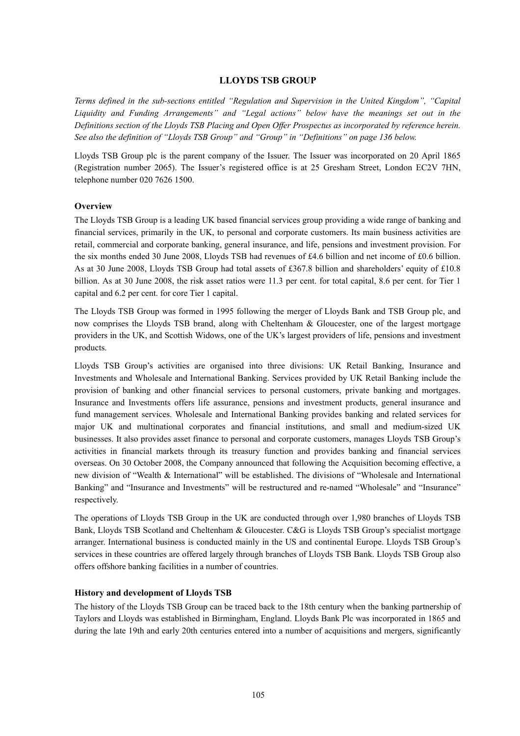## LLOYDS TSB GROUP

*Terms defined in the sub-sections entitled "Regulation and Supervision in the United Kingdom", "Capital Liquidity and Funding Arrangements" and "Legal actions" below have the meanings set out in the Definitions section of the Lloyds TSB Placing and Open Offer Prospectus as incorporated by reference herein. See also the definition of "Lloyds TSB Group" and "Group" in "Definitions" on page 136 below.*

Lloyds TSB Group plc is the parent company of the Issuer. The Issuer was incorporated on 20 April 1865 (Registration number 2065). The Issuer's registered office is at 25 Gresham Street, London EC2V 7HN, telephone number 020 7626 1500.

### Overview

The Lloyds TSB Group is a leading UK based financial services group providing a wide range of banking and financial services, primarily in the UK, to personal and corporate customers. Its main business activities are retail, commercial and corporate banking, general insurance, and life, pensions and investment provision. For the six months ended 30 June 2008, Lloyds TSB had revenues of £4.6 billion and net income of £0.6 billion. As at 30 June 2008, Lloyds TSB Group had total assets of £367.8 billion and shareholders' equity of £10.8 billion. As at 30 June 2008, the risk asset ratios were 11.3 per cent. for total capital, 8.6 per cent. for Tier 1 capital and 6.2 per cent. for core Tier 1 capital.

The Lloyds TSB Group was formed in 1995 following the merger of Lloyds Bank and TSB Group plc, and now comprises the Lloyds TSB brand, along with Cheltenham & Gloucester, one of the largest mortgage providers in the UK, and Scottish Widows, one of the UK's largest providers of life, pensions and investment products.

Lloyds TSB Group's activities are organised into three divisions: UK Retail Banking, Insurance and Investments and Wholesale and International Banking. Services provided by UK Retail Banking include the provision of banking and other financial services to personal customers, private banking and mortgages. Insurance and Investments offers life assurance, pensions and investment products, general insurance and fund management services. Wholesale and International Banking provides banking and related services for major UK and multinational corporates and financial institutions, and small and medium-sized UK businesses. It also provides asset finance to personal and corporate customers, manages Lloyds TSB Group's activities in financial markets through its treasury function and provides banking and financial services overseas. On 30 October 2008, the Company announced that following the Acquisition becoming effective, a new division of "Wealth & International" will be established. The divisions of "Wholesale and International Banking" and "Insurance and Investments" will be restructured and re-named "Wholesale" and "Insurance" respectively.

The operations of Lloyds TSB Group in the UK are conducted through over 1,980 branches of Lloyds TSB Bank, Lloyds TSB Scotland and Cheltenham & Gloucester. C&G is Lloyds TSB Group's specialist mortgage arranger. International business is conducted mainly in the US and continental Europe. Lloyds TSB Group's services in these countries are offered largely through branches of Lloyds TSB Bank. Lloyds TSB Group also offers offshore banking facilities in a number of countries.

### History and development of Lloyds TSB

The history of the Lloyds TSB Group can be traced back to the 18th century when the banking partnership of Taylors and Lloyds was established in Birmingham, England. Lloyds Bank Plc was incorporated in 1865 and during the late 19th and early 20th centuries entered into a number of acquisitions and mergers, significantly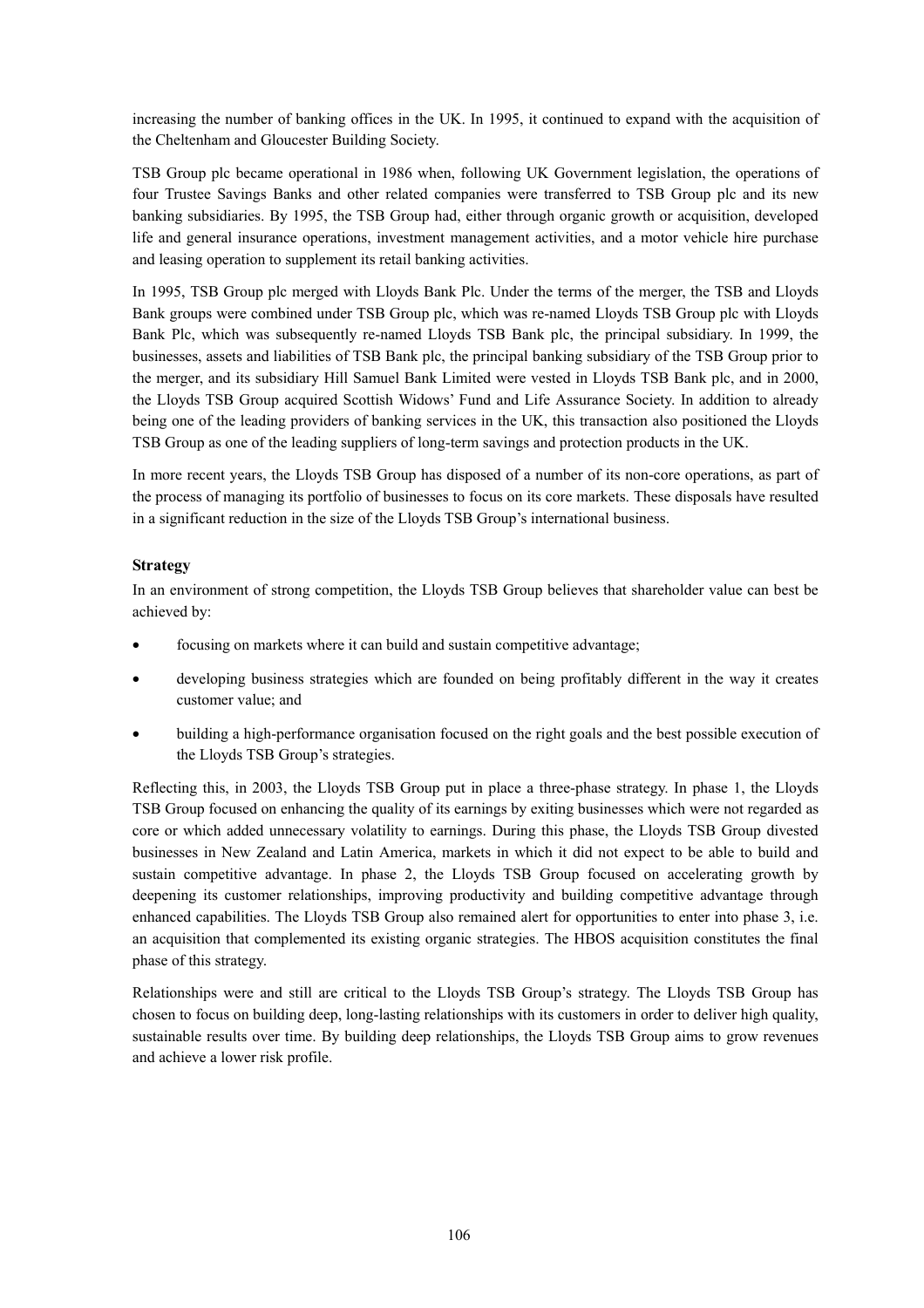increasing the number of banking offices in the UK. In 1995, it continued to expand with the acquisition of the Cheltenham and Gloucester Building Society.

TSB Group plc became operational in 1986 when, following UK Government legislation, the operations of four Trustee Savings Banks and other related companies were transferred to TSB Group plc and its new banking subsidiaries. By 1995, the TSB Group had, either through organic growth or acquisition, developed life and general insurance operations, investment management activities, and a motor vehicle hire purchase and leasing operation to supplement its retail banking activities.

In 1995, TSB Group plc merged with Lloyds Bank Plc. Under the terms of the merger, the TSB and Lloyds Bank groups were combined under TSB Group plc, which was re-named Lloyds TSB Group plc with Lloyds Bank Plc, which was subsequently re-named Lloyds TSB Bank plc, the principal subsidiary. In 1999, the businesses, assets and liabilities of TSB Bank plc, the principal banking subsidiary of the TSB Group prior to the merger, and its subsidiary Hill Samuel Bank Limited were vested in Lloyds TSB Bank plc, and in 2000, the Lloyds TSB Group acquired Scottish Widows' Fund and Life Assurance Society. In addition to already being one of the leading providers of banking services in the UK, this transaction also positioned the Lloyds TSB Group as one of the leading suppliers of long-term savings and protection products in the UK.

In more recent years, the Lloyds TSB Group has disposed of a number of its non-core operations, as part of the process of managing its portfolio of businesses to focus on its core markets. These disposals have resulted in a significant reduction in the size of the Lloyds TSB Group's international business.

**Strategy**

In an environment of strong competition, the Lloyds TSB Group believes that shareholder value can best be achieved by:

- focusing on markets where it can build and sustain competitive advantage;
- developing business strategies which are founded on being profitably different in the way it creates customer value; and
- building a high-performance organisation focused on the right goals and the best possible execution of the Lloyds TSB Group's strategies.

Reflecting this, in 2003, the Lloyds TSB Group put in place a three-phase strategy. In phase 1, the Lloyds TSB Group focused on enhancing the quality of its earnings by exiting businesses which were not regarded as core or which added unnecessary volatility to earnings. During this phase, the Lloyds TSB Group divested businesses in New Zealand and Latin America, markets in which it did not expect to be able to build and sustain competitive advantage. In phase 2, the Lloyds TSB Group focused on accelerating growth by deepening its customer relationships, improving productivity and building competitive advantage through enhanced capabilities. The Lloyds TSB Group also remained alert for opportunities to enter into phase 3, i.e. an acquisition that complemented its existing organic strategies. The HBOS acquisition constitutes the final phase of this strategy.

Relationships were and still are critical to the Lloyds TSB Group's strategy. The Lloyds TSB Group has chosen to focus on building deep, long-lasting relationships with its customers in order to deliver high quality, sustainable results over time. By building deep relationships, the Lloyds TSB Group aims to grow revenues and achieve a lower risk profile.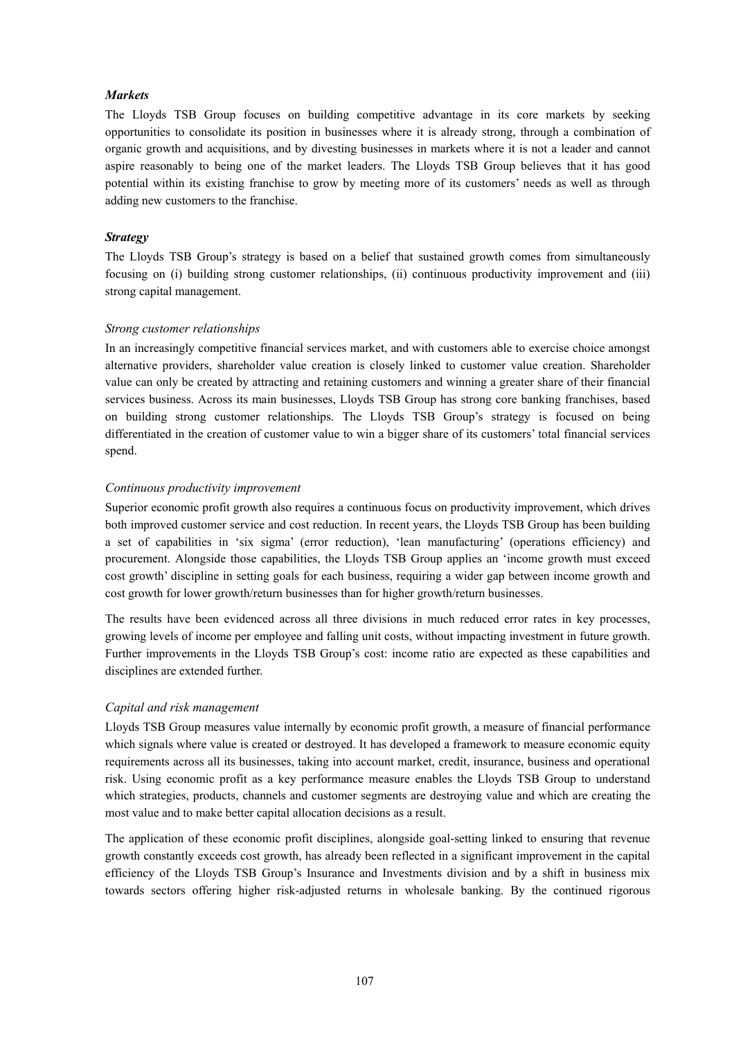***Markets***

The Lloyds TSB Group focuses on building competitive advantage in its core markets by seeking opportunities to consolidate its position in businesses where it is already strong, through a combination of organic growth and acquisitions, and by divesting businesses in markets where it is not a leader and cannot aspire reasonably to being one of the market leaders. The Lloyds TSB Group believes that it has good potential within its existing franchise to grow by meeting more of its customers' needs as well as through adding new customers to the franchise.

***Strategy***

The Lloyds TSB Group's strategy is based on a belief that sustained growth comes from simultaneously focusing on (i) building strong customer relationships, (ii) continuous productivity improvement and (iii) strong capital management.

*Strong customer relationships*

In an increasingly competitive financial services market, and with customers able to exercise choice amongst alternative providers, shareholder value creation is closely linked to customer value creation. Shareholder value can only be created by attracting and retaining customers and winning a greater share of their financial services business. Across its main businesses, Lloyds TSB Group has strong core banking franchises, based on building strong customer relationships. The Lloyds TSB Group's strategy is focused on being differentiated in the creation of customer value to win a bigger share of its customers' total financial services spend.

*Continuous productivity improvement*

Superior economic profit growth also requires a continuous focus on productivity improvement, which drives both improved customer service and cost reduction. In recent years, the Lloyds TSB Group has been building a set of capabilities in 'six sigma' (error reduction), 'lean manufacturing' (operations efficiency) and procurement. Alongside those capabilities, the Lloyds TSB Group applies an 'income growth must exceed cost growth' discipline in setting goals for each business, requiring a wider gap between income growth and cost growth for lower growth/return businesses than for higher growth/return businesses.

The results have been evidenced across all three divisions in much reduced error rates in key processes, growing levels of income per employee and falling unit costs, without impacting investment in future growth. Further improvements in the Lloyds TSB Group's cost: income ratio are expected as these capabilities and disciplines are extended further.

*Capital and risk management*

Lloyds TSB Group measures value internally by economic profit growth, a measure of financial performance which signals where value is created or destroyed. It has developed a framework to measure economic equity requirements across all its businesses, taking into account market, credit, insurance, business and operational risk. Using economic profit as a key performance measure enables the Lloyds TSB Group to understand which strategies, products, channels and customer segments are destroying value and which are creating the most value and to make better capital allocation decisions as a result.

The application of these economic profit disciplines, alongside goal-setting linked to ensuring that revenue growth constantly exceeds cost growth, has already been reflected in a significant improvement in the capital efficiency of the Lloyds TSB Group's Insurance and Investments division and by a shift in business mix towards sectors offering higher risk-adjusted returns in wholesale banking. By the continued rigorous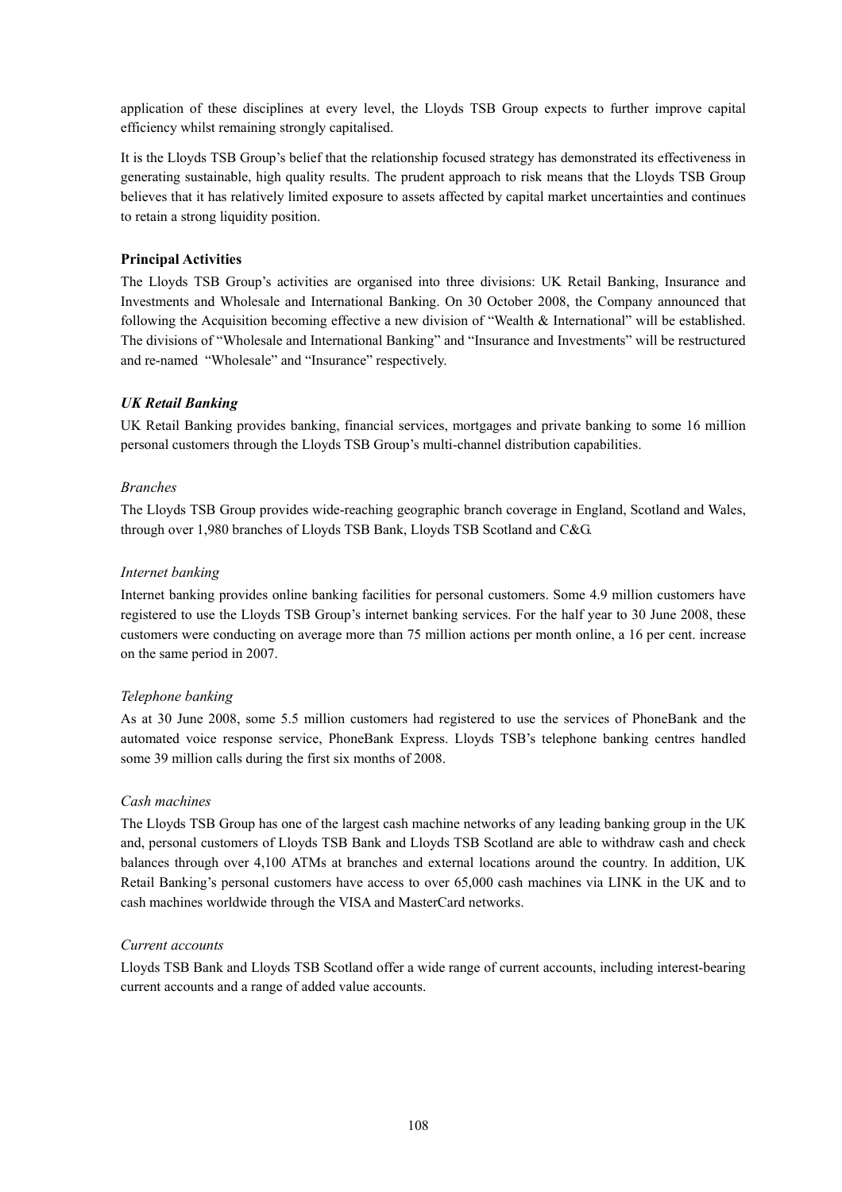application of these disciplines at every level, the Lloyds TSB Group expects to further improve capital efficiency whilst remaining strongly capitalised.

It is the Lloyds TSB Group's belief that the relationship focused strategy has demonstrated its effectiveness in generating sustainable, high quality results. The prudent approach to risk means that the Lloyds TSB Group believes that it has relatively limited exposure to assets affected by capital market uncertainties and continues to retain a strong liquidity position.

**Principal Activities**

The Lloyds TSB Group's activities are organised into three divisions: UK Retail Banking, Insurance and Investments and Wholesale and International Banking. On 30 October 2008, the Company announced that following the Acquisition becoming effective a new division of "Wealth & International" will be established. The divisions of "Wholesale and International Banking" and "Insurance and Investments" will be restructured and re-named "Wholesale" and "Insurance" respectively.

***UK Retail Banking***

UK Retail Banking provides banking, financial services, mortgages and private banking to some 16 million personal customers through the Lloyds TSB Group's multi-channel distribution capabilities.

*Branches*

The Lloyds TSB Group provides wide-reaching geographic branch coverage in England, Scotland and Wales, through over 1,980 branches of Lloyds TSB Bank, Lloyds TSB Scotland and C&G.

*Internet banking*

Internet banking provides online banking facilities for personal customers. Some 4.9 million customers have registered to use the Lloyds TSB Group's internet banking services. For the half year to 30 June 2008, these customers were conducting on average more than 75 million actions per month online, a 16 per cent. increase on the same period in 2007.

*Telephone banking*

As at 30 June 2008, some 5.5 million customers had registered to use the services of PhoneBank and the automated voice response service, PhoneBank Express. Lloyds TSB's telephone banking centres handled some 39 million calls during the first six months of 2008.

*Cash machines*

The Lloyds TSB Group has one of the largest cash machine networks of any leading banking group in the UK and, personal customers of Lloyds TSB Bank and Lloyds TSB Scotland are able to withdraw cash and check balances through over 4,100 ATMs at branches and external locations around the country. In addition, UK Retail Banking's personal customers have access to over 65,000 cash machines via LINK in the UK and to cash machines worldwide through the VISA and MasterCard networks.

*Current accounts*

Lloyds TSB Bank and Lloyds TSB Scotland offer a wide range of current accounts, including interest-bearing current accounts and a range of added value accounts.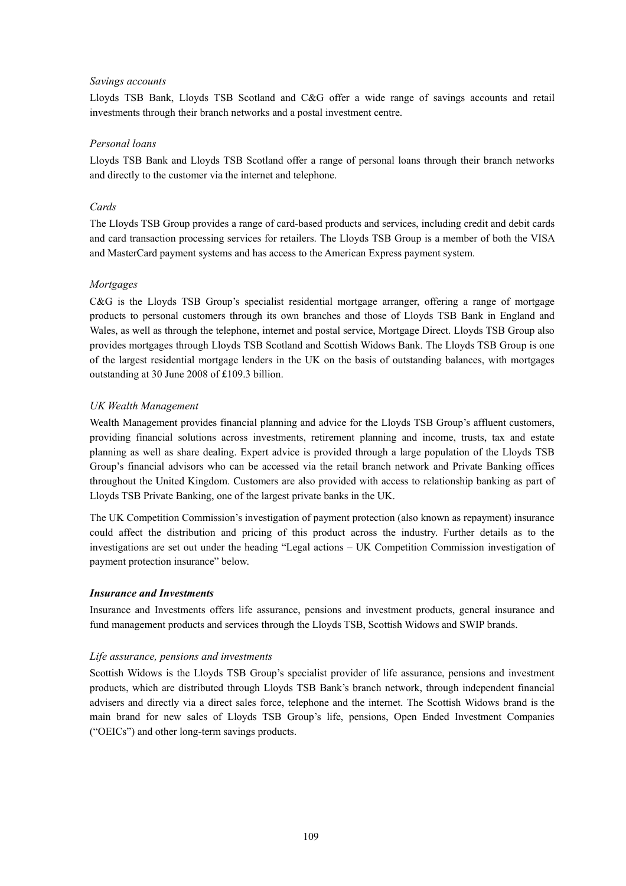*Savings accounts*

Lloyds TSB Bank, Lloyds TSB Scotland and C&G offer a wide range of savings accounts and retail investments through their branch networks and a postal investment centre.

*Personal loans*

Lloyds TSB Bank and Lloyds TSB Scotland offer a range of personal loans through their branch networks and directly to the customer via the internet and telephone.

*Cards*

The Lloyds TSB Group provides a range of card-based products and services, including credit and debit cards and card transaction processing services for retailers. The Lloyds TSB Group is a member of both the VISA and MasterCard payment systems and has access to the American Express payment system.

*Mortgages*

C&G is the Lloyds TSB Group's specialist residential mortgage arranger, offering a range of mortgage products to personal customers through its own branches and those of Lloyds TSB Bank in England and Wales, as well as through the telephone, internet and postal service, Mortgage Direct. Lloyds TSB Group also provides mortgages through Lloyds TSB Scotland and Scottish Widows Bank. The Lloyds TSB Group is one of the largest residential mortgage lenders in the UK on the basis of outstanding balances, with mortgages outstanding at 30 June 2008 of £109.3 billion.

*UK Wealth Management*

Wealth Management provides financial planning and advice for the Lloyds TSB Group's affluent customers, providing financial solutions across investments, retirement planning and income, trusts, tax and estate planning as well as share dealing. Expert advice is provided through a large population of the Lloyds TSB Group's financial advisors who can be accessed via the retail branch network and Private Banking offices throughout the United Kingdom. Customers are also provided with access to relationship banking as part of Lloyds TSB Private Banking, one of the largest private banks in the UK.

The UK Competition Commission's investigation of payment protection (also known as repayment) insurance could affect the distribution and pricing of this product across the industry. Further details as to the investigations are set out under the heading "Legal actions – UK Competition Commission investigation of payment protection insurance" below.

***Insurance and Investments***

Insurance and Investments offers life assurance, pensions and investment products, general insurance and fund management products and services through the Lloyds TSB, Scottish Widows and SWIP brands.

*Life assurance, pensions and investments*

Scottish Widows is the Lloyds TSB Group's specialist provider of life assurance, pensions and investment products, which are distributed through Lloyds TSB Bank's branch network, through independent financial advisers and directly via a direct sales force, telephone and the internet. The Scottish Widows brand is the main brand for new sales of Lloyds TSB Group's life, pensions, Open Ended Investment Companies ("OEICs") and other long-term savings products.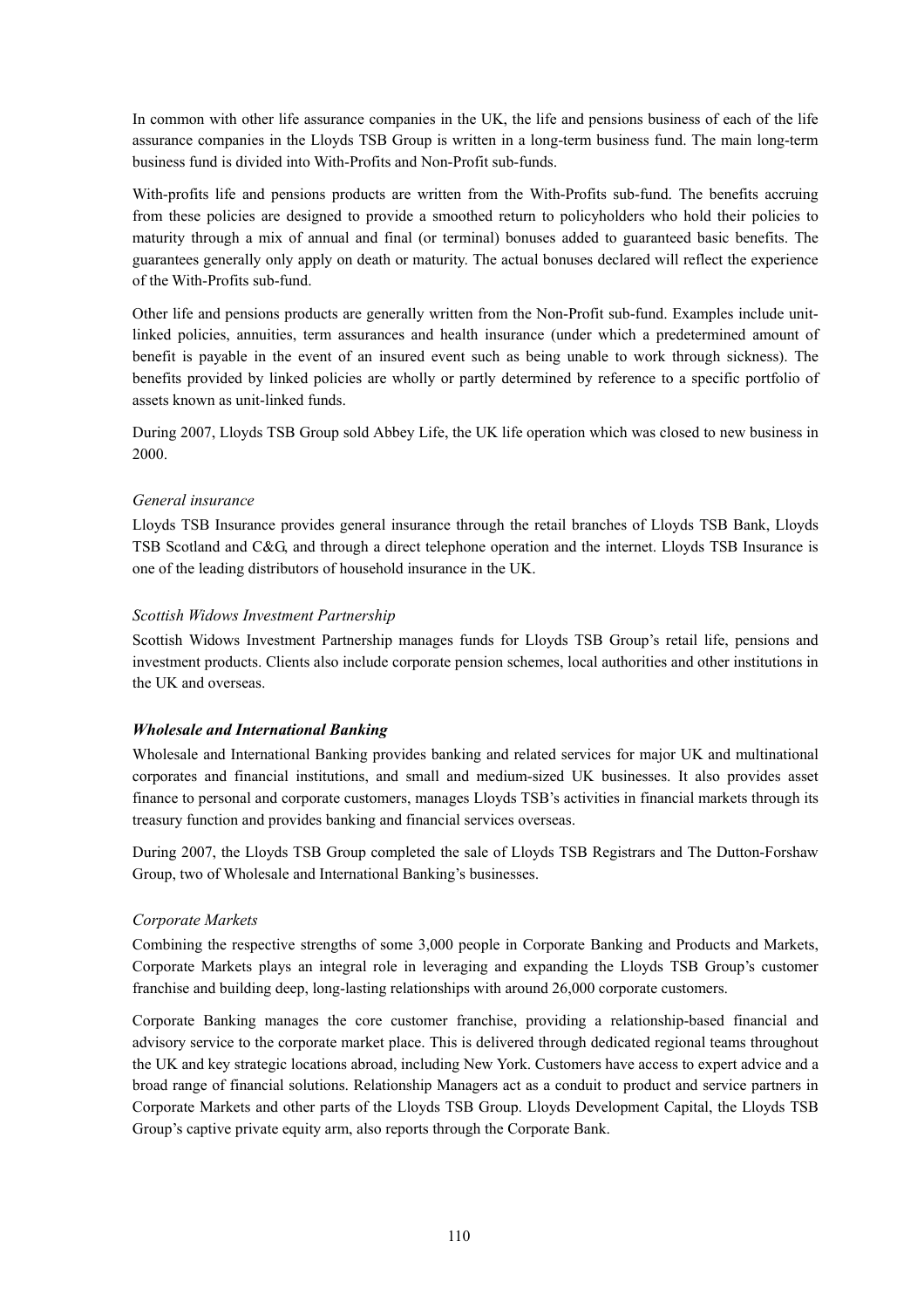In common with other life assurance companies in the UK, the life and pensions business of each of the life assurance companies in the Lloyds TSB Group is written in a long-term business fund. The main long-term business fund is divided into With-Profits and Non-Profit sub-funds.

With-profits life and pensions products are written from the With-Profits sub-fund. The benefits accruing from these policies are designed to provide a smoothed return to policyholders who hold their policies to maturity through a mix of annual and final (or terminal) bonuses added to guaranteed basic benefits. The guarantees generally only apply on death or maturity. The actual bonuses declared will reflect the experience of the With-Profits sub-fund.

Other life and pensions products are generally written from the Non-Profit sub-fund. Examples include unit-linked policies, annuities, term assurances and health insurance (under which a predetermined amount of benefit is payable in the event of an insured event such as being unable to work through sickness). The benefits provided by linked policies are wholly or partly determined by reference to a specific portfolio of assets known as unit-linked funds.

During 2007, Lloyds TSB Group sold Abbey Life, the UK life operation which was closed to new business in 2000.

*General insurance*

Lloyds TSB Insurance provides general insurance through the retail branches of Lloyds TSB Bank, Lloyds TSB Scotland and C&G, and through a direct telephone operation and the internet. Lloyds TSB Insurance is one of the leading distributors of household insurance in the UK.

*Scottish Widows Investment Partnership*

Scottish Widows Investment Partnership manages funds for Lloyds TSB Group's retail life, pensions and investment products. Clients also include corporate pension schemes, local authorities and other institutions in the UK and overseas.

***Wholesale and International Banking***

Wholesale and International Banking provides banking and related services for major UK and multinational corporates and financial institutions, and small and medium-sized UK businesses. It also provides asset finance to personal and corporate customers, manages Lloyds TSB's activities in financial markets through its treasury function and provides banking and financial services overseas.

During 2007, the Lloyds TSB Group completed the sale of Lloyds TSB Registrars and The Dutton-Forshaw Group, two of Wholesale and International Banking's businesses.

*Corporate Markets*

Combining the respective strengths of some 3,000 people in Corporate Banking and Products and Markets, Corporate Markets plays an integral role in leveraging and expanding the Lloyds TSB Group's customer franchise and building deep, long-lasting relationships with around 26,000 corporate customers.

Corporate Banking manages the core customer franchise, providing a relationship-based financial and advisory service to the corporate market place. This is delivered through dedicated regional teams throughout the UK and key strategic locations abroad, including New York. Customers have access to expert advice and a broad range of financial solutions. Relationship Managers act as a conduit to product and service partners in Corporate Markets and other parts of the Lloyds TSB Group. Lloyds Development Capital, the Lloyds TSB Group's captive private equity arm, also reports through the Corporate Bank.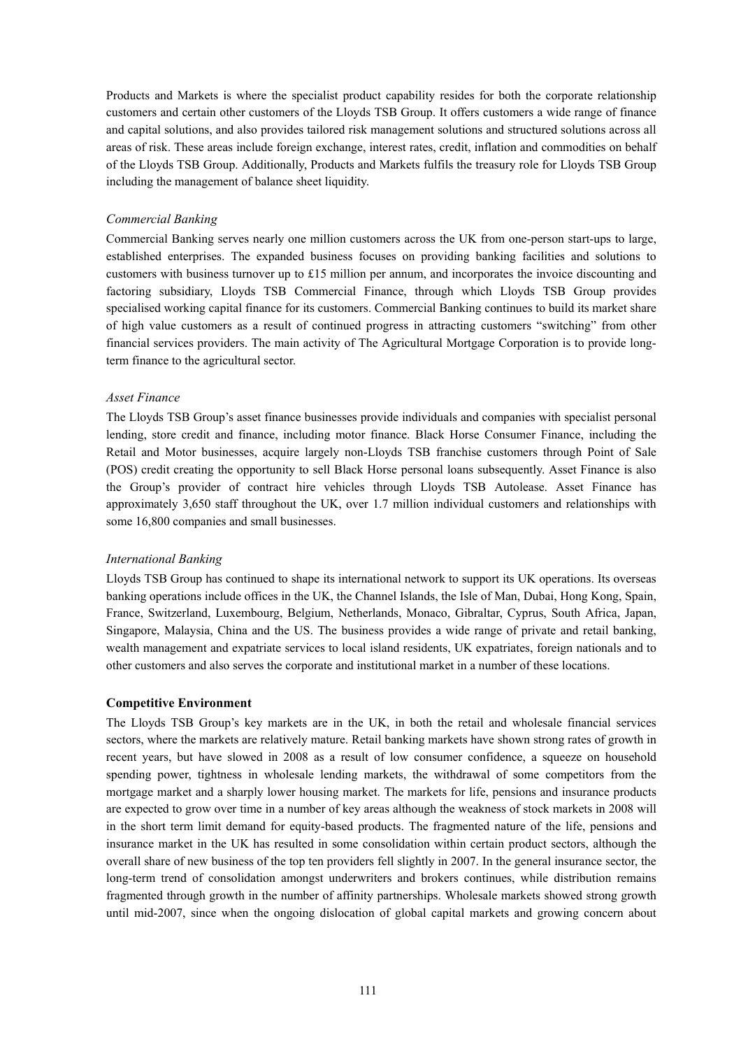Products and Markets is where the specialist product capability resides for both the corporate relationship customers and certain other customers of the Lloyds TSB Group. It offers customers a wide range of finance and capital solutions, and also provides tailored risk management solutions and structured solutions across all areas of risk. These areas include foreign exchange, interest rates, credit, inflation and commodities on behalf of the Lloyds TSB Group. Additionally, Products and Markets fulfils the treasury role for Lloyds TSB Group including the management of balance sheet liquidity.

*Commercial Banking*

Commercial Banking serves nearly one million customers across the UK from one-person start-ups to large, established enterprises. The expanded business focuses on providing banking facilities and solutions to customers with business turnover up to £15 million per annum, and incorporates the invoice discounting and factoring subsidiary, Lloyds TSB Commercial Finance, through which Lloyds TSB Group provides specialised working capital finance for its customers. Commercial Banking continues to build its market share of high value customers as a result of continued progress in attracting customers "switching" from other financial services providers. The main activity of The Agricultural Mortgage Corporation is to provide long-term finance to the agricultural sector.

*Asset Finance*

The Lloyds TSB Group's asset finance businesses provide individuals and companies with specialist personal lending, store credit and finance, including motor finance. Black Horse Consumer Finance, including the Retail and Motor businesses, acquire largely non-Lloyds TSB franchise customers through Point of Sale (POS) credit creating the opportunity to sell Black Horse personal loans subsequently. Asset Finance is also the Group's provider of contract hire vehicles through Lloyds TSB Autolease. Asset Finance has approximately 3,650 staff throughout the UK, over 1.7 million individual customers and relationships with some 16,800 companies and small businesses.

*International Banking*

Lloyds TSB Group has continued to shape its international network to support its UK operations. Its overseas banking operations include offices in the UK, the Channel Islands, the Isle of Man, Dubai, Hong Kong, Spain, France, Switzerland, Luxembourg, Belgium, Netherlands, Monaco, Gibraltar, Cyprus, South Africa, Japan, Singapore, Malaysia, China and the US. The business provides a wide range of private and retail banking, wealth management and expatriate services to local island residents, UK expatriates, foreign nationals and to other customers and also serves the corporate and institutional market in a number of these locations.

**Competitive Environment**

The Lloyds TSB Group's key markets are in the UK, in both the retail and wholesale financial services sectors, where the markets are relatively mature. Retail banking markets have shown strong rates of growth in recent years, but have slowed in 2008 as a result of low consumer confidence, a squeeze on household spending power, tightness in wholesale lending markets, the withdrawal of some competitors from the mortgage market and a sharply lower housing market. The markets for life, pensions and insurance products are expected to grow over time in a number of key areas although the weakness of stock markets in 2008 will in the short term limit demand for equity-based products. The fragmented nature of the life, pensions and insurance market in the UK has resulted in some consolidation within certain product sectors, although the overall share of new business of the top ten providers fell slightly in 2007. In the general insurance sector, the long-term trend of consolidation amongst underwriters and brokers continues, while distribution remains fragmented through growth in the number of affinity partnerships. Wholesale markets showed strong growth until mid-2007, since when the ongoing dislocation of global capital markets and growing concern about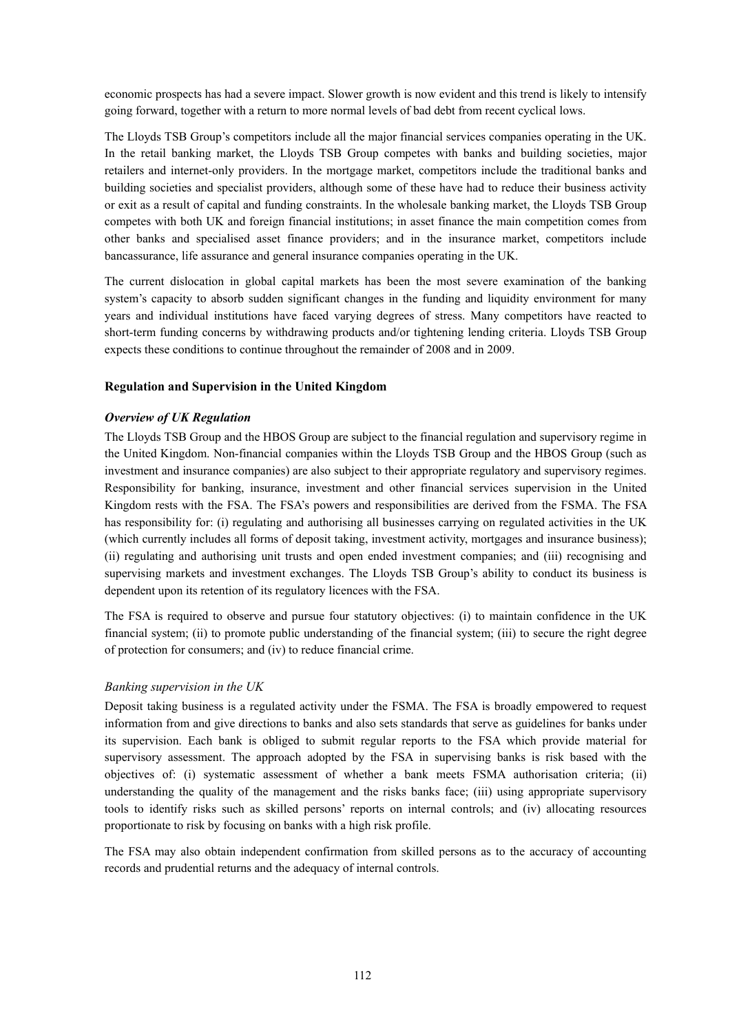economic prospects has had a severe impact. Slower growth is now evident and this trend is likely to intensify going forward, together with a return to more normal levels of bad debt from recent cyclical lows.

The Lloyds TSB Group's competitors include all the major financial services companies operating in the UK. In the retail banking market, the Lloyds TSB Group competes with banks and building societies, major retailers and internet-only providers. In the mortgage market, competitors include the traditional banks and building societies and specialist providers, although some of these have had to reduce their business activity or exit as a result of capital and funding constraints. In the wholesale banking market, the Lloyds TSB Group competes with both UK and foreign financial institutions; in asset finance the main competition comes from other banks and specialised asset finance providers; and in the insurance market, competitors include bancassurance, life assurance and general insurance companies operating in the UK.

The current dislocation in global capital markets has been the most severe examination of the banking system's capacity to absorb sudden significant changes in the funding and liquidity environment for many years and individual institutions have faced varying degrees of stress. Many competitors have reacted to short-term funding concerns by withdrawing products and/or tightening lending criteria. Lloyds TSB Group expects these conditions to continue throughout the remainder of 2008 and in 2009.

## Regulation and Supervision in the United Kingdom

### *Overview of UK Regulation*

The Lloyds TSB Group and the HBOS Group are subject to the financial regulation and supervisory regime in the United Kingdom. Non-financial companies within the Lloyds TSB Group and the HBOS Group (such as investment and insurance companies) are also subject to their appropriate regulatory and supervisory regimes. Responsibility for banking, insurance, investment and other financial services supervision in the United Kingdom rests with the FSA. The FSA's powers and responsibilities are derived from the FSMA. The FSA has responsibility for: (i) regulating and authorising all businesses carrying on regulated activities in the UK (which currently includes all forms of deposit taking, investment activity, mortgages and insurance business); (ii) regulating and authorising unit trusts and open ended investment companies; and (iii) recognising and supervising markets and investment exchanges. The Lloyds TSB Group's ability to conduct its business is dependent upon its retention of its regulatory licences with the FSA.

The FSA is required to observe and pursue four statutory objectives: (i) to maintain confidence in the UK financial system; (ii) to promote public understanding of the financial system; (iii) to secure the right degree of protection for consumers; and (iv) to reduce financial crime.

#### *Banking supervision in the UK*

Deposit taking business is a regulated activity under the FSMA. The FSA is broadly empowered to request information from and give directions to banks and also sets standards that serve as guidelines for banks under its supervision. Each bank is obliged to submit regular reports to the FSA which provide material for supervisory assessment. The approach adopted by the FSA in supervising banks is risk based with the objectives of: (i) systematic assessment of whether a bank meets FSMA authorisation criteria; (ii) understanding the quality of the management and the risks banks face; (iii) using appropriate supervisory tools to identify risks such as skilled persons' reports on internal controls; and (iv) allocating resources proportionate to risk by focusing on banks with a high risk profile.

The FSA may also obtain independent confirmation from skilled persons as to the accuracy of accounting records and prudential returns and the adequacy of internal controls.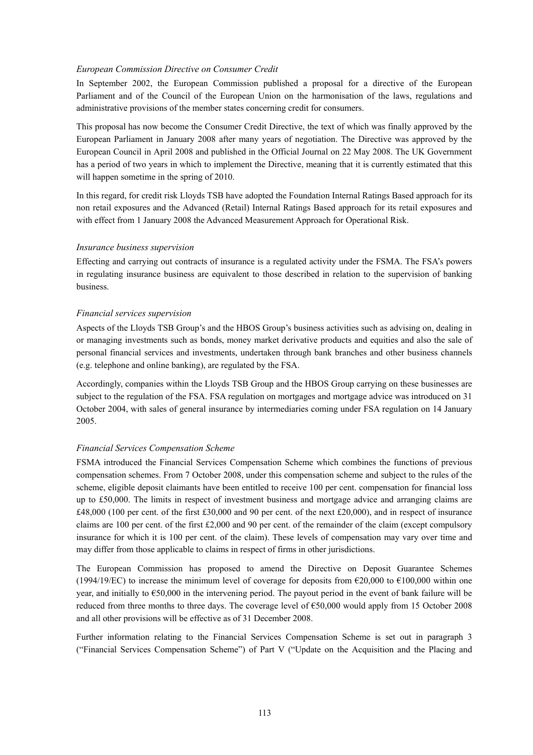*European Commission Directive on Consumer Credit*

In September 2002, the European Commission published a proposal for a directive of the European Parliament and of the Council of the European Union on the harmonisation of the laws, regulations and administrative provisions of the member states concerning credit for consumers.

This proposal has now become the Consumer Credit Directive, the text of which was finally approved by the European Parliament in January 2008 after many years of negotiation. The Directive was approved by the European Council in April 2008 and published in the Official Journal on 22 May 2008. The UK Government has a period of two years in which to implement the Directive, meaning that it is currently estimated that this will happen sometime in the spring of 2010.

In this regard, for credit risk Lloyds TSB have adopted the Foundation Internal Ratings Based approach for its non retail exposures and the Advanced (Retail) Internal Ratings Based approach for its retail exposures and with effect from 1 January 2008 the Advanced Measurement Approach for Operational Risk.

*Insurance business supervision*

Effecting and carrying out contracts of insurance is a regulated activity under the FSMA. The FSA's powers in regulating insurance business are equivalent to those described in relation to the supervision of banking business.

*Financial services supervision*

Aspects of the Lloyds TSB Group's and the HBOS Group's business activities such as advising on, dealing in or managing investments such as bonds, money market derivative products and equities and also the sale of personal financial services and investments, undertaken through bank branches and other business channels (e.g. telephone and online banking), are regulated by the FSA.

Accordingly, companies within the Lloyds TSB Group and the HBOS Group carrying on these businesses are subject to the regulation of the FSA. FSA regulation on mortgages and mortgage advice was introduced on 31 October 2004, with sales of general insurance by intermediaries coming under FSA regulation on 14 January 2005.

*Financial Services Compensation Scheme*

FSMA introduced the Financial Services Compensation Scheme which combines the functions of previous compensation schemes. From 7 October 2008, under this compensation scheme and subject to the rules of the scheme, eligible deposit claimants have been entitled to receive 100 per cent. compensation for financial loss up to £50,000. The limits in respect of investment business and mortgage advice and arranging claims are £48,000 (100 per cent. of the first £30,000 and 90 per cent. of the next £20,000), and in respect of insurance claims are 100 per cent. of the first £2,000 and 90 per cent. of the remainder of the claim (except compulsory insurance for which it is 100 per cent. of the claim). These levels of compensation may vary over time and may differ from those applicable to claims in respect of firms in other jurisdictions.

The European Commission has proposed to amend the Directive on Deposit Guarantee Schemes (1994/19/EC) to increase the minimum level of coverage for deposits from €20,000 to €100,000 within one year, and initially to €50,000 in the intervening period. The payout period in the event of bank failure will be reduced from three months to three days. The coverage level of €50,000 would apply from 15 October 2008 and all other provisions will be effective as of 31 December 2008.

Further information relating to the Financial Services Compensation Scheme is set out in paragraph 3 ("Financial Services Compensation Scheme") of Part V ("Update on the Acquisition and the Placing and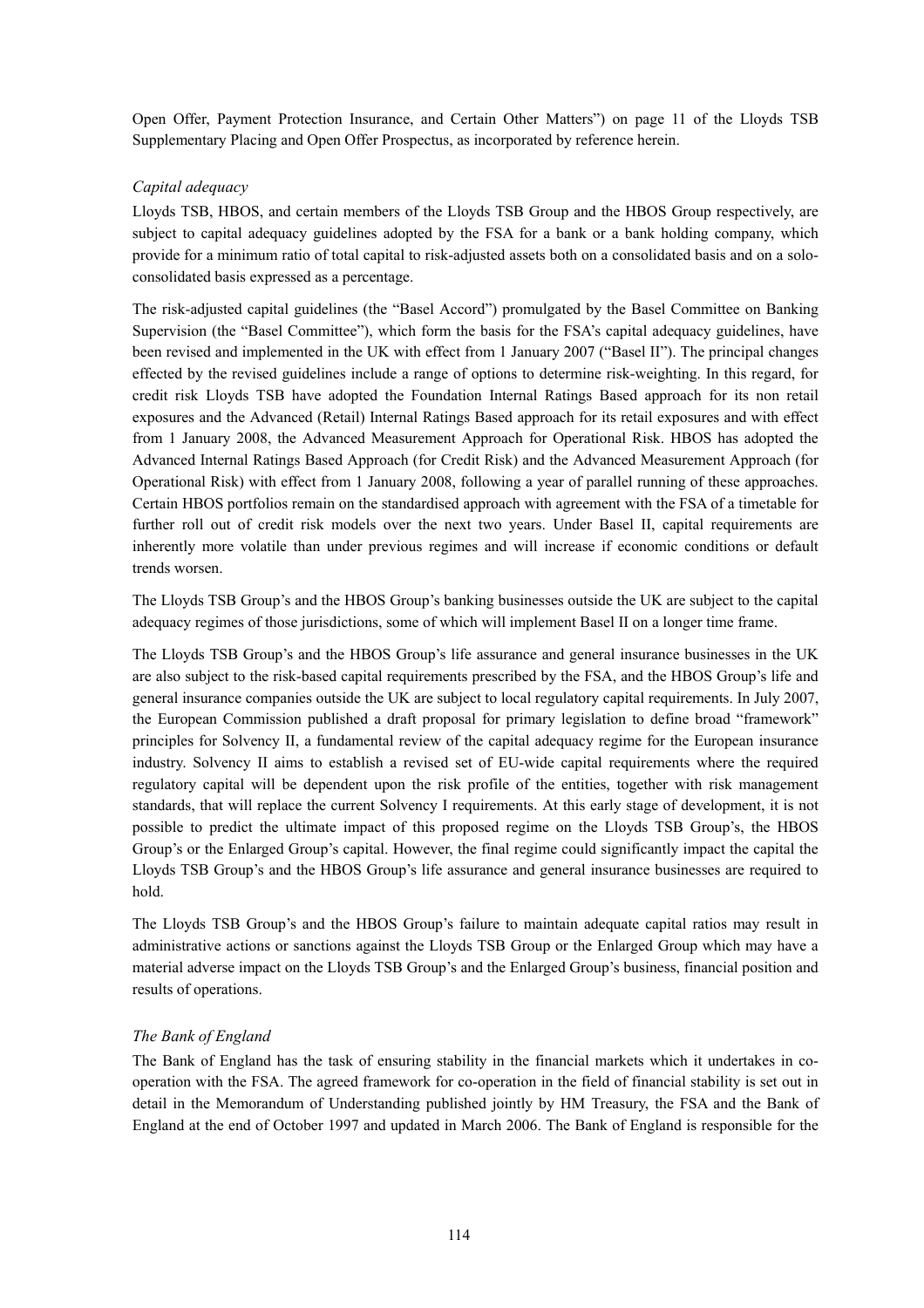Open Offer, Payment Protection Insurance, and Certain Other Matters") on page 11 of the Lloyds TSB Supplementary Placing and Open Offer Prospectus, as incorporated by reference herein.

*Capital adequacy*

Lloyds TSB, HBOS, and certain members of the Lloyds TSB Group and the HBOS Group respectively, are subject to capital adequacy guidelines adopted by the FSA for a bank or a bank holding company, which provide for a minimum ratio of total capital to risk-adjusted assets both on a consolidated basis and on a solo-consolidated basis expressed as a percentage.

The risk-adjusted capital guidelines (the "Basel Accord") promulgated by the Basel Committee on Banking Supervision (the "Basel Committee"), which form the basis for the FSA's capital adequacy guidelines, have been revised and implemented in the UK with effect from 1 January 2007 ("Basel II"). The principal changes effected by the revised guidelines include a range of options to determine risk-weighting. In this regard, for credit risk Lloyds TSB have adopted the Foundation Internal Ratings Based approach for its non retail exposures and the Advanced (Retail) Internal Ratings Based approach for its retail exposures and with effect from 1 January 2008, the Advanced Measurement Approach for Operational Risk. HBOS has adopted the Advanced Internal Ratings Based Approach (for Credit Risk) and the Advanced Measurement Approach (for Operational Risk) with effect from 1 January 2008, following a year of parallel running of these approaches. Certain HBOS portfolios remain on the standardised approach with agreement with the FSA of a timetable for further roll out of credit risk models over the next two years. Under Basel II, capital requirements are inherently more volatile than under previous regimes and will increase if economic conditions or default trends worsen.

The Lloyds TSB Group's and the HBOS Group's banking businesses outside the UK are subject to the capital adequacy regimes of those jurisdictions, some of which will implement Basel II on a longer time frame.

The Lloyds TSB Group's and the HBOS Group's life assurance and general insurance businesses in the UK are also subject to the risk-based capital requirements prescribed by the FSA, and the HBOS Group's life and general insurance companies outside the UK are subject to local regulatory capital requirements. In July 2007, the European Commission published a draft proposal for primary legislation to define broad "framework" principles for Solvency II, a fundamental review of the capital adequacy regime for the European insurance industry. Solvency II aims to establish a revised set of EU-wide capital requirements where the required regulatory capital will be dependent upon the risk profile of the entities, together with risk management standards, that will replace the current Solvency I requirements. At this early stage of development, it is not possible to predict the ultimate impact of this proposed regime on the Lloyds TSB Group's, the HBOS Group's or the Enlarged Group's capital. However, the final regime could significantly impact the capital the Lloyds TSB Group's and the HBOS Group's life assurance and general insurance businesses are required to hold.

The Lloyds TSB Group's and the HBOS Group's failure to maintain adequate capital ratios may result in administrative actions or sanctions against the Lloyds TSB Group or the Enlarged Group which may have a material adverse impact on the Lloyds TSB Group's and the Enlarged Group's business, financial position and results of operations.

*The Bank of England*

The Bank of England has the task of ensuring stability in the financial markets which it undertakes in co-operation with the FSA. The agreed framework for co-operation in the field of financial stability is set out in detail in the Memorandum of Understanding published jointly by HM Treasury, the FSA and the Bank of England at the end of October 1997 and updated in March 2006. The Bank of England is responsible for the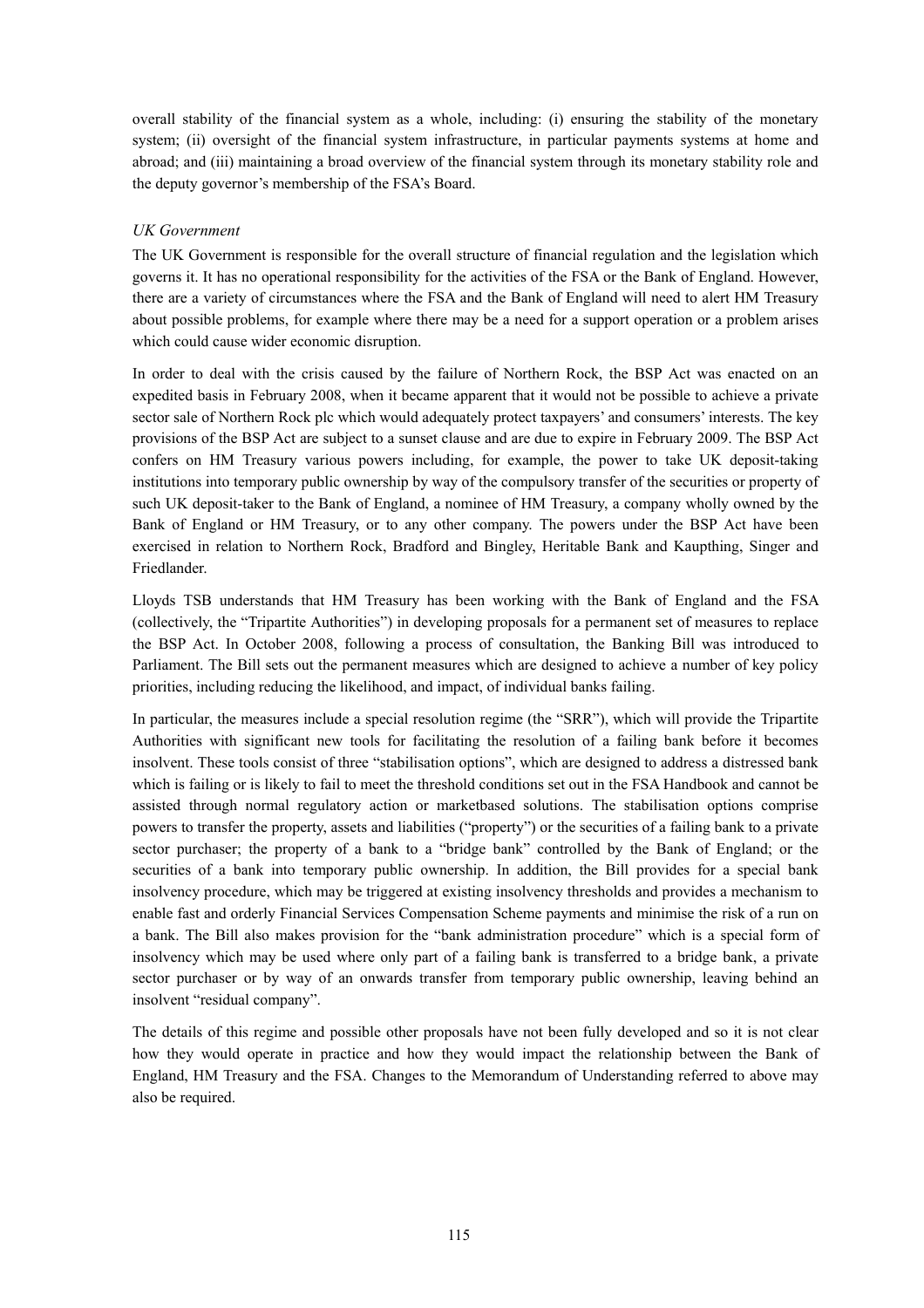overall stability of the financial system as a whole, including: (i) ensuring the stability of the monetary system; (ii) oversight of the financial system infrastructure, in particular payments systems at home and abroad; and (iii) maintaining a broad overview of the financial system through its monetary stability role and the deputy governor's membership of the FSA's Board.

*UK Government*

The UK Government is responsible for the overall structure of financial regulation and the legislation which governs it. It has no operational responsibility for the activities of the FSA or the Bank of England. However, there are a variety of circumstances where the FSA and the Bank of England will need to alert HM Treasury about possible problems, for example where there may be a need for a support operation or a problem arises which could cause wider economic disruption.

In order to deal with the crisis caused by the failure of Northern Rock, the BSP Act was enacted on an expedited basis in February 2008, when it became apparent that it would not be possible to achieve a private sector sale of Northern Rock plc which would adequately protect taxpayers' and consumers' interests. The key provisions of the BSP Act are subject to a sunset clause and are due to expire in February 2009. The BSP Act confers on HM Treasury various powers including, for example, the power to take UK deposit-taking institutions into temporary public ownership by way of the compulsory transfer of the securities or property of such UK deposit-taker to the Bank of England, a nominee of HM Treasury, a company wholly owned by the Bank of England or HM Treasury, or to any other company. The powers under the BSP Act have been exercised in relation to Northern Rock, Bradford and Bingley, Heritable Bank and Kaupthing, Singer and Friedlander.

Lloyds TSB understands that HM Treasury has been working with the Bank of England and the FSA (collectively, the "Tripartite Authorities") in developing proposals for a permanent set of measures to replace the BSP Act. In October 2008, following a process of consultation, the Banking Bill was introduced to Parliament. The Bill sets out the permanent measures which are designed to achieve a number of key policy priorities, including reducing the likelihood, and impact, of individual banks failing.

In particular, the measures include a special resolution regime (the "SRR"), which will provide the Tripartite Authorities with significant new tools for facilitating the resolution of a failing bank before it becomes insolvent. These tools consist of three "stabilisation options", which are designed to address a distressed bank which is failing or is likely to fail to meet the threshold conditions set out in the FSA Handbook and cannot be assisted through normal regulatory action or marketbased solutions. The stabilisation options comprise powers to transfer the property, assets and liabilities ("property") or the securities of a failing bank to a private sector purchaser; the property of a bank to a "bridge bank" controlled by the Bank of England; or the securities of a bank into temporary public ownership. In addition, the Bill provides for a special bank insolvency procedure, which may be triggered at existing insolvency thresholds and provides a mechanism to enable fast and orderly Financial Services Compensation Scheme payments and minimise the risk of a run on a bank. The Bill also makes provision for the "bank administration procedure" which is a special form of insolvency which may be used where only part of a failing bank is transferred to a bridge bank, a private sector purchaser or by way of an onwards transfer from temporary public ownership, leaving behind an insolvent "residual company".

The details of this regime and possible other proposals have not been fully developed and so it is not clear how they would operate in practice and how they would impact the relationship between the Bank of England, HM Treasury and the FSA. Changes to the Memorandum of Understanding referred to above may also be required.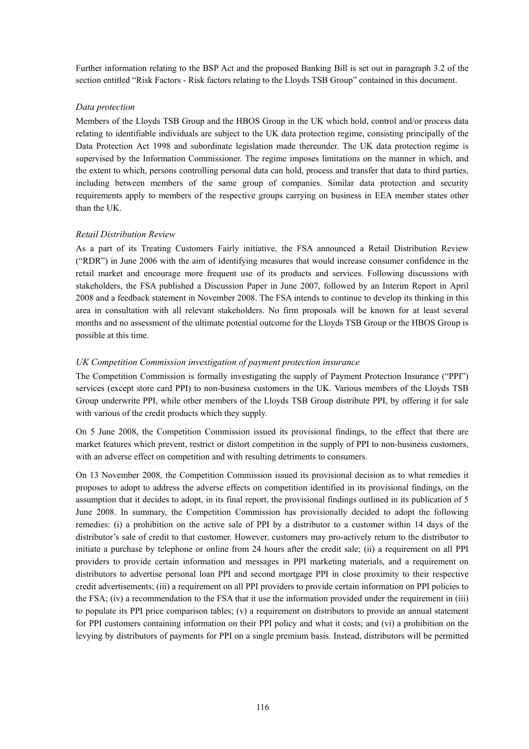Further information relating to the BSP Act and the proposed Banking Bill is set out in paragraph 3.2 of the section entitled "Risk Factors - Risk factors relating to the Lloyds TSB Group" contained in this document.

*Data protection*

Members of the Lloyds TSB Group and the HBOS Group in the UK which hold, control and/or process data relating to identifiable individuals are subject to the UK data protection regime, consisting principally of the Data Protection Act 1998 and subordinate legislation made thereunder. The UK data protection regime is supervised by the Information Commissioner. The regime imposes limitations on the manner in which, and the extent to which, persons controlling personal data can hold, process and transfer that data to third parties, including between members of the same group of companies. Similar data protection and security requirements apply to members of the respective groups carrying on business in EEA member states other than the UK.

*Retail Distribution Review*

As a part of its Treating Customers Fairly initiative, the FSA announced a Retail Distribution Review ("RDR") in June 2006 with the aim of identifying measures that would increase consumer confidence in the retail market and encourage more frequent use of its products and services. Following discussions with stakeholders, the FSA published a Discussion Paper in June 2007, followed by an Interim Report in April 2008 and a feedback statement in November 2008. The FSA intends to continue to develop its thinking in this area in consultation with all relevant stakeholders. No firm proposals will be known for at least several months and no assessment of the ultimate potential outcome for the Lloyds TSB Group or the HBOS Group is possible at this time.

*UK Competition Commission investigation of payment protection insurance*

The Competition Commission is formally investigating the supply of Payment Protection Insurance ("PPI") services (except store card PPI) to non-business customers in the UK. Various members of the Lloyds TSB Group underwrite PPI, while other members of the Lloyds TSB Group distribute PPI, by offering it for sale with various of the credit products which they supply.

On 5 June 2008, the Competition Commission issued its provisional findings, to the effect that there are market features which prevent, restrict or distort competition in the supply of PPI to non-business customers, with an adverse effect on competition and with resulting detriments to consumers.

On 13 November 2008, the Competition Commission issued its provisional decision as to what remedies it proposes to adopt to address the adverse effects on competition identified in its provisional findings, on the assumption that it decides to adopt, in its final report, the provisional findings outlined in its publication of 5 June 2008. In summary, the Competition Commission has provisionally decided to adopt the following remedies: (i) a prohibition on the active sale of PPI by a distributor to a customer within 14 days of the distributor's sale of credit to that customer. However, customers may pro-actively return to the distributor to initiate a purchase by telephone or online from 24 hours after the credit sale; (ii) a requirement on all PPI providers to provide certain information and messages in PPI marketing materials, and a requirement on distributors to advertise personal loan PPI and second mortgage PPI in close proximity to their respective credit advertisements; (iii) a requirement on all PPI providers to provide certain information on PPI policies to the FSA; (iv) a recommendation to the FSA that it use the information provided under the requirement in (iii) to populate its PPI price comparison tables; (v) a requirement on distributors to provide an annual statement for PPI customers containing information on their PPI policy and what it costs; and (vi) a prohibition on the levying by distributors of payments for PPI on a single premium basis. Instead, distributors will be permitted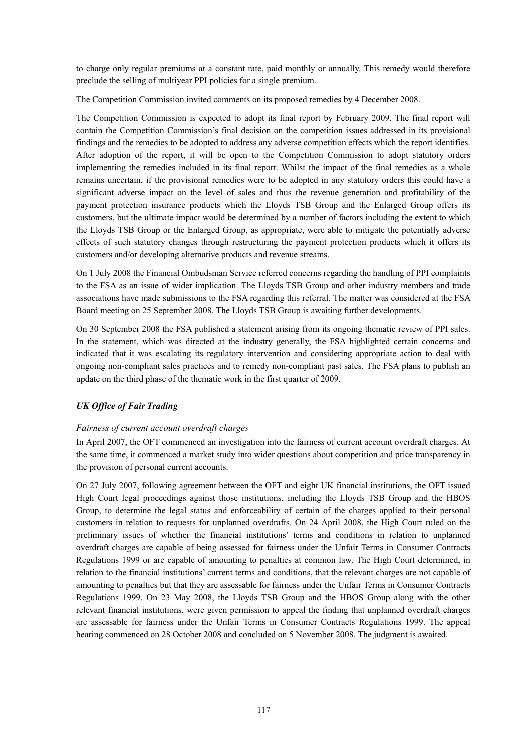to charge only regular premiums at a constant rate, paid monthly or annually. This remedy would therefore preclude the selling of multiyear PPI policies for a single premium.

The Competition Commission invited comments on its proposed remedies by 4 December 2008.

The Competition Commission is expected to adopt its final report by February 2009. The final report will contain the Competition Commission's final decision on the competition issues addressed in its provisional findings and the remedies to be adopted to address any adverse competition effects which the report identifies. After adoption of the report, it will be open to the Competition Commission to adopt statutory orders implementing the remedies included in its final report. Whilst the impact of the final remedies as a whole remains uncertain, if the provisional remedies were to be adopted in any statutory orders this could have a significant adverse impact on the level of sales and thus the revenue generation and profitability of the payment protection insurance products which the Lloyds TSB Group and the Enlarged Group offers its customers, but the ultimate impact would be determined by a number of factors including the extent to which the Lloyds TSB Group or the Enlarged Group, as appropriate, were able to mitigate the potentially adverse effects of such statutory changes through restructuring the payment protection products which it offers its customers and/or developing alternative products and revenue streams.

On 1 July 2008 the Financial Ombudsman Service referred concerns regarding the handling of PPI complaints to the FSA as an issue of wider implication. The Lloyds TSB Group and other industry members and trade associations have made submissions to the FSA regarding this referral. The matter was considered at the FSA Board meeting on 25 September 2008. The Lloyds TSB Group is awaiting further developments.

On 30 September 2008 the FSA published a statement arising from its ongoing thematic review of PPI sales. In the statement, which was directed at the industry generally, the FSA highlighted certain concerns and indicated that it was escalating its regulatory intervention and considering appropriate action to deal with ongoing non-compliant sales practices and to remedy non-compliant past sales. The FSA plans to publish an update on the third phase of the thematic work in the first quarter of 2009.

### *UK Office of Fair Trading*

*Fairness of current account overdraft charges*

In April 2007, the OFT commenced an investigation into the fairness of current account overdraft charges. At the same time, it commenced a market study into wider questions about competition and price transparency in the provision of personal current accounts.

On 27 July 2007, following agreement between the OFT and eight UK financial institutions, the OFT issued High Court legal proceedings against those institutions, including the Lloyds TSB Group and the HBOS Group, to determine the legal status and enforceability of certain of the charges applied to their personal customers in relation to requests for unplanned overdrafts. On 24 April 2008, the High Court ruled on the preliminary issues of whether the financial institutions' terms and conditions in relation to unplanned overdraft charges are capable of being assessed for fairness under the Unfair Terms in Consumer Contracts Regulations 1999 or are capable of amounting to penalties at common law. The High Court determined, in relation to the financial institutions' current terms and conditions, that the relevant charges are not capable of amounting to penalties but that they are assessable for fairness under the Unfair Terms in Consumer Contracts Regulations 1999. On 23 May 2008, the Lloyds TSB Group and the HBOS Group along with the other relevant financial institutions, were given permission to appeal the finding that unplanned overdraft charges are assessable for fairness under the Unfair Terms in Consumer Contracts Regulations 1999. The appeal hearing commenced on 28 October 2008 and concluded on 5 November 2008. The judgment is awaited.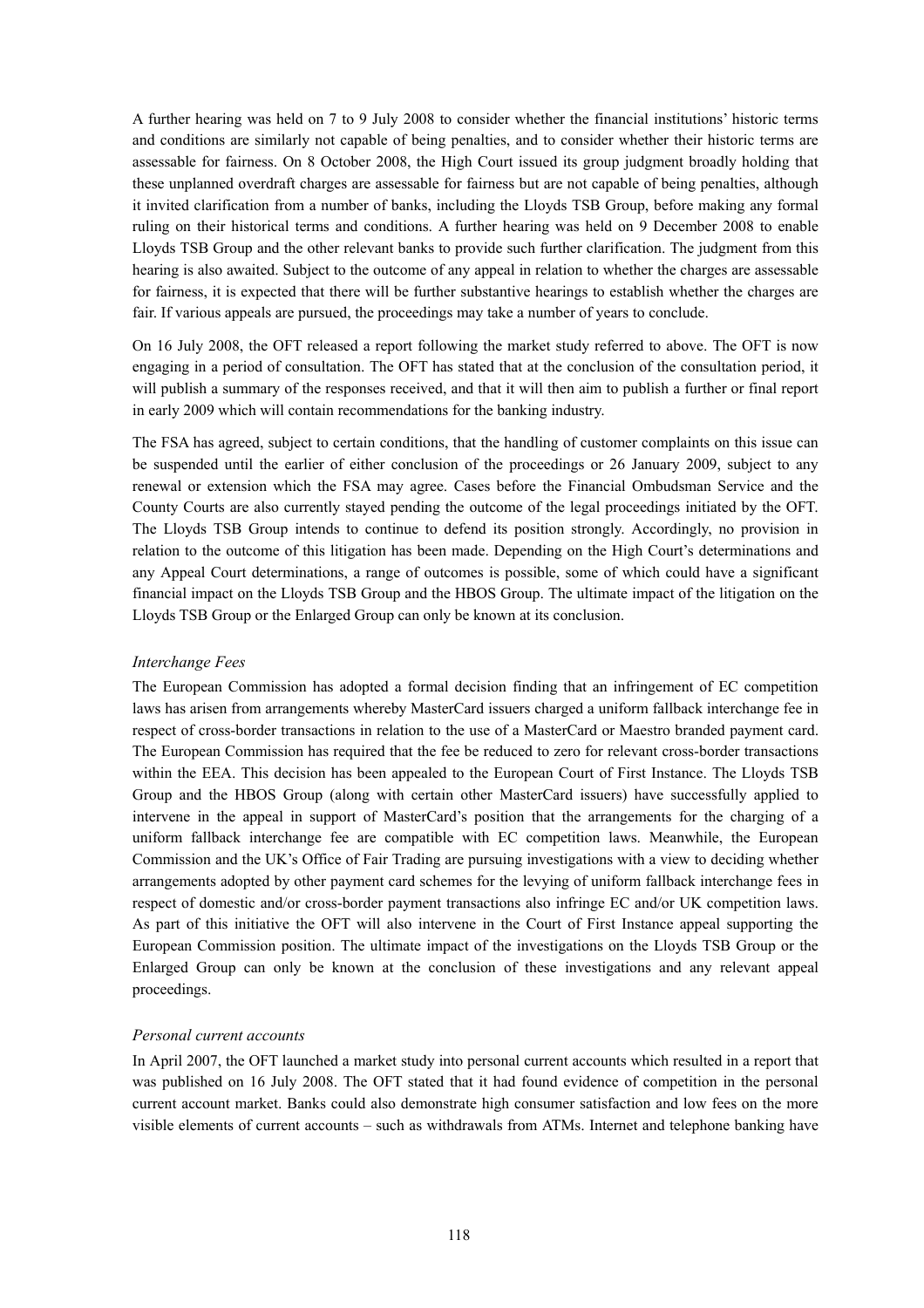A further hearing was held on 7 to 9 July 2008 to consider whether the financial institutions' historic terms and conditions are similarly not capable of being penalties, and to consider whether their historic terms are assessable for fairness. On 8 October 2008, the High Court issued its group judgment broadly holding that these unplanned overdraft charges are assessable for fairness but are not capable of being penalties, although it invited clarification from a number of banks, including the Lloyds TSB Group, before making any formal ruling on their historical terms and conditions. A further hearing was held on 9 December 2008 to enable Lloyds TSB Group and the other relevant banks to provide such further clarification. The judgment from this hearing is also awaited. Subject to the outcome of any appeal in relation to whether the charges are assessable for fairness, it is expected that there will be further substantive hearings to establish whether the charges are fair. If various appeals are pursued, the proceedings may take a number of years to conclude.

On 16 July 2008, the OFT released a report following the market study referred to above. The OFT is now engaging in a period of consultation. The OFT has stated that at the conclusion of the consultation period, it will publish a summary of the responses received, and that it will then aim to publish a further or final report in early 2009 which will contain recommendations for the banking industry.

The FSA has agreed, subject to certain conditions, that the handling of customer complaints on this issue can be suspended until the earlier of either conclusion of the proceedings or 26 January 2009, subject to any renewal or extension which the FSA may agree. Cases before the Financial Ombudsman Service and the County Courts are also currently stayed pending the outcome of the legal proceedings initiated by the OFT. The Lloyds TSB Group intends to continue to defend its position strongly. Accordingly, no provision in relation to the outcome of this litigation has been made. Depending on the High Court's determinations and any Appeal Court determinations, a range of outcomes is possible, some of which could have a significant financial impact on the Lloyds TSB Group and the HBOS Group. The ultimate impact of the litigation on the Lloyds TSB Group or the Enlarged Group can only be known at its conclusion.

*Interchange Fees*

The European Commission has adopted a formal decision finding that an infringement of EC competition laws has arisen from arrangements whereby MasterCard issuers charged a uniform fallback interchange fee in respect of cross-border transactions in relation to the use of a MasterCard or Maestro branded payment card. The European Commission has required that the fee be reduced to zero for relevant cross-border transactions within the EEA. This decision has been appealed to the European Court of First Instance. The Lloyds TSB Group and the HBOS Group (along with certain other MasterCard issuers) have successfully applied to intervene in the appeal in support of MasterCard's position that the arrangements for the charging of a uniform fallback interchange fee are compatible with EC competition laws. Meanwhile, the European Commission and the UK's Office of Fair Trading are pursuing investigations with a view to deciding whether arrangements adopted by other payment card schemes for the levying of uniform fallback interchange fees in respect of domestic and/or cross-border payment transactions also infringe EC and/or UK competition laws. As part of this initiative the OFT will also intervene in the Court of First Instance appeal supporting the European Commission position. The ultimate impact of the investigations on the Lloyds TSB Group or the Enlarged Group can only be known at the conclusion of these investigations and any relevant appeal proceedings.

*Personal current accounts*

In April 2007, the OFT launched a market study into personal current accounts which resulted in a report that was published on 16 July 2008. The OFT stated that it had found evidence of competition in the personal current account market. Banks could also demonstrate high consumer satisfaction and low fees on the more visible elements of current accounts – such as withdrawals from ATMs. Internet and telephone banking have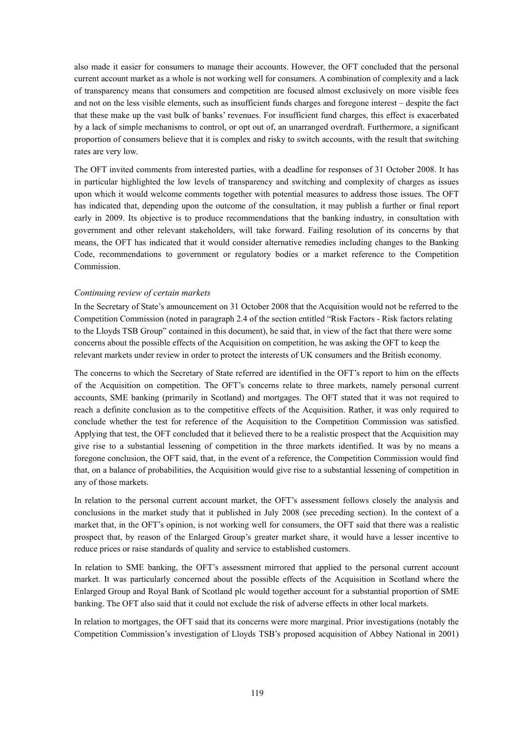also made it easier for consumers to manage their accounts. However, the OFT concluded that the personal current account market as a whole is not working well for consumers. A combination of complexity and a lack of transparency means that consumers and competition are focused almost exclusively on more visible fees and not on the less visible elements, such as insufficient funds charges and foregone interest – despite the fact that these make up the vast bulk of banks' revenues. For insufficient fund charges, this effect is exacerbated by a lack of simple mechanisms to control, or opt out of, an unarranged overdraft. Furthermore, a significant proportion of consumers believe that it is complex and risky to switch accounts, with the result that switching rates are very low.

The OFT invited comments from interested parties, with a deadline for responses of 31 October 2008. It has in particular highlighted the low levels of transparency and switching and complexity of charges as issues upon which it would welcome comments together with potential measures to address those issues. The OFT has indicated that, depending upon the outcome of the consultation, it may publish a further or final report early in 2009. Its objective is to produce recommendations that the banking industry, in consultation with government and other relevant stakeholders, will take forward. Failing resolution of its concerns by that means, the OFT has indicated that it would consider alternative remedies including changes to the Banking Code, recommendations to government or regulatory bodies or a market reference to the Competition Commission.

*Continuing review of certain markets*

In the Secretary of State's announcement on 31 October 2008 that the Acquisition would not be referred to the Competition Commission (noted in paragraph 2.4 of the section entitled "Risk Factors - Risk factors relating to the Lloyds TSB Group" contained in this document), he said that, in view of the fact that there were some concerns about the possible effects of the Acquisition on competition, he was asking the OFT to keep the relevant markets under review in order to protect the interests of UK consumers and the British economy.

The concerns to which the Secretary of State referred are identified in the OFT's report to him on the effects of the Acquisition on competition. The OFT's concerns relate to three markets, namely personal current accounts, SME banking (primarily in Scotland) and mortgages. The OFT stated that it was not required to reach a definite conclusion as to the competitive effects of the Acquisition. Rather, it was only required to conclude whether the test for reference of the Acquisition to the Competition Commission was satisfied. Applying that test, the OFT concluded that it believed there to be a realistic prospect that the Acquisition may give rise to a substantial lessening of competition in the three markets identified. It was by no means a foregone conclusion, the OFT said, that, in the event of a reference, the Competition Commission would find that, on a balance of probabilities, the Acquisition would give rise to a substantial lessening of competition in any of those markets.

In relation to the personal current account market, the OFT's assessment follows closely the analysis and conclusions in the market study that it published in July 2008 (see preceding section). In the context of a market that, in the OFT's opinion, is not working well for consumers, the OFT said that there was a realistic prospect that, by reason of the Enlarged Group's greater market share, it would have a lesser incentive to reduce prices or raise standards of quality and service to established customers.

In relation to SME banking, the OFT's assessment mirrored that applied to the personal current account market. It was particularly concerned about the possible effects of the Acquisition in Scotland where the Enlarged Group and Royal Bank of Scotland plc would together account for a substantial proportion of SME banking. The OFT also said that it could not exclude the risk of adverse effects in other local markets.

In relation to mortgages, the OFT said that its concerns were more marginal. Prior investigations (notably the Competition Commission's investigation of Lloyds TSB's proposed acquisition of Abbey National in 2001)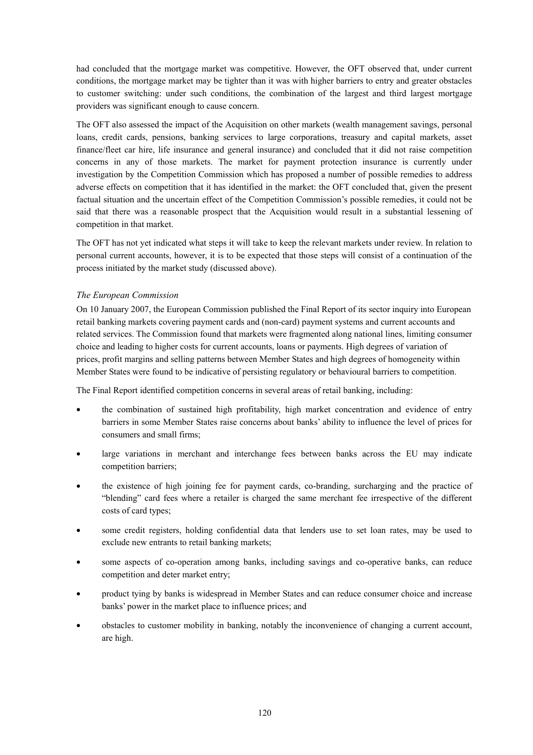had concluded that the mortgage market was competitive. However, the OFT observed that, under current conditions, the mortgage market may be tighter than it was with higher barriers to entry and greater obstacles to customer switching: under such conditions, the combination of the largest and third largest mortgage providers was significant enough to cause concern.

The OFT also assessed the impact of the Acquisition on other markets (wealth management savings, personal loans, credit cards, pensions, banking services to large corporations, treasury and capital markets, asset finance/fleet car hire, life insurance and general insurance) and concluded that it did not raise competition concerns in any of those markets. The market for payment protection insurance is currently under investigation by the Competition Commission which has proposed a number of possible remedies to address adverse effects on competition that it has identified in the market: the OFT concluded that, given the present factual situation and the uncertain effect of the Competition Commission's possible remedies, it could not be said that there was a reasonable prospect that the Acquisition would result in a substantial lessening of competition in that market.

The OFT has not yet indicated what steps it will take to keep the relevant markets under review. In relation to personal current accounts, however, it is to be expected that those steps will consist of a continuation of the process initiated by the market study (discussed above).

*The European Commission*

On 10 January 2007, the European Commission published the Final Report of its sector inquiry into European retail banking markets covering payment cards and (non-card) payment systems and current accounts and related services. The Commission found that markets were fragmented along national lines, limiting consumer choice and leading to higher costs for current accounts, loans or payments. High degrees of variation of prices, profit margins and selling patterns between Member States and high degrees of homogeneity within Member States were found to be indicative of persisting regulatory or behavioural barriers to competition.

The Final Report identified competition concerns in several areas of retail banking, including:

- the combination of sustained high profitability, high market concentration and evidence of entry barriers in some Member States raise concerns about banks' ability to influence the level of prices for consumers and small firms;
- large variations in merchant and interchange fees between banks across the EU may indicate competition barriers;
- the existence of high joining fee for payment cards, co-branding, surcharging and the practice of "blending" card fees where a retailer is charged the same merchant fee irrespective of the different costs of card types;
- some credit registers, holding confidential data that lenders use to set loan rates, may be used to exclude new entrants to retail banking markets;
- some aspects of co-operation among banks, including savings and co-operative banks, can reduce competition and deter market entry;
- product tying by banks is widespread in Member States and can reduce consumer choice and increase banks' power in the market place to influence prices; and
- obstacles to customer mobility in banking, notably the inconvenience of changing a current account, are high.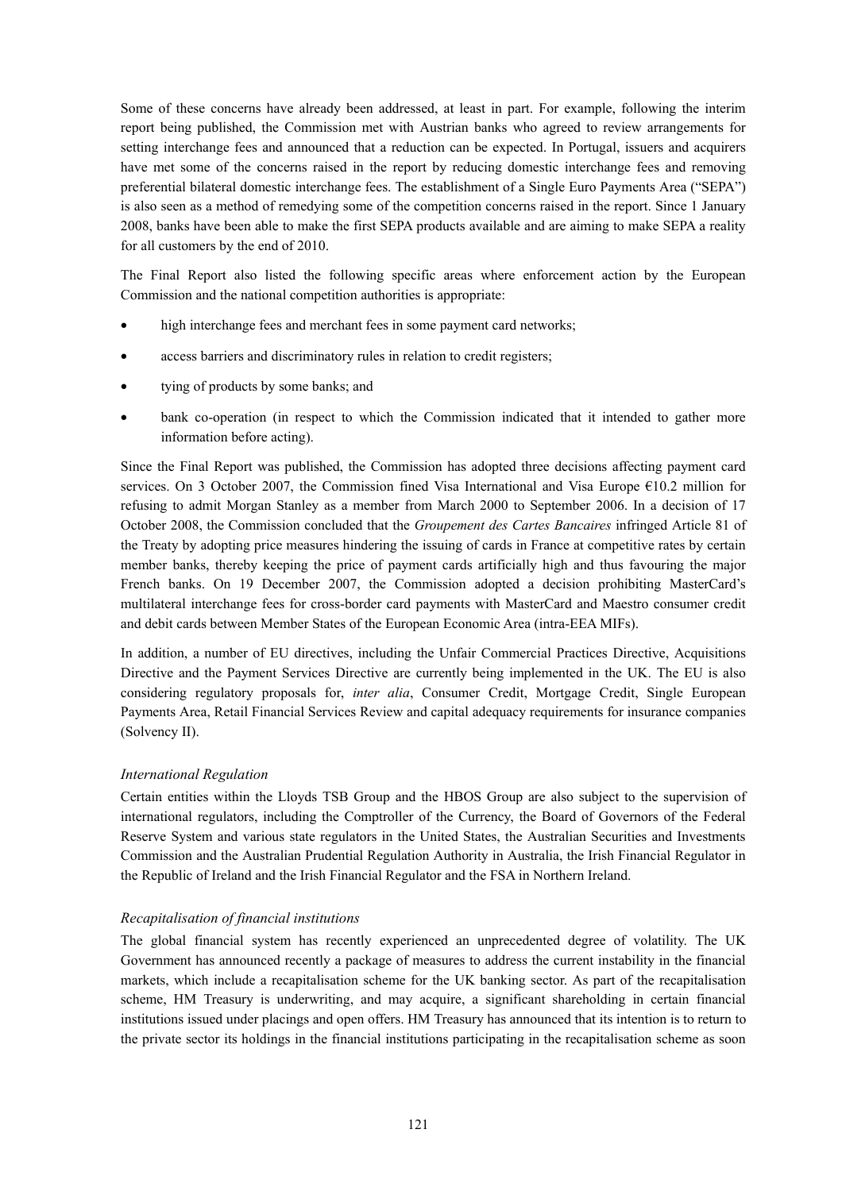Some of these concerns have already been addressed, at least in part. For example, following the interim report being published, the Commission met with Austrian banks who agreed to review arrangements for setting interchange fees and announced that a reduction can be expected. In Portugal, issuers and acquirers have met some of the concerns raised in the report by reducing domestic interchange fees and removing preferential bilateral domestic interchange fees. The establishment of a Single Euro Payments Area ("SEPA") is also seen as a method of remedying some of the competition concerns raised in the report. Since 1 January 2008, banks have been able to make the first SEPA products available and are aiming to make SEPA a reality for all customers by the end of 2010.

The Final Report also listed the following specific areas where enforcement action by the European Commission and the national competition authorities is appropriate:

- high interchange fees and merchant fees in some payment card networks;
- access barriers and discriminatory rules in relation to credit registers;
- tying of products by some banks; and
- bank co-operation (in respect to which the Commission indicated that it intended to gather more information before acting).

Since the Final Report was published, the Commission has adopted three decisions affecting payment card services. On 3 October 2007, the Commission fined Visa International and Visa Europe €10.2 million for refusing to admit Morgan Stanley as a member from March 2000 to September 2006. In a decision of 17 October 2008, the Commission concluded that the *Groupement des Cartes Bancaires* infringed Article 81 of the Treaty by adopting price measures hindering the issuing of cards in France at competitive rates by certain member banks, thereby keeping the price of payment cards artificially high and thus favouring the major French banks. On 19 December 2007, the Commission adopted a decision prohibiting MasterCard's multilateral interchange fees for cross-border card payments with MasterCard and Maestro consumer credit and debit cards between Member States of the European Economic Area (intra-EEA MIFs).

In addition, a number of EU directives, including the Unfair Commercial Practices Directive, Acquisitions Directive and the Payment Services Directive are currently being implemented in the UK. The EU is also considering regulatory proposals for, *inter alia*, Consumer Credit, Mortgage Credit, Single European Payments Area, Retail Financial Services Review and capital adequacy requirements for insurance companies (Solvency II).

*International Regulation*

Certain entities within the Lloyds TSB Group and the HBOS Group are also subject to the supervision of international regulators, including the Comptroller of the Currency, the Board of Governors of the Federal Reserve System and various state regulators in the United States, the Australian Securities and Investments Commission and the Australian Prudential Regulation Authority in Australia, the Irish Financial Regulator in the Republic of Ireland and the Irish Financial Regulator and the FSA in Northern Ireland.

*Recapitalisation of financial institutions*

The global financial system has recently experienced an unprecedented degree of volatility. The UK Government has announced recently a package of measures to address the current instability in the financial markets, which include a recapitalisation scheme for the UK banking sector. As part of the recapitalisation scheme, HM Treasury is underwriting, and may acquire, a significant shareholding in certain financial institutions issued under placings and open offers. HM Treasury has announced that its intention is to return to the private sector its holdings in the financial institutions participating in the recapitalisation scheme as soon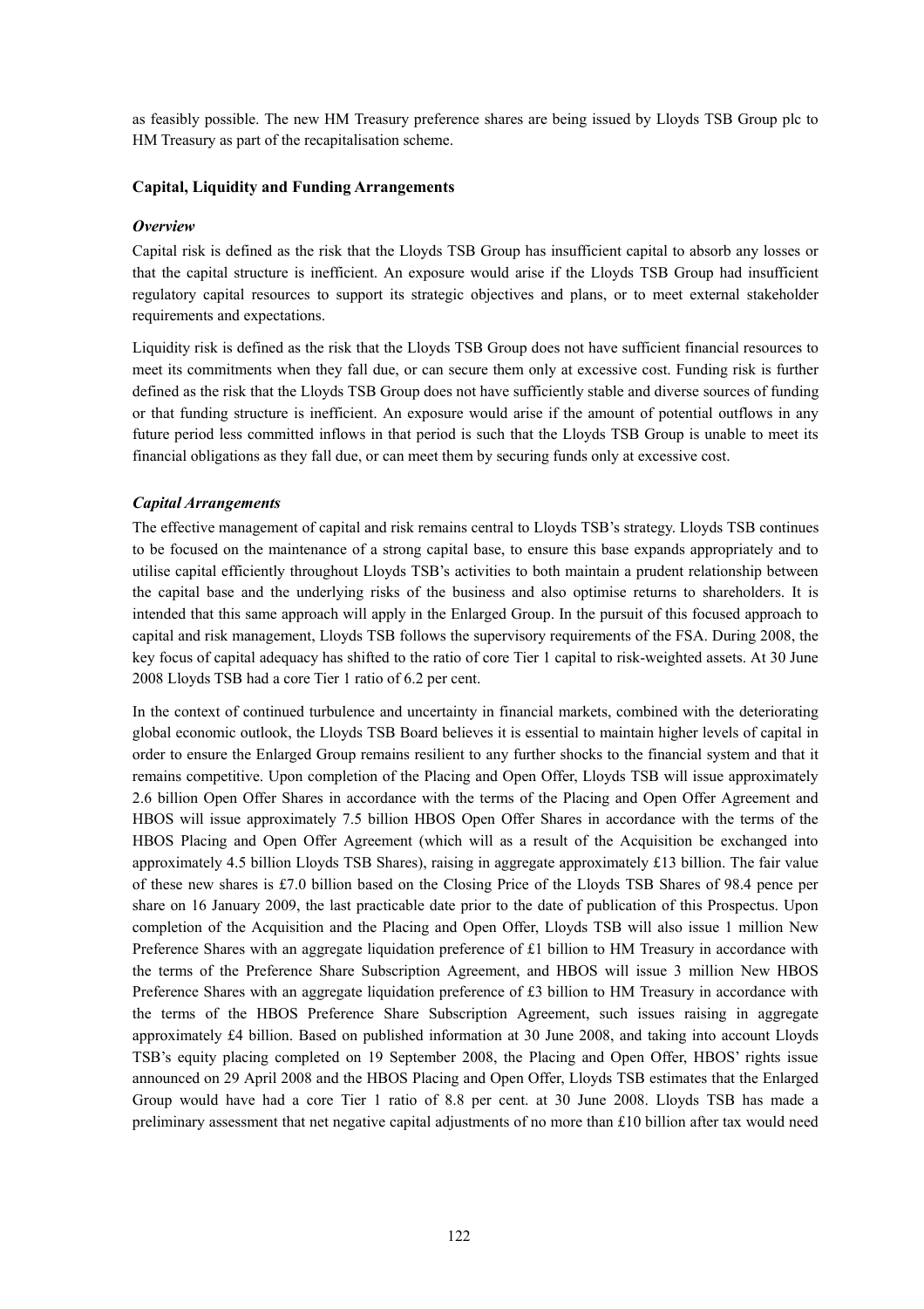as feasibly possible. The new HM Treasury preference shares are being issued by Lloyds TSB Group plc to HM Treasury as part of the recapitalisation scheme.

### Capital, Liquidity and Funding Arrangements

#### *Overview*

Capital risk is defined as the risk that the Lloyds TSB Group has insufficient capital to absorb any losses or that the capital structure is inefficient. An exposure would arise if the Lloyds TSB Group had insufficient regulatory capital resources to support its strategic objectives and plans, or to meet external stakeholder requirements and expectations.

Liquidity risk is defined as the risk that the Lloyds TSB Group does not have sufficient financial resources to meet its commitments when they fall due, or can secure them only at excessive cost. Funding risk is further defined as the risk that the Lloyds TSB Group does not have sufficiently stable and diverse sources of funding or that funding structure is inefficient. An exposure would arise if the amount of potential outflows in any future period less committed inflows in that period is such that the Lloyds TSB Group is unable to meet its financial obligations as they fall due, or can meet them by securing funds only at excessive cost.

#### *Capital Arrangements*

The effective management of capital and risk remains central to Lloyds TSB's strategy. Lloyds TSB continues to be focused on the maintenance of a strong capital base, to ensure this base expands appropriately and to utilise capital efficiently throughout Lloyds TSB's activities to both maintain a prudent relationship between the capital base and the underlying risks of the business and also optimise returns to shareholders. It is intended that this same approach will apply in the Enlarged Group. In the pursuit of this focused approach to capital and risk management, Lloyds TSB follows the supervisory requirements of the FSA. During 2008, the key focus of capital adequacy has shifted to the ratio of core Tier 1 capital to risk-weighted assets. At 30 June 2008 Lloyds TSB had a core Tier 1 ratio of 6.2 per cent.

In the context of continued turbulence and uncertainty in financial markets, combined with the deteriorating global economic outlook, the Lloyds TSB Board believes it is essential to maintain higher levels of capital in order to ensure the Enlarged Group remains resilient to any further shocks to the financial system and that it remains competitive. Upon completion of the Placing and Open Offer, Lloyds TSB will issue approximately 2.6 billion Open Offer Shares in accordance with the terms of the Placing and Open Offer Agreement and HBOS will issue approximately 7.5 billion HBOS Open Offer Shares in accordance with the terms of the HBOS Placing and Open Offer Agreement (which will as a result of the Acquisition be exchanged into approximately 4.5 billion Lloyds TSB Shares), raising in aggregate approximately £13 billion. The fair value of these new shares is £7.0 billion based on the Closing Price of the Lloyds TSB Shares of 98.4 pence per share on 16 January 2009, the last practicable date prior to the date of publication of this Prospectus. Upon completion of the Acquisition and the Placing and Open Offer, Lloyds TSB will also issue 1 million New Preference Shares with an aggregate liquidation preference of £1 billion to HM Treasury in accordance with the terms of the Preference Share Subscription Agreement, and HBOS will issue 3 million New HBOS Preference Shares with an aggregate liquidation preference of £3 billion to HM Treasury in accordance with the terms of the HBOS Preference Share Subscription Agreement, such issues raising in aggregate approximately £4 billion. Based on published information at 30 June 2008, and taking into account Lloyds TSB's equity placing completed on 19 September 2008, the Placing and Open Offer, HBOS' rights issue announced on 29 April 2008 and the HBOS Placing and Open Offer, Lloyds TSB estimates that the Enlarged Group would have had a core Tier 1 ratio of 8.8 per cent. at 30 June 2008. Lloyds TSB has made a preliminary assessment that net negative capital adjustments of no more than £10 billion after tax would need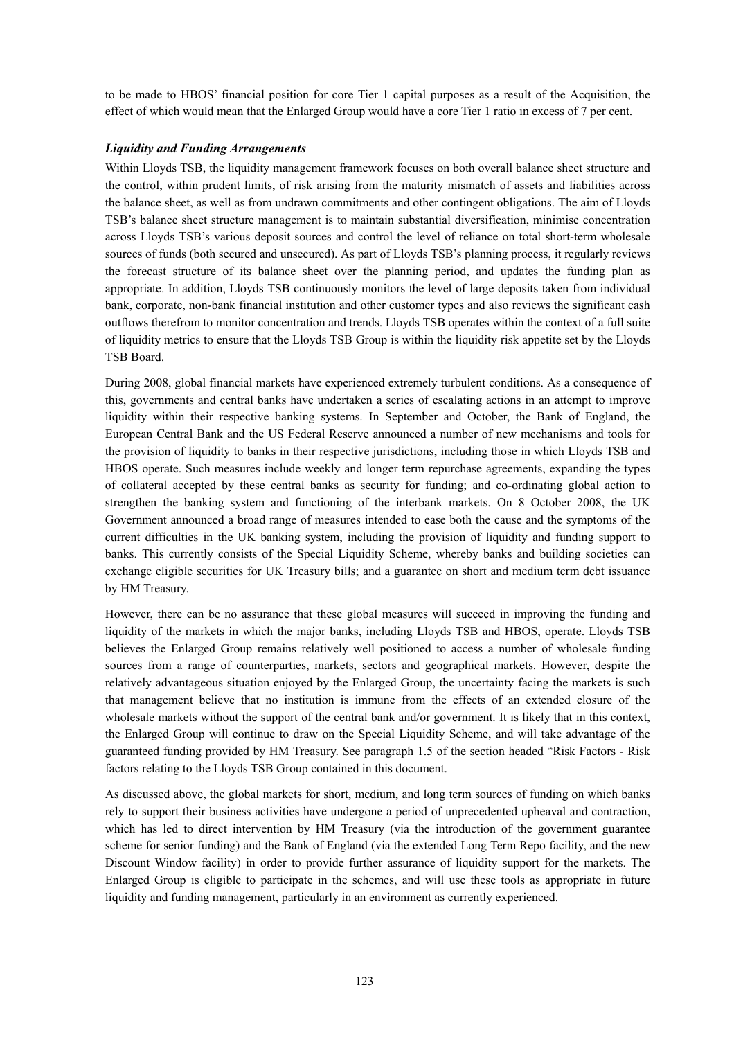to be made to HBOS' financial position for core Tier 1 capital purposes as a result of the Acquisition, the effect of which would mean that the Enlarged Group would have a core Tier 1 ratio in excess of 7 per cent.

***Liquidity and Funding Arrangements***

Within Lloyds TSB, the liquidity management framework focuses on both overall balance sheet structure and the control, within prudent limits, of risk arising from the maturity mismatch of assets and liabilities across the balance sheet, as well as from undrawn commitments and other contingent obligations. The aim of Lloyds TSB's balance sheet structure management is to maintain substantial diversification, minimise concentration across Lloyds TSB's various deposit sources and control the level of reliance on total short-term wholesale sources of funds (both secured and unsecured). As part of Lloyds TSB's planning process, it regularly reviews the forecast structure of its balance sheet over the planning period, and updates the funding plan as appropriate. In addition, Lloyds TSB continuously monitors the level of large deposits taken from individual bank, corporate, non-bank financial institution and other customer types and also reviews the significant cash outflows therefrom to monitor concentration and trends. Lloyds TSB operates within the context of a full suite of liquidity metrics to ensure that the Lloyds TSB Group is within the liquidity risk appetite set by the Lloyds TSB Board.

During 2008, global financial markets have experienced extremely turbulent conditions. As a consequence of this, governments and central banks have undertaken a series of escalating actions in an attempt to improve liquidity within their respective banking systems. In September and October, the Bank of England, the European Central Bank and the US Federal Reserve announced a number of new mechanisms and tools for the provision of liquidity to banks in their respective jurisdictions, including those in which Lloyds TSB and HBOS operate. Such measures include weekly and longer term repurchase agreements, expanding the types of collateral accepted by these central banks as security for funding; and co-ordinating global action to strengthen the banking system and functioning of the interbank markets. On 8 October 2008, the UK Government announced a broad range of measures intended to ease both the cause and the symptoms of the current difficulties in the UK banking system, including the provision of liquidity and funding support to banks. This currently consists of the Special Liquidity Scheme, whereby banks and building societies can exchange eligible securities for UK Treasury bills; and a guarantee on short and medium term debt issuance by HM Treasury.

However, there can be no assurance that these global measures will succeed in improving the funding and liquidity of the markets in which the major banks, including Lloyds TSB and HBOS, operate. Lloyds TSB believes the Enlarged Group remains relatively well positioned to access a number of wholesale funding sources from a range of counterparties, markets, sectors and geographical markets. However, despite the relatively advantageous situation enjoyed by the Enlarged Group, the uncertainty facing the markets is such that management believe that no institution is immune from the effects of an extended closure of the wholesale markets without the support of the central bank and/or government. It is likely that in this context, the Enlarged Group will continue to draw on the Special Liquidity Scheme, and will take advantage of the guaranteed funding provided by HM Treasury. See paragraph 1.5 of the section headed "Risk Factors - Risk factors relating to the Lloyds TSB Group contained in this document.

As discussed above, the global markets for short, medium, and long term sources of funding on which banks rely to support their business activities have undergone a period of unprecedented upheaval and contraction, which has led to direct intervention by HM Treasury (via the introduction of the government guarantee scheme for senior funding) and the Bank of England (via the extended Long Term Repo facility, and the new Discount Window facility) in order to provide further assurance of liquidity support for the markets. The Enlarged Group is eligible to participate in the schemes, and will use these tools as appropriate in future liquidity and funding management, particularly in an environment as currently experienced.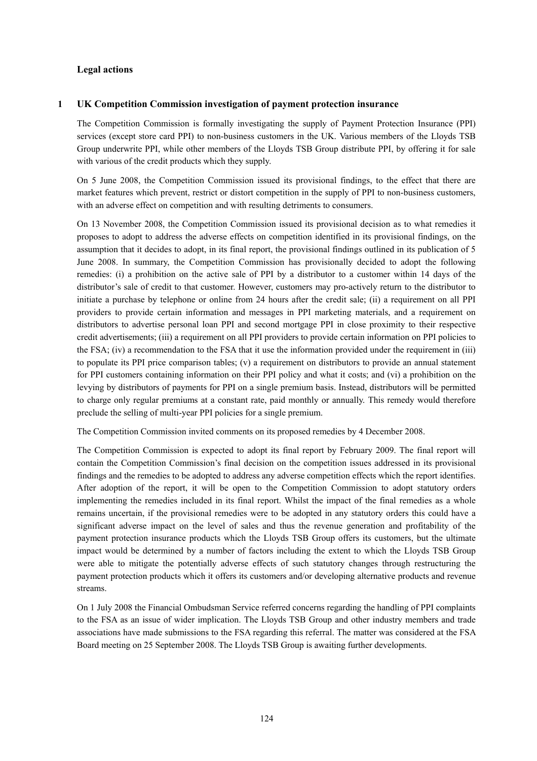## Legal actions

### 1 UK Competition Commission investigation of payment protection insurance

The Competition Commission is formally investigating the supply of Payment Protection Insurance (PPI) services (except store card PPI) to non-business customers in the UK. Various members of the Lloyds TSB Group underwrite PPI, while other members of the Lloyds TSB Group distribute PPI, by offering it for sale with various of the credit products which they supply.

On 5 June 2008, the Competition Commission issued its provisional findings, to the effect that there are market features which prevent, restrict or distort competition in the supply of PPI to non-business customers, with an adverse effect on competition and with resulting detriments to consumers.

On 13 November 2008, the Competition Commission issued its provisional decision as to what remedies it proposes to adopt to address the adverse effects on competition identified in its provisional findings, on the assumption that it decides to adopt, in its final report, the provisional findings outlined in its publication of 5 June 2008. In summary, the Competition Commission has provisionally decided to adopt the following remedies: (i) a prohibition on the active sale of PPI by a distributor to a customer within 14 days of the distributor's sale of credit to that customer. However, customers may pro-actively return to the distributor to initiate a purchase by telephone or online from 24 hours after the credit sale; (ii) a requirement on all PPI providers to provide certain information and messages in PPI marketing materials, and a requirement on distributors to advertise personal loan PPI and second mortgage PPI in close proximity to their respective credit advertisements; (iii) a requirement on all PPI providers to provide certain information on PPI policies to the FSA; (iv) a recommendation to the FSA that it use the information provided under the requirement in (iii) to populate its PPI price comparison tables; (v) a requirement on distributors to provide an annual statement for PPI customers containing information on their PPI policy and what it costs; and (vi) a prohibition on the levying by distributors of payments for PPI on a single premium basis. Instead, distributors will be permitted to charge only regular premiums at a constant rate, paid monthly or annually. This remedy would therefore preclude the selling of multi-year PPI policies for a single premium.

The Competition Commission invited comments on its proposed remedies by 4 December 2008.

The Competition Commission is expected to adopt its final report by February 2009. The final report will contain the Competition Commission's final decision on the competition issues addressed in its provisional findings and the remedies to be adopted to address any adverse competition effects which the report identifies. After adoption of the report, it will be open to the Competition Commission to adopt statutory orders implementing the remedies included in its final report. Whilst the impact of the final remedies as a whole remains uncertain, if the provisional remedies were to be adopted in any statutory orders this could have a significant adverse impact on the level of sales and thus the revenue generation and profitability of the payment protection insurance products which the Lloyds TSB Group offers its customers, but the ultimate impact would be determined by a number of factors including the extent to which the Lloyds TSB Group were able to mitigate the potentially adverse effects of such statutory changes through restructuring the payment protection products which it offers its customers and/or developing alternative products and revenue streams.

On 1 July 2008 the Financial Ombudsman Service referred concerns regarding the handling of PPI complaints to the FSA as an issue of wider implication. The Lloyds TSB Group and other industry members and trade associations have made submissions to the FSA regarding this referral. The matter was considered at the FSA Board meeting on 25 September 2008. The Lloyds TSB Group is awaiting further developments.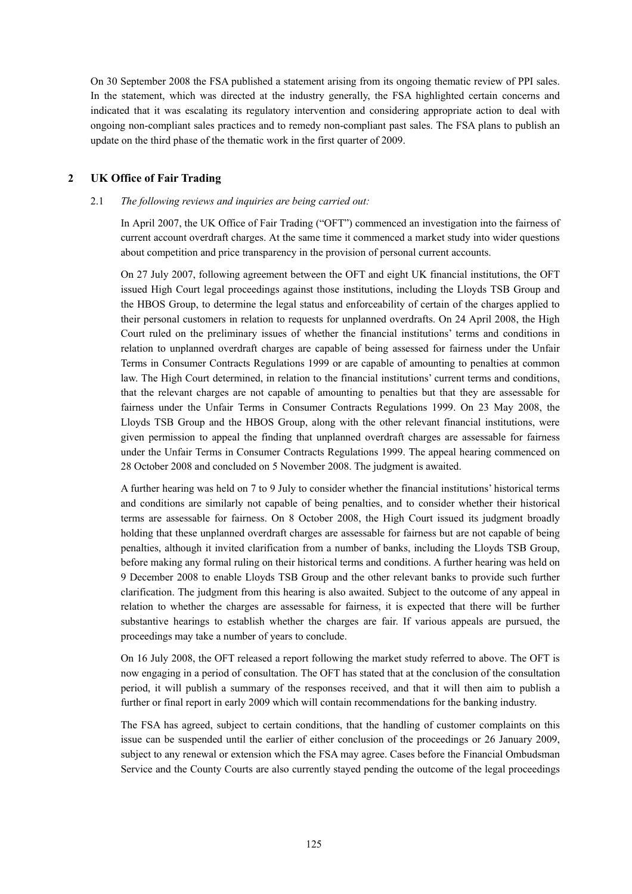On 30 September 2008 the FSA published a statement arising from its ongoing thematic review of PPI sales. In the statement, which was directed at the industry generally, the FSA highlighted certain concerns and indicated that it was escalating its regulatory intervention and considering appropriate action to deal with ongoing non-compliant sales practices and to remedy non-compliant past sales. The FSA plans to publish an update on the third phase of the thematic work in the first quarter of 2009.

## 2 UK Office of Fair Trading

2.1 *The following reviews and inquiries are being carried out:*

In April 2007, the UK Office of Fair Trading ("OFT") commenced an investigation into the fairness of current account overdraft charges. At the same time it commenced a market study into wider questions about competition and price transparency in the provision of personal current accounts.

On 27 July 2007, following agreement between the OFT and eight UK financial institutions, the OFT issued High Court legal proceedings against those institutions, including the Lloyds TSB Group and the HBOS Group, to determine the legal status and enforceability of certain of the charges applied to their personal customers in relation to requests for unplanned overdrafts. On 24 April 2008, the High Court ruled on the preliminary issues of whether the financial institutions' terms and conditions in relation to unplanned overdraft charges are capable of being assessed for fairness under the Unfair Terms in Consumer Contracts Regulations 1999 or are capable of amounting to penalties at common law. The High Court determined, in relation to the financial institutions' current terms and conditions, that the relevant charges are not capable of amounting to penalties but that they are assessable for fairness under the Unfair Terms in Consumer Contracts Regulations 1999. On 23 May 2008, the Lloyds TSB Group and the HBOS Group, along with the other relevant financial institutions, were given permission to appeal the finding that unplanned overdraft charges are assessable for fairness under the Unfair Terms in Consumer Contracts Regulations 1999. The appeal hearing commenced on 28 October 2008 and concluded on 5 November 2008. The judgment is awaited.

A further hearing was held on 7 to 9 July to consider whether the financial institutions' historical terms and conditions are similarly not capable of being penalties, and to consider whether their historical terms are assessable for fairness. On 8 October 2008, the High Court issued its judgment broadly holding that these unplanned overdraft charges are assessable for fairness but are not capable of being penalties, although it invited clarification from a number of banks, including the Lloyds TSB Group, before making any formal ruling on their historical terms and conditions. A further hearing was held on 9 December 2008 to enable Lloyds TSB Group and the other relevant banks to provide such further clarification. The judgment from this hearing is also awaited. Subject to the outcome of any appeal in relation to whether the charges are assessable for fairness, it is expected that there will be further substantive hearings to establish whether the charges are fair. If various appeals are pursued, the proceedings may take a number of years to conclude.

On 16 July 2008, the OFT released a report following the market study referred to above. The OFT is now engaging in a period of consultation. The OFT has stated that at the conclusion of the consultation period, it will publish a summary of the responses received, and that it will then aim to publish a further or final report in early 2009 which will contain recommendations for the banking industry.

The FSA has agreed, subject to certain conditions, that the handling of customer complaints on this issue can be suspended until the earlier of either conclusion of the proceedings or 26 January 2009, subject to any renewal or extension which the FSA may agree. Cases before the Financial Ombudsman Service and the County Courts are also currently stayed pending the outcome of the legal proceedings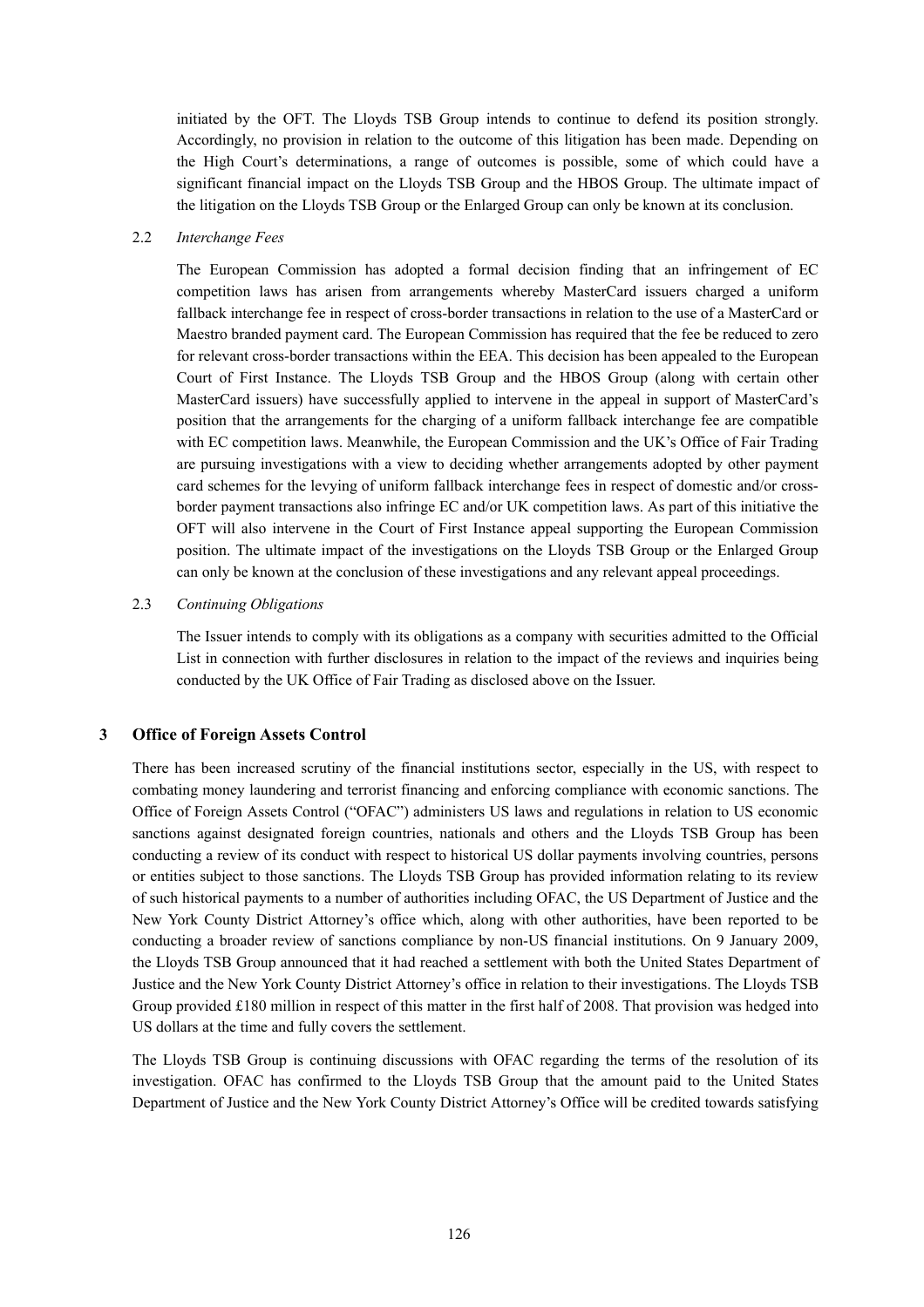initiated by the OFT. The Lloyds TSB Group intends to continue to defend its position strongly. Accordingly, no provision in relation to the outcome of this litigation has been made. Depending on the High Court's determinations, a range of outcomes is possible, some of which could have a significant financial impact on the Lloyds TSB Group and the HBOS Group. The ultimate impact of the litigation on the Lloyds TSB Group or the Enlarged Group can only be known at its conclusion.

2.2 *Interchange Fees*

The European Commission has adopted a formal decision finding that an infringement of EC competition laws has arisen from arrangements whereby MasterCard issuers charged a uniform fallback interchange fee in respect of cross-border transactions in relation to the use of a MasterCard or Maestro branded payment card. The European Commission has required that the fee be reduced to zero for relevant cross-border transactions within the EEA. This decision has been appealed to the European Court of First Instance. The Lloyds TSB Group and the HBOS Group (along with certain other MasterCard issuers) have successfully applied to intervene in the appeal in support of MasterCard's position that the arrangements for the charging of a uniform fallback interchange fee are compatible with EC competition laws. Meanwhile, the European Commission and the UK's Office of Fair Trading are pursuing investigations with a view to deciding whether arrangements adopted by other payment card schemes for the levying of uniform fallback interchange fees in respect of domestic and/or cross-border payment transactions also infringe EC and/or UK competition laws. As part of this initiative the OFT will also intervene in the Court of First Instance appeal supporting the European Commission position. The ultimate impact of the investigations on the Lloyds TSB Group or the Enlarged Group can only be known at the conclusion of these investigations and any relevant appeal proceedings.

2.3 *Continuing Obligations*

The Issuer intends to comply with its obligations as a company with securities admitted to the Official List in connection with further disclosures in relation to the impact of the reviews and inquiries being conducted by the UK Office of Fair Trading as disclosed above on the Issuer.

## 3 Office of Foreign Assets Control

There has been increased scrutiny of the financial institutions sector, especially in the US, with respect to combating money laundering and terrorist financing and enforcing compliance with economic sanctions. The Office of Foreign Assets Control ("OFAC") administers US laws and regulations in relation to US economic sanctions against designated foreign countries, nationals and others and the Lloyds TSB Group has been conducting a review of its conduct with respect to historical US dollar payments involving countries, persons or entities subject to those sanctions. The Lloyds TSB Group has provided information relating to its review of such historical payments to a number of authorities including OFAC, the US Department of Justice and the New York County District Attorney's office which, along with other authorities, have been reported to be conducting a broader review of sanctions compliance by non-US financial institutions. On 9 January 2009, the Lloyds TSB Group announced that it had reached a settlement with both the United States Department of Justice and the New York County District Attorney's office in relation to their investigations. The Lloyds TSB Group provided £180 million in respect of this matter in the first half of 2008. That provision was hedged into US dollars at the time and fully covers the settlement.

The Lloyds TSB Group is continuing discussions with OFAC regarding the terms of the resolution of its investigation. OFAC has confirmed to the Lloyds TSB Group that the amount paid to the United States Department of Justice and the New York County District Attorney's Office will be credited towards satisfying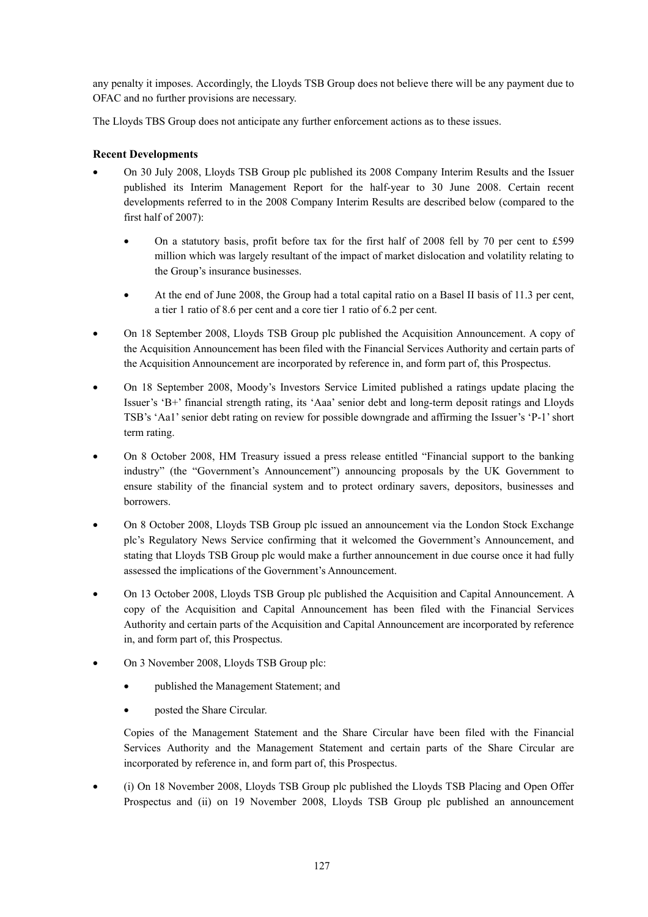any penalty it imposes. Accordingly, the Lloyds TSB Group does not believe there will be any payment due to OFAC and no further provisions are necessary.

The Lloyds TBS Group does not anticipate any further enforcement actions as to these issues.

**Recent Developments**

- On 30 July 2008, Lloyds TSB Group plc published its 2008 Company Interim Results and the Issuer published its Interim Management Report for the half-year to 30 June 2008. Certain recent developments referred to in the 2008 Company Interim Results are described below (compared to the first half of 2007):
  - On a statutory basis, profit before tax for the first half of 2008 fell by 70 per cent to £599 million which was largely resultant of the impact of market dislocation and volatility relating to the Group's insurance businesses.
  - At the end of June 2008, the Group had a total capital ratio on a Basel II basis of 11.3 per cent, a tier 1 ratio of 8.6 per cent and a core tier 1 ratio of 6.2 per cent.
- On 18 September 2008, Lloyds TSB Group plc published the Acquisition Announcement. A copy of the Acquisition Announcement has been filed with the Financial Services Authority and certain parts of the Acquisition Announcement are incorporated by reference in, and form part of, this Prospectus.
- On 18 September 2008, Moody's Investors Service Limited published a ratings update placing the Issuer's 'B+' financial strength rating, its 'Aaa' senior debt and long-term deposit ratings and Lloyds TSB's 'Aa1' senior debt rating on review for possible downgrade and affirming the Issuer's 'P-1' short term rating.
- On 8 October 2008, HM Treasury issued a press release entitled "Financial support to the banking industry" (the "Government's Announcement") announcing proposals by the UK Government to ensure stability of the financial system and to protect ordinary savers, depositors, businesses and borrowers.
- On 8 October 2008, Lloyds TSB Group plc issued an announcement via the London Stock Exchange plc's Regulatory News Service confirming that it welcomed the Government's Announcement, and stating that Lloyds TSB Group plc would make a further announcement in due course once it had fully assessed the implications of the Government's Announcement.
- On 13 October 2008, Lloyds TSB Group plc published the Acquisition and Capital Announcement. A copy of the Acquisition and Capital Announcement has been filed with the Financial Services Authority and certain parts of the Acquisition and Capital Announcement are incorporated by reference in, and form part of, this Prospectus.
- On 3 November 2008, Lloyds TSB Group plc:
  - published the Management Statement; and
  - posted the Share Circular.

  Copies of the Management Statement and the Share Circular have been filed with the Financial Services Authority and the Management Statement and certain parts of the Share Circular are incorporated by reference in, and form part of, this Prospectus.
- (i) On 18 November 2008, Lloyds TSB Group plc published the Lloyds TSB Placing and Open Offer Prospectus and (ii) on 19 November 2008, Lloyds TSB Group plc published an announcement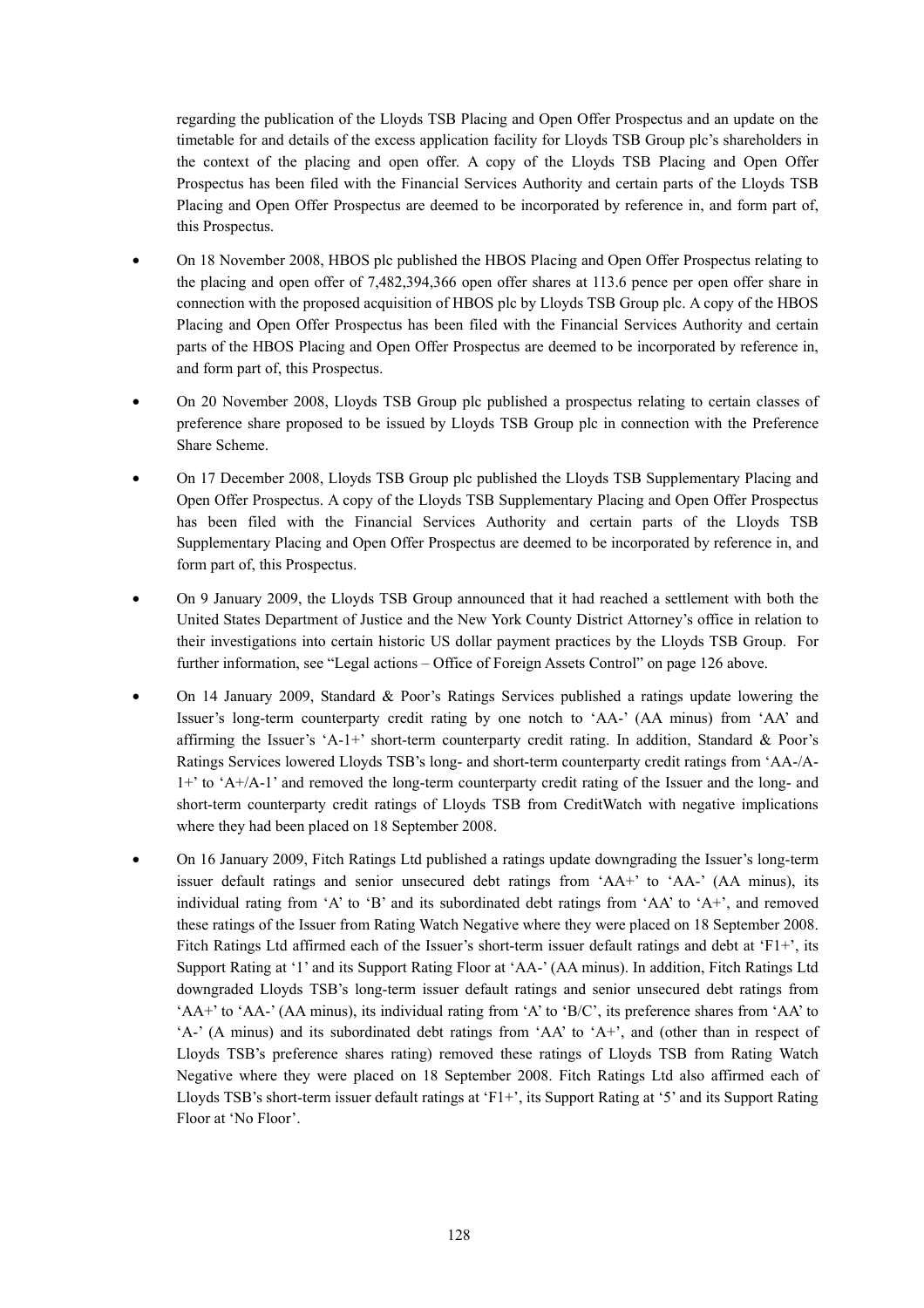regarding the publication of the Lloyds TSB Placing and Open Offer Prospectus and an update on the timetable for and details of the excess application facility for Lloyds TSB Group plc's shareholders in the context of the placing and open offer. A copy of the Lloyds TSB Placing and Open Offer Prospectus has been filed with the Financial Services Authority and certain parts of the Lloyds TSB Placing and Open Offer Prospectus are deemed to be incorporated by reference in, and form part of, this Prospectus.

- On 18 November 2008, HBOS plc published the HBOS Placing and Open Offer Prospectus relating to the placing and open offer of 7,482,394,366 open offer shares at 113.6 pence per open offer share in connection with the proposed acquisition of HBOS plc by Lloyds TSB Group plc. A copy of the HBOS Placing and Open Offer Prospectus has been filed with the Financial Services Authority and certain parts of the HBOS Placing and Open Offer Prospectus are deemed to be incorporated by reference in, and form part of, this Prospectus.

- On 20 November 2008, Lloyds TSB Group plc published a prospectus relating to certain classes of preference share proposed to be issued by Lloyds TSB Group plc in connection with the Preference Share Scheme.

- On 17 December 2008, Lloyds TSB Group plc published the Lloyds TSB Supplementary Placing and Open Offer Prospectus. A copy of the Lloyds TSB Supplementary Placing and Open Offer Prospectus has been filed with the Financial Services Authority and certain parts of the Lloyds TSB Supplementary Placing and Open Offer Prospectus are deemed to be incorporated by reference in, and form part of, this Prospectus.

- On 9 January 2009, the Lloyds TSB Group announced that it had reached a settlement with both the United States Department of Justice and the New York County District Attorney's office in relation to their investigations into certain historic US dollar payment practices by the Lloyds TSB Group. For further information, see "Legal actions – Office of Foreign Assets Control" on page 126 above.

- On 14 January 2009, Standard & Poor's Ratings Services published a ratings update lowering the Issuer's long-term counterparty credit rating by one notch to 'AA-' (AA minus) from 'AA' and affirming the Issuer's 'A-1+' short-term counterparty credit rating. In addition, Standard & Poor's Ratings Services lowered Lloyds TSB's long- and short-term counterparty credit ratings from 'AA-/A-1+' to 'A+/A-1' and removed the long-term counterparty credit rating of the Issuer and the long- and short-term counterparty credit ratings of Lloyds TSB from CreditWatch with negative implications where they had been placed on 18 September 2008.

- On 16 January 2009, Fitch Ratings Ltd published a ratings update downgrading the Issuer's long-term issuer default ratings and senior unsecured debt ratings from 'AA+' to 'AA-' (AA minus), its individual rating from 'A' to 'B' and its subordinated debt ratings from 'AA' to 'A+', and removed these ratings of the Issuer from Rating Watch Negative where they were placed on 18 September 2008. Fitch Ratings Ltd affirmed each of the Issuer's short-term issuer default ratings and debt at 'F1+', its Support Rating at '1' and its Support Rating Floor at 'AA-' (AA minus). In addition, Fitch Ratings Ltd downgraded Lloyds TSB's long-term issuer default ratings and senior unsecured debt ratings from 'AA+' to 'AA-' (AA minus), its individual rating from 'A' to 'B/C', its preference shares from 'AA' to 'A-' (A minus) and its subordinated debt ratings from 'AA' to 'A+', and (other than in respect of Lloyds TSB's preference shares rating) removed these ratings of Lloyds TSB from Rating Watch Negative where they were placed on 18 September 2008. Fitch Ratings Ltd also affirmed each of Lloyds TSB's short-term issuer default ratings at 'F1+', its Support Rating at '5' and its Support Rating Floor at 'No Floor'.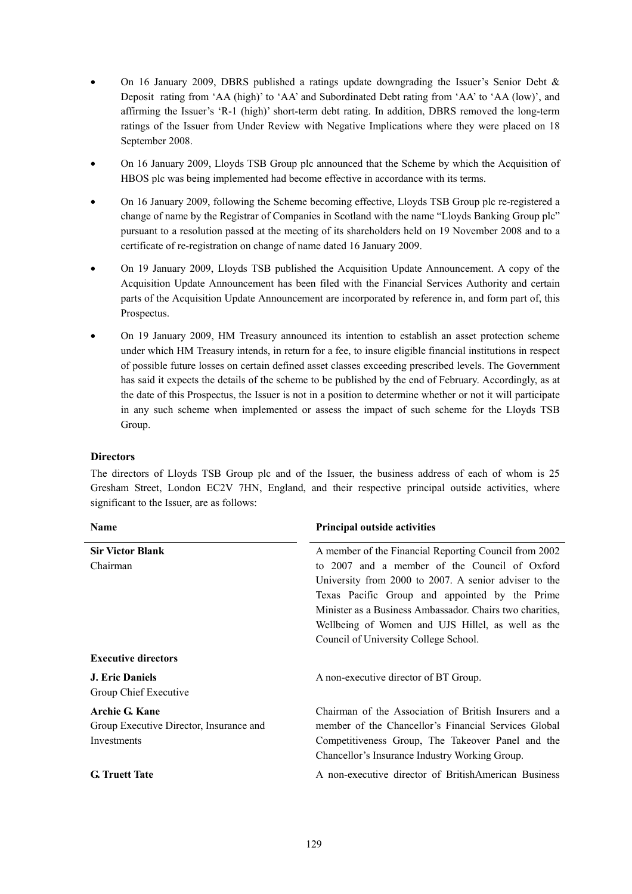- On 16 January 2009, DBRS published a ratings update downgrading the Issuer's Senior Debt & Deposit rating from 'AA (high)' to 'AA' and Subordinated Debt rating from 'AA' to 'AA (low)', and affirming the Issuer's 'R-1 (high)' short-term debt rating. In addition, DBRS removed the long-term ratings of the Issuer from Under Review with Negative Implications where they were placed on 18 September 2008.

- On 16 January 2009, Lloyds TSB Group plc announced that the Scheme by which the Acquisition of HBOS plc was being implemented had become effective in accordance with its terms.

- On 16 January 2009, following the Scheme becoming effective, Lloyds TSB Group plc re-registered a change of name by the Registrar of Companies in Scotland with the name "Lloyds Banking Group plc" pursuant to a resolution passed at the meeting of its shareholders held on 19 November 2008 and to a certificate of re-registration on change of name dated 16 January 2009.

- On 19 January 2009, Lloyds TSB published the Acquisition Update Announcement. A copy of the Acquisition Update Announcement has been filed with the Financial Services Authority and certain parts of the Acquisition Update Announcement are incorporated by reference in, and form part of, this Prospectus.

- On 19 January 2009, HM Treasury announced its intention to establish an asset protection scheme under which HM Treasury intends, in return for a fee, to insure eligible financial institutions in respect of possible future losses on certain defined asset classes exceeding prescribed levels. The Government has said it expects the details of the scheme to be published by the end of February. Accordingly, as at the date of this Prospectus, the Issuer is not in a position to determine whether or not it will participate in any such scheme when implemented or assess the impact of such scheme for the Lloyds TSB Group.

**Directors**

The directors of Lloyds TSB Group plc and of the Issuer, the business address of each of whom is 25 Gresham Street, London EC2V 7HN, England, and their respective principal outside activities, where significant to the Issuer, are as follows:

| Name | Principal outside activities |
|---|---|
| **Sir Victor Blank**<br>Chairman | A member of the Financial Reporting Council from 2002 to 2007 and a member of the Council of Oxford University from 2000 to 2007. A senior adviser to the Texas Pacific Group and appointed by the Prime Minister as a Business Ambassador. Chairs two charities, Wellbeing of Women and UJS Hillel, as well as the Council of University College School. |
| **Executive directors** | |
| **J. Eric Daniels**<br>Group Chief Executive | A non-executive director of BT Group. |
| **Archie G. Kane**<br>Group Executive Director, Insurance and Investments | Chairman of the Association of British Insurers and a member of the Chancellor's Financial Services Global Competitiveness Group, The Takeover Panel and the Chancellor's Insurance Industry Working Group. |
| **G. Truett Tate** | A non-executive director of BritishAmerican Business |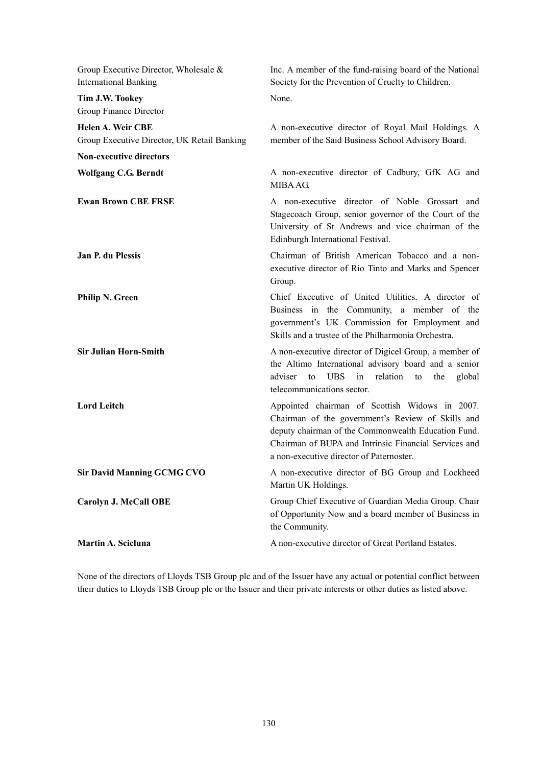| | |
|---|---|
| Group Executive Director, Wholesale & International Banking | Inc. A member of the fund-raising board of the National Society for the Prevention of Cruelty to Children. |
| **Tim J.W. Tookey**<br>Group Finance Director | None. |
| **Helen A. Weir CBE**<br>Group Executive Director, UK Retail Banking | A non-executive director of Royal Mail Holdings. A member of the Said Business School Advisory Board. |
| **Non-executive directors** | |
| **Wolfgang C.G. Berndt** | A non-executive director of Cadbury, GfK AG and MIBA AG. |
| **Ewan Brown CBE FRSE** | A non-executive director of Noble Grossart and Stagecoach Group, senior governor of the Court of the University of St Andrews and vice chairman of the Edinburgh International Festival. |
| **Jan P. du Plessis** | Chairman of British American Tobacco and a non-executive director of Rio Tinto and Marks and Spencer Group. |
| **Philip N. Green** | Chief Executive of United Utilities. A director of Business in the Community, a member of the government's UK Commission for Employment and Skills and a trustee of the Philharmonia Orchestra. |
| **Sir Julian Horn-Smith** | A non-executive director of Digicel Group, a member of the Altimo International advisory board and a senior adviser to UBS in relation to the global telecommunications sector. |
| **Lord Leitch** | Appointed chairman of Scottish Widows in 2007. Chairman of the government's Review of Skills and deputy chairman of the Commonwealth Education Fund. Chairman of BUPA and Intrinsic Financial Services and a non-executive director of Paternoster. |
| **Sir David Manning GCMG CVO** | A non-executive director of BG Group and Lockheed Martin UK Holdings. |
| **Carolyn J. McCall OBE** | Group Chief Executive of Guardian Media Group. Chair of Opportunity Now and a board member of Business in the Community. |
| **Martin A. Scicluna** | A non-executive director of Great Portland Estates. |

None of the directors of Lloyds TSB Group plc and of the Issuer have any actual or potential conflict between their duties to Lloyds TSB Group plc or the Issuer and their private interests or other duties as listed above.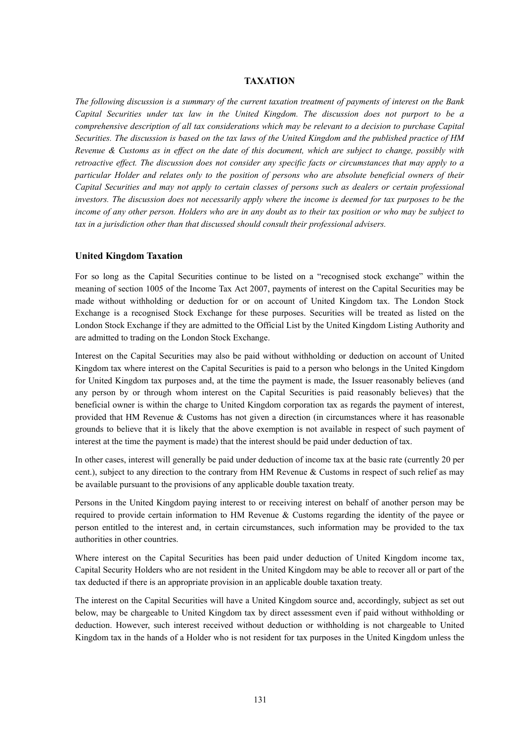# TAXATION

*The following discussion is a summary of the current taxation treatment of payments of interest on the Bank Capital Securities under tax law in the United Kingdom. The discussion does not purport to be a comprehensive description of all tax considerations which may be relevant to a decision to purchase Capital Securities. The discussion is based on the tax laws of the United Kingdom and the published practice of HM Revenue & Customs as in effect on the date of this document, which are subject to change, possibly with retroactive effect. The discussion does not consider any specific facts or circumstances that may apply to a particular Holder and relates only to the position of persons who are absolute beneficial owners of their Capital Securities and may not apply to certain classes of persons such as dealers or certain professional investors. The discussion does not necessarily apply where the income is deemed for tax purposes to be the income of any other person. Holders who are in any doubt as to their tax position or who may be subject to tax in a jurisdiction other than that discussed should consult their professional advisers.*

## United Kingdom Taxation

For so long as the Capital Securities continue to be listed on a "recognised stock exchange" within the meaning of section 1005 of the Income Tax Act 2007, payments of interest on the Capital Securities may be made without withholding or deduction for or on account of United Kingdom tax. The London Stock Exchange is a recognised Stock Exchange for these purposes. Securities will be treated as listed on the London Stock Exchange if they are admitted to the Official List by the United Kingdom Listing Authority and are admitted to trading on the London Stock Exchange.

Interest on the Capital Securities may also be paid without withholding or deduction on account of United Kingdom tax where interest on the Capital Securities is paid to a person who belongs in the United Kingdom for United Kingdom tax purposes and, at the time the payment is made, the Issuer reasonably believes (and any person by or through whom interest on the Capital Securities is paid reasonably believes) that the beneficial owner is within the charge to United Kingdom corporation tax as regards the payment of interest, provided that HM Revenue & Customs has not given a direction (in circumstances where it has reasonable grounds to believe that it is likely that the above exemption is not available in respect of such payment of interest at the time the payment is made) that the interest should be paid under deduction of tax.

In other cases, interest will generally be paid under deduction of income tax at the basic rate (currently 20 per cent.), subject to any direction to the contrary from HM Revenue & Customs in respect of such relief as may be available pursuant to the provisions of any applicable double taxation treaty.

Persons in the United Kingdom paying interest to or receiving interest on behalf of another person may be required to provide certain information to HM Revenue & Customs regarding the identity of the payee or person entitled to the interest and, in certain circumstances, such information may be provided to the tax authorities in other countries.

Where interest on the Capital Securities has been paid under deduction of United Kingdom income tax, Capital Security Holders who are not resident in the United Kingdom may be able to recover all or part of the tax deducted if there is an appropriate provision in an applicable double taxation treaty.

The interest on the Capital Securities will have a United Kingdom source and, accordingly, subject as set out below, may be chargeable to United Kingdom tax by direct assessment even if paid without withholding or deduction. However, such interest received without deduction or withholding is not chargeable to United Kingdom tax in the hands of a Holder who is not resident for tax purposes in the United Kingdom unless the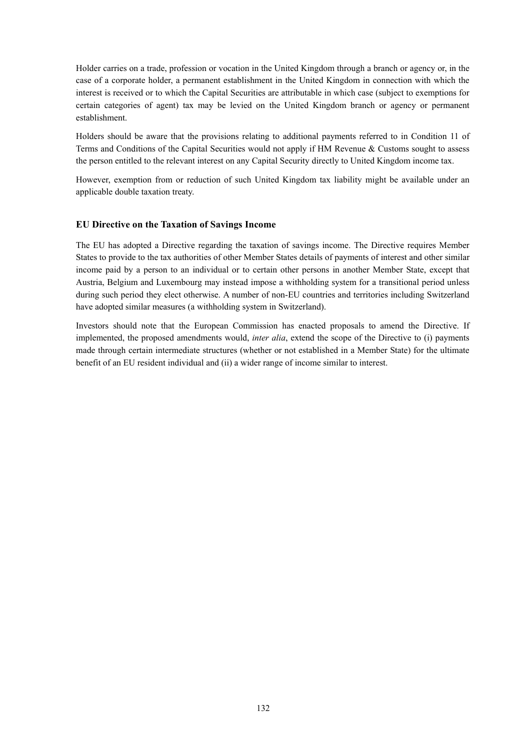Holder carries on a trade, profession or vocation in the United Kingdom through a branch or agency or, in the case of a corporate holder, a permanent establishment in the United Kingdom in connection with which the interest is received or to which the Capital Securities are attributable in which case (subject to exemptions for certain categories of agent) tax may be levied on the United Kingdom branch or agency or permanent establishment.

Holders should be aware that the provisions relating to additional payments referred to in Condition 11 of Terms and Conditions of the Capital Securities would not apply if HM Revenue & Customs sought to assess the person entitled to the relevant interest on any Capital Security directly to United Kingdom income tax.

However, exemption from or reduction of such United Kingdom tax liability might be available under an applicable double taxation treaty.

### EU Directive on the Taxation of Savings Income

The EU has adopted a Directive regarding the taxation of savings income. The Directive requires Member States to provide to the tax authorities of other Member States details of payments of interest and other similar income paid by a person to an individual or to certain other persons in another Member State, except that Austria, Belgium and Luxembourg may instead impose a withholding system for a transitional period unless during such period they elect otherwise. A number of non-EU countries and territories including Switzerland have adopted similar measures (a withholding system in Switzerland).

Investors should note that the European Commission has enacted proposals to amend the Directive. If implemented, the proposed amendments would, *inter alia*, extend the scope of the Directive to (i) payments made through certain intermediate structures (whether or not established in a Member State) for the ultimate benefit of an EU resident individual and (ii) a wider range of income similar to interest.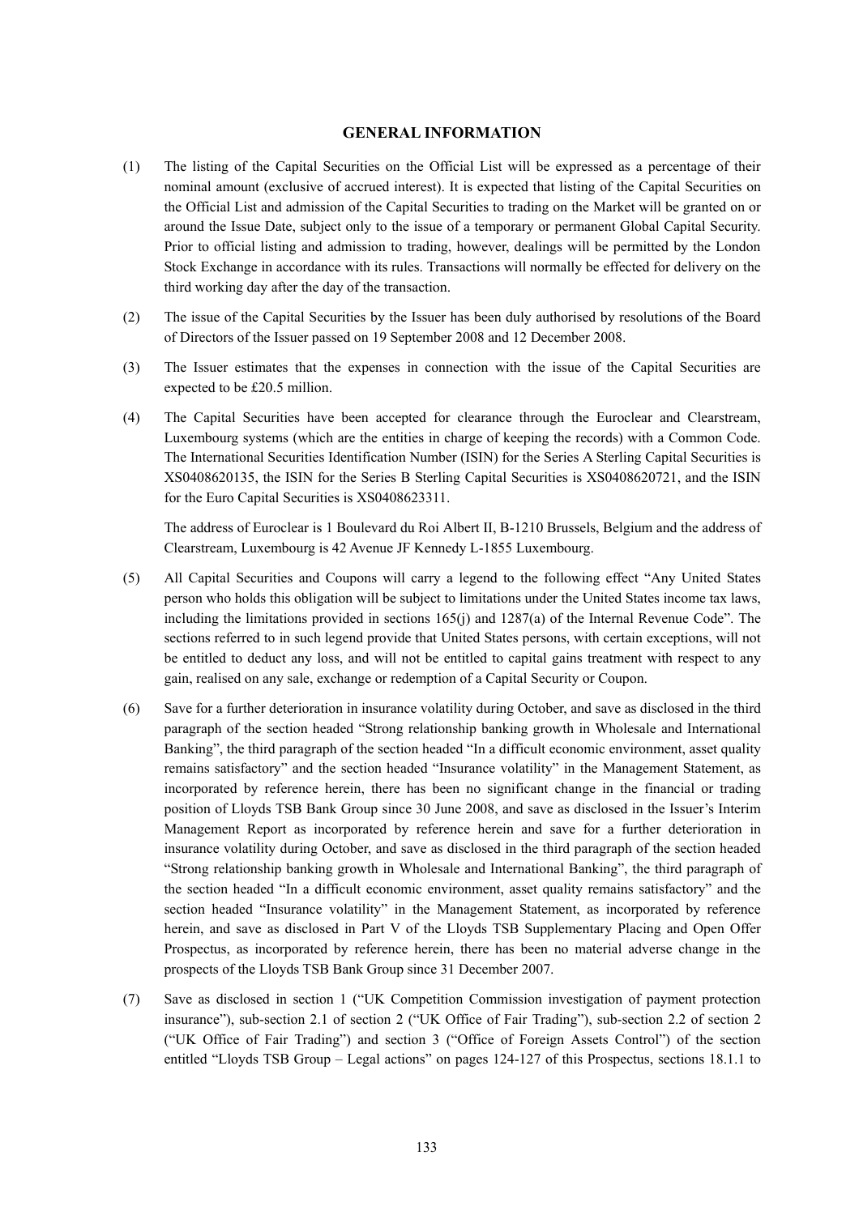## GENERAL INFORMATION

(1) The listing of the Capital Securities on the Official List will be expressed as a percentage of their nominal amount (exclusive of accrued interest). It is expected that listing of the Capital Securities on the Official List and admission of the Capital Securities to trading on the Market will be granted on or around the Issue Date, subject only to the issue of a temporary or permanent Global Capital Security. Prior to official listing and admission to trading, however, dealings will be permitted by the London Stock Exchange in accordance with its rules. Transactions will normally be effected for delivery on the third working day after the day of the transaction.

(2) The issue of the Capital Securities by the Issuer has been duly authorised by resolutions of the Board of Directors of the Issuer passed on 19 September 2008 and 12 December 2008.

(3) The Issuer estimates that the expenses in connection with the issue of the Capital Securities are expected to be £20.5 million.

(4) The Capital Securities have been accepted for clearance through the Euroclear and Clearstream, Luxembourg systems (which are the entities in charge of keeping the records) with a Common Code. The International Securities Identification Number (ISIN) for the Series A Sterling Capital Securities is XS0408620135, the ISIN for the Series B Sterling Capital Securities is XS0408620721, and the ISIN for the Euro Capital Securities is XS0408623311.

The address of Euroclear is 1 Boulevard du Roi Albert II, B-1210 Brussels, Belgium and the address of Clearstream, Luxembourg is 42 Avenue JF Kennedy L-1855 Luxembourg.

(5) All Capital Securities and Coupons will carry a legend to the following effect "Any United States person who holds this obligation will be subject to limitations under the United States income tax laws, including the limitations provided in sections 165(j) and 1287(a) of the Internal Revenue Code". The sections referred to in such legend provide that United States persons, with certain exceptions, will not be entitled to deduct any loss, and will not be entitled to capital gains treatment with respect to any gain, realised on any sale, exchange or redemption of a Capital Security or Coupon.

(6) Save for a further deterioration in insurance volatility during October, and save as disclosed in the third paragraph of the section headed "Strong relationship banking growth in Wholesale and International Banking", the third paragraph of the section headed "In a difficult economic environment, asset quality remains satisfactory" and the section headed "Insurance volatility" in the Management Statement, as incorporated by reference herein, there has been no significant change in the financial or trading position of Lloyds TSB Bank Group since 30 June 2008, and save as disclosed in the Issuer's Interim Management Report as incorporated by reference herein and save for a further deterioration in insurance volatility during October, and save as disclosed in the third paragraph of the section headed "Strong relationship banking growth in Wholesale and International Banking", the third paragraph of the section headed "In a difficult economic environment, asset quality remains satisfactory" and the section headed "Insurance volatility" in the Management Statement, as incorporated by reference herein, and save as disclosed in Part V of the Lloyds TSB Supplementary Placing and Open Offer Prospectus, as incorporated by reference herein, there has been no material adverse change in the prospects of the Lloyds TSB Bank Group since 31 December 2007.

(7) Save as disclosed in section 1 ("UK Competition Commission investigation of payment protection insurance"), sub-section 2.1 of section 2 ("UK Office of Fair Trading"), sub-section 2.2 of section 2 ("UK Office of Fair Trading") and section 3 ("Office of Foreign Assets Control") of the section entitled "Lloyds TSB Group – Legal actions" on pages 124-127 of this Prospectus, sections 18.1.1 to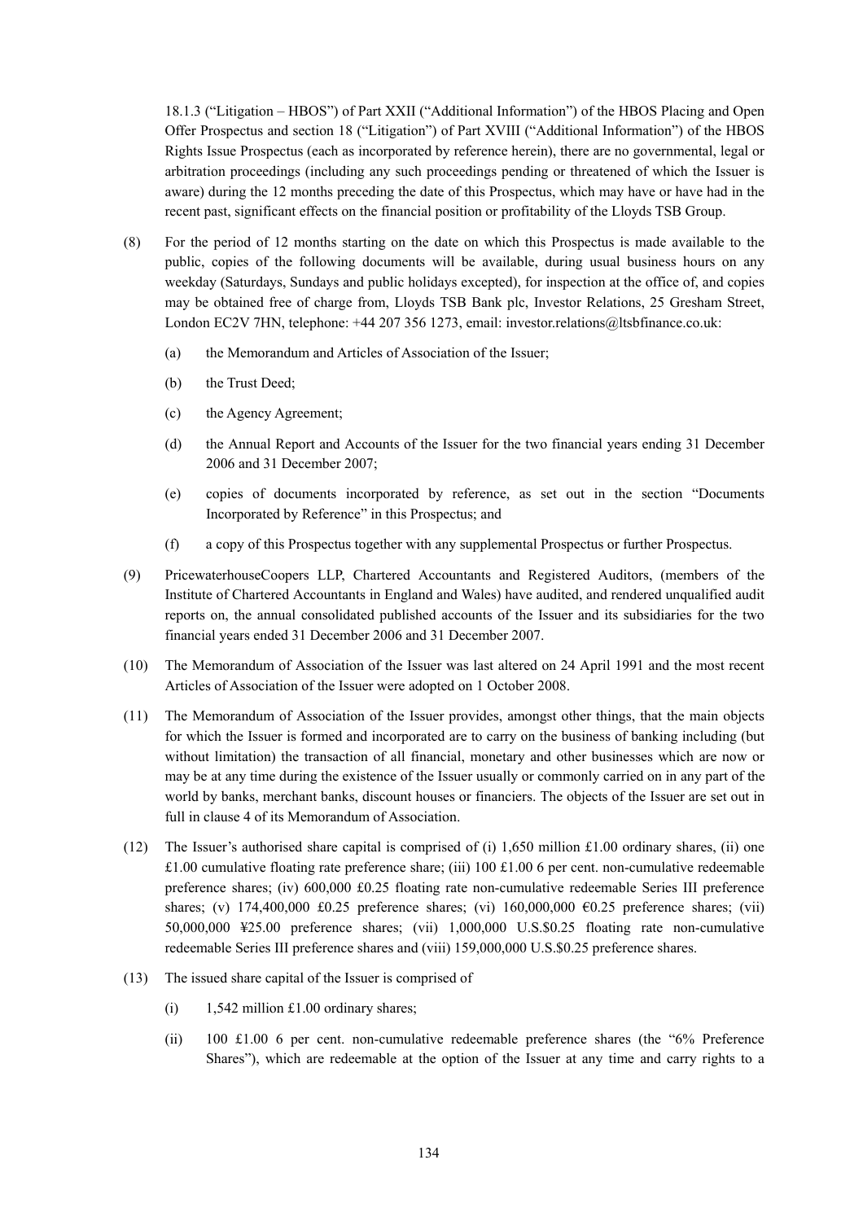18.1.3 ("Litigation – HBOS") of Part XXII ("Additional Information") of the HBOS Placing and Open Offer Prospectus and section 18 ("Litigation") of Part XVIII ("Additional Information") of the HBOS Rights Issue Prospectus (each as incorporated by reference herein), there are no governmental, legal or arbitration proceedings (including any such proceedings pending or threatened of which the Issuer is aware) during the 12 months preceding the date of this Prospectus, which may have or have had in the recent past, significant effects on the financial position or profitability of the Lloyds TSB Group.

(8) For the period of 12 months starting on the date on which this Prospectus is made available to the public, copies of the following documents will be available, during usual business hours on any weekday (Saturdays, Sundays and public holidays excepted), for inspection at the office of, and copies may be obtained free of charge from, Lloyds TSB Bank plc, Investor Relations, 25 Gresham Street, London EC2V 7HN, telephone: +44 207 356 1273, email: investor.relations@ltsbfinance.co.uk:

 (a) the Memorandum and Articles of Association of the Issuer;

 (b) the Trust Deed;

 (c) the Agency Agreement;

 (d) the Annual Report and Accounts of the Issuer for the two financial years ending 31 December 2006 and 31 December 2007;

 (e) copies of documents incorporated by reference, as set out in the section "Documents Incorporated by Reference" in this Prospectus; and

 (f) a copy of this Prospectus together with any supplemental Prospectus or further Prospectus.

(9) PricewaterhouseCoopers LLP, Chartered Accountants and Registered Auditors, (members of the Institute of Chartered Accountants in England and Wales) have audited, and rendered unqualified audit reports on, the annual consolidated published accounts of the Issuer and its subsidiaries for the two financial years ended 31 December 2006 and 31 December 2007.

(10) The Memorandum of Association of the Issuer was last altered on 24 April 1991 and the most recent Articles of Association of the Issuer were adopted on 1 October 2008.

(11) The Memorandum of Association of the Issuer provides, amongst other things, that the main objects for which the Issuer is formed and incorporated are to carry on the business of banking including (but without limitation) the transaction of all financial, monetary and other businesses which are now or may be at any time during the existence of the Issuer usually or commonly carried on in any part of the world by banks, merchant banks, discount houses or financiers. The objects of the Issuer are set out in full in clause 4 of its Memorandum of Association.

(12) The Issuer's authorised share capital is comprised of (i) 1,650 million £1.00 ordinary shares, (ii) one £1.00 cumulative floating rate preference share; (iii) 100 £1.00 6 per cent. non-cumulative redeemable preference shares; (iv) 600,000 £0.25 floating rate non-cumulative redeemable Series III preference shares; (v) 174,400,000 £0.25 preference shares; (vi) 160,000,000 €0.25 preference shares; (vii) 50,000,000 ¥25.00 preference shares; (vii) 1,000,000 U.S.$0.25 floating rate non-cumulative redeemable Series III preference shares and (viii) 159,000,000 U.S.$0.25 preference shares.

(13) The issued share capital of the Issuer is comprised of

 (i) 1,542 million £1.00 ordinary shares;

 (ii) 100 £1.00 6 per cent. non-cumulative redeemable preference shares (the "6% Preference Shares"), which are redeemable at the option of the Issuer at any time and carry rights to a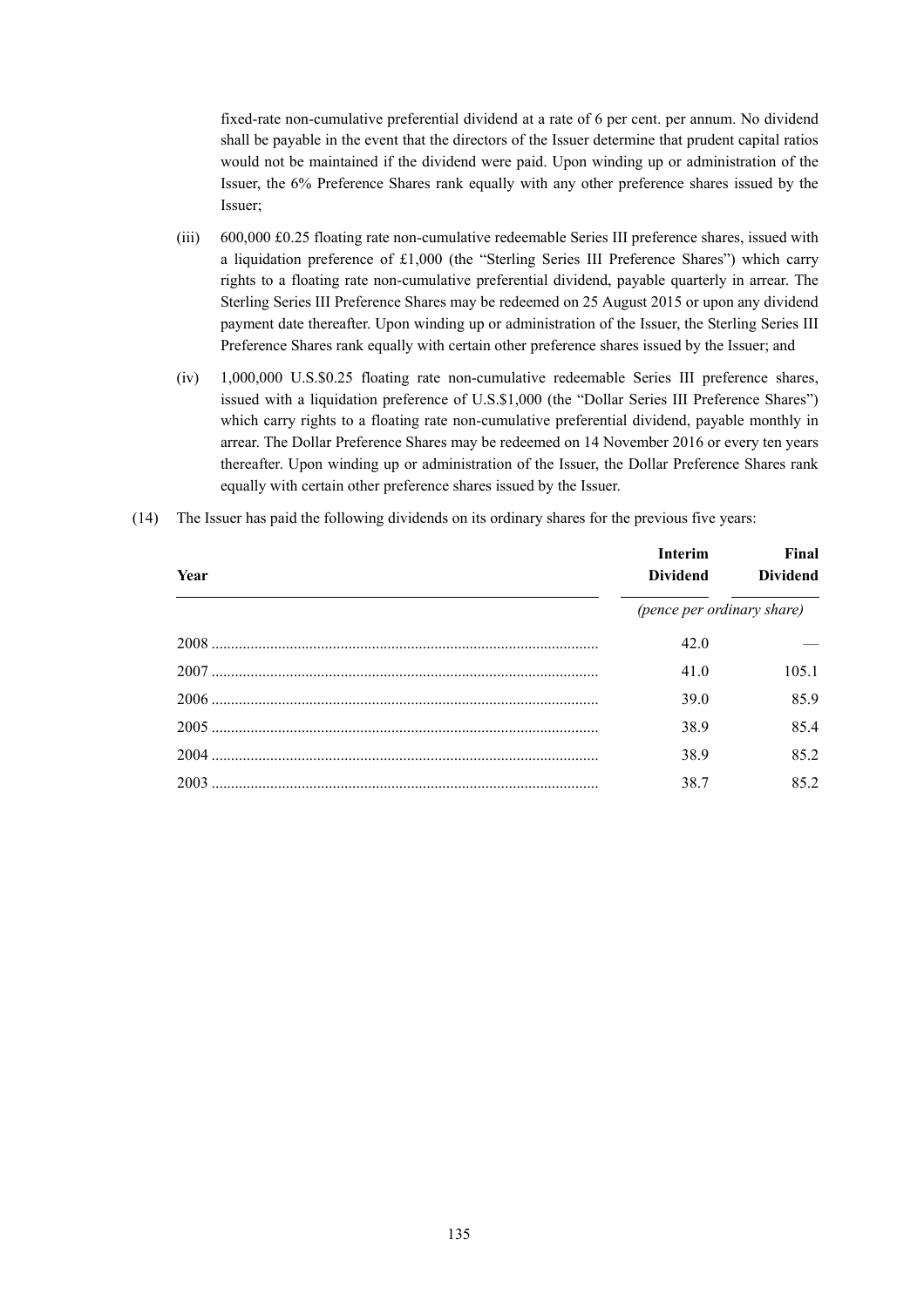fixed-rate non-cumulative preferential dividend at a rate of 6 per cent. per annum. No dividend shall be payable in the event that the directors of the Issuer determine that prudent capital ratios would not be maintained if the dividend were paid. Upon winding up or administration of the Issuer, the 6% Preference Shares rank equally with any other preference shares issued by the Issuer;

(iii) 600,000 £0.25 floating rate non-cumulative redeemable Series III preference shares, issued with a liquidation preference of £1,000 (the "Sterling Series III Preference Shares") which carry rights to a floating rate non-cumulative preferential dividend, payable quarterly in arrear. The Sterling Series III Preference Shares may be redeemed on 25 August 2015 or upon any dividend payment date thereafter. Upon winding up or administration of the Issuer, the Sterling Series III Preference Shares rank equally with certain other preference shares issued by the Issuer; and

(iv) 1,000,000 U.S.$0.25 floating rate non-cumulative redeemable Series III preference shares, issued with a liquidation preference of U.S.$1,000 (the "Dollar Series III Preference Shares") which carry rights to a floating rate non-cumulative preferential dividend, payable monthly in arrear. The Dollar Preference Shares may be redeemed on 14 November 2016 or every ten years thereafter. Upon winding up or administration of the Issuer, the Dollar Preference Shares rank equally with certain other preference shares issued by the Issuer.

(14) The Issuer has paid the following dividends on its ordinary shares for the previous five years:

| Year | Interim Dividend | Final Dividend |
|---|---|---|
| | *(pence per ordinary share)* | |
| 2008 | 42.0 | — |
| 2007 | 41.0 | 105.1 |
| 2006 | 39.0 | 85.9 |
| 2005 | 38.9 | 85.4 |
| 2004 | 38.9 | 85.2 |
| 2003 | 38.7 | 85.2 |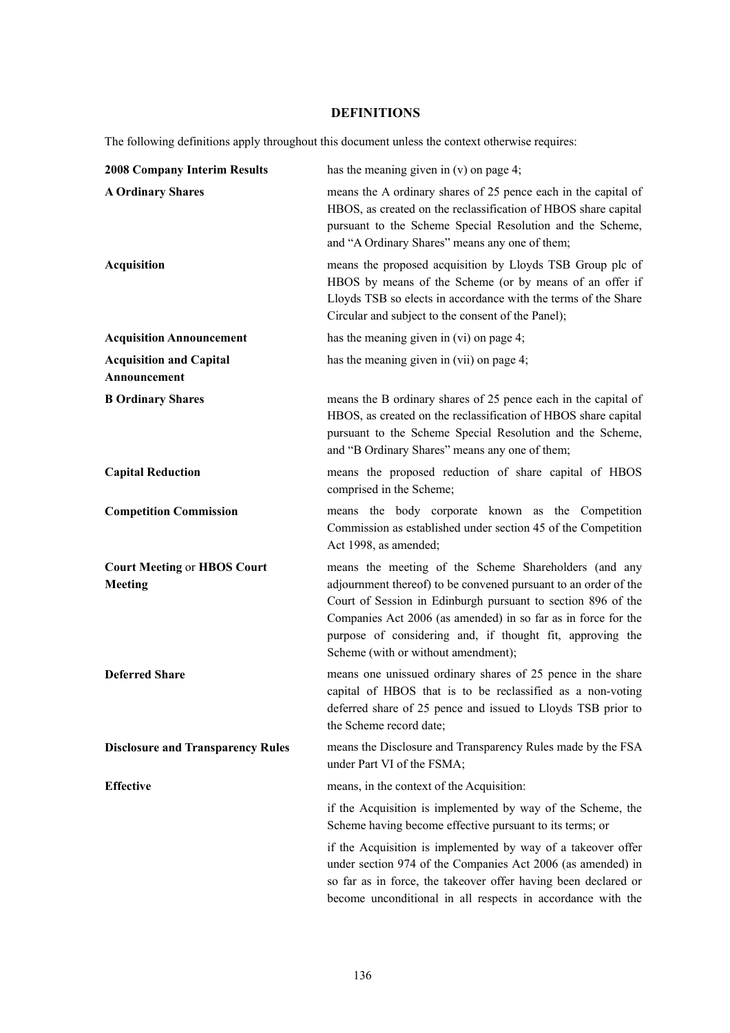## DEFINITIONS

The following definitions apply throughout this document unless the context otherwise requires:

| | |
|---|---|
| **2008 Company Interim Results** | has the meaning given in (v) on page 4; |
| **A Ordinary Shares** | means the A ordinary shares of 25 pence each in the capital of HBOS, as created on the reclassification of HBOS share capital pursuant to the Scheme Special Resolution and the Scheme, and "A Ordinary Shares" means any one of them; |
| **Acquisition** | means the proposed acquisition by Lloyds TSB Group plc of HBOS by means of the Scheme (or by means of an offer if Lloyds TSB so elects in accordance with the terms of the Share Circular and subject to the consent of the Panel); |
| **Acquisition Announcement** | has the meaning given in (vi) on page 4; |
| **Acquisition and Capital Announcement** | has the meaning given in (vii) on page 4; |
| **B Ordinary Shares** | means the B ordinary shares of 25 pence each in the capital of HBOS, as created on the reclassification of HBOS share capital pursuant to the Scheme Special Resolution and the Scheme, and "B Ordinary Shares" means any one of them; |
| **Capital Reduction** | means the proposed reduction of share capital of HBOS comprised in the Scheme; |
| **Competition Commission** | means the body corporate known as the Competition Commission as established under section 45 of the Competition Act 1998, as amended; |
| **Court Meeting** or **HBOS Court Meeting** | means the meeting of the Scheme Shareholders (and any adjournment thereof) to be convened pursuant to an order of the Court of Session in Edinburgh pursuant to section 896 of the Companies Act 2006 (as amended) in so far as in force for the purpose of considering and, if thought fit, approving the Scheme (with or without amendment); |
| **Deferred Share** | means one unissued ordinary shares of 25 pence in the share capital of HBOS that is to be reclassified as a non-voting deferred share of 25 pence and issued to Lloyds TSB prior to the Scheme record date; |
| **Disclosure and Transparency Rules** | means the Disclosure and Transparency Rules made by the FSA under Part VI of the FSMA; |
| **Effective** | means, in the context of the Acquisition:<br><br>if the Acquisition is implemented by way of the Scheme, the Scheme having become effective pursuant to its terms; or<br><br>if the Acquisition is implemented by way of a takeover offer under section 974 of the Companies Act 2006 (as amended) in so far as in force, the takeover offer having been declared or become unconditional in all respects in accordance with the |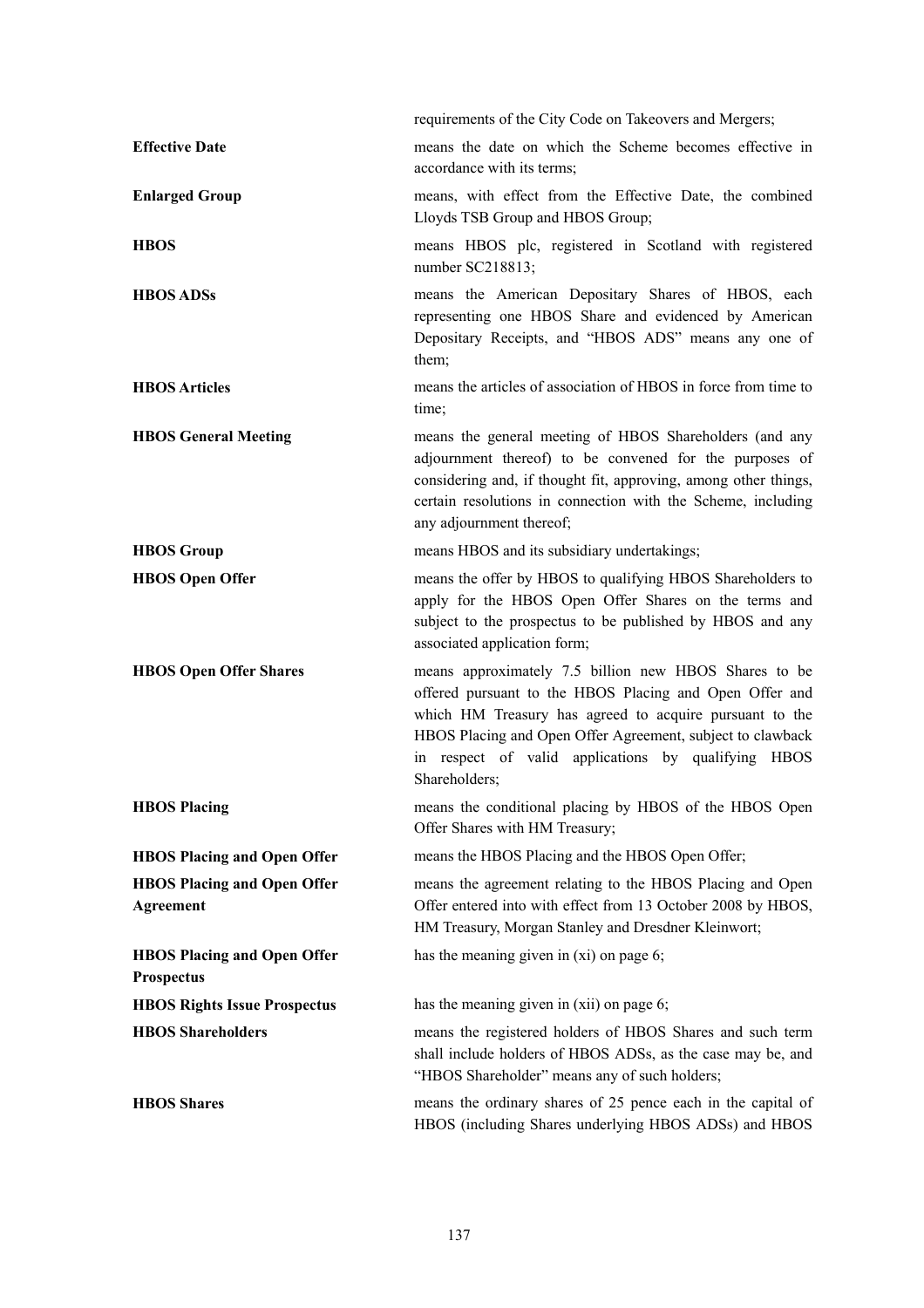| | |
|---|---|
| | requirements of the City Code on Takeovers and Mergers; |
| **Effective Date** | means the date on which the Scheme becomes effective in accordance with its terms; |
| **Enlarged Group** | means, with effect from the Effective Date, the combined Lloyds TSB Group and HBOS Group; |
| **HBOS** | means HBOS plc, registered in Scotland with registered number SC218813; |
| **HBOS ADSs** | means the American Depositary Shares of HBOS, each representing one HBOS Share and evidenced by American Depositary Receipts, and "HBOS ADS" means any one of them; |
| **HBOS Articles** | means the articles of association of HBOS in force from time to time; |
| **HBOS General Meeting** | means the general meeting of HBOS Shareholders (and any adjournment thereof) to be convened for the purposes of considering and, if thought fit, approving, among other things, certain resolutions in connection with the Scheme, including any adjournment thereof; |
| **HBOS Group** | means HBOS and its subsidiary undertakings; |
| **HBOS Open Offer** | means the offer by HBOS to qualifying HBOS Shareholders to apply for the HBOS Open Offer Shares on the terms and subject to the prospectus to be published by HBOS and any associated application form; |
| **HBOS Open Offer Shares** | means approximately 7.5 billion new HBOS Shares to be offered pursuant to the HBOS Placing and Open Offer and which HM Treasury has agreed to acquire pursuant to the HBOS Placing and Open Offer Agreement, subject to clawback in respect of valid applications by qualifying HBOS Shareholders; |
| **HBOS Placing** | means the conditional placing by HBOS of the HBOS Open Offer Shares with HM Treasury; |
| **HBOS Placing and Open Offer** | means the HBOS Placing and the HBOS Open Offer; |
| **HBOS Placing and Open Offer Agreement** | means the agreement relating to the HBOS Placing and Open Offer entered into with effect from 13 October 2008 by HBOS, HM Treasury, Morgan Stanley and Dresdner Kleinwort; |
| **HBOS Placing and Open Offer Prospectus** | has the meaning given in (xi) on page 6; |
| **HBOS Rights Issue Prospectus** | has the meaning given in (xii) on page 6; |
| **HBOS Shareholders** | means the registered holders of HBOS Shares and such term shall include holders of HBOS ADSs, as the case may be, and "HBOS Shareholder" means any of such holders; |
| **HBOS Shares** | means the ordinary shares of 25 pence each in the capital of HBOS (including Shares underlying HBOS ADSs) and HBOS |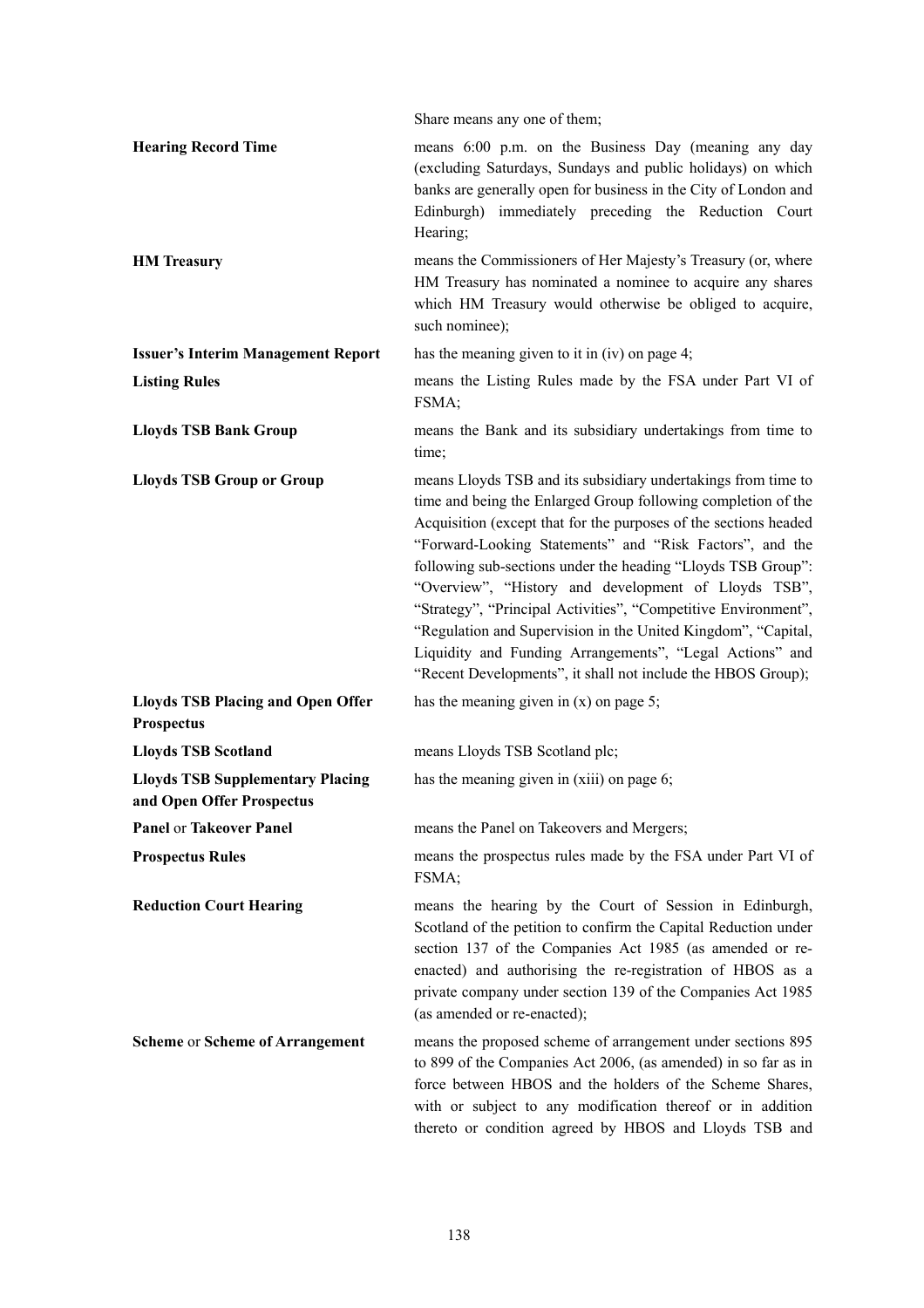| | |
|---|---|
| | Share means any one of them; |
| **Hearing Record Time** | means 6:00 p.m. on the Business Day (meaning any day (excluding Saturdays, Sundays and public holidays) on which banks are generally open for business in the City of London and Edinburgh) immediately preceding the Reduction Court Hearing; |
| **HM Treasury** | means the Commissioners of Her Majesty's Treasury (or, where HM Treasury has nominated a nominee to acquire any shares which HM Treasury would otherwise be obliged to acquire, such nominee); |
| **Issuer's Interim Management Report** | has the meaning given to it in (iv) on page 4; |
| **Listing Rules** | means the Listing Rules made by the FSA under Part VI of FSMA; |
| **Lloyds TSB Bank Group** | means the Bank and its subsidiary undertakings from time to time; |
| **Lloyds TSB Group or Group** | means Lloyds TSB and its subsidiary undertakings from time to time and being the Enlarged Group following completion of the Acquisition (except that for the purposes of the sections headed "Forward-Looking Statements" and "Risk Factors", and the following sub-sections under the heading "Lloyds TSB Group": "Overview", "History and development of Lloyds TSB", "Strategy", "Principal Activities", "Competitive Environment", "Regulation and Supervision in the United Kingdom", "Capital, Liquidity and Funding Arrangements", "Legal Actions" and "Recent Developments", it shall not include the HBOS Group); |
| **Lloyds TSB Placing and Open Offer Prospectus** | has the meaning given in (x) on page 5; |
| **Lloyds TSB Scotland** | means Lloyds TSB Scotland plc; |
| **Lloyds TSB Supplementary Placing and Open Offer Prospectus** | has the meaning given in (xiii) on page 6; |
| **Panel** or **Takeover Panel** | means the Panel on Takeovers and Mergers; |
| **Prospectus Rules** | means the prospectus rules made by the FSA under Part VI of FSMA; |
| **Reduction Court Hearing** | means the hearing by the Court of Session in Edinburgh, Scotland of the petition to confirm the Capital Reduction under section 137 of the Companies Act 1985 (as amended or re-enacted) and authorising the re-registration of HBOS as a private company under section 139 of the Companies Act 1985 (as amended or re-enacted); |
| **Scheme** or **Scheme of Arrangement** | means the proposed scheme of arrangement under sections 895 to 899 of the Companies Act 2006, (as amended) in so far as in force between HBOS and the holders of the Scheme Shares, with or subject to any modification thereof or in addition thereto or condition agreed by HBOS and Lloyds TSB and |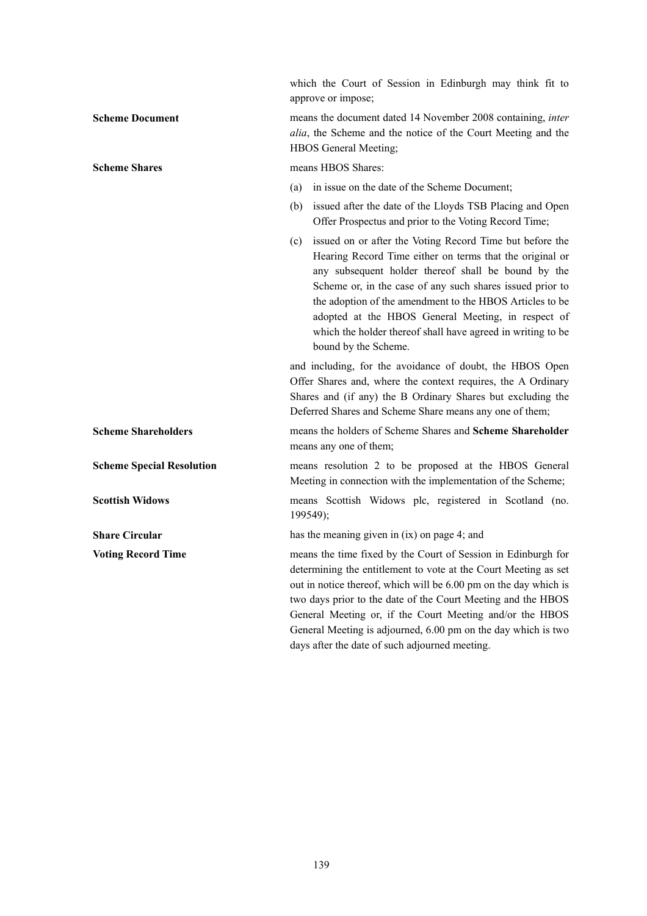which the Court of Session in Edinburgh may think fit to approve or impose;

**Scheme Document** means the document dated 14 November 2008 containing, *inter alia*, the Scheme and the notice of the Court Meeting and the HBOS General Meeting;

**Scheme Shares** means HBOS Shares:

(a) in issue on the date of the Scheme Document;

(b) issued after the date of the Lloyds TSB Placing and Open Offer Prospectus and prior to the Voting Record Time;

(c) issued on or after the Voting Record Time but before the Hearing Record Time either on terms that the original or any subsequent holder thereof shall be bound by the Scheme or, in the case of any such shares issued prior to the adoption of the amendment to the HBOS Articles to be adopted at the HBOS General Meeting, in respect of which the holder thereof shall have agreed in writing to be bound by the Scheme.

and including, for the avoidance of doubt, the HBOS Open Offer Shares and, where the context requires, the A Ordinary Shares and (if any) the B Ordinary Shares but excluding the Deferred Shares and Scheme Share means any one of them;

**Scheme Shareholders** means the holders of Scheme Shares and **Scheme Shareholder** means any one of them;

**Scheme Special Resolution** means resolution 2 to be proposed at the HBOS General Meeting in connection with the implementation of the Scheme;

**Scottish Widows** means Scottish Widows plc, registered in Scotland (no. 199549);

**Share Circular** has the meaning given in (ix) on page 4; and

**Voting Record Time** means the time fixed by the Court of Session in Edinburgh for determining the entitlement to vote at the Court Meeting as set out in notice thereof, which will be 6.00 pm on the day which is two days prior to the date of the Court Meeting and the HBOS General Meeting or, if the Court Meeting and/or the HBOS General Meeting is adjourned, 6.00 pm on the day which is two days after the date of such adjourned meeting.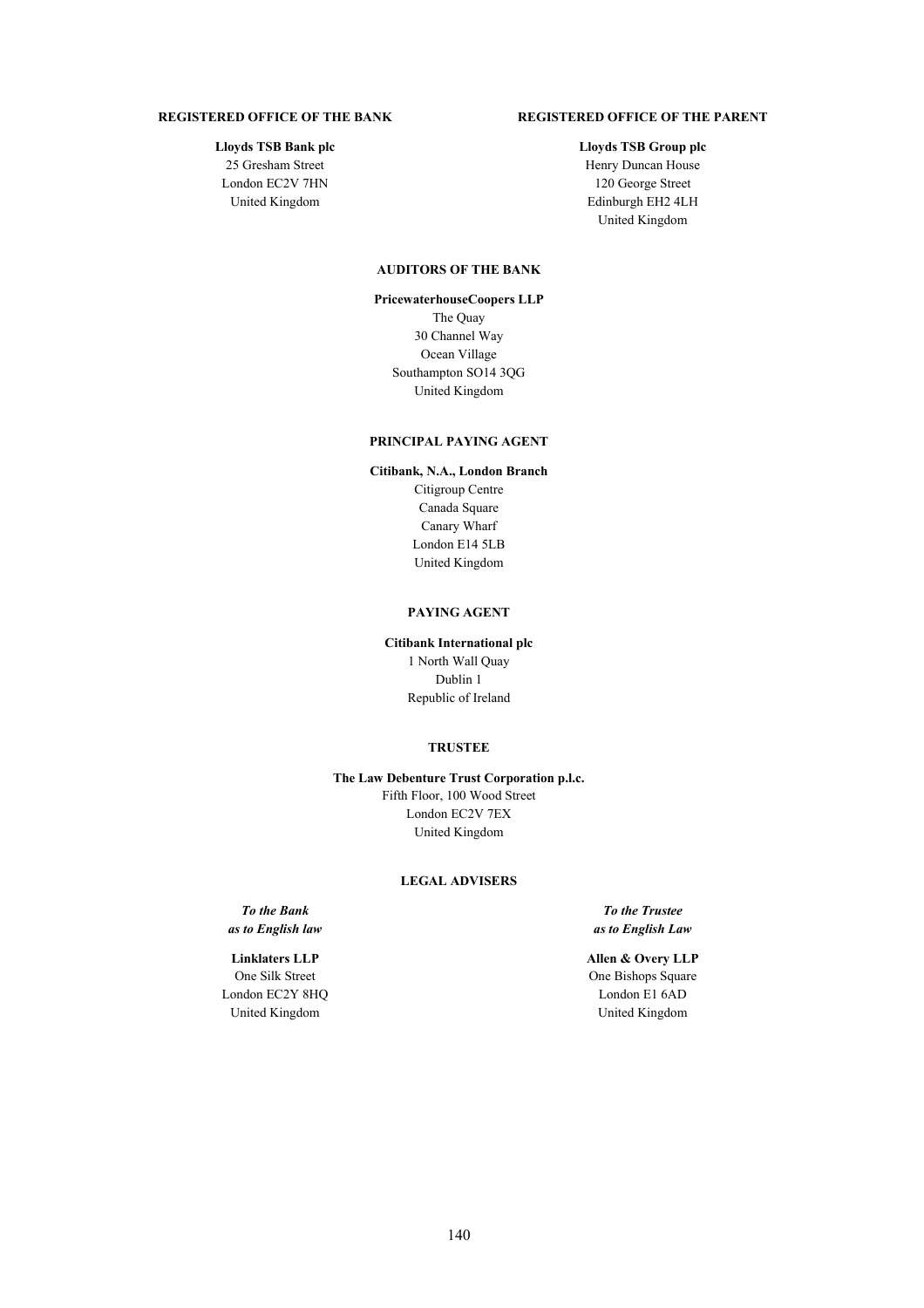**REGISTERED OFFICE OF THE BANK**

**Lloyds TSB Bank plc**
25 Gresham Street
London EC2V 7HN
United Kingdom

**REGISTERED OFFICE OF THE PARENT**

**Lloyds TSB Group plc**
Henry Duncan House
120 George Street
Edinburgh EH2 4LH
United Kingdom

**AUDITORS OF THE BANK**

**PricewaterhouseCoopers LLP**
The Quay
30 Channel Way
Ocean Village
Southampton SO14 3QG
United Kingdom

**PRINCIPAL PAYING AGENT**

**Citibank, N.A., London Branch**
Citigroup Centre
Canada Square
Canary Wharf
London E14 5LB
United Kingdom

**PAYING AGENT**

**Citibank International plc**
1 North Wall Quay
Dublin 1
Republic of Ireland

**TRUSTEE**

**The Law Debenture Trust Corporation p.l.c.**
Fifth Floor, 100 Wood Street
London EC2V 7EX
United Kingdom

**LEGAL ADVISERS**

***To the Bank***
***as to English law***

**Linklaters LLP**
One Silk Street
London EC2Y 8HQ
United Kingdom

***To the Trustee***
***as to English Law***

**Allen & Overy LLP**
One Bishops Square
London E1 6AD
United Kingdom